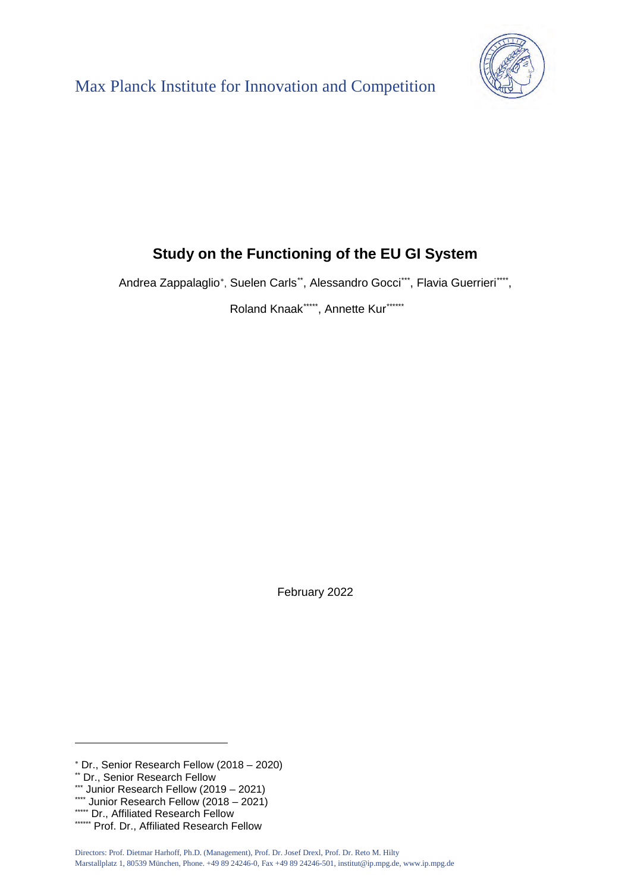Max Planck Institute for Innovation and Competition

# Study on the Functioning of the EU GI System

Andrea Zappalaglio[*], Suelen Carls[**], Alessandro Gocci[***], Flavia Guerrieri[****],

Roland Knaak[*****], Annette Kur[******]

February 2022

---

[*] Dr., Senior Research Fellow (2018 – 2020)

[**] Dr., Senior Research Fellow

[***] Junior Research Fellow (2019 – 2021)

[****] Junior Research Fellow (2018 – 2021)

[*****] Dr., Affiliated Research Fellow

[******] Prof. Dr., Affiliated Research Fellow

Directors: Prof. Dietmar Harhoff, Ph.D. (Management), Prof. Dr. Josef Drexl, Prof. Dr. Reto M. Hilty
Marstallplatz 1, 80539 München, Phone. +49 89 24246-0, Fax +49 89 24246-501, institut@ip.mpg.de, www.ip.mpg.de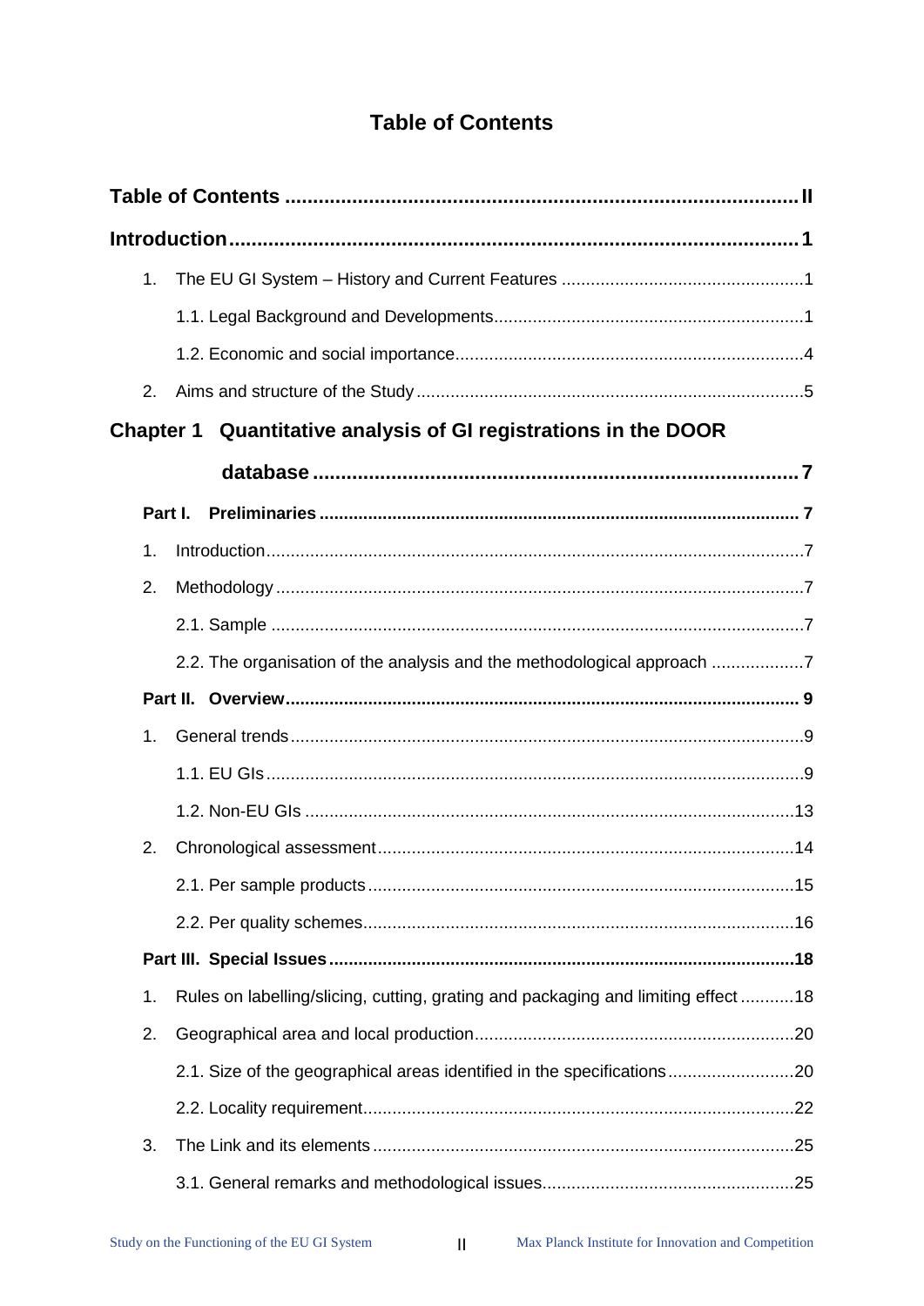# Table of Contents

**Table of Contents** ........................................................................................... **II**

**Introduction** ........................................................................................................ **1**

1. The EU GI System – History and Current Features ................................................. 1

   1.1. Legal Background and Developments ................................................................ 1

   1.2. Economic and social importance ........................................................................ 4

2. Aims and structure of the Study ................................................................................ 5

**Chapter 1 Quantitative analysis of GI registrations in the DOOR database** ...................................................................................... **7**

**Part I. Preliminaries** ................................................................................................ **7**

1. Introduction ............................................................................................................... 7

2. Methodology ............................................................................................................. 7

   2.1. Sample ............................................................................................................... 7

   2.2. The organisation of the analysis and the methodological approach ................... 7

**Part II. Overview** ..................................................................................................... **9**

1. General trends .......................................................................................................... 9

   1.1. EU GIs ................................................................................................................ 9

   1.2. Non-EU GIs ...................................................................................................... 13

2. Chronological assessment ...................................................................................... 14

   2.1. Per sample products ........................................................................................ 15

   2.2. Per quality schemes ......................................................................................... 16

**Part III. Special Issues** ......................................................................................... **18**

1. Rules on labelling/slicing, cutting, grating and packaging and limiting effect ........... 18

2. Geographical area and local production .................................................................. 20

   2.1. Size of the geographical areas identified in the specifications .......................... 20

   2.2. Locality requirement .......................................................................................... 22

3. The Link and its elements ....................................................................................... 25

   3.1. General remarks and methodological issues .................................................... 25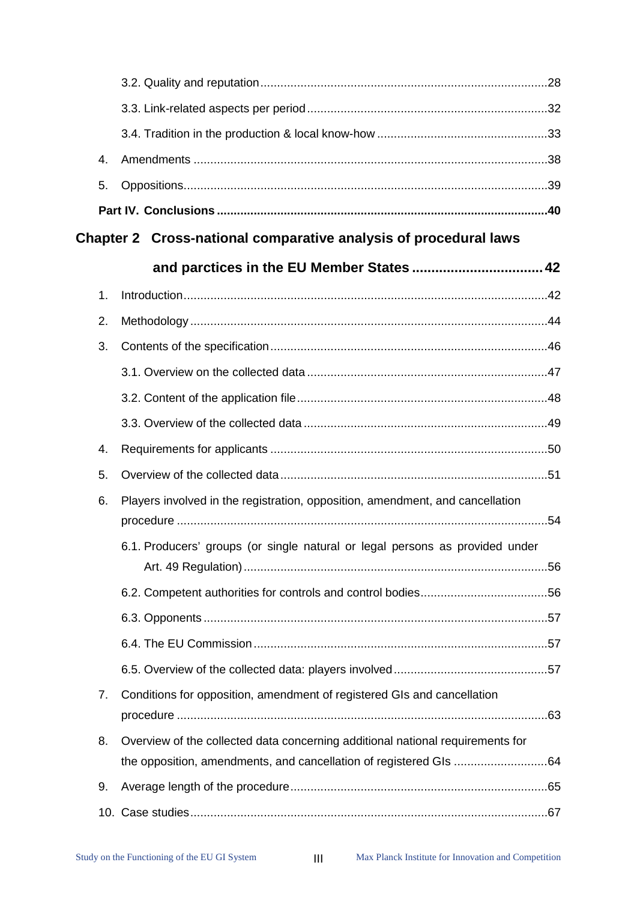3.2. Quality and reputation ..... 28

3.3. Link-related aspects per period ..... 32

3.4. Tradition in the production & local know-how ..... 33

4. Amendments ..... 38

5. Oppositions ..... 39

**Part IV. Conclusions ..... 40**

## Chapter 2 Cross-national comparative analysis of procedural laws and parctices in the EU Member States ..... 42

1. Introduction ..... 42

2. Methodology ..... 44

3. Contents of the specification ..... 46

   3.1. Overview on the collected data ..... 47

   3.2. Content of the application file ..... 48

   3.3. Overview of the collected data ..... 49

4. Requirements for applicants ..... 50

5. Overview of the collected data ..... 51

6. Players involved in the registration, opposition, amendment, and cancellation procedure ..... 54

   6.1. Producers' groups (or single natural or legal persons as provided under Art. 49 Regulation) ..... 56

   6.2. Competent authorities for controls and control bodies ..... 56

   6.3. Opponents ..... 57

   6.4. The EU Commission ..... 57

   6.5. Overview of the collected data: players involved ..... 57

7. Conditions for opposition, amendment of registered GIs and cancellation procedure ..... 63

8. Overview of the collected data concerning additional national requirements for the opposition, amendments, and cancellation of registered GIs ..... 64

9. Average length of the procedure ..... 65

10. Case studies ..... 67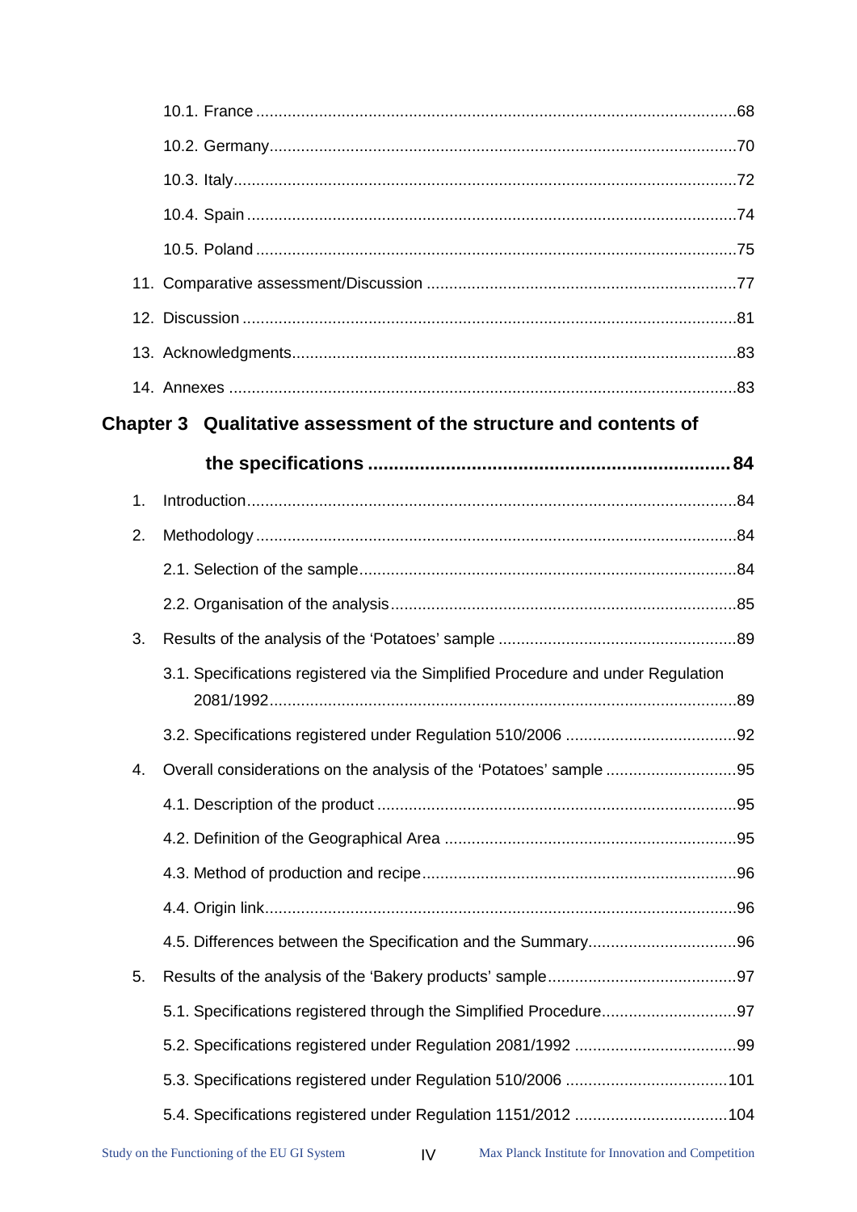10.1. France ... 68

10.2. Germany ... 70

10.3. Italy ... 72

10.4. Spain ... 74

10.5. Poland ... 75

11. Comparative assessment/Discussion ... 77

12. Discussion ... 81

13. Acknowledgments ... 83

14. Annexes ... 83

**Chapter 3 Qualitative assessment of the structure and contents of the specifications ... 84**

1. Introduction ... 84

2. Methodology ... 84

2.1. Selection of the sample ... 84

2.2. Organisation of the analysis ... 85

3. Results of the analysis of the 'Potatoes' sample ... 89

3.1. Specifications registered via the Simplified Procedure and under Regulation 2081/1992 ... 89

3.2. Specifications registered under Regulation 510/2006 ... 92

4. Overall considerations on the analysis of the 'Potatoes' sample ... 95

4.1. Description of the product ... 95

4.2. Definition of the Geographical Area ... 95

4.3. Method of production and recipe ... 96

4.4. Origin link ... 96

4.5. Differences between the Specification and the Summary ... 96

5. Results of the analysis of the 'Bakery products' sample ... 97

5.1. Specifications registered through the Simplified Procedure ... 97

5.2. Specifications registered under Regulation 2081/1992 ... 99

5.3. Specifications registered under Regulation 510/2006 ... 101

5.4. Specifications registered under Regulation 1151/2012 ... 104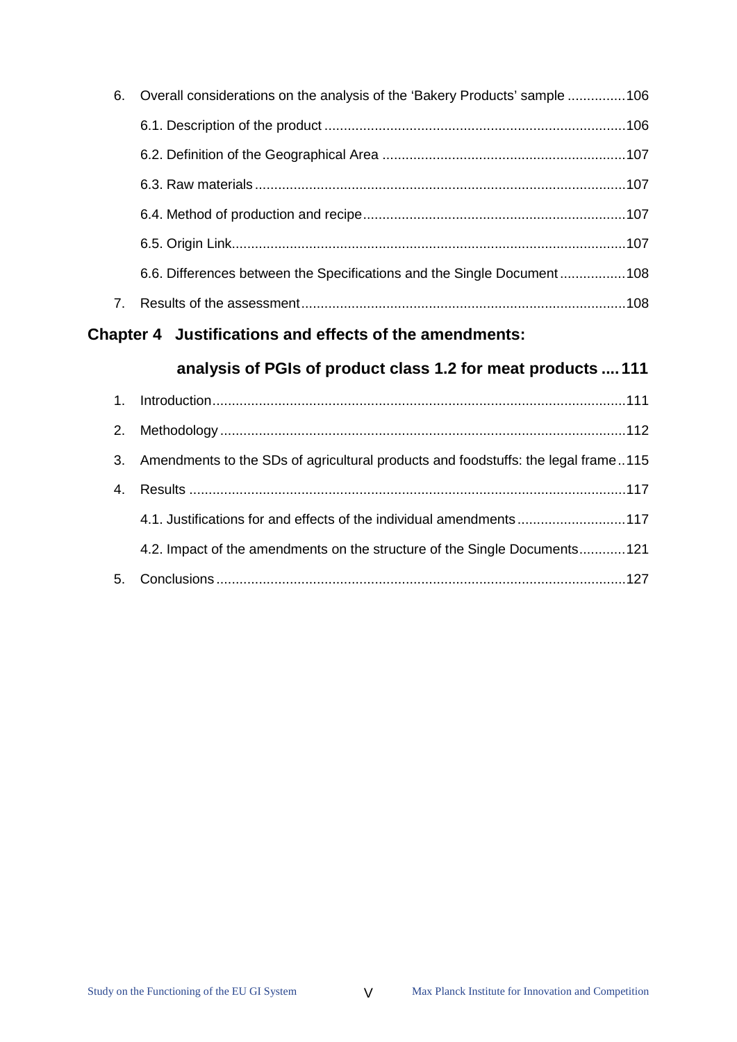6. Overall considerations on the analysis of the 'Bakery Products' sample ...............106

    6.1. Description of the product ..............................................................................106

    6.2. Definition of the Geographical Area ...............................................................107

    6.3. Raw materials ................................................................................................107

    6.4. Method of production and recipe ....................................................................107

    6.5. Origin Link......................................................................................................107

    6.6. Differences between the Specifications and the Single Document .................108

7. Results of the assessment ....................................................................................108

**Chapter 4 Justifications and effects of the amendments: analysis of PGIs of product class 1.2 for meat products .... 111**

1. Introduction...........................................................................................................111
2. Methodology .........................................................................................................112
3. Amendments to the SDs of agricultural products and foodstuffs: the legal frame ..115
4. Results .................................................................................................................117

    4.1. Justifications for and effects of the individual amendments ............................117

    4.2. Impact of the amendments on the structure of the Single Documents............121

5. Conclusions ..........................................................................................................127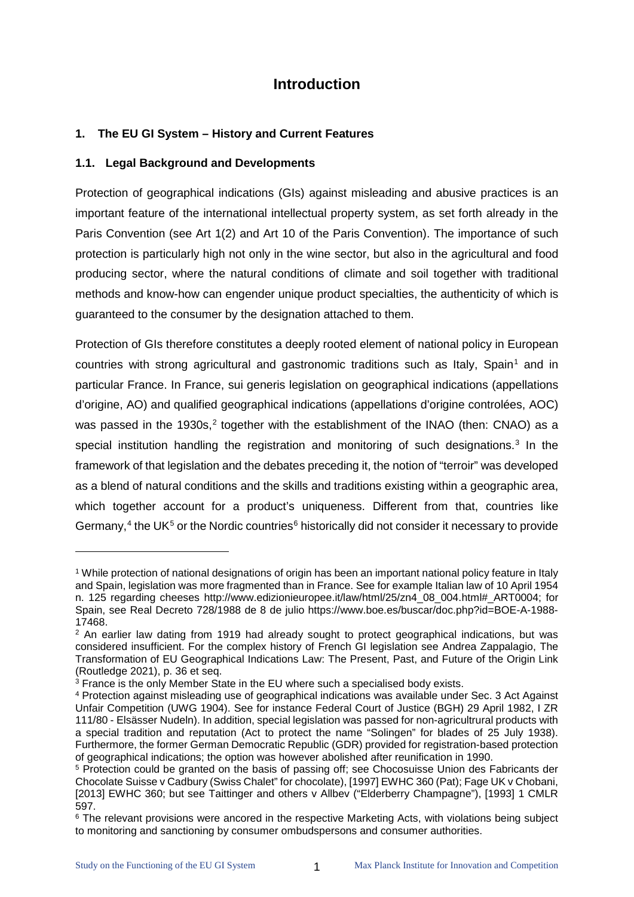# Introduction

## 1. The EU GI System – History and Current Features

### 1.1. Legal Background and Developments

Protection of geographical indications (GIs) against misleading and abusive practices is an important feature of the international intellectual property system, as set forth already in the Paris Convention (see Art 1(2) and Art 10 of the Paris Convention). The importance of such protection is particularly high not only in the wine sector, but also in the agricultural and food producing sector, where the natural conditions of climate and soil together with traditional methods and know-how can engender unique product specialties, the authenticity of which is guaranteed to the consumer by the designation attached to them.

Protection of GIs therefore constitutes a deeply rooted element of national policy in European countries with strong agricultural and gastronomic traditions such as Italy, Spain[1] and in particular France. In France, sui generis legislation on geographical indications (appellations d'origine, AO) and qualified geographical indications (appellations d'origine controlées, AOC) was passed in the 1930s,[2] together with the establishment of the INAO (then: CNAO) as a special institution handling the registration and monitoring of such designations.[3] In the framework of that legislation and the debates preceding it, the notion of "terroir" was developed as a blend of natural conditions and the skills and traditions existing within a geographic area, which together account for a product's uniqueness. Different from that, countries like Germany,[4] the UK[5] or the Nordic countries[6] historically did not consider it necessary to provide

---

[1] While protection of national designations of origin has been an important national policy feature in Italy and Spain, legislation was more fragmented than in France. See for example Italian law of 10 April 1954 n. 125 regarding cheeses http://www.edizionieuropee.it/law/html/25/zn4_08_004.html#_ART0004; for Spain, see Real Decreto 728/1988 de 8 de julio https://www.boe.es/buscar/doc.php?id=BOE-A-1988-17468.

[2] An earlier law dating from 1919 had already sought to protect geographical indications, but was considered insufficient. For the complex history of French GI legislation see Andrea Zappalagio, The Transformation of EU Geographical Indications Law: The Present, Past, and Future of the Origin Link (Routledge 2021), p. 36 et seq.

[3] France is the only Member State in the EU where such a specialised body exists.

[4] Protection against misleading use of geographical indications was available under Sec. 3 Act Against Unfair Competition (UWG 1904). See for instance Federal Court of Justice (BGH) 29 April 1982, I ZR 111/80 - Elsässer Nudeln). In addition, special legislation was passed for non-agricultrural products with a special tradition and reputation (Act to protect the name "Solingen" for blades of 25 July 1938). Furthermore, the former German Democratic Republic (GDR) provided for registration-based protection of geographical indications; the option was however abolished after reunification in 1990.

[5] Protection could be granted on the basis of passing off; see Chocosuisse Union des Fabricants der Chocolate Suisse v Cadbury (Swiss Chalet" for chocolate), [1997] EWHC 360 (Pat); Fage UK v Chobani, [2013] EWHC 360; but see Taittinger and others v Allbev ("Elderberry Champagne"), [1993] 1 CMLR 597.

[6] The relevant provisions were ancored in the respective Marketing Acts, with violations being subject to monitoring and sanctioning by consumer ombudspersons and consumer authorities.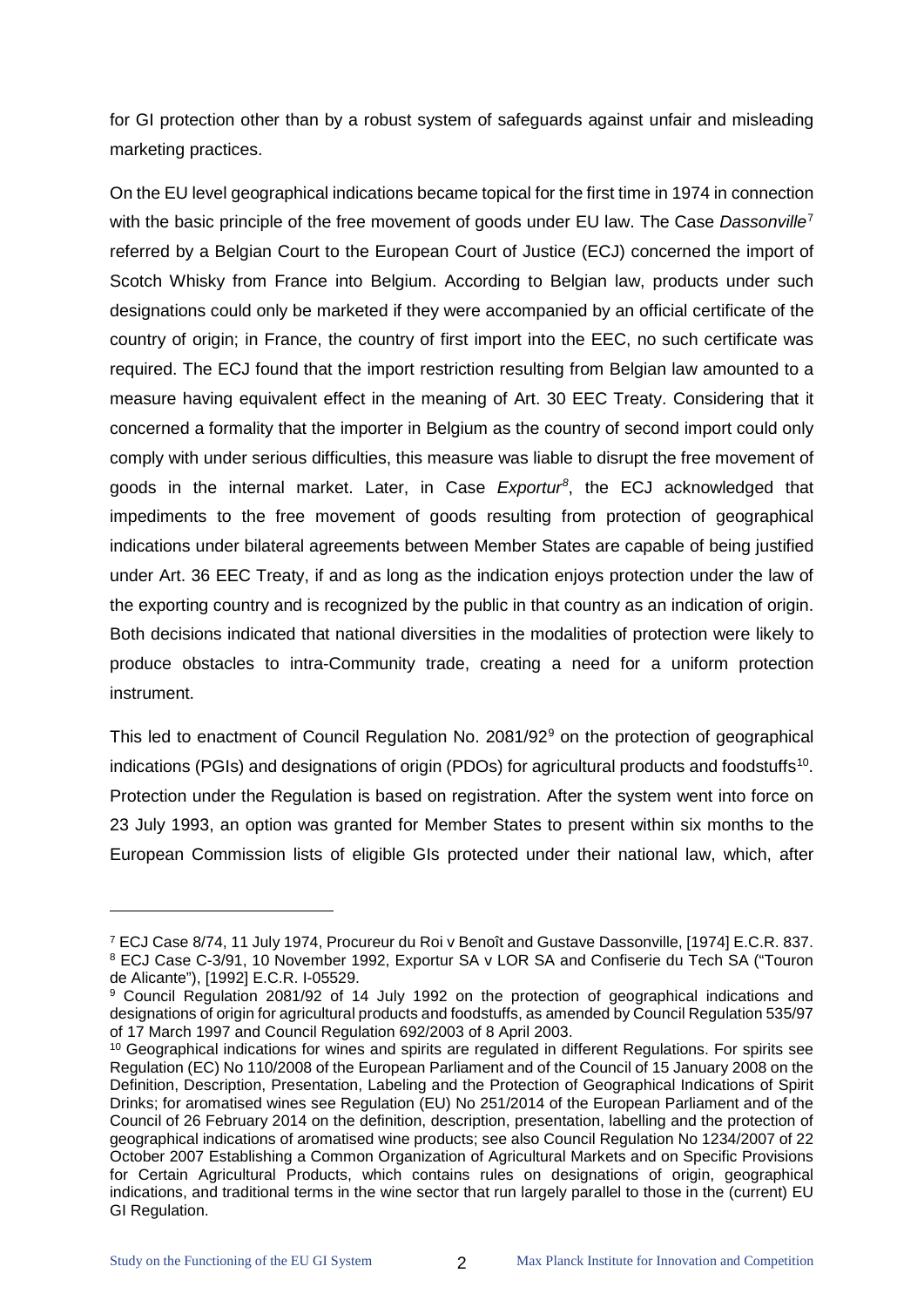for GI protection other than by a robust system of safeguards against unfair and misleading marketing practices.

On the EU level geographical indications became topical for the first time in 1974 in connection with the basic principle of the free movement of goods under EU law. The Case *Dassonville*[7] referred by a Belgian Court to the European Court of Justice (ECJ) concerned the import of Scotch Whisky from France into Belgium. According to Belgian law, products under such designations could only be marketed if they were accompanied by an official certificate of the country of origin; in France, the country of first import into the EEC, no such certificate was required. The ECJ found that the import restriction resulting from Belgian law amounted to a measure having equivalent effect in the meaning of Art. 30 EEC Treaty. Considering that it concerned a formality that the importer in Belgium as the country of second import could only comply with under serious difficulties, this measure was liable to disrupt the free movement of goods in the internal market. Later, in Case *Exportur*[8], the ECJ acknowledged that impediments to the free movement of goods resulting from protection of geographical indications under bilateral agreements between Member States are capable of being justified under Art. 36 EEC Treaty, if and as long as the indication enjoys protection under the law of the exporting country and is recognized by the public in that country as an indication of origin. Both decisions indicated that national diversities in the modalities of protection were likely to produce obstacles to intra-Community trade, creating a need for a uniform protection instrument.

This led to enactment of Council Regulation No. 2081/92[9] on the protection of geographical indications (PGIs) and designations of origin (PDOs) for agricultural products and foodstuffs[10]. Protection under the Regulation is based on registration. After the system went into force on 23 July 1993, an option was granted for Member States to present within six months to the European Commission lists of eligible GIs protected under their national law, which, after

---

[7] ECJ Case 8/74, 11 July 1974, Procureur du Roi v Benoît and Gustave Dassonville, [1974] E.C.R. 837.

[8] ECJ Case C-3/91, 10 November 1992, Exportur SA v LOR SA and Confiserie du Tech SA ("Touron de Alicante"), [1992] E.C.R. I-05529.

[9] Council Regulation 2081/92 of 14 July 1992 on the protection of geographical indications and designations of origin for agricultural products and foodstuffs, as amended by Council Regulation 535/97 of 17 March 1997 and Council Regulation 692/2003 of 8 April 2003.

[10] Geographical indications for wines and spirits are regulated in different Regulations. For spirits see Regulation (EC) No 110/2008 of the European Parliament and of the Council of 15 January 2008 on the Definition, Description, Presentation, Labeling and the Protection of Geographical Indications of Spirit Drinks; for aromatised wines see Regulation (EU) No 251/2014 of the European Parliament and of the Council of 26 February 2014 on the definition, description, presentation, labelling and the protection of geographical indications of aromatised wine products; see also Council Regulation No 1234/2007 of 22 October 2007 Establishing a Common Organization of Agricultural Markets and on Specific Provisions for Certain Agricultural Products, which contains rules on designations of origin, geographical indications, and traditional terms in the wine sector that run largely parallel to those in the (current) EU GI Regulation.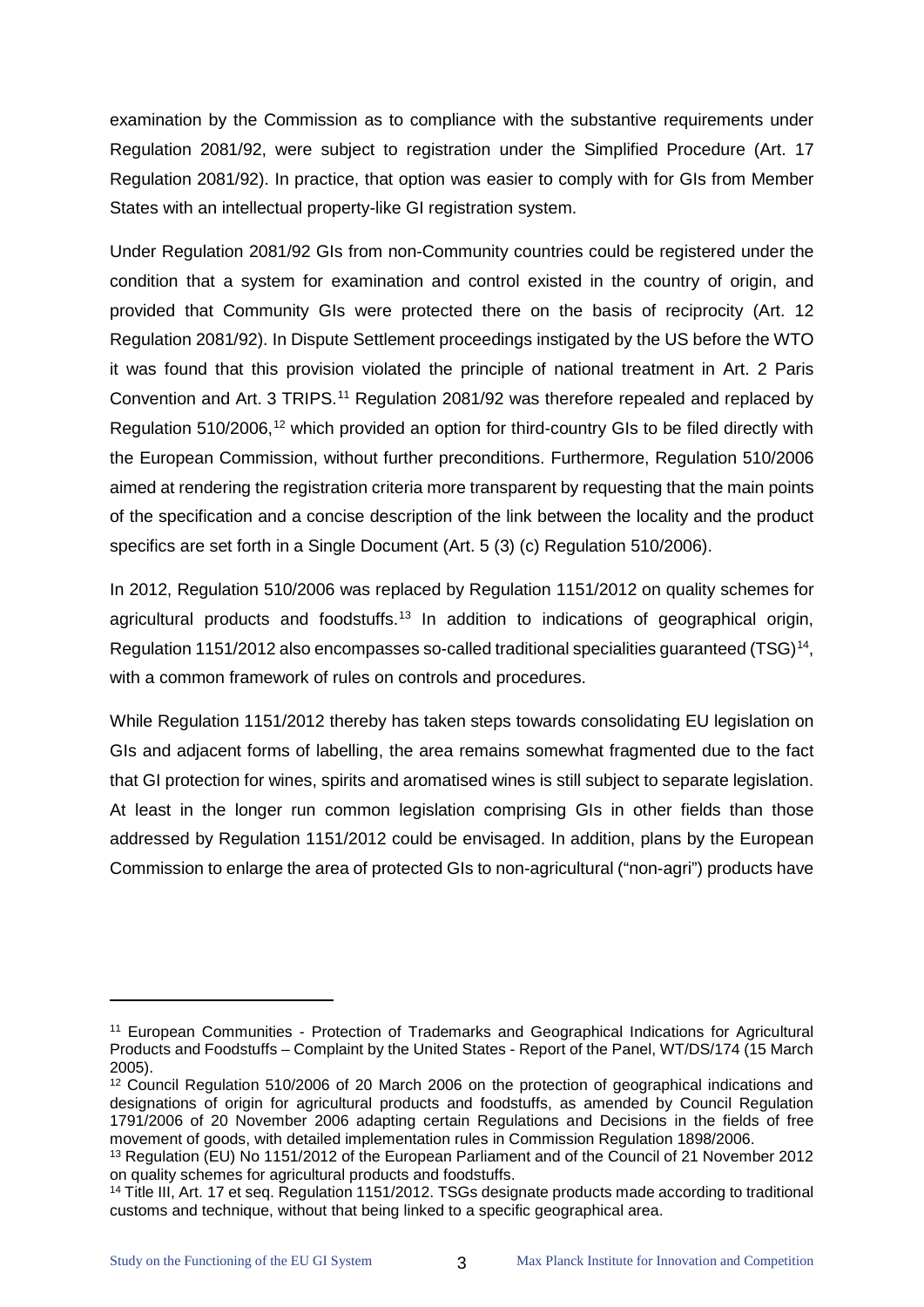examination by the Commission as to compliance with the substantive requirements under Regulation 2081/92, were subject to registration under the Simplified Procedure (Art. 17 Regulation 2081/92). In practice, that option was easier to comply with for GIs from Member States with an intellectual property-like GI registration system.

Under Regulation 2081/92 GIs from non-Community countries could be registered under the condition that a system for examination and control existed in the country of origin, and provided that Community GIs were protected there on the basis of reciprocity (Art. 12 Regulation 2081/92). In Dispute Settlement proceedings instigated by the US before the WTO it was found that this provision violated the principle of national treatment in Art. 2 Paris Convention and Art. 3 TRIPS.[11] Regulation 2081/92 was therefore repealed and replaced by Regulation 510/2006,[12] which provided an option for third-country GIs to be filed directly with the European Commission, without further preconditions. Furthermore, Regulation 510/2006 aimed at rendering the registration criteria more transparent by requesting that the main points of the specification and a concise description of the link between the locality and the product specifics are set forth in a Single Document (Art. 5 (3) (c) Regulation 510/2006).

In 2012, Regulation 510/2006 was replaced by Regulation 1151/2012 on quality schemes for agricultural products and foodstuffs.[13] In addition to indications of geographical origin, Regulation 1151/2012 also encompasses so-called traditional specialities guaranteed (TSG)[14], with a common framework of rules on controls and procedures.

While Regulation 1151/2012 thereby has taken steps towards consolidating EU legislation on GIs and adjacent forms of labelling, the area remains somewhat fragmented due to the fact that GI protection for wines, spirits and aromatised wines is still subject to separate legislation. At least in the longer run common legislation comprising GIs in other fields than those addressed by Regulation 1151/2012 could be envisaged. In addition, plans by the European Commission to enlarge the area of protected GIs to non-agricultural ("non-agri") products have

---

[11] European Communities - Protection of Trademarks and Geographical Indications for Agricultural Products and Foodstuffs – Complaint by the United States - Report of the Panel, WT/DS/174 (15 March 2005).

[12] Council Regulation 510/2006 of 20 March 2006 on the protection of geographical indications and designations of origin for agricultural products and foodstuffs, as amended by Council Regulation 1791/2006 of 20 November 2006 adapting certain Regulations and Decisions in the fields of free movement of goods, with detailed implementation rules in Commission Regulation 1898/2006.

[13] Regulation (EU) No 1151/2012 of the European Parliament and of the Council of 21 November 2012 on quality schemes for agricultural products and foodstuffs.

[14] Title III, Art. 17 et seq. Regulation 1151/2012. TSGs designate products made according to traditional customs and technique, without that being linked to a specific geographical area.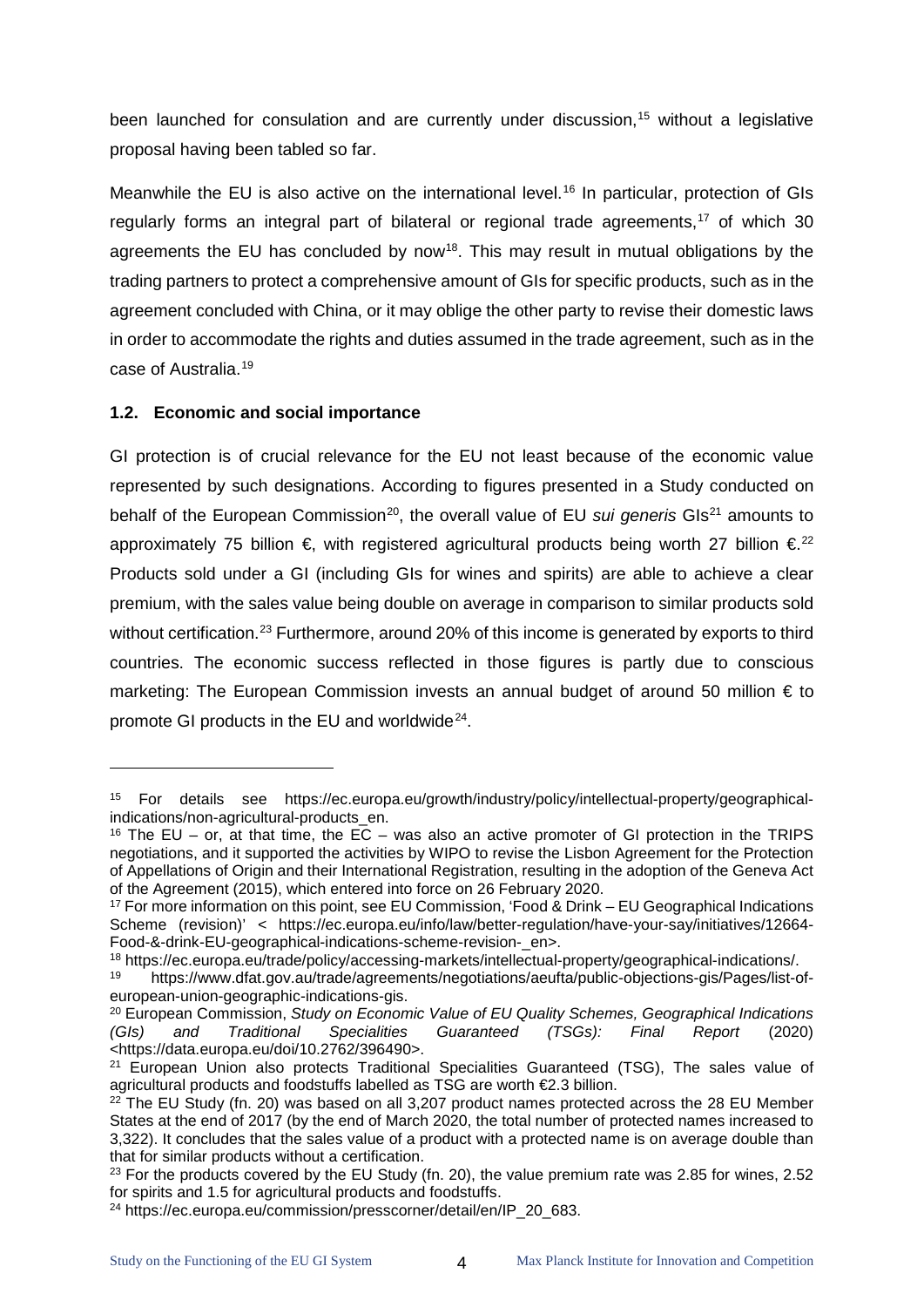been launched for consulation and are currently under discussion,[15] without a legislative proposal having been tabled so far.

Meanwhile the EU is also active on the international level.[16] In particular, protection of GIs regularly forms an integral part of bilateral or regional trade agreements,[17] of which 30 agreements the EU has concluded by now[18]. This may result in mutual obligations by the trading partners to protect a comprehensive amount of GIs for specific products, such as in the agreement concluded with China, or it may oblige the other party to revise their domestic laws in order to accommodate the rights and duties assumed in the trade agreement, such as in the case of Australia.[19]

### 1.2. Economic and social importance

GI protection is of crucial relevance for the EU not least because of the economic value represented by such designations. According to figures presented in a Study conducted on behalf of the European Commission[20], the overall value of EU *sui generis* GIs[21] amounts to approximately 75 billion €, with registered agricultural products being worth 27 billion €.[22] Products sold under a GI (including GIs for wines and spirits) are able to achieve a clear premium, with the sales value being double on average in comparison to similar products sold without certification.[23] Furthermore, around 20% of this income is generated by exports to third countries. The economic success reflected in those figures is partly due to conscious marketing: The European Commission invests an annual budget of around 50 million € to promote GI products in the EU and worldwide[24].

---

[15] For details see https://ec.europa.eu/growth/industry/policy/intellectual-property/geographical-indications/non-agricultural-products_en.

[16] The EU – or, at that time, the EC – was also an active promoter of GI protection in the TRIPS negotiations, and it supported the activities by WIPO to revise the Lisbon Agreement for the Protection of Appellations of Origin and their International Registration, resulting in the adoption of the Geneva Act of the Agreement (2015), which entered into force on 26 February 2020.

[17] For more information on this point, see EU Commission, 'Food & Drink – EU Geographical Indications Scheme (revision)' < https://ec.europa.eu/info/law/better-regulation/have-your-say/initiatives/12664-Food-&-drink-EU-geographical-indications-scheme-revision-_en>.

[18] https://ec.europa.eu/trade/policy/accessing-markets/intellectual-property/geographical-indications/.

[19] https://www.dfat.gov.au/trade/agreements/negotiations/aeufta/public-objections-gis/Pages/list-of-european-union-geographic-indications-gis.

[20] European Commission, *Study on Economic Value of EU Quality Schemes, Geographical Indications (GIs) and Traditional Specialities Guaranteed (TSGs): Final Report* (2020) <https://data.europa.eu/doi/10.2762/396490>.

[21] European Union also protects Traditional Specialities Guaranteed (TSG), The sales value of agricultural products and foodstuffs labelled as TSG are worth €2.3 billion.

[22] The EU Study (fn. 20) was based on all 3,207 product names protected across the 28 EU Member States at the end of 2017 (by the end of March 2020, the total number of protected names increased to 3,322). It concludes that the sales value of a product with a protected name is on average double than that for similar products without a certification.

[23] For the products covered by the EU Study (fn. 20), the value premium rate was 2.85 for wines, 2.52 for spirits and 1.5 for agricultural products and foodstuffs.

[24] https://ec.europa.eu/commission/presscorner/detail/en/IP_20_683.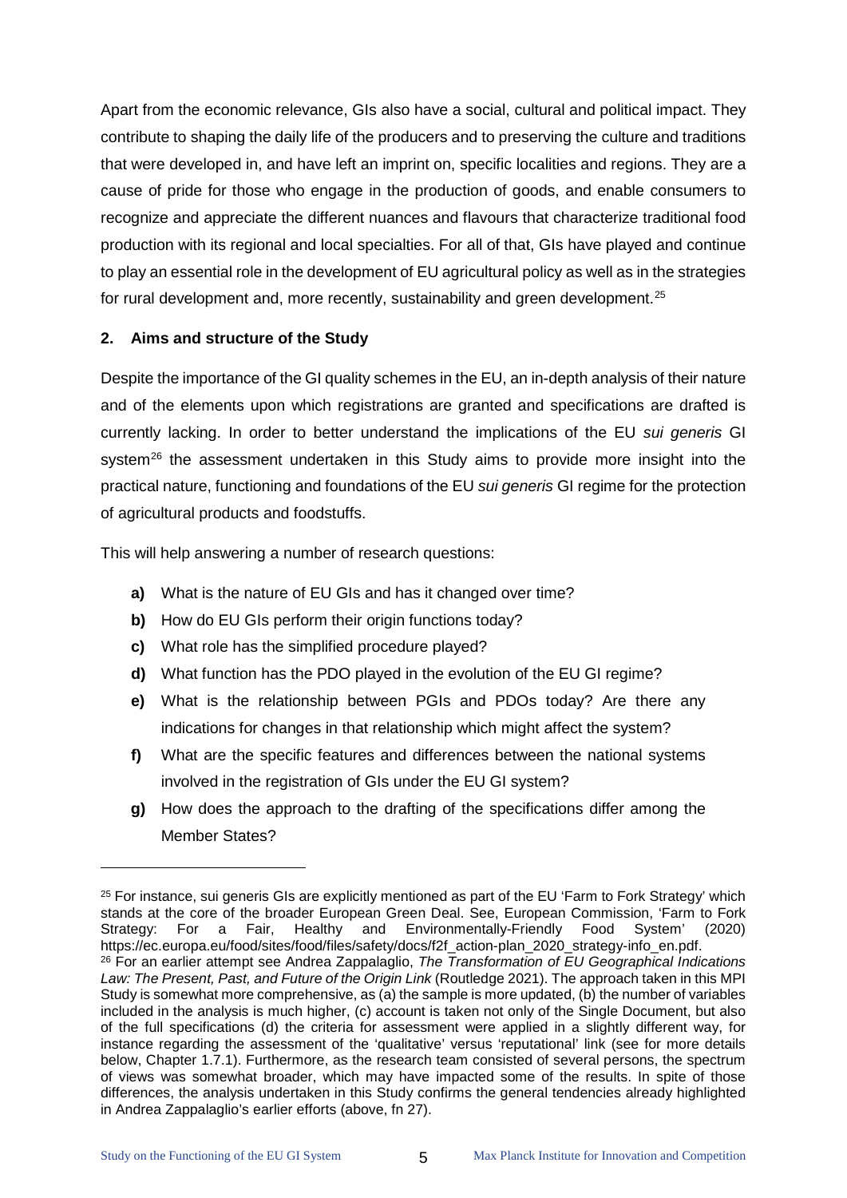Apart from the economic relevance, GIs also have a social, cultural and political impact. They contribute to shaping the daily life of the producers and to preserving the culture and traditions that were developed in, and have left an imprint on, specific localities and regions. They are a cause of pride for those who engage in the production of goods, and enable consumers to recognize and appreciate the different nuances and flavours that characterize traditional food production with its regional and local specialties. For all of that, GIs have played and continue to play an essential role in the development of EU agricultural policy as well as in the strategies for rural development and, more recently, sustainability and green development.[25]

## 2. Aims and structure of the Study

Despite the importance of the GI quality schemes in the EU, an in-depth analysis of their nature and of the elements upon which registrations are granted and specifications are drafted is currently lacking. In order to better understand the implications of the EU *sui generis* GI system[26] the assessment undertaken in this Study aims to provide more insight into the practical nature, functioning and foundations of the EU *sui generis* GI regime for the protection of agricultural products and foodstuffs.

This will help answering a number of research questions:

- **a)** What is the nature of EU GIs and has it changed over time?
- **b)** How do EU GIs perform their origin functions today?
- **c)** What role has the simplified procedure played?
- **d)** What function has the PDO played in the evolution of the EU GI regime?
- **e)** What is the relationship between PGIs and PDOs today? Are there any indications for changes in that relationship which might affect the system?
- **f)** What are the specific features and differences between the national systems involved in the registration of GIs under the EU GI system?
- **g)** How does the approach to the drafting of the specifications differ among the Member States?

---

[25] For instance, sui generis GIs are explicitly mentioned as part of the EU 'Farm to Fork Strategy' which stands at the core of the broader European Green Deal. See, European Commission, 'Farm to Fork Strategy: For a Fair, Healthy and Environmentally-Friendly Food System' (2020) https://ec.europa.eu/food/sites/food/files/safety/docs/f2f_action-plan_2020_strategy-info_en.pdf.

[26] For an earlier attempt see Andrea Zappalaglio, *The Transformation of EU Geographical Indications Law: The Present, Past, and Future of the Origin Link* (Routledge 2021). The approach taken in this MPI Study is somewhat more comprehensive, as (a) the sample is more updated, (b) the number of variables included in the analysis is much higher, (c) account is taken not only of the Single Document, but also of the full specifications (d) the criteria for assessment were applied in a slightly different way, for instance regarding the assessment of the 'qualitative' versus 'reputational' link (see for more details below, Chapter 1.7.1). Furthermore, as the research team consisted of several persons, the spectrum of views was somewhat broader, which may have impacted some of the results. In spite of those differences, the analysis undertaken in this Study confirms the general tendencies already highlighted in Andrea Zappalaglio's earlier efforts (above, fn 27).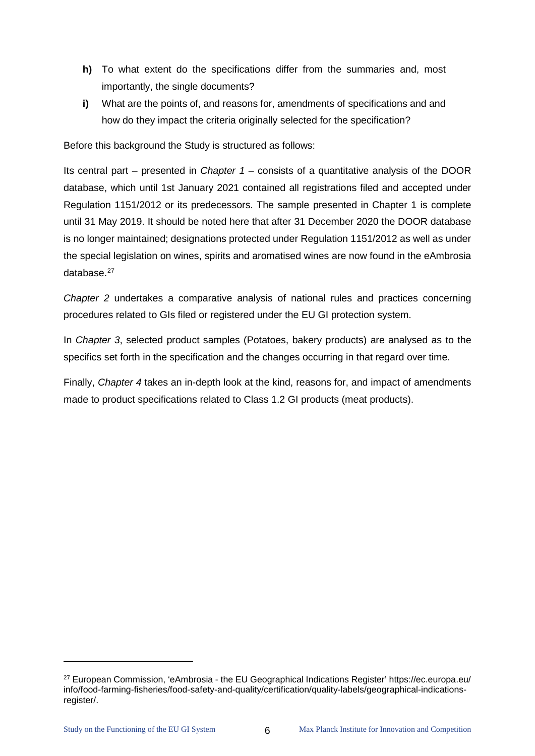- **h)** To what extent do the specifications differ from the summaries and, most importantly, the single documents?
- **i)** What are the points of, and reasons for, amendments of specifications and and how do they impact the criteria originally selected for the specification?

Before this background the Study is structured as follows:

Its central part – presented in *Chapter 1* – consists of a quantitative analysis of the DOOR database, which until 1st January 2021 contained all registrations filed and accepted under Regulation 1151/2012 or its predecessors. The sample presented in Chapter 1 is complete until 31 May 2019. It should be noted here that after 31 December 2020 the DOOR database is no longer maintained; designations protected under Regulation 1151/2012 as well as under the special legislation on wines, spirits and aromatised wines are now found in the eAmbrosia database.[27]

*Chapter 2* undertakes a comparative analysis of national rules and practices concerning procedures related to GIs filed or registered under the EU GI protection system.

In *Chapter 3*, selected product samples (Potatoes, bakery products) are analysed as to the specifics set forth in the specification and the changes occurring in that regard over time.

Finally, *Chapter 4* takes an in-depth look at the kind, reasons for, and impact of amendments made to product specifications related to Class 1.2 GI products (meat products).

---

[27] European Commission, 'eAmbrosia - the EU Geographical Indications Register' https://ec.europa.eu/info/food-farming-fisheries/food-safety-and-quality/certification/quality-labels/geographical-indications-register/.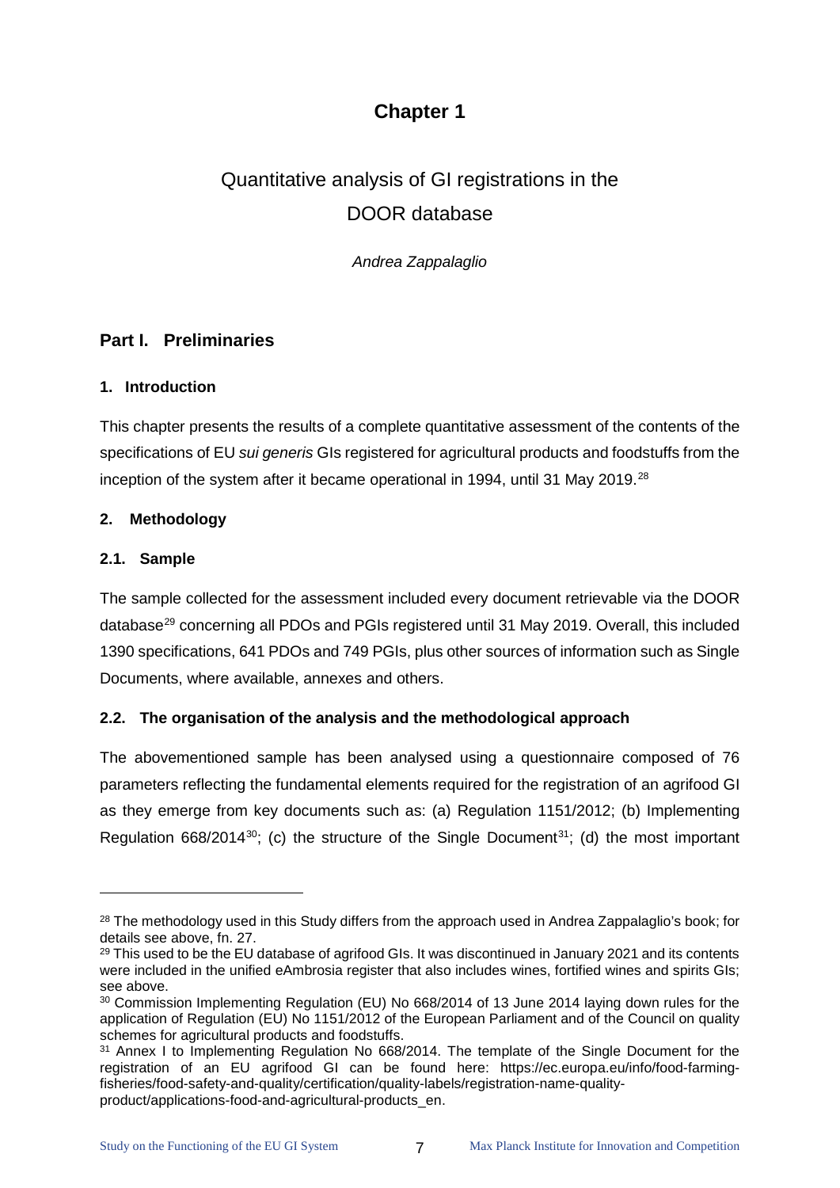# Chapter 1

## Quantitative analysis of GI registrations in the DOOR database

*Andrea Zappalaglio*

## Part I. Preliminaries

### 1. Introduction

This chapter presents the results of a complete quantitative assessment of the contents of the specifications of EU *sui generis* GIs registered for agricultural products and foodstuffs from the inception of the system after it became operational in 1994, until 31 May 2019.[28]

### 2. Methodology

#### 2.1. Sample

The sample collected for the assessment included every document retrievable via the DOOR database[29] concerning all PDOs and PGIs registered until 31 May 2019. Overall, this included 1390 specifications, 641 PDOs and 749 PGIs, plus other sources of information such as Single Documents, where available, annexes and others.

#### 2.2. The organisation of the analysis and the methodological approach

The abovementioned sample has been analysed using a questionnaire composed of 76 parameters reflecting the fundamental elements required for the registration of an agrifood GI as they emerge from key documents such as: (a) Regulation 1151/2012; (b) Implementing Regulation 668/2014[30]; (c) the structure of the Single Document[31]; (d) the most important

---

[28] The methodology used in this Study differs from the approach used in Andrea Zappalaglio's book; for details see above, fn. 27.

[29] This used to be the EU database of agrifood GIs. It was discontinued in January 2021 and its contents were included in the unified eAmbrosia register that also includes wines, fortified wines and spirits GIs; see above.

[30] Commission Implementing Regulation (EU) No 668/2014 of 13 June 2014 laying down rules for the application of Regulation (EU) No 1151/2012 of the European Parliament and of the Council on quality schemes for agricultural products and foodstuffs.

[31] Annex I to Implementing Regulation No 668/2014. The template of the Single Document for the registration of an EU agrifood GI can be found here: https://ec.europa.eu/info/food-farming-fisheries/food-safety-and-quality/certification/quality-labels/registration-name-quality-product/applications-food-and-agricultural-products_en.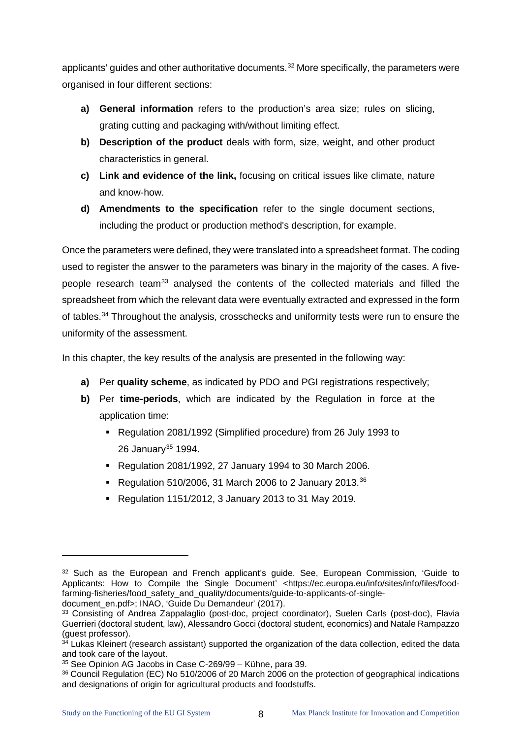applicants' guides and other authoritative documents.[32] More specifically, the parameters were organised in four different sections:

a) **General information** refers to the production's area size; rules on slicing, grating cutting and packaging with/without limiting effect.
b) **Description of the product** deals with form, size, weight, and other product characteristics in general.
c) **Link and evidence of the link,** focusing on critical issues like climate, nature and know-how.
d) **Amendments to the specification** refer to the single document sections, including the product or production method's description, for example.

Once the parameters were defined, they were translated into a spreadsheet format. The coding used to register the answer to the parameters was binary in the majority of the cases. A five-people research team[33] analysed the contents of the collected materials and filled the spreadsheet from which the relevant data were eventually extracted and expressed in the form of tables.[34] Throughout the analysis, crosschecks and uniformity tests were run to ensure the uniformity of the assessment.

In this chapter, the key results of the analysis are presented in the following way:

a) Per **quality scheme**, as indicated by PDO and PGI registrations respectively;
b) Per **time-periods**, which are indicated by the Regulation in force at the application time:
   - Regulation 2081/1992 (Simplified procedure) from 26 July 1993 to 26 January[35] 1994.
   - Regulation 2081/1992, 27 January 1994 to 30 March 2006.
   - Regulation 510/2006, 31 March 2006 to 2 January 2013.[36]
   - Regulation 1151/2012, 3 January 2013 to 31 May 2019.

---

[32] Such as the European and French applicant's guide. See, European Commission, 'Guide to Applicants: How to Compile the Single Document' <https://ec.europa.eu/info/sites/info/files/food-farming-fisheries/food_safety_and_quality/documents/guide-to-applicants-of-single-document_en.pdf>; INAO, 'Guide Du Demandeur' (2017).

[33] Consisting of Andrea Zappalaglio (post-doc, project coordinator), Suelen Carls (post-doc), Flavia Guerrieri (doctoral student, law), Alessandro Gocci (doctoral student, economics) and Natale Rampazzo (guest professor).

[34] Lukas Kleinert (research assistant) supported the organization of the data collection, edited the data and took care of the layout.

[35] See Opinion AG Jacobs in Case C-269/99 – Kühne, para 39.

[36] Council Regulation (EC) No 510/2006 of 20 March 2006 on the protection of geographical indications and designations of origin for agricultural products and foodstuffs.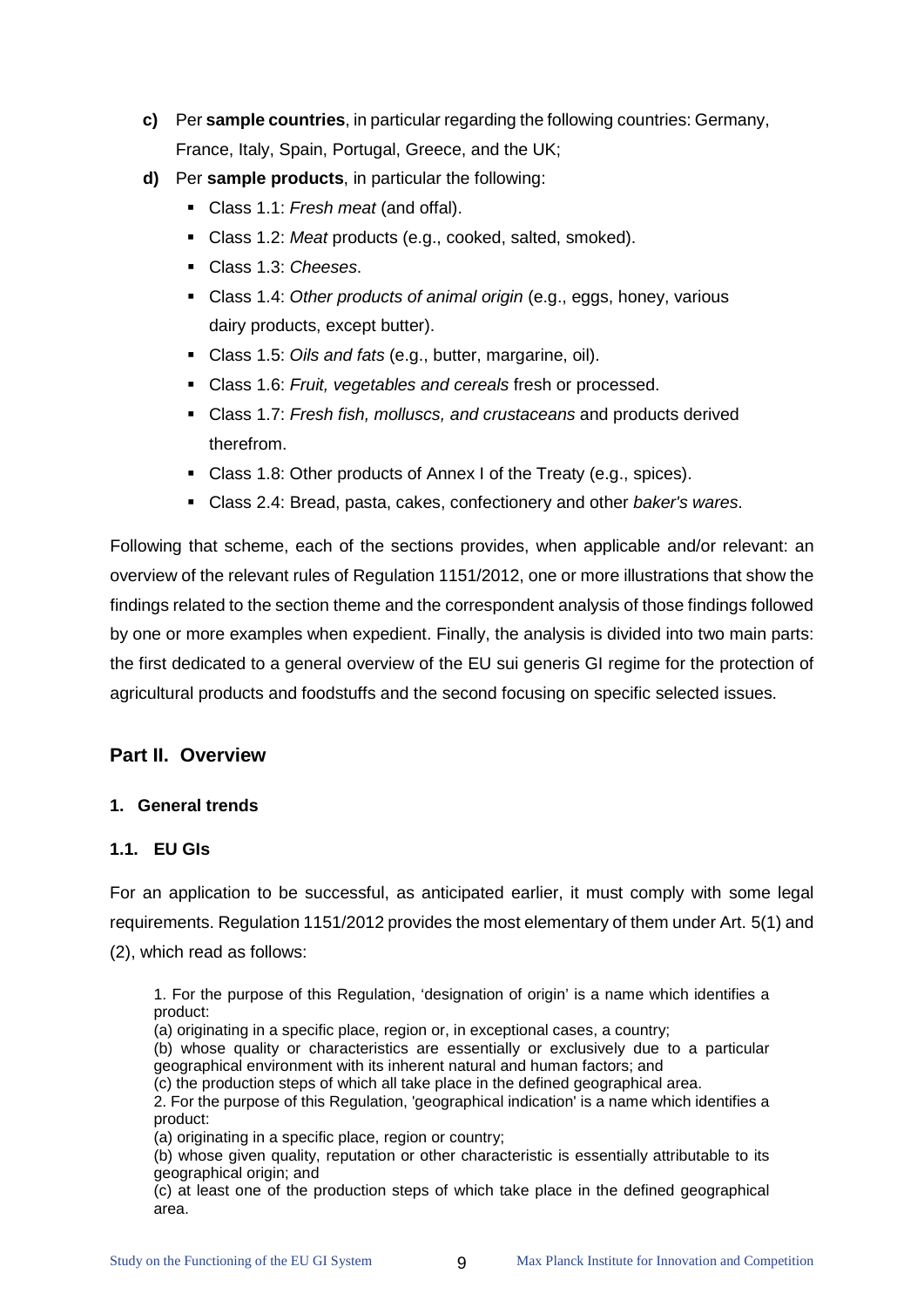- **c)** Per **sample countries**, in particular regarding the following countries: Germany, France, Italy, Spain, Portugal, Greece, and the UK;
- **d)** Per **sample products**, in particular the following:
  - Class 1.1: *Fresh meat* (and offal).
  - Class 1.2: *Meat* products (e.g., cooked, salted, smoked).
  - Class 1.3: *Cheeses*.
  - Class 1.4: *Other products of animal origin* (e.g., eggs, honey, various dairy products, except butter).
  - Class 1.5: *Oils and fats* (e.g., butter, margarine, oil).
  - Class 1.6: *Fruit, vegetables and cereals* fresh or processed.
  - Class 1.7: *Fresh fish, molluscs, and crustaceans* and products derived therefrom.
  - Class 1.8: Other products of Annex I of the Treaty (e.g., spices).
  - Class 2.4: Bread, pasta, cakes, confectionery and other *baker's wares*.

Following that scheme, each of the sections provides, when applicable and/or relevant: an overview of the relevant rules of Regulation 1151/2012, one or more illustrations that show the findings related to the section theme and the correspondent analysis of those findings followed by one or more examples when expedient. Finally, the analysis is divided into two main parts: the first dedicated to a general overview of the EU sui generis GI regime for the protection of agricultural products and foodstuffs and the second focusing on specific selected issues.

## Part II. Overview

### 1. General trends

#### 1.1. EU GIs

For an application to be successful, as anticipated earlier, it must comply with some legal requirements. Regulation 1151/2012 provides the most elementary of them under Art. 5(1) and (2), which read as follows:

> 1. For the purpose of this Regulation, 'designation of origin' is a name which identifies a product:
> (a) originating in a specific place, region or, in exceptional cases, a country;
> (b) whose quality or characteristics are essentially or exclusively due to a particular geographical environment with its inherent natural and human factors; and
> (c) the production steps of which all take place in the defined geographical area.
> 2. For the purpose of this Regulation, 'geographical indication' is a name which identifies a product:
> (a) originating in a specific place, region or country;
> (b) whose given quality, reputation or other characteristic is essentially attributable to its geographical origin; and
> (c) at least one of the production steps of which take place in the defined geographical area.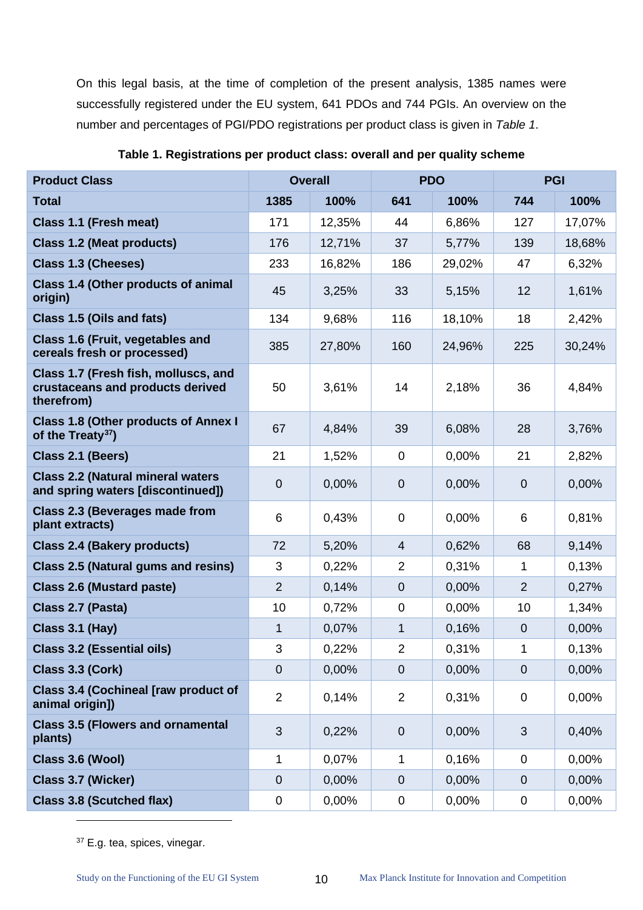On this legal basis, at the time of completion of the present analysis, 1385 names were successfully registered under the EU system, 641 PDOs and 744 PGIs. An overview on the number and percentages of PGI/PDO registrations per product class is given in *Table 1*.

**Table 1. Registrations per product class: overall and per quality scheme**

| Product Class | Overall | | PDO | | PGI | |
|---|---|---|---|---|---|---|
| **Total** | **1385** | **100%** | **641** | **100%** | **744** | **100%** |
| **Class 1.1 (Fresh meat)** | 171 | 12,35% | 44 | 6,86% | 127 | 17,07% |
| **Class 1.2 (Meat products)** | 176 | 12,71% | 37 | 5,77% | 139 | 18,68% |
| **Class 1.3 (Cheeses)** | 233 | 16,82% | 186 | 29,02% | 47 | 6,32% |
| **Class 1.4 (Other products of animal origin)** | 45 | 3,25% | 33 | 5,15% | 12 | 1,61% |
| **Class 1.5 (Oils and fats)** | 134 | 9,68% | 116 | 18,10% | 18 | 2,42% |
| **Class 1.6 (Fruit, vegetables and cereals fresh or processed)** | 385 | 27,80% | 160 | 24,96% | 225 | 30,24% |
| **Class 1.7 (Fresh fish, molluscs, and crustaceans and products derived therefrom)** | 50 | 3,61% | 14 | 2,18% | 36 | 4,84% |
| **Class 1.8 (Other products of Annex I of the Treaty[37])** | 67 | 4,84% | 39 | 6,08% | 28 | 3,76% |
| **Class 2.1 (Beers)** | 21 | 1,52% | 0 | 0,00% | 21 | 2,82% |
| **Class 2.2 (Natural mineral waters and spring waters [discontinued])** | 0 | 0,00% | 0 | 0,00% | 0 | 0,00% |
| **Class 2.3 (Beverages made from plant extracts)** | 6 | 0,43% | 0 | 0,00% | 6 | 0,81% |
| **Class 2.4 (Bakery products)** | 72 | 5,20% | 4 | 0,62% | 68 | 9,14% |
| **Class 2.5 (Natural gums and resins)** | 3 | 0,22% | 2 | 0,31% | 1 | 0,13% |
| **Class 2.6 (Mustard paste)** | 2 | 0,14% | 0 | 0,00% | 2 | 0,27% |
| **Class 2.7 (Pasta)** | 10 | 0,72% | 0 | 0,00% | 10 | 1,34% |
| **Class 3.1 (Hay)** | 1 | 0,07% | 1 | 0,16% | 0 | 0,00% |
| **Class 3.2 (Essential oils)** | 3 | 0,22% | 2 | 0,31% | 1 | 0,13% |
| **Class 3.3 (Cork)** | 0 | 0,00% | 0 | 0,00% | 0 | 0,00% |
| **Class 3.4 (Cochineal [raw product of animal origin])** | 2 | 0,14% | 2 | 0,31% | 0 | 0,00% |
| **Class 3.5 (Flowers and ornamental plants)** | 3 | 0,22% | 0 | 0,00% | 3 | 0,40% |
| **Class 3.6 (Wool)** | 1 | 0,07% | 1 | 0,16% | 0 | 0,00% |
| **Class 3.7 (Wicker)** | 0 | 0,00% | 0 | 0,00% | 0 | 0,00% |
| **Class 3.8 (Scutched flax)** | 0 | 0,00% | 0 | 0,00% | 0 | 0,00% |

[37] E.g. tea, spices, vinegar.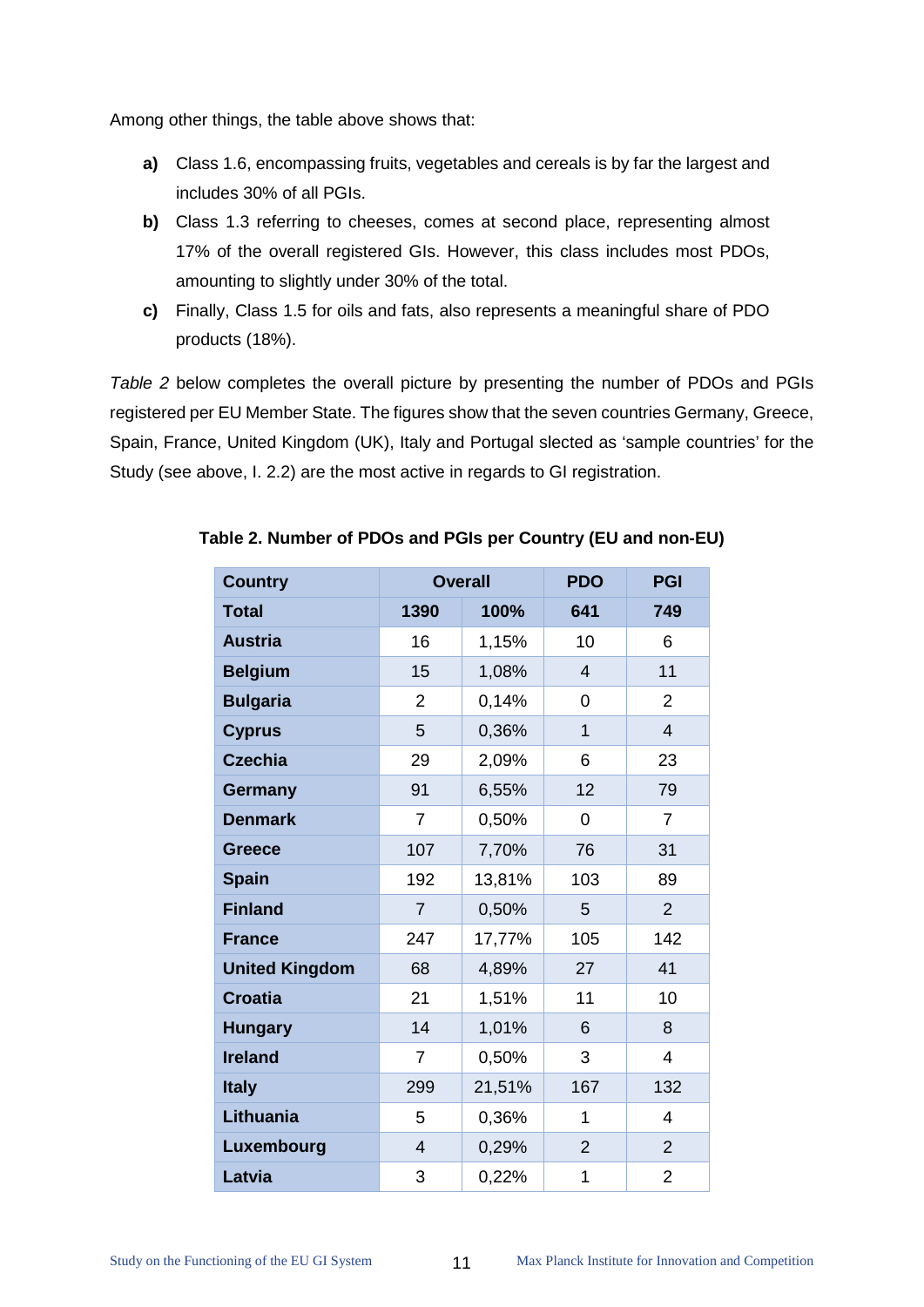Among other things, the table above shows that:

**a)** Class 1.6, encompassing fruits, vegetables and cereals is by far the largest and includes 30% of all PGIs.

**b)** Class 1.3 referring to cheeses, comes at second place, representing almost 17% of the overall registered GIs. However, this class includes most PDOs, amounting to slightly under 30% of the total.

**c)** Finally, Class 1.5 for oils and fats, also represents a meaningful share of PDO products (18%).

*Table 2* below completes the overall picture by presenting the number of PDOs and PGIs registered per EU Member State. The figures show that the seven countries Germany, Greece, Spain, France, United Kingdom (UK), Italy and Portugal slected as 'sample countries' for the Study (see above, I. 2.2) are the most active in regards to GI registration.

**Table 2. Number of PDOs and PGIs per Country (EU and non-EU)**

| Country | Overall | | PDO | PGI |
|---|---|---|---|---|
| **Total** | **1390** | **100%** | **641** | **749** |
| **Austria** | 16 | 1,15% | 10 | 6 |
| **Belgium** | 15 | 1,08% | 4 | 11 |
| **Bulgaria** | 2 | 0,14% | 0 | 2 |
| **Cyprus** | 5 | 0,36% | 1 | 4 |
| **Czechia** | 29 | 2,09% | 6 | 23 |
| **Germany** | 91 | 6,55% | 12 | 79 |
| **Denmark** | 7 | 0,50% | 0 | 7 |
| **Greece** | 107 | 7,70% | 76 | 31 |
| **Spain** | 192 | 13,81% | 103 | 89 |
| **Finland** | 7 | 0,50% | 5 | 2 |
| **France** | 247 | 17,77% | 105 | 142 |
| **United Kingdom** | 68 | 4,89% | 27 | 41 |
| **Croatia** | 21 | 1,51% | 11 | 10 |
| **Hungary** | 14 | 1,01% | 6 | 8 |
| **Ireland** | 7 | 0,50% | 3 | 4 |
| **Italy** | 299 | 21,51% | 167 | 132 |
| **Lithuania** | 5 | 0,36% | 1 | 4 |
| **Luxembourg** | 4 | 0,29% | 2 | 2 |
| **Latvia** | 3 | 0,22% | 1 | 2 |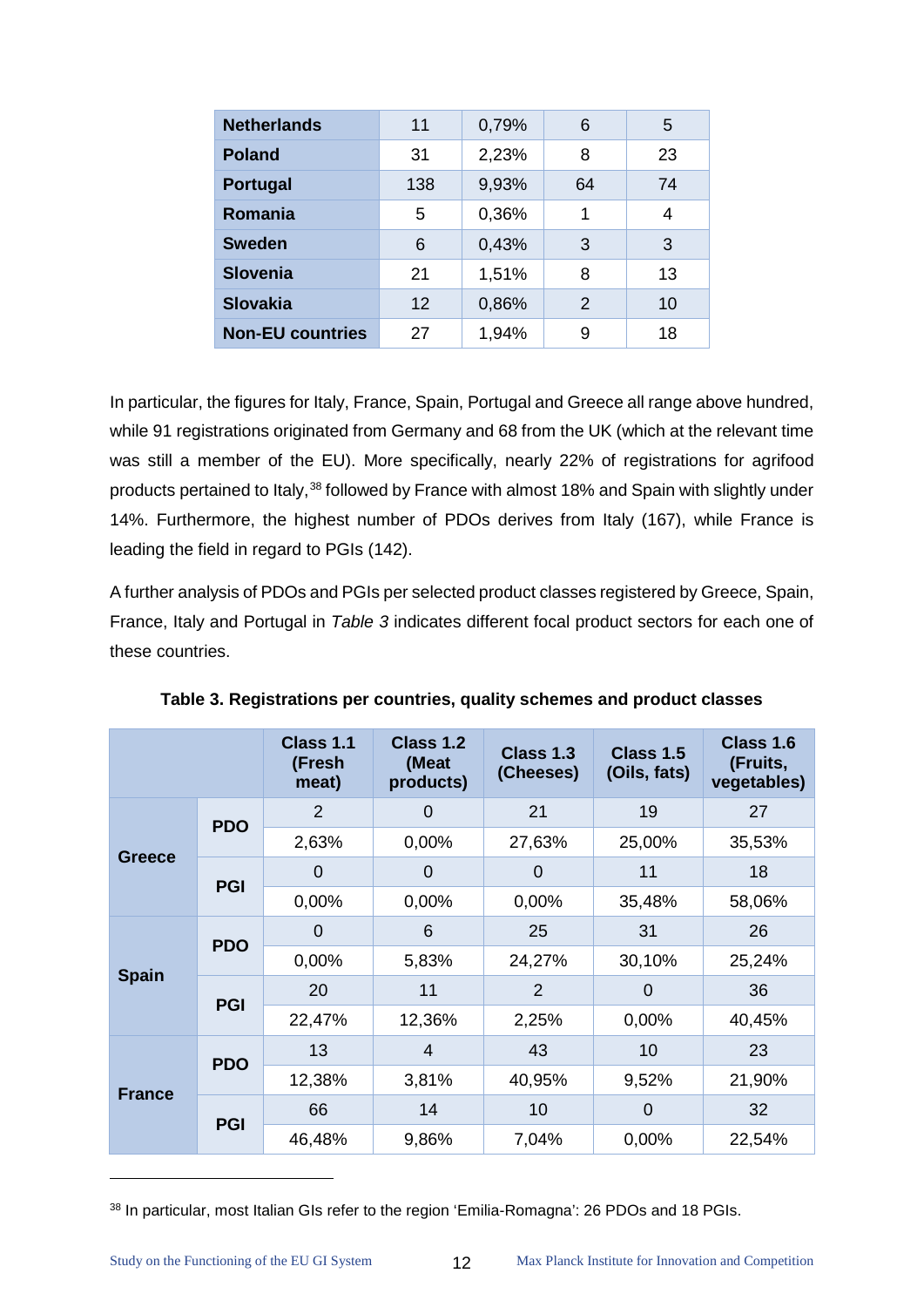| | | | | |
|---|---|---|---|---|
| **Netherlands** | 11 | 0,79% | 6 | 5 |
| **Poland** | 31 | 2,23% | 8 | 23 |
| **Portugal** | 138 | 9,93% | 64 | 74 |
| **Romania** | 5 | 0,36% | 1 | 4 |
| **Sweden** | 6 | 0,43% | 3 | 3 |
| **Slovenia** | 21 | 1,51% | 8 | 13 |
| **Slovakia** | 12 | 0,86% | 2 | 10 |
| **Non-EU countries** | 27 | 1,94% | 9 | 18 |

In particular, the figures for Italy, France, Spain, Portugal and Greece all range above hundred, while 91 registrations originated from Germany and 68 from the UK (which at the relevant time was still a member of the EU). More specifically, nearly 22% of registrations for agrifood products pertained to Italy,[38] followed by France with almost 18% and Spain with slightly under 14%. Furthermore, the highest number of PDOs derives from Italy (167), while France is leading the field in regard to PGIs (142).

A further analysis of PDOs and PGIs per selected product classes registered by Greece, Spain, France, Italy and Portugal in *Table 3* indicates different focal product sectors for each one of these countries.

**Table 3. Registrations per countries, quality schemes and product classes**

| | | Class 1.1 (Fresh meat) | Class 1.2 (Meat products) | Class 1.3 (Cheeses) | Class 1.5 (Oils, fats) | Class 1.6 (Fruits, vegetables) |
|---|---|---|---|---|---|---|
| **Greece** | **PDO** | 2 | 0 | 21 | 19 | 27 |
| | | 2,63% | 0,00% | 27,63% | 25,00% | 35,53% |
| | **PGI** | 0 | 0 | 0 | 11 | 18 |
| | | 0,00% | 0,00% | 0,00% | 35,48% | 58,06% |
| **Spain** | **PDO** | 0 | 6 | 25 | 31 | 26 |
| | | 0,00% | 5,83% | 24,27% | 30,10% | 25,24% |
| | **PGI** | 20 | 11 | 2 | 0 | 36 |
| | | 22,47% | 12,36% | 2,25% | 0,00% | 40,45% |
| **France** | **PDO** | 13 | 4 | 43 | 10 | 23 |
| | | 12,38% | 3,81% | 40,95% | 9,52% | 21,90% |
| | **PGI** | 66 | 14 | 10 | 0 | 32 |
| | | 46,48% | 9,86% | 7,04% | 0,00% | 22,54% |

[38] In particular, most Italian GIs refer to the region 'Emilia-Romagna': 26 PDOs and 18 PGIs.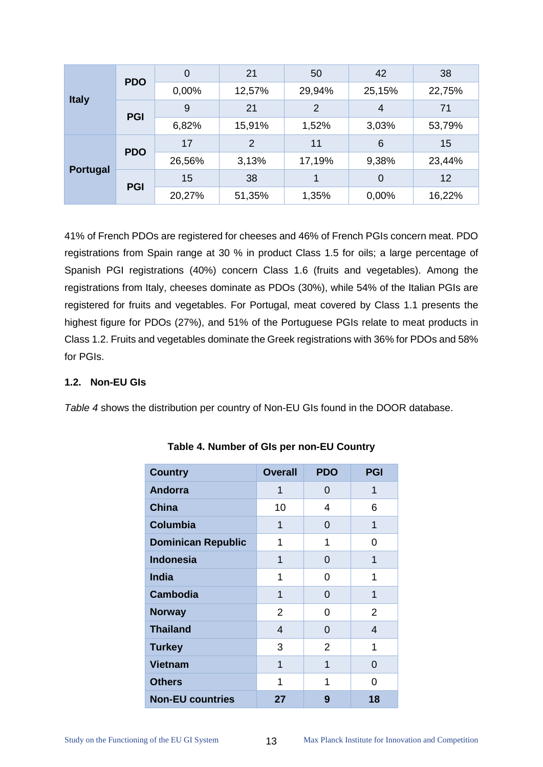| | | | | | | |
|---|---|---|---|---|---|---|
| **Italy** | **PDO** | 0 | 21 | 50 | 42 | 38 |
| | | 0,00% | 12,57% | 29,94% | 25,15% | 22,75% |
| | **PGI** | 9 | 21 | 2 | 4 | 71 |
| | | 6,82% | 15,91% | 1,52% | 3,03% | 53,79% |
| **Portugal** | **PDO** | 17 | 2 | 11 | 6 | 15 |
| | | 26,56% | 3,13% | 17,19% | 9,38% | 23,44% |
| | **PGI** | 15 | 38 | 1 | 0 | 12 |
| | | 20,27% | 51,35% | 1,35% | 0,00% | 16,22% |

41% of French PDOs are registered for cheeses and 46% of French PGIs concern meat. PDO registrations from Spain range at 30 % in product Class 1.5 for oils; a large percentage of Spanish PGI registrations (40%) concern Class 1.6 (fruits and vegetables). Among the registrations from Italy, cheeses dominate as PDOs (30%), while 54% of the Italian PGIs are registered for fruits and vegetables. For Portugal, meat covered by Class 1.1 presents the highest figure for PDOs (27%), and 51% of the Portuguese PGIs relate to meat products in Class 1.2. Fruits and vegetables dominate the Greek registrations with 36% for PDOs and 58% for PGIs.

### 1.2. Non-EU GIs

*Table 4* shows the distribution per country of Non-EU GIs found in the DOOR database.

**Table 4. Number of GIs per non-EU Country**

| Country | Overall | PDO | PGI |
|---|---|---|---|
| **Andorra** | 1 | 0 | 1 |
| **China** | 10 | 4 | 6 |
| **Columbia** | 1 | 0 | 1 |
| **Dominican Republic** | 1 | 1 | 0 |
| **Indonesia** | 1 | 0 | 1 |
| **India** | 1 | 0 | 1 |
| **Cambodia** | 1 | 0 | 1 |
| **Norway** | 2 | 0 | 2 |
| **Thailand** | 4 | 0 | 4 |
| **Turkey** | 3 | 2 | 1 |
| **Vietnam** | 1 | 1 | 0 |
| **Others** | 1 | 1 | 0 |
| **Non-EU countries** | **27** | **9** | **18** |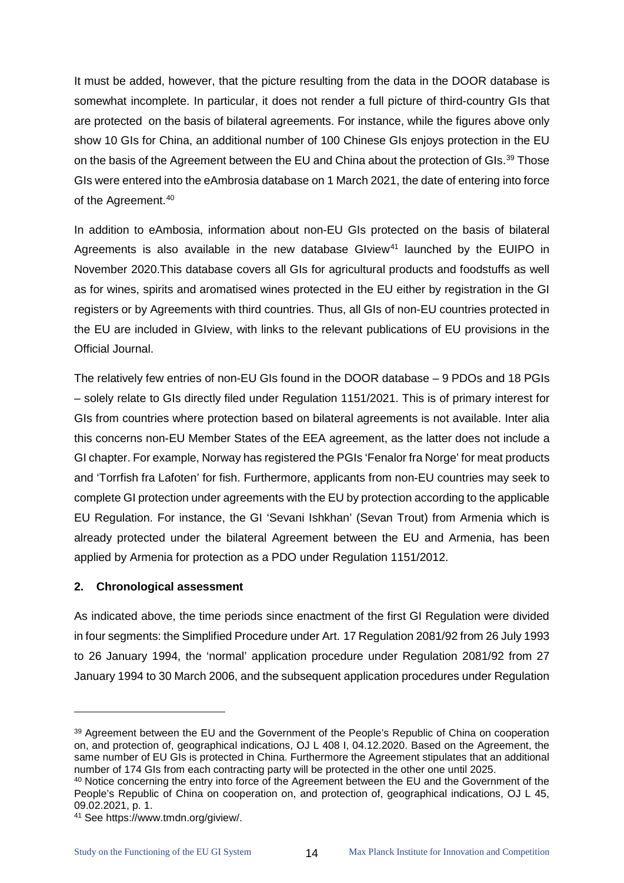It must be added, however, that the picture resulting from the data in the DOOR database is somewhat incomplete. In particular, it does not render a full picture of third-country GIs that are protected on the basis of bilateral agreements. For instance, while the figures above only show 10 GIs for China, an additional number of 100 Chinese GIs enjoys protection in the EU on the basis of the Agreement between the EU and China about the protection of GIs.[39] Those GIs were entered into the eAmbrosia database on 1 March 2021, the date of entering into force of the Agreement.[40]

In addition to eAmbosia, information about non-EU GIs protected on the basis of bilateral Agreements is also available in the new database GIview[41] launched by the EUIPO in November 2020.This database covers all GIs for agricultural products and foodstuffs as well as for wines, spirits and aromatised wines protected in the EU either by registration in the GI registers or by Agreements with third countries. Thus, all GIs of non-EU countries protected in the EU are included in GIview, with links to the relevant publications of EU provisions in the Official Journal.

The relatively few entries of non-EU GIs found in the DOOR database – 9 PDOs and 18 PGIs – solely relate to GIs directly filed under Regulation 1151/2021. This is of primary interest for GIs from countries where protection based on bilateral agreements is not available. Inter alia this concerns non-EU Member States of the EEA agreement, as the latter does not include a GI chapter. For example, Norway has registered the PGIs 'Fenalor fra Norge' for meat products and 'Torrfish fra Lafoten' for fish. Furthermore, applicants from non-EU countries may seek to complete GI protection under agreements with the EU by protection according to the applicable EU Regulation. For instance, the GI 'Sevani Ishkhan' (Sevan Trout) from Armenia which is already protected under the bilateral Agreement between the EU and Armenia, has been applied by Armenia for protection as a PDO under Regulation 1151/2012.

## 2. Chronological assessment

As indicated above, the time periods since enactment of the first GI Regulation were divided in four segments: the Simplified Procedure under Art. 17 Regulation 2081/92 from 26 July 1993 to 26 January 1994, the 'normal' application procedure under Regulation 2081/92 from 27 January 1994 to 30 March 2006, and the subsequent application procedures under Regulation

---

[39] Agreement between the EU and the Government of the People's Republic of China on cooperation on, and protection of, geographical indications, OJ L 408 I, 04.12.2020. Based on the Agreement, the same number of EU GIs is protected in China. Furthermore the Agreement stipulates that an additional number of 174 GIs from each contracting party will be protected in the other one until 2025.

[40] Notice concerning the entry into force of the Agreement between the EU and the Government of the People's Republic of China on cooperation on, and protection of, geographical indications, OJ L 45, 09.02.2021, p. 1.

[41] See https://www.tmdn.org/giview/.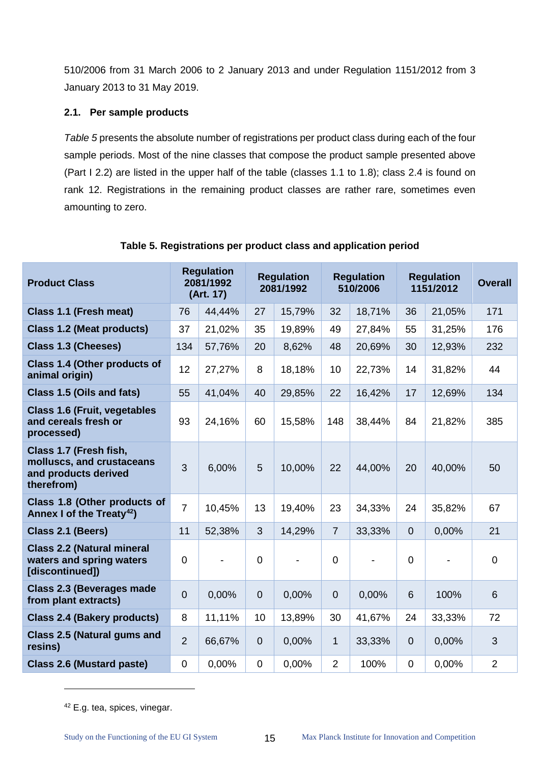510/2006 from 31 March 2006 to 2 January 2013 and under Regulation 1151/2012 from 3 January 2013 to 31 May 2019.

### 2.1. Per sample products

*Table 5* presents the absolute number of registrations per product class during each of the four sample periods. Most of the nine classes that compose the product sample presented above (Part I 2.2) are listed in the upper half of the table (classes 1.1 to 1.8); class 2.4 is found on rank 12. Registrations in the remaining product classes are rather rare, sometimes even amounting to zero.

**Table 5. Registrations per product class and application period**

| Product Class | Regulation 2081/1992 (Art. 17) | | Regulation 2081/1992 | | Regulation 510/2006 | | Regulation 1151/2012 | | Overall |
|---|---|---|---|---|---|---|---|---|---|
| **Class 1.1 (Fresh meat)** | 76 | 44,44% | 27 | 15,79% | 32 | 18,71% | 36 | 21,05% | 171 |
| **Class 1.2 (Meat products)** | 37 | 21,02% | 35 | 19,89% | 49 | 27,84% | 55 | 31,25% | 176 |
| **Class 1.3 (Cheeses)** | 134 | 57,76% | 20 | 8,62% | 48 | 20,69% | 30 | 12,93% | 232 |
| **Class 1.4 (Other products of animal origin)** | 12 | 27,27% | 8 | 18,18% | 10 | 22,73% | 14 | 31,82% | 44 |
| **Class 1.5 (Oils and fats)** | 55 | 41,04% | 40 | 29,85% | 22 | 16,42% | 17 | 12,69% | 134 |
| **Class 1.6 (Fruit, vegetables and cereals fresh or processed)** | 93 | 24,16% | 60 | 15,58% | 148 | 38,44% | 84 | 21,82% | 385 |
| **Class 1.7 (Fresh fish, molluscs, and crustaceans and products derived therefrom)** | 3 | 6,00% | 5 | 10,00% | 22 | 44,00% | 20 | 40,00% | 50 |
| **Class 1.8 (Other products of Annex I of the Treaty[42])** | 7 | 10,45% | 13 | 19,40% | 23 | 34,33% | 24 | 35,82% | 67 |
| **Class 2.1 (Beers)** | 11 | 52,38% | 3 | 14,29% | 7 | 33,33% | 0 | 0,00% | 21 |
| **Class 2.2 (Natural mineral waters and spring waters [discontinued])** | 0 | - | 0 | - | 0 | - | 0 | - | 0 |
| **Class 2.3 (Beverages made from plant extracts)** | 0 | 0,00% | 0 | 0,00% | 0 | 0,00% | 6 | 100% | 6 |
| **Class 2.4 (Bakery products)** | 8 | 11,11% | 10 | 13,89% | 30 | 41,67% | 24 | 33,33% | 72 |
| **Class 2.5 (Natural gums and resins)** | 2 | 66,67% | 0 | 0,00% | 1 | 33,33% | 0 | 0,00% | 3 |
| **Class 2.6 (Mustard paste)** | 0 | 0,00% | 0 | 0,00% | 2 | 100% | 0 | 0,00% | 2 |

[42] E.g. tea, spices, vinegar.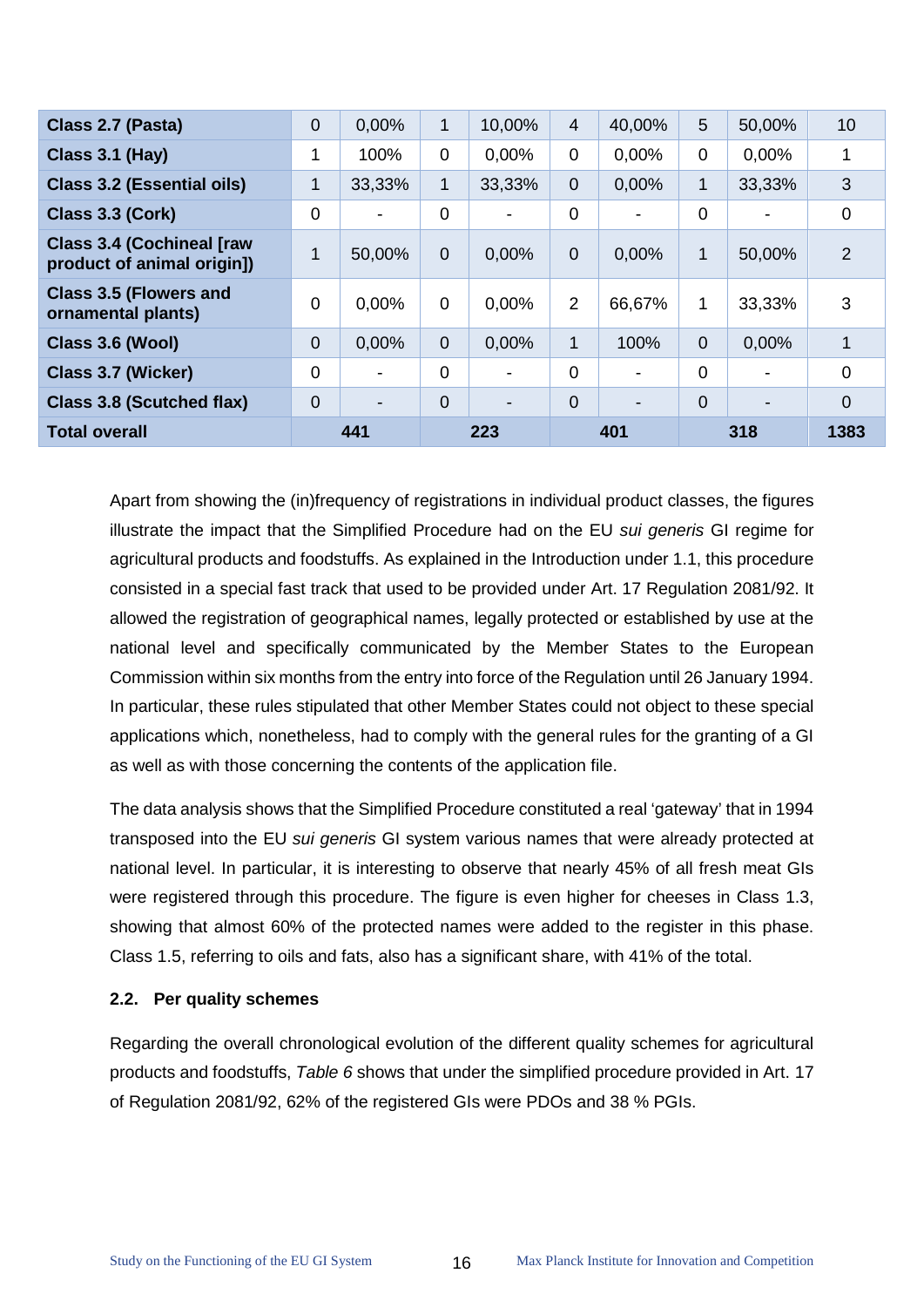| | | | | | | | | | |
|---|---|---|---|---|---|---|---|---|---|
| **Class 2.7 (Pasta)** | 0 | 0,00% | 1 | 10,00% | 4 | 40,00% | 5 | 50,00% | 10 |
| **Class 3.1 (Hay)** | 1 | 100% | 0 | 0,00% | 0 | 0,00% | 0 | 0,00% | 1 |
| **Class 3.2 (Essential oils)** | 1 | 33,33% | 1 | 33,33% | 0 | 0,00% | 1 | 33,33% | 3 |
| **Class 3.3 (Cork)** | 0 | - | 0 | - | 0 | - | 0 | - | 0 |
| **Class 3.4 (Cochineal [raw product of animal origin])** | 1 | 50,00% | 0 | 0,00% | 0 | 0,00% | 1 | 50,00% | 2 |
| **Class 3.5 (Flowers and ornamental plants)** | 0 | 0,00% | 0 | 0,00% | 2 | 66,67% | 1 | 33,33% | 3 |
| **Class 3.6 (Wool)** | 0 | 0,00% | 0 | 0,00% | 1 | 100% | 0 | 0,00% | 1 |
| **Class 3.7 (Wicker)** | 0 | - | 0 | - | 0 | - | 0 | - | 0 |
| **Class 3.8 (Scutched flax)** | 0 | - | 0 | - | 0 | - | 0 | - | 0 |
| **Total overall** | **441** | | **223** | | **401** | | **318** | | **1383** |

Apart from showing the (in)frequency of registrations in individual product classes, the figures illustrate the impact that the Simplified Procedure had on the EU *sui generis* GI regime for agricultural products and foodstuffs. As explained in the Introduction under 1.1, this procedure consisted in a special fast track that used to be provided under Art. 17 Regulation 2081/92. It allowed the registration of geographical names, legally protected or established by use at the national level and specifically communicated by the Member States to the European Commission within six months from the entry into force of the Regulation until 26 January 1994. In particular, these rules stipulated that other Member States could not object to these special applications which, nonetheless, had to comply with the general rules for the granting of a GI as well as with those concerning the contents of the application file.

The data analysis shows that the Simplified Procedure constituted a real 'gateway' that in 1994 transposed into the EU *sui generis* GI system various names that were already protected at national level. In particular, it is interesting to observe that nearly 45% of all fresh meat GIs were registered through this procedure. The figure is even higher for cheeses in Class 1.3, showing that almost 60% of the protected names were added to the register in this phase. Class 1.5, referring to oils and fats, also has a significant share, with 41% of the total.

### 2.2. Per quality schemes

Regarding the overall chronological evolution of the different quality schemes for agricultural products and foodstuffs, *Table 6* shows that under the simplified procedure provided in Art. 17 of Regulation 2081/92, 62% of the registered GIs were PDOs and 38 % PGIs.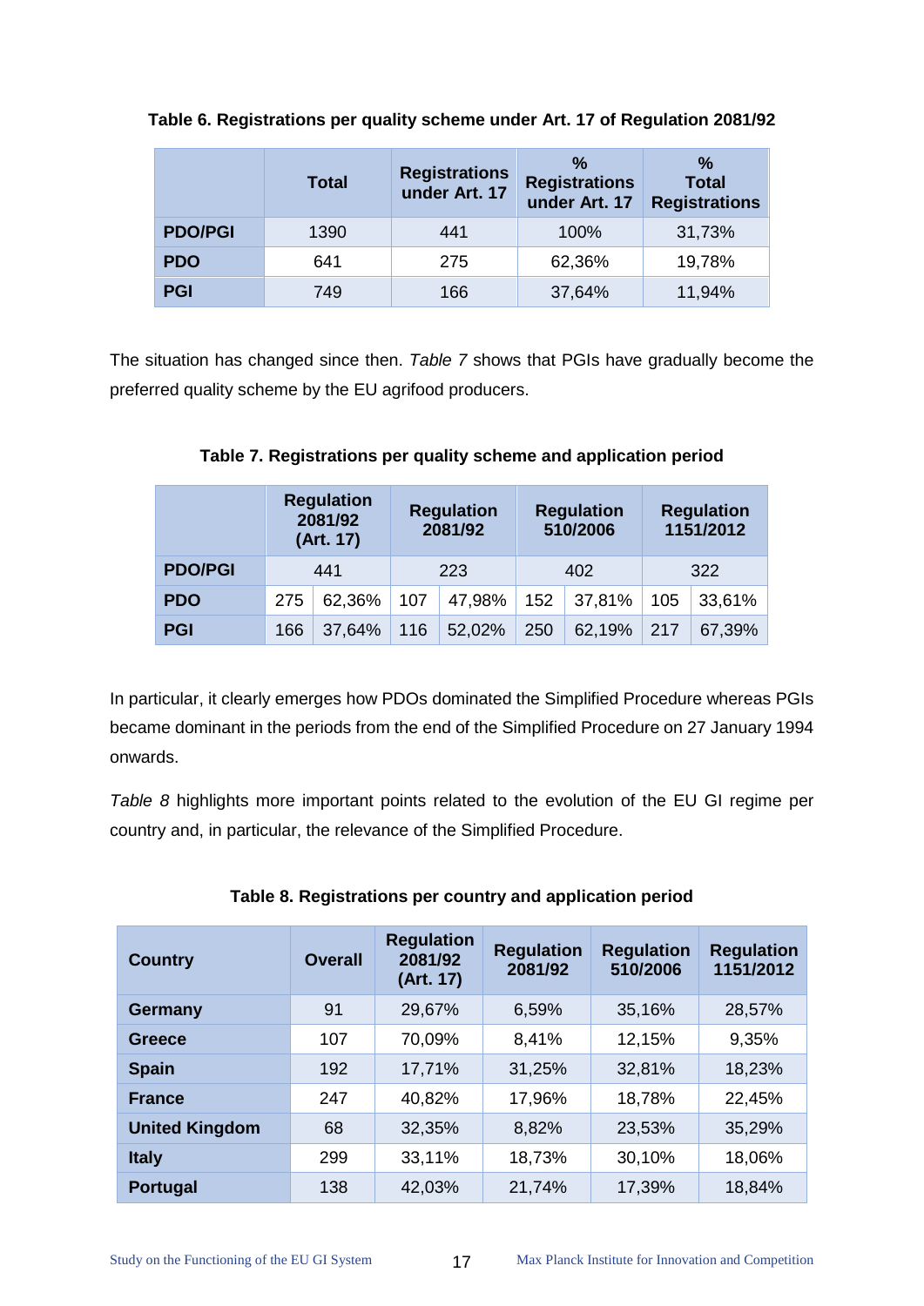**Table 6. Registrations per quality scheme under Art. 17 of Regulation 2081/92**

| | Total | Registrations under Art. 17 | % Registrations under Art. 17 | % Total Registrations |
|---|---|---|---|---|
| **PDO/PGI** | 1390 | 441 | 100% | 31,73% |
| **PDO** | 641 | 275 | 62,36% | 19,78% |
| **PGI** | 749 | 166 | 37,64% | 11,94% |

The situation has changed since then. *Table 7* shows that PGIs have gradually become the preferred quality scheme by the EU agrifood producers.

**Table 7. Registrations per quality scheme and application period**

| | Regulation 2081/92 (Art. 17) | | Regulation 2081/92 | | Regulation 510/2006 | | Regulation 1151/2012 | |
|---|---|---|---|---|---|---|---|---|
| **PDO/PGI** | 441 | | 223 | | 402 | | 322 | |
| **PDO** | 275 | 62,36% | 107 | 47,98% | 152 | 37,81% | 105 | 33,61% |
| **PGI** | 166 | 37,64% | 116 | 52,02% | 250 | 62,19% | 217 | 67,39% |

In particular, it clearly emerges how PDOs dominated the Simplified Procedure whereas PGIs became dominant in the periods from the end of the Simplified Procedure on 27 January 1994 onwards.

*Table 8* highlights more important points related to the evolution of the EU GI regime per country and, in particular, the relevance of the Simplified Procedure.

**Table 8. Registrations per country and application period**

| Country | Overall | Regulation 2081/92 (Art. 17) | Regulation 2081/92 | Regulation 510/2006 | Regulation 1151/2012 |
|---|---|---|---|---|---|
| **Germany** | 91 | 29,67% | 6,59% | 35,16% | 28,57% |
| **Greece** | 107 | 70,09% | 8,41% | 12,15% | 9,35% |
| **Spain** | 192 | 17,71% | 31,25% | 32,81% | 18,23% |
| **France** | 247 | 40,82% | 17,96% | 18,78% | 22,45% |
| **United Kingdom** | 68 | 32,35% | 8,82% | 23,53% | 35,29% |
| **Italy** | 299 | 33,11% | 18,73% | 30,10% | 18,06% |
| **Portugal** | 138 | 42,03% | 21,74% | 17,39% | 18,84% |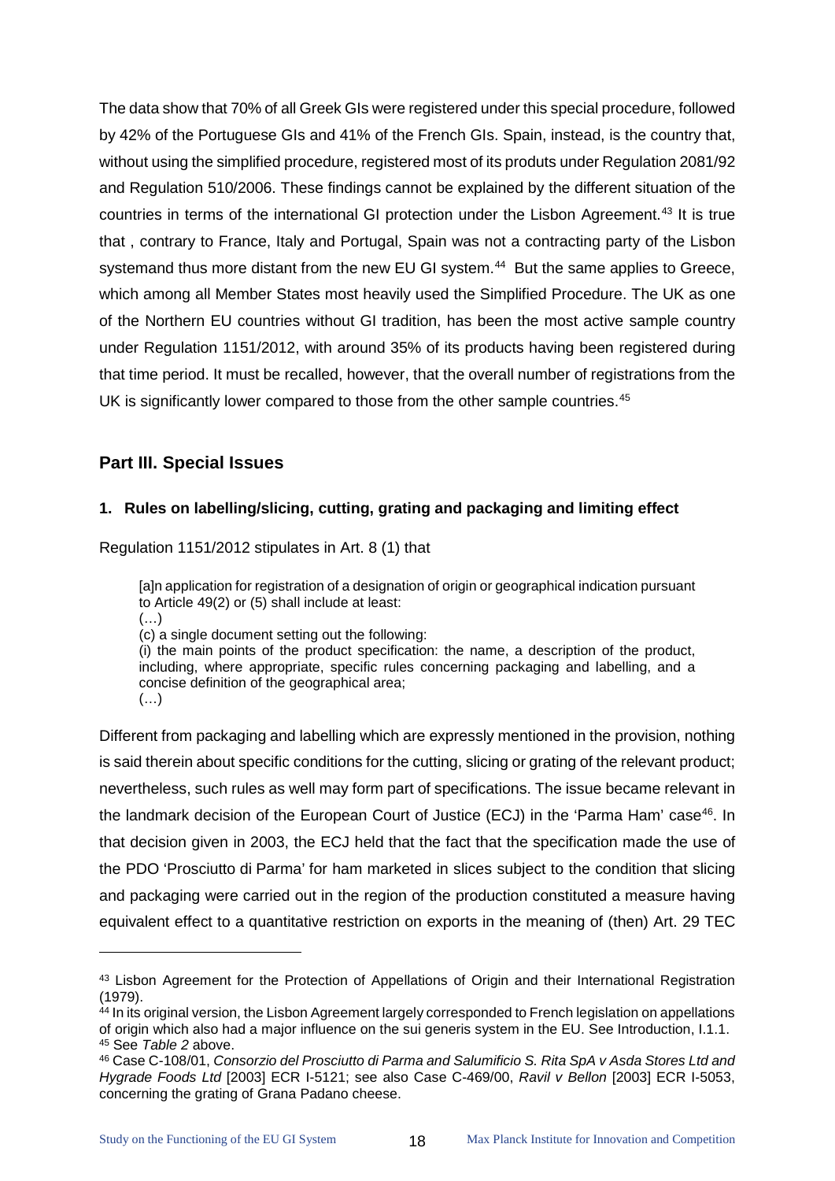The data show that 70% of all Greek GIs were registered under this special procedure, followed by 42% of the Portuguese GIs and 41% of the French GIs. Spain, instead, is the country that, without using the simplified procedure, registered most of its produts under Regulation 2081/92 and Regulation 510/2006. These findings cannot be explained by the different situation of the countries in terms of the international GI protection under the Lisbon Agreement.[43] It is true that , contrary to France, Italy and Portugal, Spain was not a contracting party of the Lisbon systemand thus more distant from the new EU GI system.[44] But the same applies to Greece, which among all Member States most heavily used the Simplified Procedure. The UK as one of the Northern EU countries without GI tradition, has been the most active sample country under Regulation 1151/2012, with around 35% of its products having been registered during that time period. It must be recalled, however, that the overall number of registrations from the UK is significantly lower compared to those from the other sample countries.[45]

## Part III. Special Issues

### 1. Rules on labelling/slicing, cutting, grating and packaging and limiting effect

Regulation 1151/2012 stipulates in Art. 8 (1) that

> [a]n application for registration of a designation of origin or geographical indication pursuant to Article 49(2) or (5) shall include at least:
> (…)
> (c) a single document setting out the following:
> (i) the main points of the product specification: the name, a description of the product, including, where appropriate, specific rules concerning packaging and labelling, and a concise definition of the geographical area;
> (…)

Different from packaging and labelling which are expressly mentioned in the provision, nothing is said therein about specific conditions for the cutting, slicing or grating of the relevant product; nevertheless, such rules as well may form part of specifications. The issue became relevant in the landmark decision of the European Court of Justice (ECJ) in the 'Parma Ham' case[46]. In that decision given in 2003, the ECJ held that the fact that the specification made the use of the PDO 'Prosciutto di Parma' for ham marketed in slices subject to the condition that slicing and packaging were carried out in the region of the production constituted a measure having equivalent effect to a quantitative restriction on exports in the meaning of (then) Art. 29 TEC

---

[43] Lisbon Agreement for the Protection of Appellations of Origin and their International Registration (1979).

[44] In its original version, the Lisbon Agreement largely corresponded to French legislation on appellations of origin which also had a major influence on the sui generis system in the EU. See Introduction, I.1.1.

[45] See *Table 2* above.

[46] Case C-108/01, *Consorzio del Prosciutto di Parma and Salumificio S. Rita SpA v Asda Stores Ltd and Hygrade Foods Ltd* [2003] ECR I-5121; see also Case C-469/00, *Ravil v Bellon* [2003] ECR I-5053, concerning the grating of Grana Padano cheese.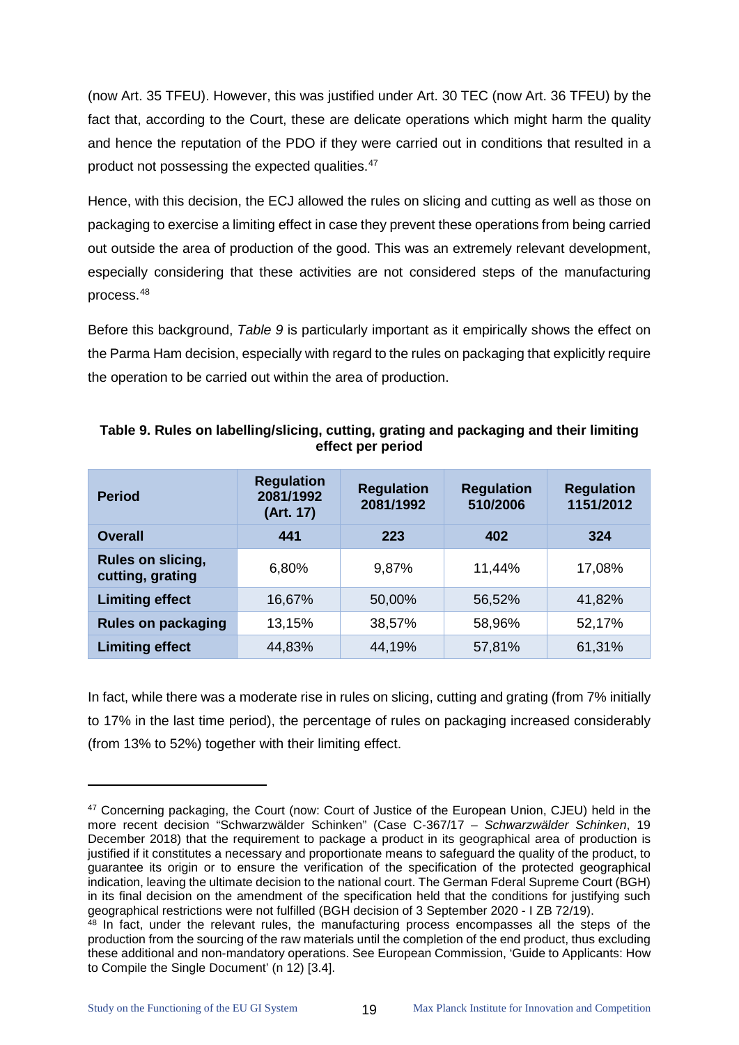(now Art. 35 TFEU). However, this was justified under Art. 30 TEC (now Art. 36 TFEU) by the fact that, according to the Court, these are delicate operations which might harm the quality and hence the reputation of the PDO if they were carried out in conditions that resulted in a product not possessing the expected qualities.[47]

Hence, with this decision, the ECJ allowed the rules on slicing and cutting as well as those on packaging to exercise a limiting effect in case they prevent these operations from being carried out outside the area of production of the good. This was an extremely relevant development, especially considering that these activities are not considered steps of the manufacturing process.[48]

Before this background, *Table 9* is particularly important as it empirically shows the effect on the Parma Ham decision, especially with regard to the rules on packaging that explicitly require the operation to be carried out within the area of production.

**Table 9. Rules on labelling/slicing, cutting, grating and packaging and their limiting effect per period**

| Period | Regulation 2081/1992 (Art. 17) | Regulation 2081/1992 | Regulation 510/2006 | Regulation 1151/2012 |
|---|---|---|---|---|
| **Overall** | **441** | **223** | **402** | **324** |
| **Rules on slicing, cutting, grating** | 6,80% | 9,87% | 11,44% | 17,08% |
| **Limiting effect** | 16,67% | 50,00% | 56,52% | 41,82% |
| **Rules on packaging** | 13,15% | 38,57% | 58,96% | 52,17% |
| **Limiting effect** | 44,83% | 44,19% | 57,81% | 61,31% |

In fact, while there was a moderate rise in rules on slicing, cutting and grating (from 7% initially to 17% in the last time period), the percentage of rules on packaging increased considerably (from 13% to 52%) together with their limiting effect.

---

[47] Concerning packaging, the Court (now: Court of Justice of the European Union, CJEU) held in the more recent decision "Schwarzwälder Schinken" (Case C-367/17 – *Schwarzwälder Schinken*, 19 December 2018) that the requirement to package a product in its geographical area of production is justified if it constitutes a necessary and proportionate means to safeguard the quality of the product, to guarantee its origin or to ensure the verification of the specification of the protected geographical indication, leaving the ultimate decision to the national court. The German Fderal Supreme Court (BGH) in its final decision on the amendment of the specification held that the conditions for justifying such geographical restrictions were not fulfilled (BGH decision of 3 September 2020 - I ZB 72/19).

[48] In fact, under the relevant rules, the manufacturing process encompasses all the steps of the production from the sourcing of the raw materials until the completion of the end product, thus excluding these additional and non-mandatory operations. See European Commission, 'Guide to Applicants: How to Compile the Single Document' (n 12) [3.4].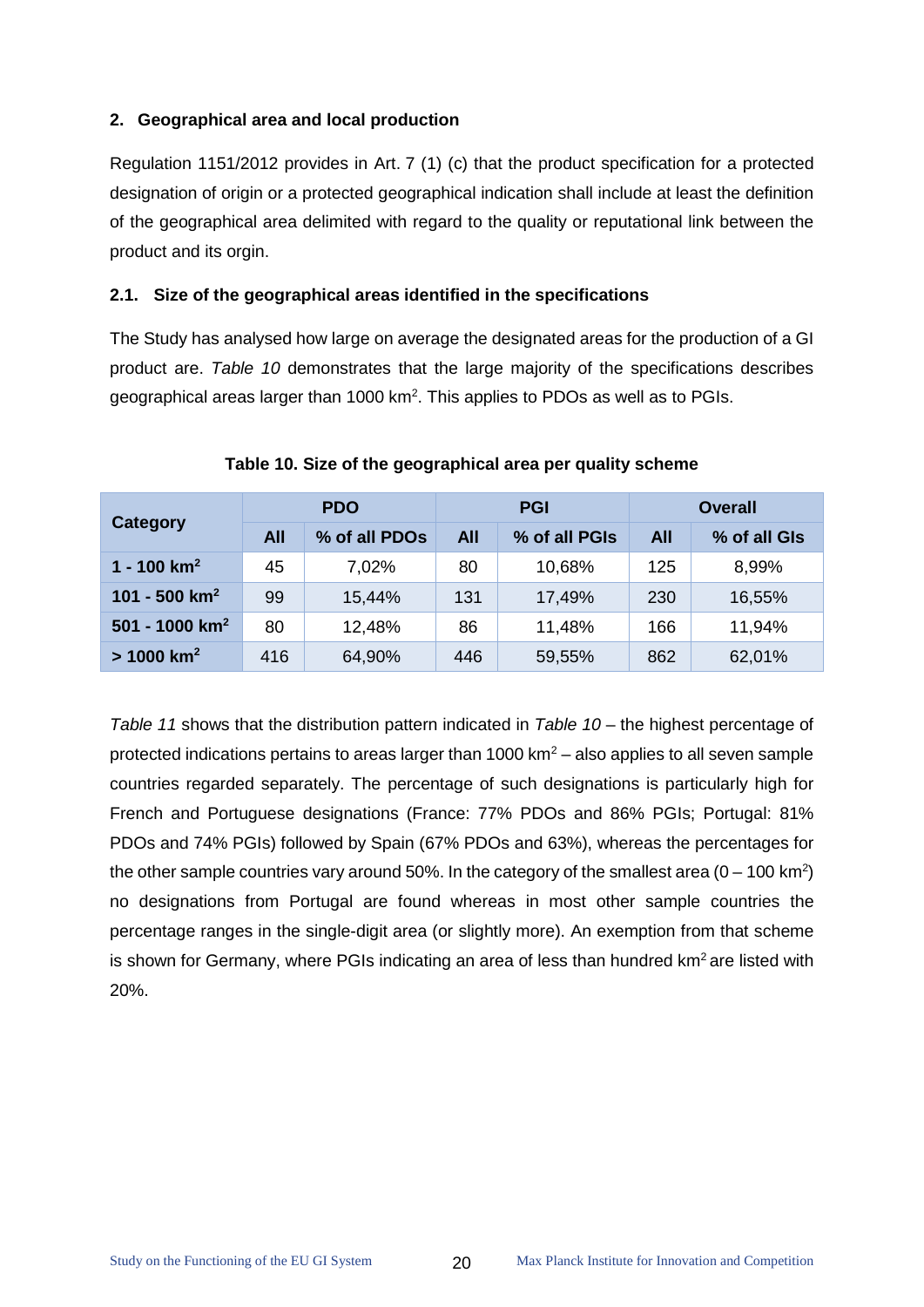## 2. Geographical area and local production

Regulation 1151/2012 provides in Art. 7 (1) (c) that the product specification for a protected designation of origin or a protected geographical indication shall include at least the definition of the geographical area delimited with regard to the quality or reputational link between the product and its orgin.

### 2.1. Size of the geographical areas identified in the specifications

The Study has analysed how large on average the designated areas for the production of a GI product are. *Table 10* demonstrates that the large majority of the specifications describes geographical areas larger than 1000 $km^2$. This applies to PDOs as well as to PGIs.

**Table 10. Size of the geographical area per quality scheme**

| Category | PDO | | PGI | | Overall | |
|---|---|---|---|---|---|---|
| | All | % of all PDOs | All | % of all PGIs | All | % of all GIs |
| 1 - 100 $km^2$ | 45 | 7,02% | 80 | 10,68% | 125 | 8,99% |
| 101 - 500 $km^2$ | 99 | 15,44% | 131 | 17,49% | 230 | 16,55% |
| 501 - 1000 $km^2$ | 80 | 12,48% | 86 | 11,48% | 166 | 11,94% |
| > 1000 $km^2$ | 416 | 64,90% | 446 | 59,55% | 862 | 62,01% |

*Table 11* shows that the distribution pattern indicated in *Table 10* – the highest percentage of protected indications pertains to areas larger than 1000 $km^2$ – also applies to all seven sample countries regarded separately. The percentage of such designations is particularly high for French and Portuguese designations (France: 77% PDOs and 86% PGIs; Portugal: 81% PDOs and 74% PGIs) followed by Spain (67% PDOs and 63%), whereas the percentages for the other sample countries vary around 50%. In the category of the smallest area (0 – 100 $km^2$) no designations from Portugal are found whereas in most other sample countries the percentage ranges in the single-digit area (or slightly more). An exemption from that scheme is shown for Germany, where PGIs indicating an area of less than hundred $km^2$ are listed with 20%.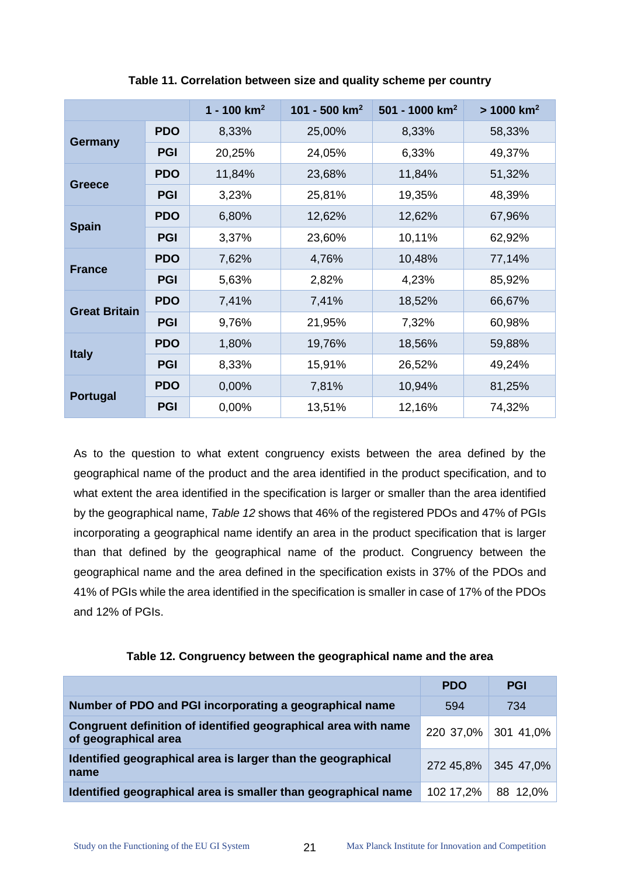**Table 11. Correlation between size and quality scheme per country**

| | | 1 - 100 km$^2$ | 101 - 500 km$^2$ | 501 - 1000 km$^2$ | > 1000 km$^2$ |
|---|---|---|---|---|---|
| **Germany** | **PDO** | 8,33% | 25,00% | 8,33% | 58,33% |
| | **PGI** | 20,25% | 24,05% | 6,33% | 49,37% |
| **Greece** | **PDO** | 11,84% | 23,68% | 11,84% | 51,32% |
| | **PGI** | 3,23% | 25,81% | 19,35% | 48,39% |
| **Spain** | **PDO** | 6,80% | 12,62% | 12,62% | 67,96% |
| | **PGI** | 3,37% | 23,60% | 10,11% | 62,92% |
| **France** | **PDO** | 7,62% | 4,76% | 10,48% | 77,14% |
| | **PGI** | 5,63% | 2,82% | 4,23% | 85,92% |
| **Great Britain** | **PDO** | 7,41% | 7,41% | 18,52% | 66,67% |
| | **PGI** | 9,76% | 21,95% | 7,32% | 60,98% |
| **Italy** | **PDO** | 1,80% | 19,76% | 18,56% | 59,88% |
| | **PGI** | 8,33% | 15,91% | 26,52% | 49,24% |
| **Portugal** | **PDO** | 0,00% | 7,81% | 10,94% | 81,25% |
| | **PGI** | 0,00% | 13,51% | 12,16% | 74,32% |

As to the question to what extent congruency exists between the area defined by the geographical name of the product and the area identified in the product specification, and to what extent the area identified in the specification is larger or smaller than the area identified by the geographical name, *Table 12* shows that 46% of the registered PDOs and 47% of PGIs incorporating a geographical name identify an area in the product specification that is larger than that defined by the geographical name of the product. Congruency between the geographical name and the area defined in the specification exists in 37% of the PDOs and 41% of PGIs while the area identified in the specification is smaller in case of 17% of the PDOs and 12% of PGIs.

**Table 12. Congruency between the geographical name and the area**

| | PDO | PGI |
|---|---|---|
| **Number of PDO and PGI incorporating a geographical name** | 594 | 734 |
| **Congruent definition of identified geographical area with name of geographical area** | 220 37,0% | 301 41,0% |
| **Identified geographical area is larger than the geographical name** | 272 45,8% | 345 47,0% |
| **Identified geographical area is smaller than geographical name** | 102 17,2% | 88 12,0% |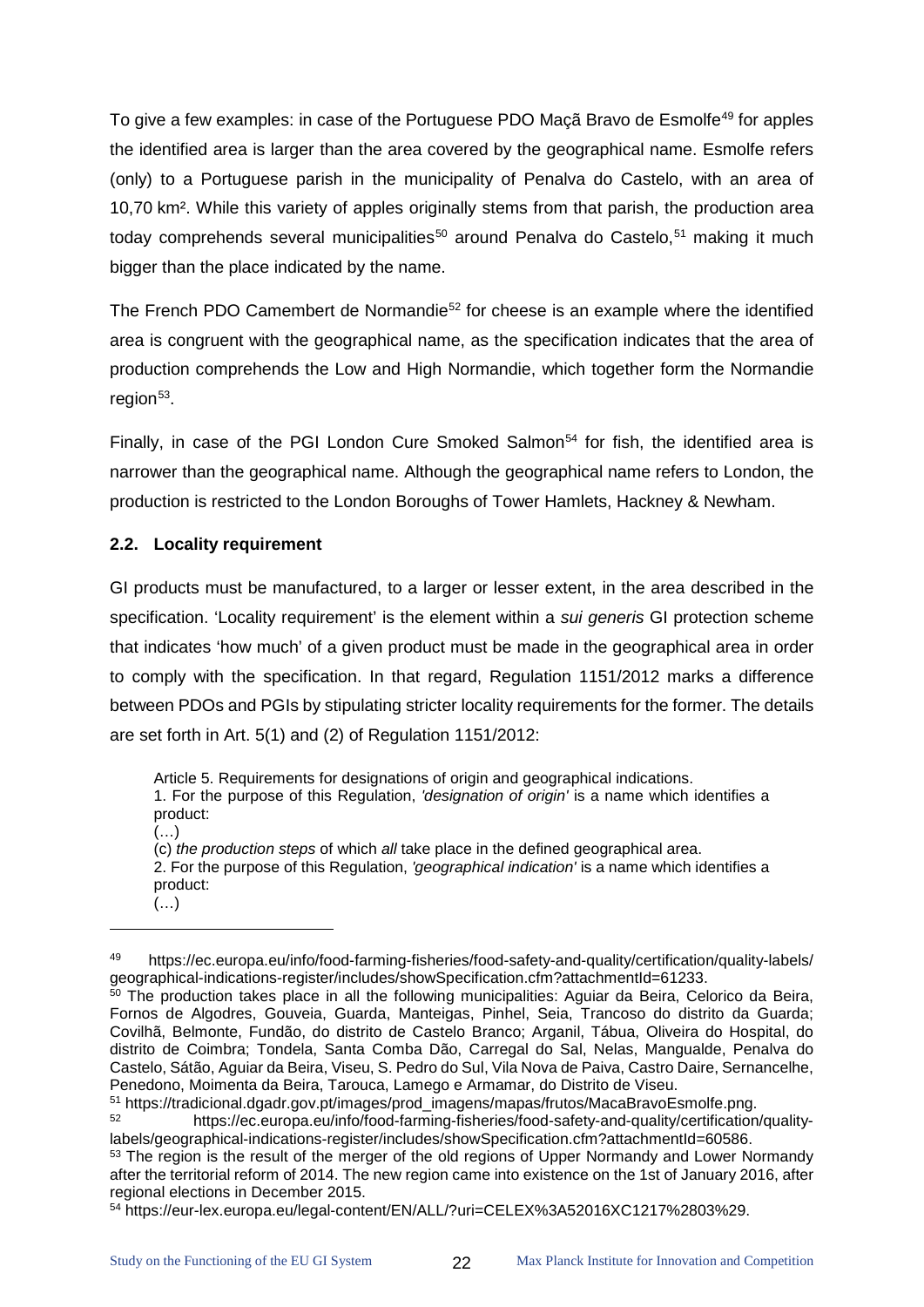To give a few examples: in case of the Portuguese PDO Maçã Bravo de Esmolfe[49] for apples the identified area is larger than the area covered by the geographical name. Esmolfe refers (only) to a Portuguese parish in the municipality of Penalva do Castelo, with an area of 10,70 km². While this variety of apples originally stems from that parish, the production area today comprehends several municipalities[50] around Penalva do Castelo,[51] making it much bigger than the place indicated by the name.

The French PDO Camembert de Normandie[52] for cheese is an example where the identified area is congruent with the geographical name, as the specification indicates that the area of production comprehends the Low and High Normandie, which together form the Normandie region[53].

Finally, in case of the PGI London Cure Smoked Salmon[54] for fish, the identified area is narrower than the geographical name. Although the geographical name refers to London, the production is restricted to the London Boroughs of Tower Hamlets, Hackney & Newham.

### 2.2. Locality requirement

GI products must be manufactured, to a larger or lesser extent, in the area described in the specification. 'Locality requirement' is the element within a *sui generis* GI protection scheme that indicates 'how much' of a given product must be made in the geographical area in order to comply with the specification. In that regard, Regulation 1151/2012 marks a difference between PDOs and PGIs by stipulating stricter locality requirements for the former. The details are set forth in Art. 5(1) and (2) of Regulation 1151/2012:

> Article 5. Requirements for designations of origin and geographical indications.
> 1. For the purpose of this Regulation, *'designation of origin'* is a name which identifies a product:
> (…)
> (c) *the production steps* of which *all* take place in the defined geographical area.
> 2. For the purpose of this Regulation, *'geographical indication'* is a name which identifies a product:
> (…)

---

[49] https://ec.europa.eu/info/food-farming-fisheries/food-safety-and-quality/certification/quality-labels/geographical-indications-register/includes/showSpecification.cfm?attachmentId=61233.

[50] The production takes place in all the following municipalities: Aguiar da Beira, Celorico da Beira, Fornos de Algodres, Gouveia, Guarda, Manteigas, Pinhel, Seia, Trancoso do distrito da Guarda; Covilhã, Belmonte, Fundão, do distrito de Castelo Branco; Arganil, Tábua, Oliveira do Hospital, do distrito de Coimbra; Tondela, Santa Comba Dão, Carregal do Sal, Nelas, Mangualde, Penalva do Castelo, Sátão, Aguiar da Beira, Viseu, S. Pedro do Sul, Vila Nova de Paiva, Castro Daire, Sernancelhe, Penedono, Moimenta da Beira, Tarouca, Lamego e Armamar, do Distrito de Viseu.

[51] https://tradicional.dgadr.gov.pt/images/prod_imagens/mapas/frutos/MacaBravoEsmolfe.png.

[52] https://ec.europa.eu/info/food-farming-fisheries/food-safety-and-quality/certification/quality-labels/geographical-indications-register/includes/showSpecification.cfm?attachmentId=60586.

[53] The region is the result of the merger of the old regions of Upper Normandy and Lower Normandy after the territorial reform of 2014. The new region came into existence on the 1st of January 2016, after regional elections in December 2015.

[54] https://eur-lex.europa.eu/legal-content/EN/ALL/?uri=CELEX%3A52016XC1217%2803%29.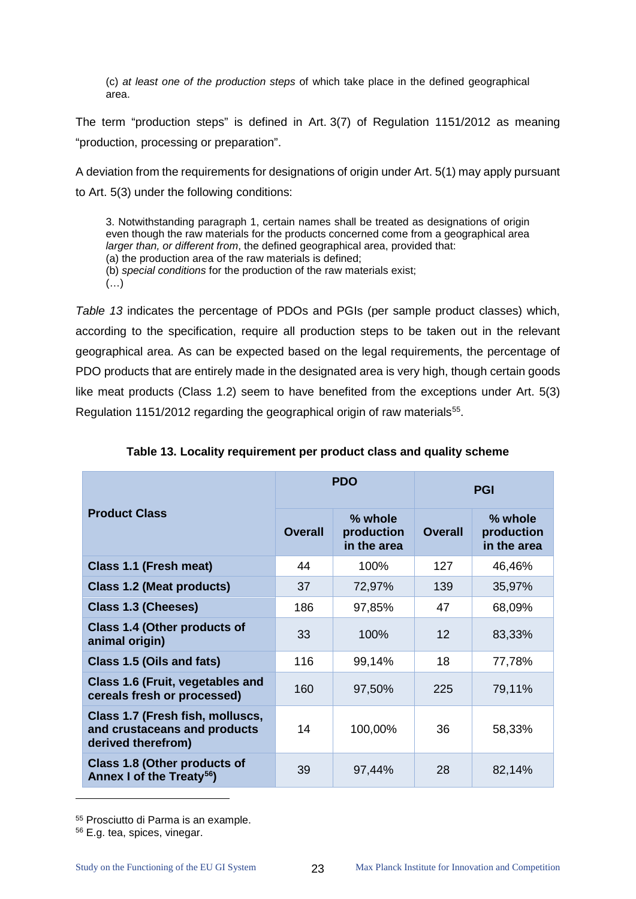> (c) *at least one of the production steps* of which take place in the defined geographical area.

The term "production steps" is defined in Art. 3(7) of Regulation 1151/2012 as meaning "production, processing or preparation".

A deviation from the requirements for designations of origin under Art. 5(1) may apply pursuant to Art. 5(3) under the following conditions:

> 3. Notwithstanding paragraph 1, certain names shall be treated as designations of origin even though the raw materials for the products concerned come from a geographical area *larger than, or different from*, the defined geographical area, provided that:
> (a) the production area of the raw materials is defined;
> (b) *special conditions* for the production of the raw materials exist;
> (…)

*Table 13* indicates the percentage of PDOs and PGIs (per sample product classes) which, according to the specification, require all production steps to be taken out in the relevant geographical area. As can be expected based on the legal requirements, the percentage of PDO products that are entirely made in the designated area is very high, though certain goods like meat products (Class 1.2) seem to have benefited from the exceptions under Art. 5(3) Regulation 1151/2012 regarding the geographical origin of raw materials[55].

**Table 13. Locality requirement per product class and quality scheme**

| **Product Class** | **PDO** | | **PGI** | |
|---|---|---|---|---|
| | **Overall** | **% whole production in the area** | **Overall** | **% whole production in the area** |
| **Class 1.1 (Fresh meat)** | 44 | 100% | 127 | 46,46% |
| **Class 1.2 (Meat products)** | 37 | 72,97% | 139 | 35,97% |
| **Class 1.3 (Cheeses)** | 186 | 97,85% | 47 | 68,09% |
| **Class 1.4 (Other products of animal origin)** | 33 | 100% | 12 | 83,33% |
| **Class 1.5 (Oils and fats)** | 116 | 99,14% | 18 | 77,78% |
| **Class 1.6 (Fruit, vegetables and cereals fresh or processed)** | 160 | 97,50% | 225 | 79,11% |
| **Class 1.7 (Fresh fish, molluscs, and crustaceans and products derived therefrom)** | 14 | 100,00% | 36 | 58,33% |
| **Class 1.8 (Other products of Annex I of the Treaty[56])** | 39 | 97,44% | 28 | 82,14% |

[55] Prosciutto di Parma is an example.

[56] E.g. tea, spices, vinegar.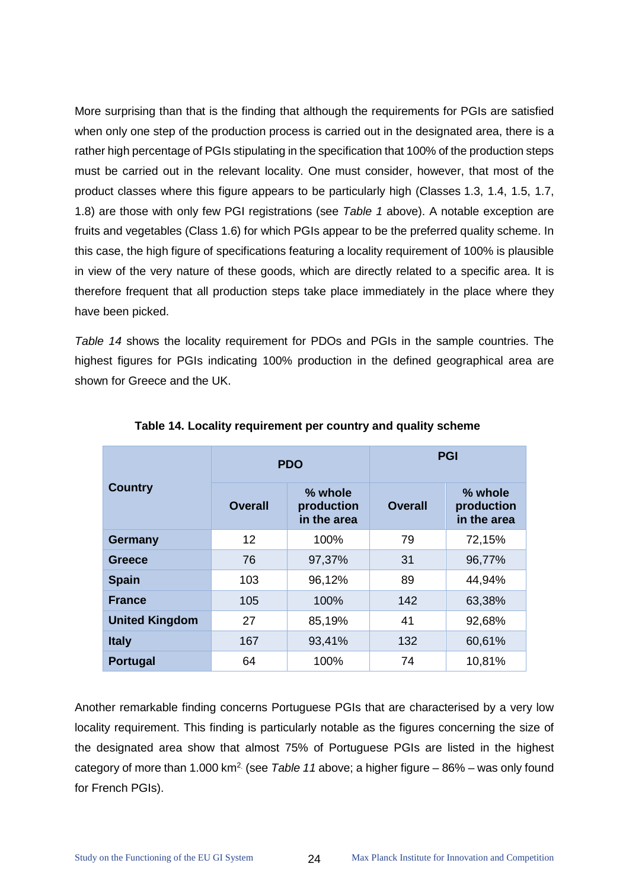More surprising than that is the finding that although the requirements for PGIs are satisfied when only one step of the production process is carried out in the designated area, there is a rather high percentage of PGIs stipulating in the specification that 100% of the production steps must be carried out in the relevant locality. One must consider, however, that most of the product classes where this figure appears to be particularly high (Classes 1.3, 1.4, 1.5, 1.7, 1.8) are those with only few PGI registrations (see *Table 1* above). A notable exception are fruits and vegetables (Class 1.6) for which PGIs appear to be the preferred quality scheme. In this case, the high figure of specifications featuring a locality requirement of 100% is plausible in view of the very nature of these goods, which are directly related to a specific area. It is therefore frequent that all production steps take place immediately in the place where they have been picked.

*Table 14* shows the locality requirement for PDOs and PGIs in the sample countries. The highest figures for PGIs indicating 100% production in the defined geographical area are shown for Greece and the UK.

**Table 14. Locality requirement per country and quality scheme**

| Country | PDO | | PGI | |
|---|---|---|---|---|
| | Overall | % whole production in the area | Overall | % whole production in the area |
| **Germany** | 12 | 100% | 79 | 72,15% |
| **Greece** | 76 | 97,37% | 31 | 96,77% |
| **Spain** | 103 | 96,12% | 89 | 44,94% |
| **France** | 105 | 100% | 142 | 63,38% |
| **United Kingdom** | 27 | 85,19% | 41 | 92,68% |
| **Italy** | 167 | 93,41% | 132 | 60,61% |
| **Portugal** | 64 | 100% | 74 | 10,81% |

Another remarkable finding concerns Portuguese PGIs that are characterised by a very low locality requirement. This finding is particularly notable as the figures concerning the size of the designated area show that almost 75% of Portuguese PGIs are listed in the highest category of more than 1.000 km$^2$. (see *Table 11* above; a higher figure – 86% – was only found for French PGIs).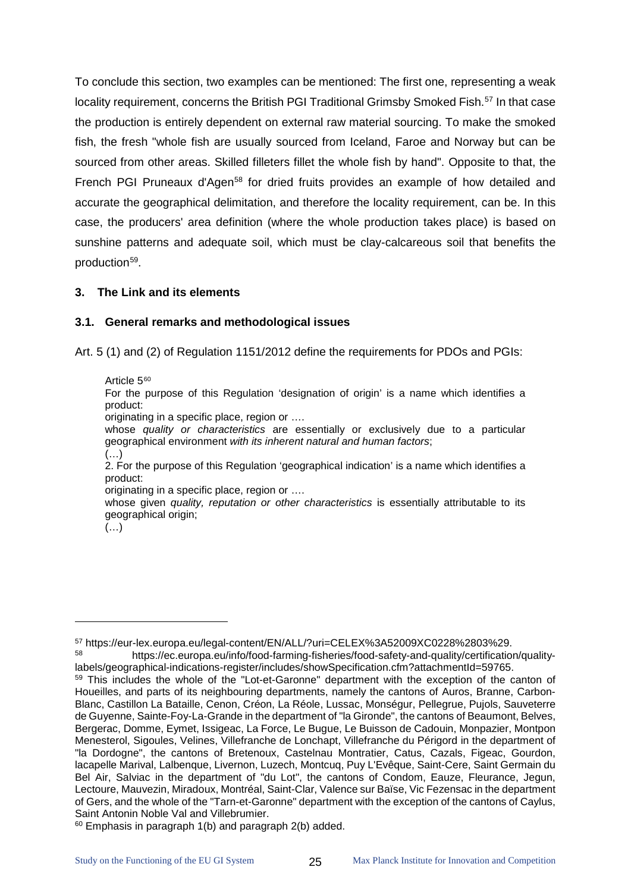To conclude this section, two examples can be mentioned: The first one, representing a weak locality requirement, concerns the British PGI Traditional Grimsby Smoked Fish.[57] In that case the production is entirely dependent on external raw material sourcing. To make the smoked fish, the fresh "whole fish are usually sourced from Iceland, Faroe and Norway but can be sourced from other areas. Skilled filleters fillet the whole fish by hand". Opposite to that, the French PGI Pruneaux d'Agen[58] for dried fruits provides an example of how detailed and accurate the geographical delimitation, and therefore the locality requirement, can be. In this case, the producers' area definition (where the whole production takes place) is based on sunshine patterns and adequate soil, which must be clay-calcareous soil that benefits the production[59].

### 3. The Link and its elements

#### 3.1. General remarks and methodological issues

Art. 5 (1) and (2) of Regulation 1151/2012 define the requirements for PDOs and PGIs:

> Article 5[60]
>
> For the purpose of this Regulation 'designation of origin' is a name which identifies a product:
>
> originating in a specific place, region or ….
>
> whose *quality or characteristics* are essentially or exclusively due to a particular geographical environment *with its inherent natural and human factors*;
>
> (…)
>
> 2. For the purpose of this Regulation 'geographical indication' is a name which identifies a product:
>
> originating in a specific place, region or ….
>
> whose given *quality, reputation or other characteristics* is essentially attributable to its geographical origin;
>
> (…)

---

[57] https://eur-lex.europa.eu/legal-content/EN/ALL/?uri=CELEX%3A52009XC0228%2803%29.

[58] https://ec.europa.eu/info/food-farming-fisheries/food-safety-and-quality/certification/quality-labels/geographical-indications-register/includes/showSpecification.cfm?attachmentId=59765.

[59] This includes the whole of the "Lot-et-Garonne" department with the exception of the canton of Houeilles, and parts of its neighbouring departments, namely the cantons of Auros, Branne, Carbon-Blanc, Castillon La Bataille, Cenon, Créon, La Réole, Lussac, Monségur, Pellegrue, Pujols, Sauveterre de Guyenne, Sainte-Foy-La-Grande in the department of "la Gironde", the cantons of Beaumont, Belves, Bergerac, Domme, Eymet, Issigeac, La Force, Le Bugue, Le Buisson de Cadouin, Monpazier, Montpon Menesterol, Sigoules, Velines, Villefranche de Lonchapt, Villefranche du Périgord in the department of "la Dordogne", the cantons of Bretenoux, Castelnau Montratier, Catus, Cazals, Figeac, Gourdon, lacapelle Marival, Lalbenque, Livernon, Luzech, Montcuq, Puy L'Evêque, Saint-Cere, Saint Germain du Bel Air, Salviac in the department of "du Lot", the cantons of Condom, Eauze, Fleurance, Jegun, Lectoure, Mauvezin, Miradoux, Montréal, Saint-Clar, Valence sur Baïse, Vic Fezensac in the department of Gers, and the whole of the "Tarn-et-Garonne" department with the exception of the cantons of Caylus, Saint Antonin Noble Val and Villebrumier.

[60] Emphasis in paragraph 1(b) and paragraph 2(b) added.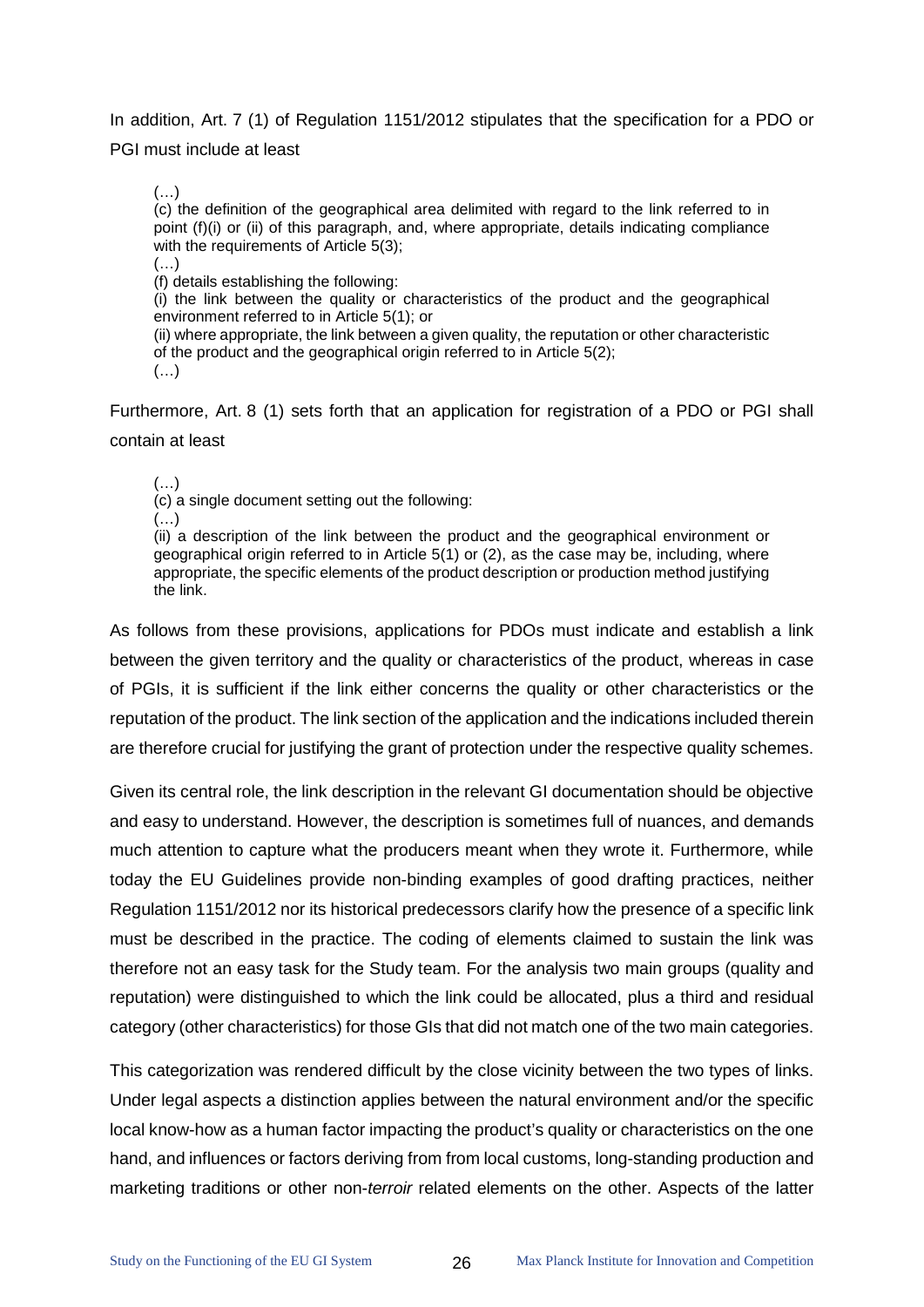In addition, Art. 7 (1) of Regulation 1151/2012 stipulates that the specification for a PDO or PGI must include at least

> (…)
> (c) the definition of the geographical area delimited with regard to the link referred to in point (f)(i) or (ii) of this paragraph, and, where appropriate, details indicating compliance with the requirements of Article 5(3);
> (…)
> (f) details establishing the following:
> (i) the link between the quality or characteristics of the product and the geographical environment referred to in Article 5(1); or
> (ii) where appropriate, the link between a given quality, the reputation or other characteristic of the product and the geographical origin referred to in Article 5(2);
> (…)

Furthermore, Art. 8 (1) sets forth that an application for registration of a PDO or PGI shall contain at least

> (…)
> (c) a single document setting out the following:
> (…)
> (ii) a description of the link between the product and the geographical environment or geographical origin referred to in Article 5(1) or (2), as the case may be, including, where appropriate, the specific elements of the product description or production method justifying the link.

As follows from these provisions, applications for PDOs must indicate and establish a link between the given territory and the quality or characteristics of the product, whereas in case of PGIs, it is sufficient if the link either concerns the quality or other characteristics or the reputation of the product. The link section of the application and the indications included therein are therefore crucial for justifying the grant of protection under the respective quality schemes.

Given its central role, the link description in the relevant GI documentation should be objective and easy to understand. However, the description is sometimes full of nuances, and demands much attention to capture what the producers meant when they wrote it. Furthermore, while today the EU Guidelines provide non-binding examples of good drafting practices, neither Regulation 1151/2012 nor its historical predecessors clarify how the presence of a specific link must be described in the practice. The coding of elements claimed to sustain the link was therefore not an easy task for the Study team. For the analysis two main groups (quality and reputation) were distinguished to which the link could be allocated, plus a third and residual category (other characteristics) for those GIs that did not match one of the two main categories.

This categorization was rendered difficult by the close vicinity between the two types of links. Under legal aspects a distinction applies between the natural environment and/or the specific local know-how as a human factor impacting the product's quality or characteristics on the one hand, and influences or factors deriving from from local customs, long-standing production and marketing traditions or other non-*terroir* related elements on the other. Aspects of the latter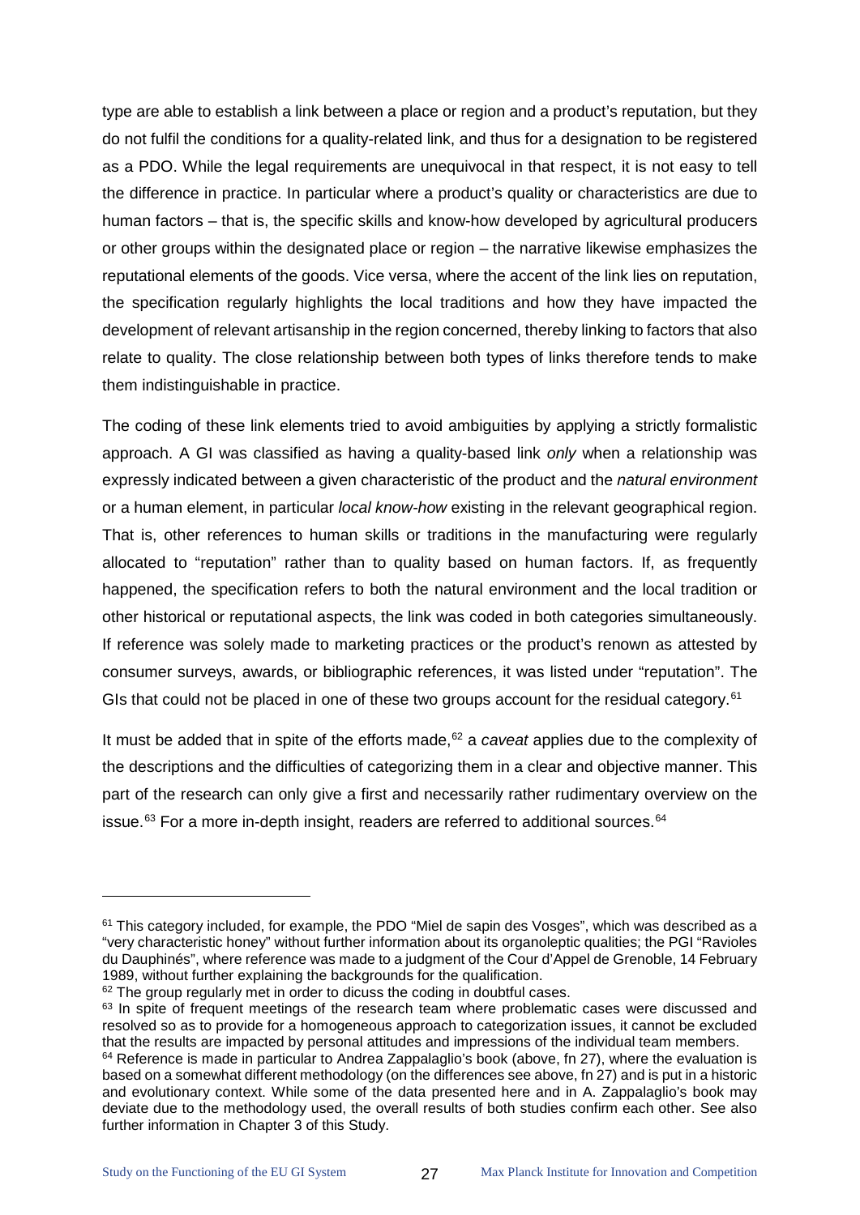type are able to establish a link between a place or region and a product's reputation, but they do not fulfil the conditions for a quality-related link, and thus for a designation to be registered as a PDO. While the legal requirements are unequivocal in that respect, it is not easy to tell the difference in practice. In particular where a product's quality or characteristics are due to human factors – that is, the specific skills and know-how developed by agricultural producers or other groups within the designated place or region – the narrative likewise emphasizes the reputational elements of the goods. Vice versa, where the accent of the link lies on reputation, the specification regularly highlights the local traditions and how they have impacted the development of relevant artisanship in the region concerned, thereby linking to factors that also relate to quality. The close relationship between both types of links therefore tends to make them indistinguishable in practice.

The coding of these link elements tried to avoid ambiguities by applying a strictly formalistic approach. A GI was classified as having a quality-based link *only* when a relationship was expressly indicated between a given characteristic of the product and the *natural environment* or a human element, in particular *local know-how* existing in the relevant geographical region. That is, other references to human skills or traditions in the manufacturing were regularly allocated to "reputation" rather than to quality based on human factors. If, as frequently happened, the specification refers to both the natural environment and the local tradition or other historical or reputational aspects, the link was coded in both categories simultaneously. If reference was solely made to marketing practices or the product's renown as attested by consumer surveys, awards, or bibliographic references, it was listed under "reputation". The GIs that could not be placed in one of these two groups account for the residual category.[61]

It must be added that in spite of the efforts made,[62] a *caveat* applies due to the complexity of the descriptions and the difficulties of categorizing them in a clear and objective manner. This part of the research can only give a first and necessarily rather rudimentary overview on the issue.[63] For a more in-depth insight, readers are referred to additional sources.[64]

---

[61] This category included, for example, the PDO "Miel de sapin des Vosges", which was described as a "very characteristic honey" without further information about its organoleptic qualities; the PGI "Ravioles du Dauphinés", where reference was made to a judgment of the Cour d'Appel de Grenoble, 14 February 1989, without further explaining the backgrounds for the qualification.

[62] The group regularly met in order to dicuss the coding in doubtful cases.

[63] In spite of frequent meetings of the research team where problematic cases were discussed and resolved so as to provide for a homogeneous approach to categorization issues, it cannot be excluded that the results are impacted by personal attitudes and impressions of the individual team members.

[64] Reference is made in particular to Andrea Zappalaglio's book (above, fn 27), where the evaluation is based on a somewhat different methodology (on the differences see above, fn 27) and is put in a historic and evolutionary context. While some of the data presented here and in A. Zappalaglio's book may deviate due to the methodology used, the overall results of both studies confirm each other. See also further information in Chapter 3 of this Study.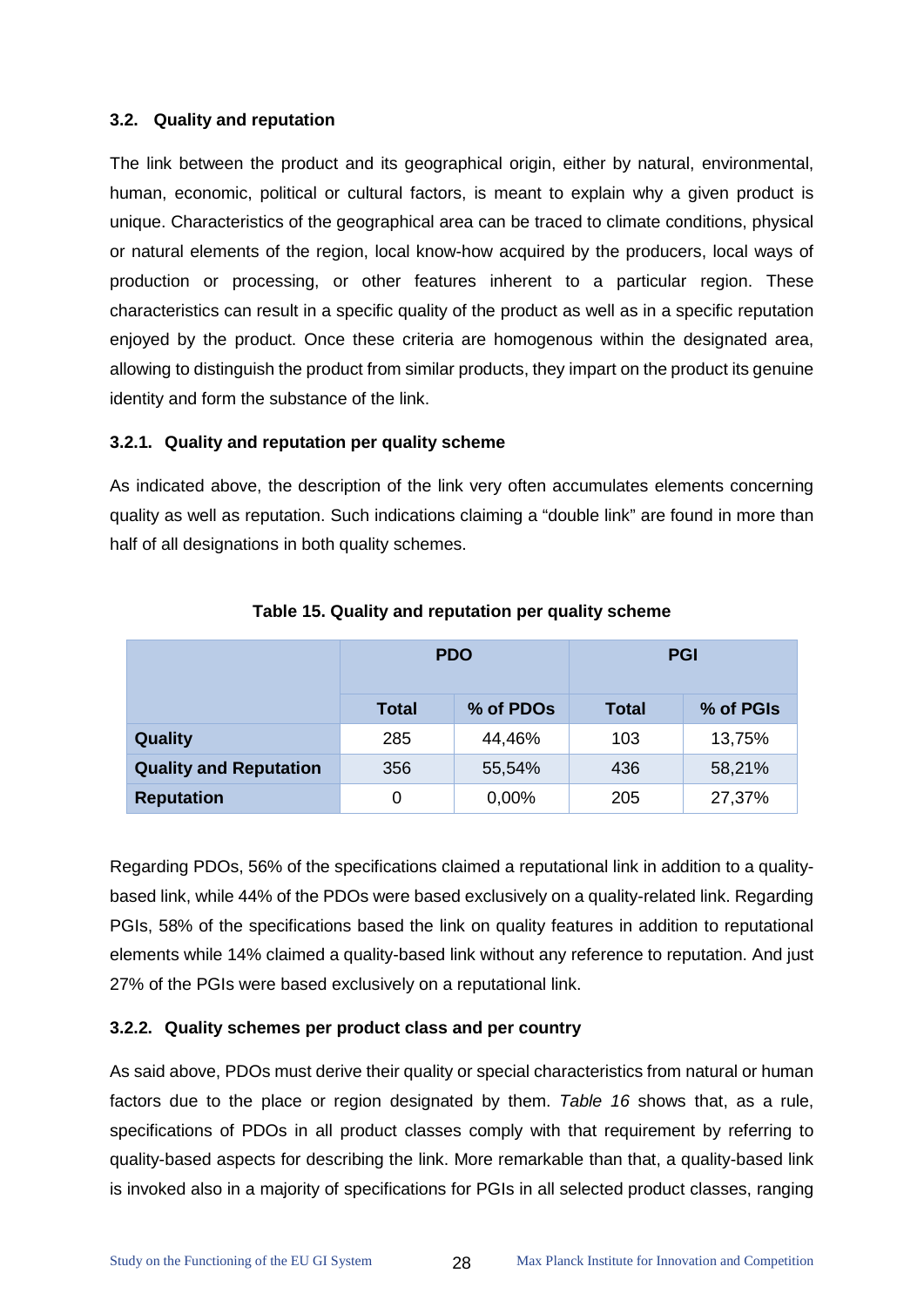### 3.2. Quality and reputation

The link between the product and its geographical origin, either by natural, environmental, human, economic, political or cultural factors, is meant to explain why a given product is unique. Characteristics of the geographical area can be traced to climate conditions, physical or natural elements of the region, local know-how acquired by the producers, local ways of production or processing, or other features inherent to a particular region. These characteristics can result in a specific quality of the product as well as in a specific reputation enjoyed by the product. Once these criteria are homogenous within the designated area, allowing to distinguish the product from similar products, they impart on the product its genuine identity and form the substance of the link.

#### 3.2.1. Quality and reputation per quality scheme

As indicated above, the description of the link very often accumulates elements concerning quality as well as reputation. Such indications claiming a "double link" are found in more than half of all designations in both quality schemes.

**Table 15. Quality and reputation per quality scheme**

| | PDO | | PGI | |
|---|---|---|---|---|
| | **Total** | **% of PDOs** | **Total** | **% of PGIs** |
| **Quality** | 285 | 44,46% | 103 | 13,75% |
| **Quality and Reputation** | 356 | 55,54% | 436 | 58,21% |
| **Reputation** | 0 | 0,00% | 205 | 27,37% |

Regarding PDOs, 56% of the specifications claimed a reputational link in addition to a quality-based link, while 44% of the PDOs were based exclusively on a quality-related link. Regarding PGIs, 58% of the specifications based the link on quality features in addition to reputational elements while 14% claimed a quality-based link without any reference to reputation. And just 27% of the PGIs were based exclusively on a reputational link.

#### 3.2.2. Quality schemes per product class and per country

As said above, PDOs must derive their quality or special characteristics from natural or human factors due to the place or region designated by them. *Table 16* shows that, as a rule, specifications of PDOs in all product classes comply with that requirement by referring to quality-based aspects for describing the link. More remarkable than that, a quality-based link is invoked also in a majority of specifications for PGIs in all selected product classes, ranging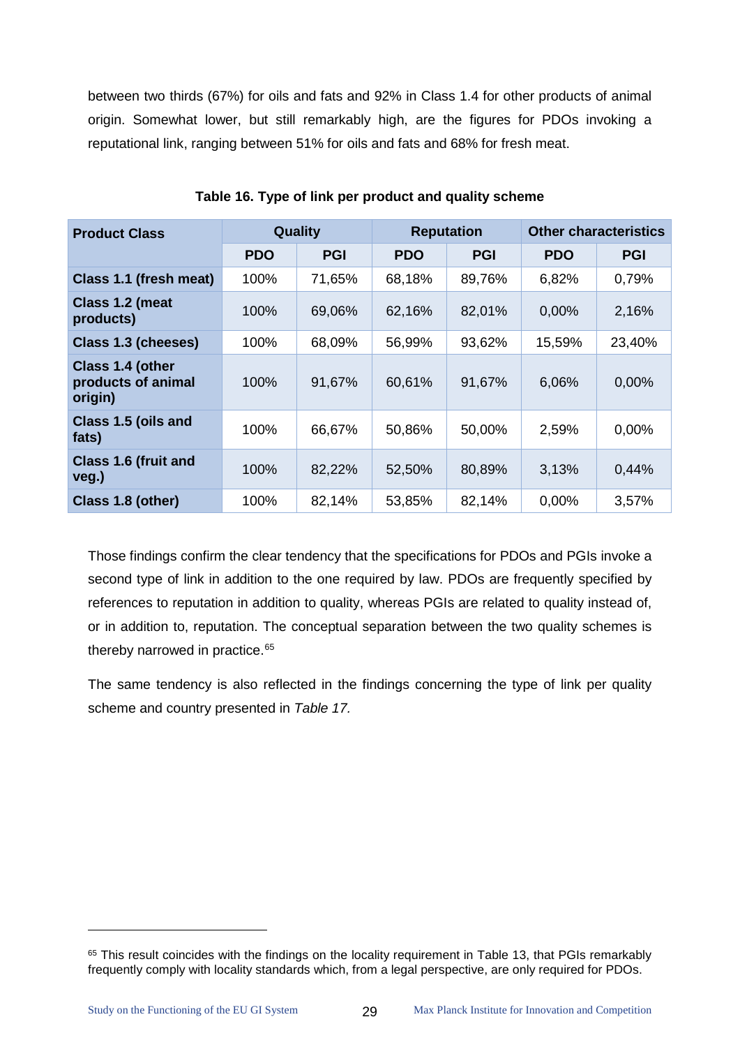between two thirds (67%) for oils and fats and 92% in Class 1.4 for other products of animal origin. Somewhat lower, but still remarkably high, are the figures for PDOs invoking a reputational link, ranging between 51% for oils and fats and 68% for fresh meat.

**Table 16. Type of link per product and quality scheme**

| Product Class | Quality | | Reputation | | Other characteristics | |
|---|---|---|---|---|---|---|
| | PDO | PGI | PDO | PGI | PDO | PGI |
| **Class 1.1 (fresh meat)** | 100% | 71,65% | 68,18% | 89,76% | 6,82% | 0,79% |
| **Class 1.2 (meat products)** | 100% | 69,06% | 62,16% | 82,01% | 0,00% | 2,16% |
| **Class 1.3 (cheeses)** | 100% | 68,09% | 56,99% | 93,62% | 15,59% | 23,40% |
| **Class 1.4 (other products of animal origin)** | 100% | 91,67% | 60,61% | 91,67% | 6,06% | 0,00% |
| **Class 1.5 (oils and fats)** | 100% | 66,67% | 50,86% | 50,00% | 2,59% | 0,00% |
| **Class 1.6 (fruit and veg.)** | 100% | 82,22% | 52,50% | 80,89% | 3,13% | 0,44% |
| **Class 1.8 (other)** | 100% | 82,14% | 53,85% | 82,14% | 0,00% | 3,57% |

Those findings confirm the clear tendency that the specifications for PDOs and PGIs invoke a second type of link in addition to the one required by law. PDOs are frequently specified by references to reputation in addition to quality, whereas PGIs are related to quality instead of, or in addition to, reputation. The conceptual separation between the two quality schemes is thereby narrowed in practice.[65]

The same tendency is also reflected in the findings concerning the type of link per quality scheme and country presented in *Table 17.*

[65] This result coincides with the findings on the locality requirement in Table 13, that PGIs remarkably frequently comply with locality standards which, from a legal perspective, are only required for PDOs.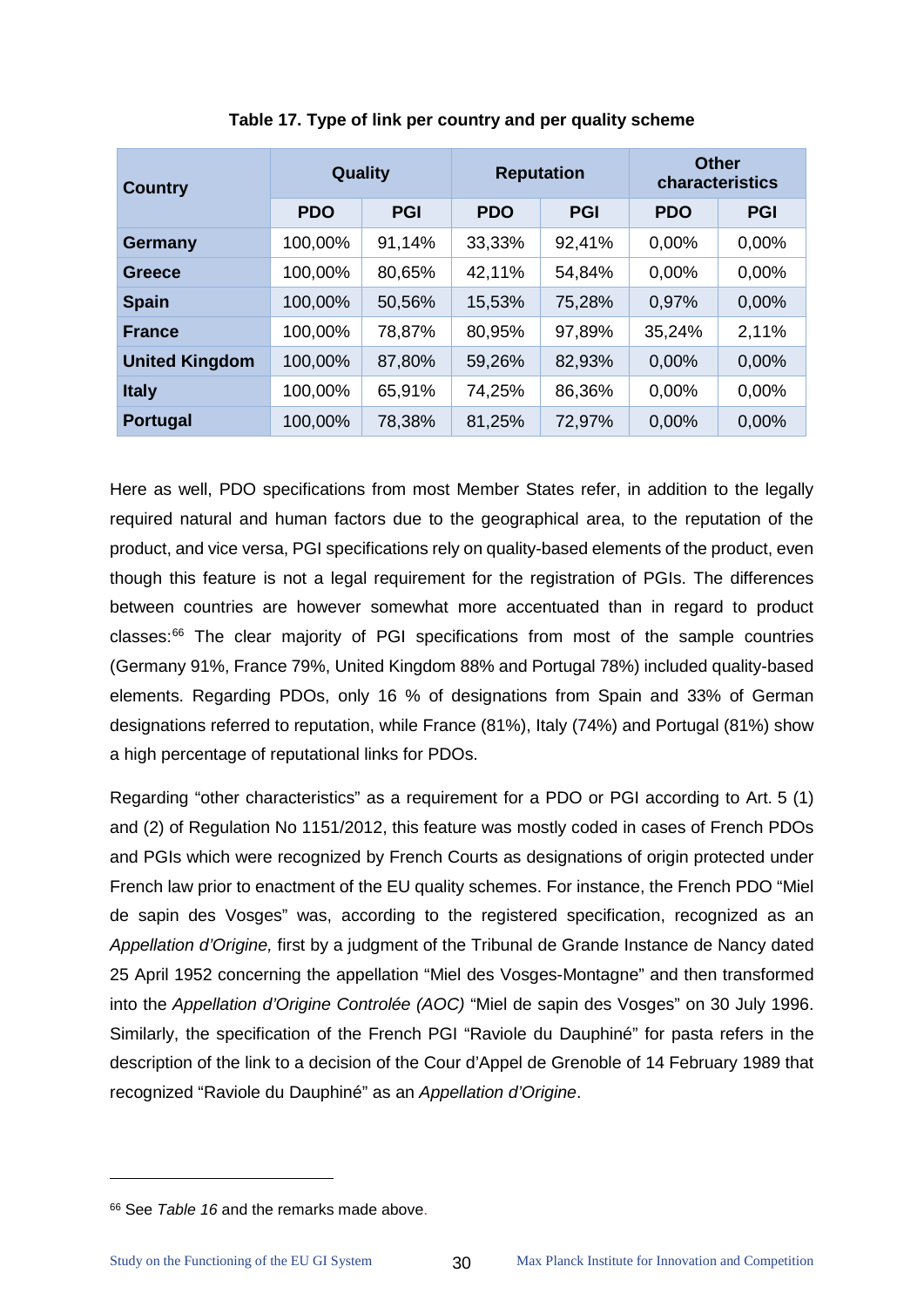**Table 17. Type of link per country and per quality scheme**

| Country | Quality | | Reputation | | Other characteristics | |
|---|---|---|---|---|---|---|
| | PDO | PGI | PDO | PGI | PDO | PGI |
| **Germany** | 100,00% | 91,14% | 33,33% | 92,41% | 0,00% | 0,00% |
| **Greece** | 100,00% | 80,65% | 42,11% | 54,84% | 0,00% | 0,00% |
| **Spain** | 100,00% | 50,56% | 15,53% | 75,28% | 0,97% | 0,00% |
| **France** | 100,00% | 78,87% | 80,95% | 97,89% | 35,24% | 2,11% |
| **United Kingdom** | 100,00% | 87,80% | 59,26% | 82,93% | 0,00% | 0,00% |
| **Italy** | 100,00% | 65,91% | 74,25% | 86,36% | 0,00% | 0,00% |
| **Portugal** | 100,00% | 78,38% | 81,25% | 72,97% | 0,00% | 0,00% |

Here as well, PDO specifications from most Member States refer, in addition to the legally required natural and human factors due to the geographical area, to the reputation of the product, and vice versa, PGI specifications rely on quality-based elements of the product, even though this feature is not a legal requirement for the registration of PGIs. The differences between countries are however somewhat more accentuated than in regard to product classes:[66] The clear majority of PGI specifications from most of the sample countries (Germany 91%, France 79%, United Kingdom 88% and Portugal 78%) included quality-based elements. Regarding PDOs, only 16 % of designations from Spain and 33% of German designations referred to reputation, while France (81%), Italy (74%) and Portugal (81%) show a high percentage of reputational links for PDOs.

Regarding "other characteristics" as a requirement for a PDO or PGI according to Art. 5 (1) and (2) of Regulation No 1151/2012, this feature was mostly coded in cases of French PDOs and PGIs which were recognized by French Courts as designations of origin protected under French law prior to enactment of the EU quality schemes. For instance, the French PDO "Miel de sapin des Vosges" was, according to the registered specification, recognized as an *Appellation d'Origine,* first by a judgment of the Tribunal de Grande Instance de Nancy dated 25 April 1952 concerning the appellation "Miel des Vosges-Montagne" and then transformed into the *Appellation d'Origine Controlée (AOC)* "Miel de sapin des Vosges" on 30 July 1996. Similarly, the specification of the French PGI "Raviole du Dauphiné" for pasta refers in the description of the link to a decision of the Cour d'Appel de Grenoble of 14 February 1989 that recognized "Raviole du Dauphiné" as an *Appellation d'Origine*.

[66] See *Table 16* and the remarks made above.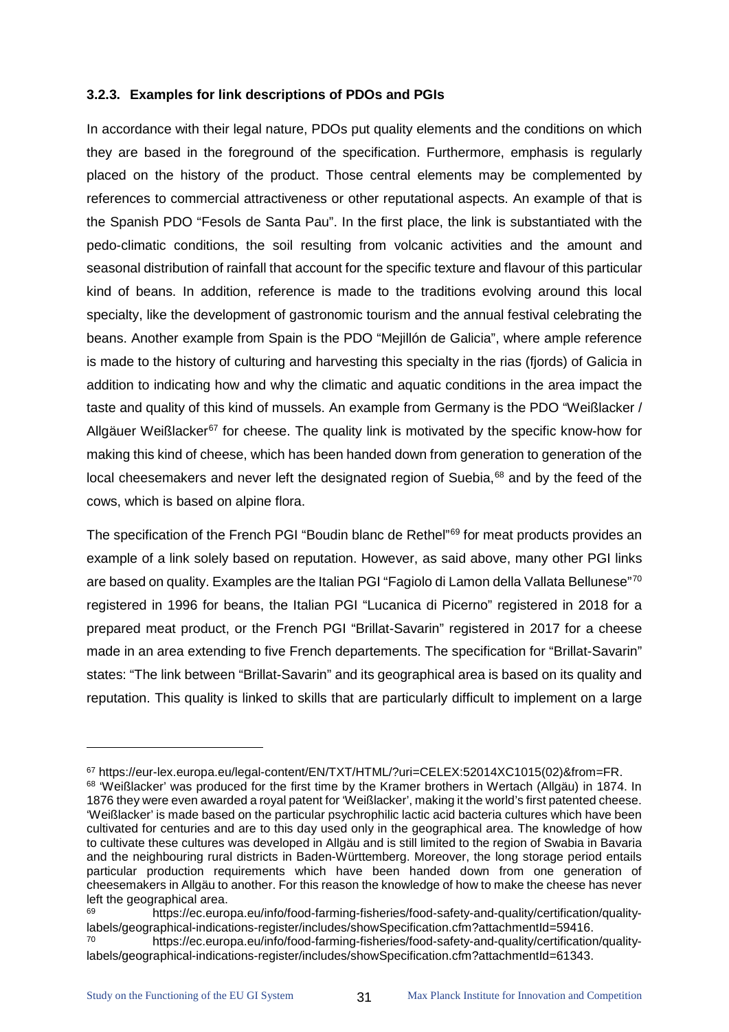### 3.2.3. Examples for link descriptions of PDOs and PGIs

In accordance with their legal nature, PDOs put quality elements and the conditions on which they are based in the foreground of the specification. Furthermore, emphasis is regularly placed on the history of the product. Those central elements may be complemented by references to commercial attractiveness or other reputational aspects. An example of that is the Spanish PDO "Fesols de Santa Pau". In the first place, the link is substantiated with the pedo-climatic conditions, the soil resulting from volcanic activities and the amount and seasonal distribution of rainfall that account for the specific texture and flavour of this particular kind of beans. In addition, reference is made to the traditions evolving around this local specialty, like the development of gastronomic tourism and the annual festival celebrating the beans. Another example from Spain is the PDO "Mejillón de Galicia", where ample reference is made to the history of culturing and harvesting this specialty in the rias (fjords) of Galicia in addition to indicating how and why the climatic and aquatic conditions in the area impact the taste and quality of this kind of mussels. An example from Germany is the PDO "Weißlacker / Allgäuer Weißlacker[67] for cheese. The quality link is motivated by the specific know-how for making this kind of cheese, which has been handed down from generation to generation of the local cheesemakers and never left the designated region of Suebia,[68] and by the feed of the cows, which is based on alpine flora.

The specification of the French PGI "Boudin blanc de Rethel"[69] for meat products provides an example of a link solely based on reputation. However, as said above, many other PGI links are based on quality. Examples are the Italian PGI "Fagiolo di Lamon della Vallata Bellunese"[70] registered in 1996 for beans, the Italian PGI "Lucanica di Picerno" registered in 2018 for a prepared meat product, or the French PGI "Brillat-Savarin" registered in 2017 for a cheese made in an area extending to five French departements. The specification for "Brillat-Savarin" states: "The link between "Brillat-Savarin" and its geographical area is based on its quality and reputation. This quality is linked to skills that are particularly difficult to implement on a large

---

[67] https://eur-lex.europa.eu/legal-content/EN/TXT/HTML/?uri=CELEX:52014XC1015(02)&from=FR.

[68] 'Weißlacker' was produced for the first time by the Kramer brothers in Wertach (Allgäu) in 1874. In 1876 they were even awarded a royal patent for 'Weißlacker', making it the world's first patented cheese. 'Weißlacker' is made based on the particular psychrophilic lactic acid bacteria cultures which have been cultivated for centuries and are to this day used only in the geographical area. The knowledge of how to cultivate these cultures was developed in Allgäu and is still limited to the region of Swabia in Bavaria and the neighbouring rural districts in Baden-Württemberg. Moreover, the long storage period entails particular production requirements which have been handed down from one generation of cheesemakers in Allgäu to another. For this reason the knowledge of how to make the cheese has never left the geographical area.

[69] https://ec.europa.eu/info/food-farming-fisheries/food-safety-and-quality/certification/quality-labels/geographical-indications-register/includes/showSpecification.cfm?attachmentId=59416.

[70] https://ec.europa.eu/info/food-farming-fisheries/food-safety-and-quality/certification/quality-labels/geographical-indications-register/includes/showSpecification.cfm?attachmentId=61343.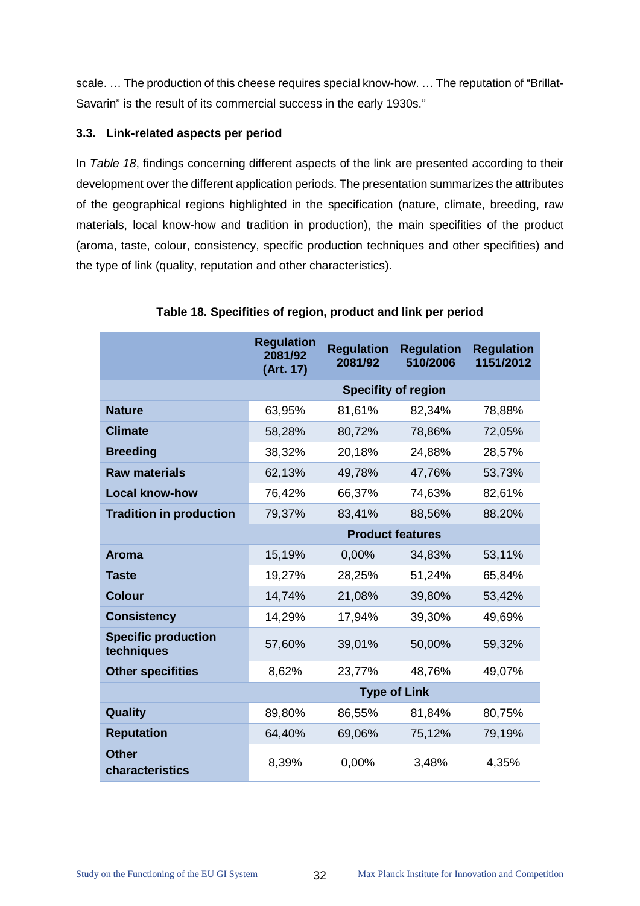scale. … The production of this cheese requires special know-how. … The reputation of "Brillat-Savarin" is the result of its commercial success in the early 1930s."

### 3.3. Link-related aspects per period

In *Table 18*, findings concerning different aspects of the link are presented according to their development over the different application periods. The presentation summarizes the attributes of the geographical regions highlighted in the specification (nature, climate, breeding, raw materials, local know-how and tradition in production), the main specifities of the product (aroma, taste, colour, consistency, specific production techniques and other specifities) and the type of link (quality, reputation and other characteristics).

**Table 18. Specifities of region, product and link per period**

| | Regulation 2081/92 (Art. 17) | Regulation 2081/92 | Regulation 510/2006 | Regulation 1151/2012 |
|---|---|---|---|---|
| | **Specifity of region** | | | |
| **Nature** | 63,95% | 81,61% | 82,34% | 78,88% |
| **Climate** | 58,28% | 80,72% | 78,86% | 72,05% |
| **Breeding** | 38,32% | 20,18% | 24,88% | 28,57% |
| **Raw materials** | 62,13% | 49,78% | 47,76% | 53,73% |
| **Local know-how** | 76,42% | 66,37% | 74,63% | 82,61% |
| **Tradition in production** | 79,37% | 83,41% | 88,56% | 88,20% |
| | **Product features** | | | |
| **Aroma** | 15,19% | 0,00% | 34,83% | 53,11% |
| **Taste** | 19,27% | 28,25% | 51,24% | 65,84% |
| **Colour** | 14,74% | 21,08% | 39,80% | 53,42% |
| **Consistency** | 14,29% | 17,94% | 39,30% | 49,69% |
| **Specific production techniques** | 57,60% | 39,01% | 50,00% | 59,32% |
| **Other specifities** | 8,62% | 23,77% | 48,76% | 49,07% |
| | **Type of Link** | | | |
| **Quality** | 89,80% | 86,55% | 81,84% | 80,75% |
| **Reputation** | 64,40% | 69,06% | 75,12% | 79,19% |
| **Other characteristics** | 8,39% | 0,00% | 3,48% | 4,35% |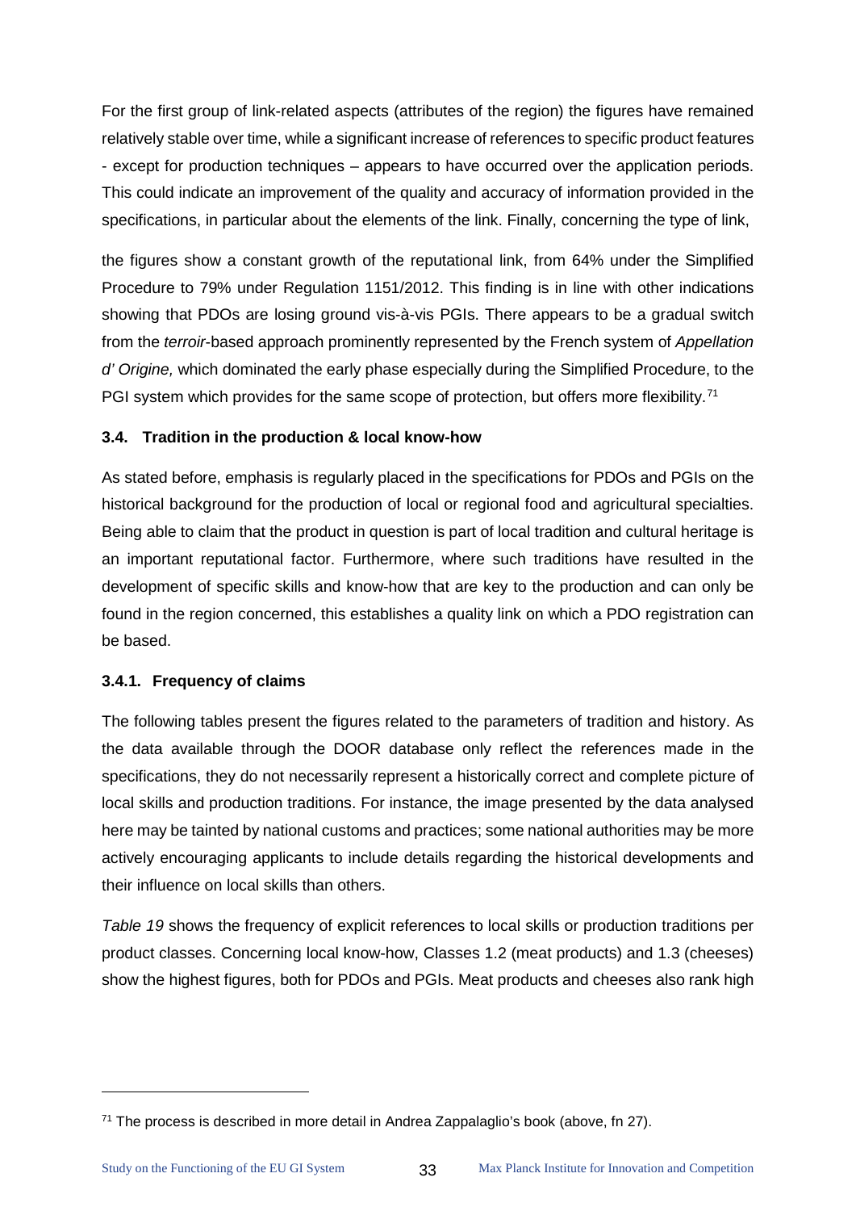For the first group of link-related aspects (attributes of the region) the figures have remained relatively stable over time, while a significant increase of references to specific product features - except for production techniques – appears to have occurred over the application periods. This could indicate an improvement of the quality and accuracy of information provided in the specifications, in particular about the elements of the link. Finally, concerning the type of link,

the figures show a constant growth of the reputational link, from 64% under the Simplified Procedure to 79% under Regulation 1151/2012. This finding is in line with other indications showing that PDOs are losing ground vis-à-vis PGIs. There appears to be a gradual switch from the *terroir*-based approach prominently represented by the French system of *Appellation d' Origine,* which dominated the early phase especially during the Simplified Procedure, to the PGI system which provides for the same scope of protection, but offers more flexibility.[71]

### 3.4. Tradition in the production & local know-how

As stated before, emphasis is regularly placed in the specifications for PDOs and PGIs on the historical background for the production of local or regional food and agricultural specialties. Being able to claim that the product in question is part of local tradition and cultural heritage is an important reputational factor. Furthermore, where such traditions have resulted in the development of specific skills and know-how that are key to the production and can only be found in the region concerned, this establishes a quality link on which a PDO registration can be based.

#### 3.4.1. Frequency of claims

The following tables present the figures related to the parameters of tradition and history. As the data available through the DOOR database only reflect the references made in the specifications, they do not necessarily represent a historically correct and complete picture of local skills and production traditions. For instance, the image presented by the data analysed here may be tainted by national customs and practices; some national authorities may be more actively encouraging applicants to include details regarding the historical developments and their influence on local skills than others.

*Table 19* shows the frequency of explicit references to local skills or production traditions per product classes. Concerning local know-how, Classes 1.2 (meat products) and 1.3 (cheeses) show the highest figures, both for PDOs and PGIs. Meat products and cheeses also rank high

[71] The process is described in more detail in Andrea Zappalaglio's book (above, fn 27).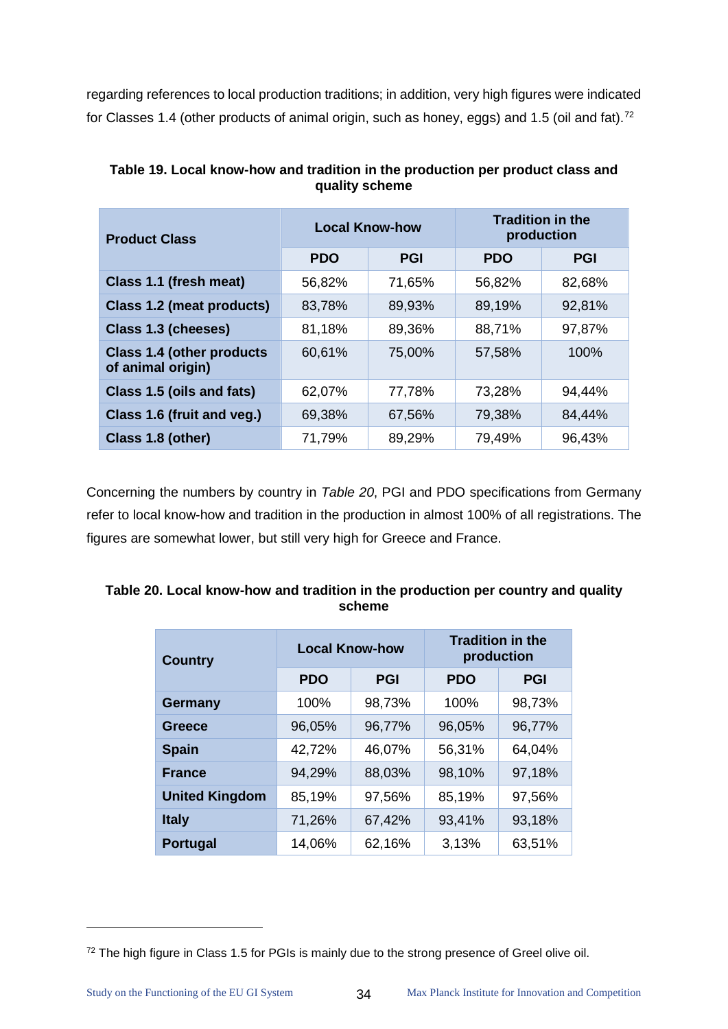regarding references to local production traditions; in addition, very high figures were indicated for Classes 1.4 (other products of animal origin, such as honey, eggs) and 1.5 (oil and fat).[72]

**Table 19. Local know-how and tradition in the production per product class and quality scheme**

| Product Class | Local Know-how | | Tradition in the production | |
|---|---|---|---|---|
| | PDO | PGI | PDO | PGI |
| Class 1.1 (fresh meat) | 56,82% | 71,65% | 56,82% | 82,68% |
| Class 1.2 (meat products) | 83,78% | 89,93% | 89,19% | 92,81% |
| Class 1.3 (cheeses) | 81,18% | 89,36% | 88,71% | 97,87% |
| Class 1.4 (other products of animal origin) | 60,61% | 75,00% | 57,58% | 100% |
| Class 1.5 (oils and fats) | 62,07% | 77,78% | 73,28% | 94,44% |
| Class 1.6 (fruit and veg.) | 69,38% | 67,56% | 79,38% | 84,44% |
| Class 1.8 (other) | 71,79% | 89,29% | 79,49% | 96,43% |

Concerning the numbers by country in *Table 20*, PGI and PDO specifications from Germany refer to local know-how and tradition in the production in almost 100% of all registrations. The figures are somewhat lower, but still very high for Greece and France.

**Table 20. Local know-how and tradition in the production per country and quality scheme**

| Country | Local Know-how | | Tradition in the production | |
|---|---|---|---|---|
| | PDO | PGI | PDO | PGI |
| Germany | 100% | 98,73% | 100% | 98,73% |
| Greece | 96,05% | 96,77% | 96,05% | 96,77% |
| Spain | 42,72% | 46,07% | 56,31% | 64,04% |
| France | 94,29% | 88,03% | 98,10% | 97,18% |
| United Kingdom | 85,19% | 97,56% | 85,19% | 97,56% |
| Italy | 71,26% | 67,42% | 93,41% | 93,18% |
| Portugal | 14,06% | 62,16% | 3,13% | 63,51% |

[72] The high figure in Class 1.5 for PGIs is mainly due to the strong presence of Greel olive oil.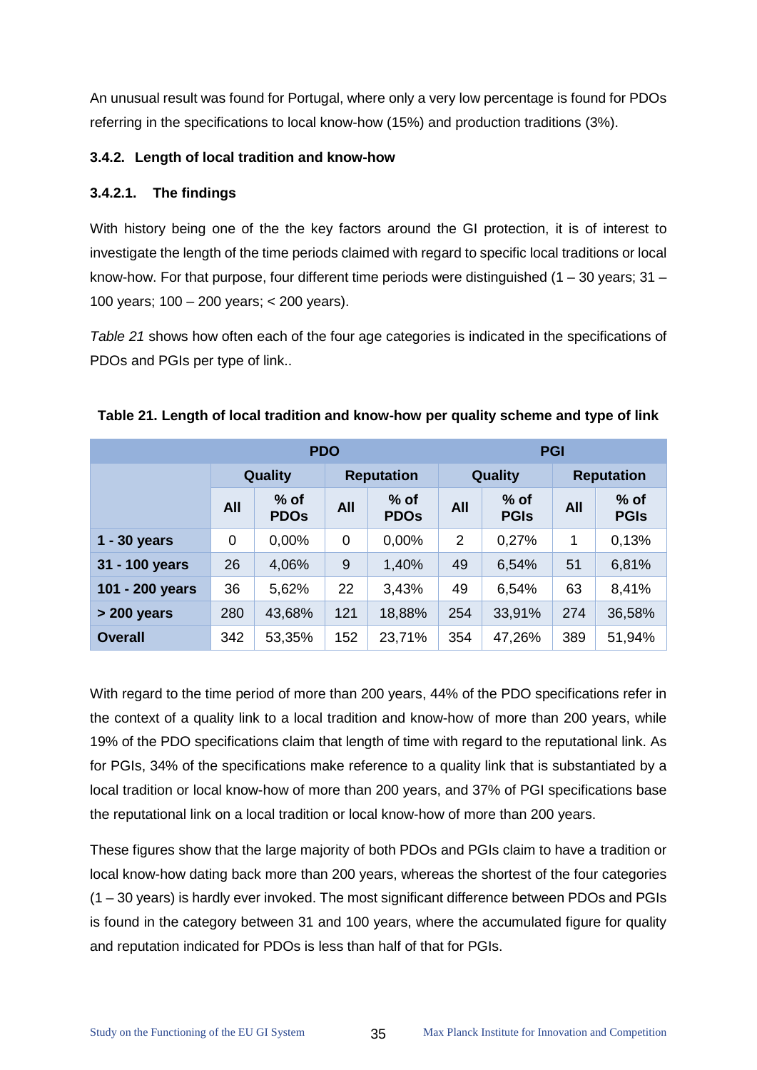An unusual result was found for Portugal, where only a very low percentage is found for PDOs referring in the specifications to local know-how (15%) and production traditions (3%).

### 3.4.2. Length of local tradition and know-how

#### 3.4.2.1. The findings

With history being one of the the key factors around the GI protection, it is of interest to investigate the length of the time periods claimed with regard to specific local traditions or local know-how. For that purpose, four different time periods were distinguished (1 – 30 years; 31 – 100 years; 100 – 200 years; < 200 years).

*Table 21* shows how often each of the four age categories is indicated in the specifications of PDOs and PGIs per type of link..

**Table 21. Length of local tradition and know-how per quality scheme and type of link**

| | PDO | | | | PGI | | | |
|---|---|---|---|---|---|---|---|---|
| | Quality | | Reputation | | Quality | | Reputation | |
| | All | % of PDOs | All | % of PDOs | All | % of PGIs | All | % of PGIs |
| **1 - 30 years** | 0 | 0,00% | 0 | 0,00% | 2 | 0,27% | 1 | 0,13% |
| **31 - 100 years** | 26 | 4,06% | 9 | 1,40% | 49 | 6,54% | 51 | 6,81% |
| **101 - 200 years** | 36 | 5,62% | 22 | 3,43% | 49 | 6,54% | 63 | 8,41% |
| **> 200 years** | 280 | 43,68% | 121 | 18,88% | 254 | 33,91% | 274 | 36,58% |
| **Overall** | 342 | 53,35% | 152 | 23,71% | 354 | 47,26% | 389 | 51,94% |

With regard to the time period of more than 200 years, 44% of the PDO specifications refer in the context of a quality link to a local tradition and know-how of more than 200 years, while 19% of the PDO specifications claim that length of time with regard to the reputational link. As for PGIs, 34% of the specifications make reference to a quality link that is substantiated by a local tradition or local know-how of more than 200 years, and 37% of PGI specifications base the reputational link on a local tradition or local know-how of more than 200 years.

These figures show that the large majority of both PDOs and PGIs claim to have a tradition or local know-how dating back more than 200 years, whereas the shortest of the four categories (1 – 30 years) is hardly ever invoked. The most significant difference between PDOs and PGIs is found in the category between 31 and 100 years, where the accumulated figure for quality and reputation indicated for PDOs is less than half of that for PGIs.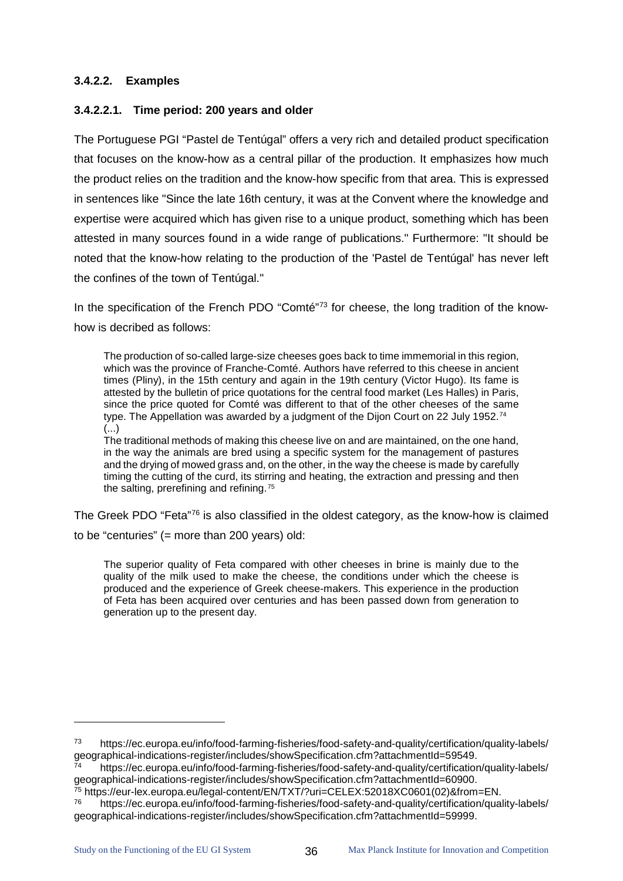#### 3.4.2.2. Examples

##### 3.4.2.2.1. Time period: 200 years and older

The Portuguese PGI "Pastel de Tentúgal" offers a very rich and detailed product specification that focuses on the know-how as a central pillar of the production. It emphasizes how much the product relies on the tradition and the know-how specific from that area. This is expressed in sentences like "Since the late 16th century, it was at the Convent where the knowledge and expertise were acquired which has given rise to a unique product, something which has been attested in many sources found in a wide range of publications." Furthermore: "It should be noted that the know-how relating to the production of the 'Pastel de Tentúgal' has never left the confines of the town of Tentúgal."

In the specification of the French PDO "Comté"[73] for cheese, the long tradition of the know-how is decribed as follows:

> The production of so-called large-size cheeses goes back to time immemorial in this region, which was the province of Franche-Comté. Authors have referred to this cheese in ancient times (Pliny), in the 15th century and again in the 19th century (Victor Hugo). Its fame is attested by the bulletin of price quotations for the central food market (Les Halles) in Paris, since the price quoted for Comté was different to that of the other cheeses of the same type. The Appellation was awarded by a judgment of the Dijon Court on 22 July 1952.[74]
> (...)
> The traditional methods of making this cheese live on and are maintained, on the one hand, in the way the animals are bred using a specific system for the management of pastures and the drying of mowed grass and, on the other, in the way the cheese is made by carefully timing the cutting of the curd, its stirring and heating, the extraction and pressing and then the salting, prerefining and refining.[75]

The Greek PDO "Feta"[76] is also classified in the oldest category, as the know-how is claimed to be "centuries" (= more than 200 years) old:

> The superior quality of Feta compared with other cheeses in brine is mainly due to the quality of the milk used to make the cheese, the conditions under which the cheese is produced and the experience of Greek cheese-makers. This experience in the production of Feta has been acquired over centuries and has been passed down from generation to generation up to the present day.

---

[73] https://ec.europa.eu/info/food-farming-fisheries/food-safety-and-quality/certification/quality-labels/geographical-indications-register/includes/showSpecification.cfm?attachmentId=59549.

[74] https://ec.europa.eu/info/food-farming-fisheries/food-safety-and-quality/certification/quality-labels/geographical-indications-register/includes/showSpecification.cfm?attachmentId=60900.

[75] https://eur-lex.europa.eu/legal-content/EN/TXT/?uri=CELEX:52018XC0601(02)&from=EN.

[76] https://ec.europa.eu/info/food-farming-fisheries/food-safety-and-quality/certification/quality-labels/geographical-indications-register/includes/showSpecification.cfm?attachmentId=59999.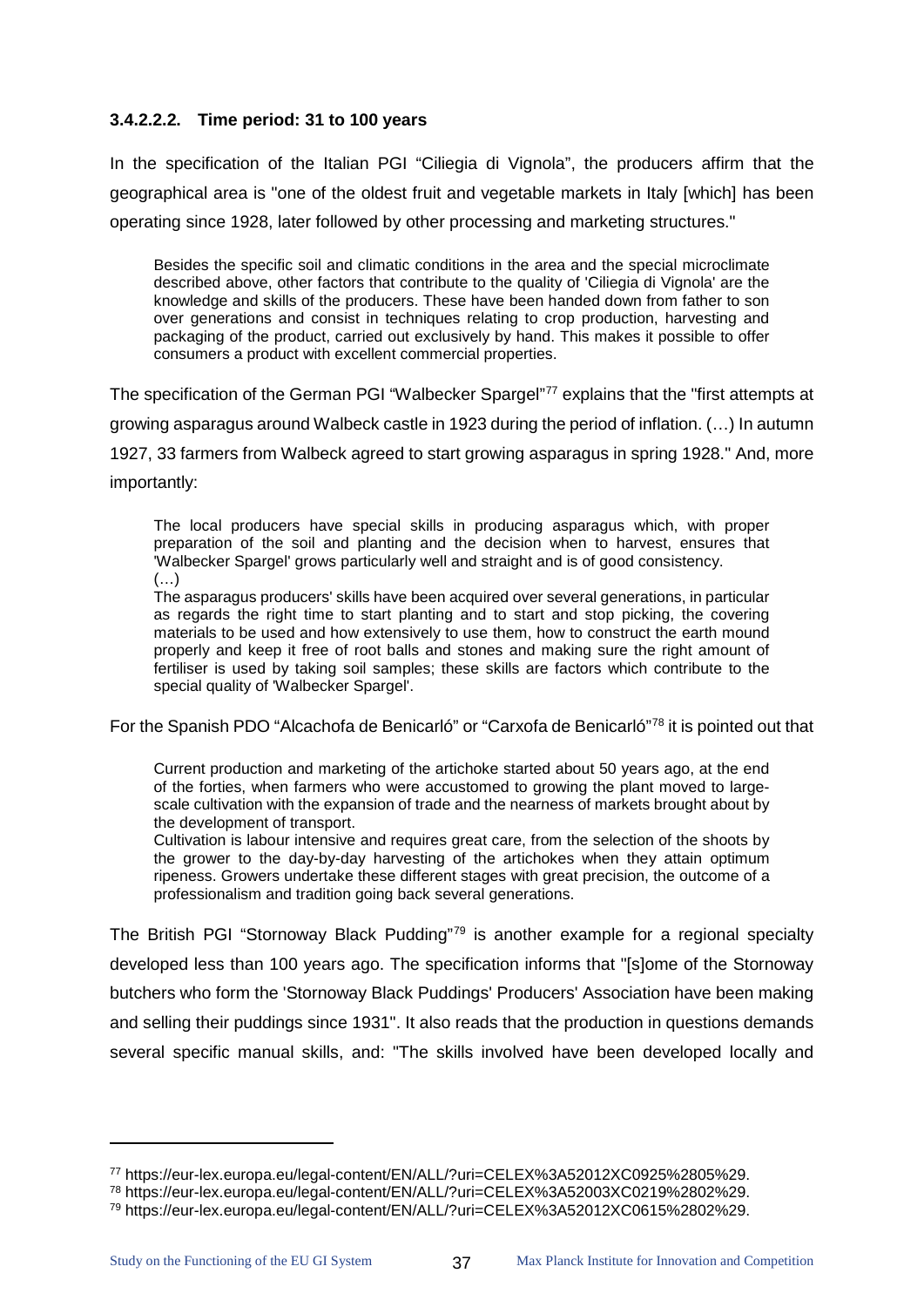#### 3.4.2.2.2. Time period: 31 to 100 years

In the specification of the Italian PGI "Ciliegia di Vignola", the producers affirm that the geographical area is "one of the oldest fruit and vegetable markets in Italy [which] has been operating since 1928, later followed by other processing and marketing structures."

> Besides the specific soil and climatic conditions in the area and the special microclimate described above, other factors that contribute to the quality of 'Ciliegia di Vignola' are the knowledge and skills of the producers. These have been handed down from father to son over generations and consist in techniques relating to crop production, harvesting and packaging of the product, carried out exclusively by hand. This makes it possible to offer consumers a product with excellent commercial properties.

The specification of the German PGI "Walbecker Spargel"[77] explains that the "first attempts at growing asparagus around Walbeck castle in 1923 during the period of inflation. (…) In autumn 1927, 33 farmers from Walbeck agreed to start growing asparagus in spring 1928." And, more importantly:

> The local producers have special skills in producing asparagus which, with proper preparation of the soil and planting and the decision when to harvest, ensures that 'Walbecker Spargel' grows particularly well and straight and is of good consistency.
> (…)
> The asparagus producers' skills have been acquired over several generations, in particular as regards the right time to start planting and to start and stop picking, the covering materials to be used and how extensively to use them, how to construct the earth mound properly and keep it free of root balls and stones and making sure the right amount of fertiliser is used by taking soil samples; these skills are factors which contribute to the special quality of 'Walbecker Spargel'.

For the Spanish PDO "Alcachofa de Benicarló" or "Carxofa de Benicarló"[78] it is pointed out that

> Current production and marketing of the artichoke started about 50 years ago, at the end of the forties, when farmers who were accustomed to growing the plant moved to large-scale cultivation with the expansion of trade and the nearness of markets brought about by the development of transport.
> Cultivation is labour intensive and requires great care, from the selection of the shoots by the grower to the day-by-day harvesting of the artichokes when they attain optimum ripeness. Growers undertake these different stages with great precision, the outcome of a professionalism and tradition going back several generations.

The British PGI "Stornoway Black Pudding"[79] is another example for a regional specialty developed less than 100 years ago. The specification informs that "[s]ome of the Stornoway butchers who form the 'Stornoway Black Puddings' Producers' Association have been making and selling their puddings since 1931". It also reads that the production in questions demands several specific manual skills, and: "The skills involved have been developed locally and

---

[77] https://eur-lex.europa.eu/legal-content/EN/ALL/?uri=CELEX%3A52012XC0925%2805%29.

[78] https://eur-lex.europa.eu/legal-content/EN/ALL/?uri=CELEX%3A52003XC0219%2802%29.

[79] https://eur-lex.europa.eu/legal-content/EN/ALL/?uri=CELEX%3A52012XC0615%2802%29.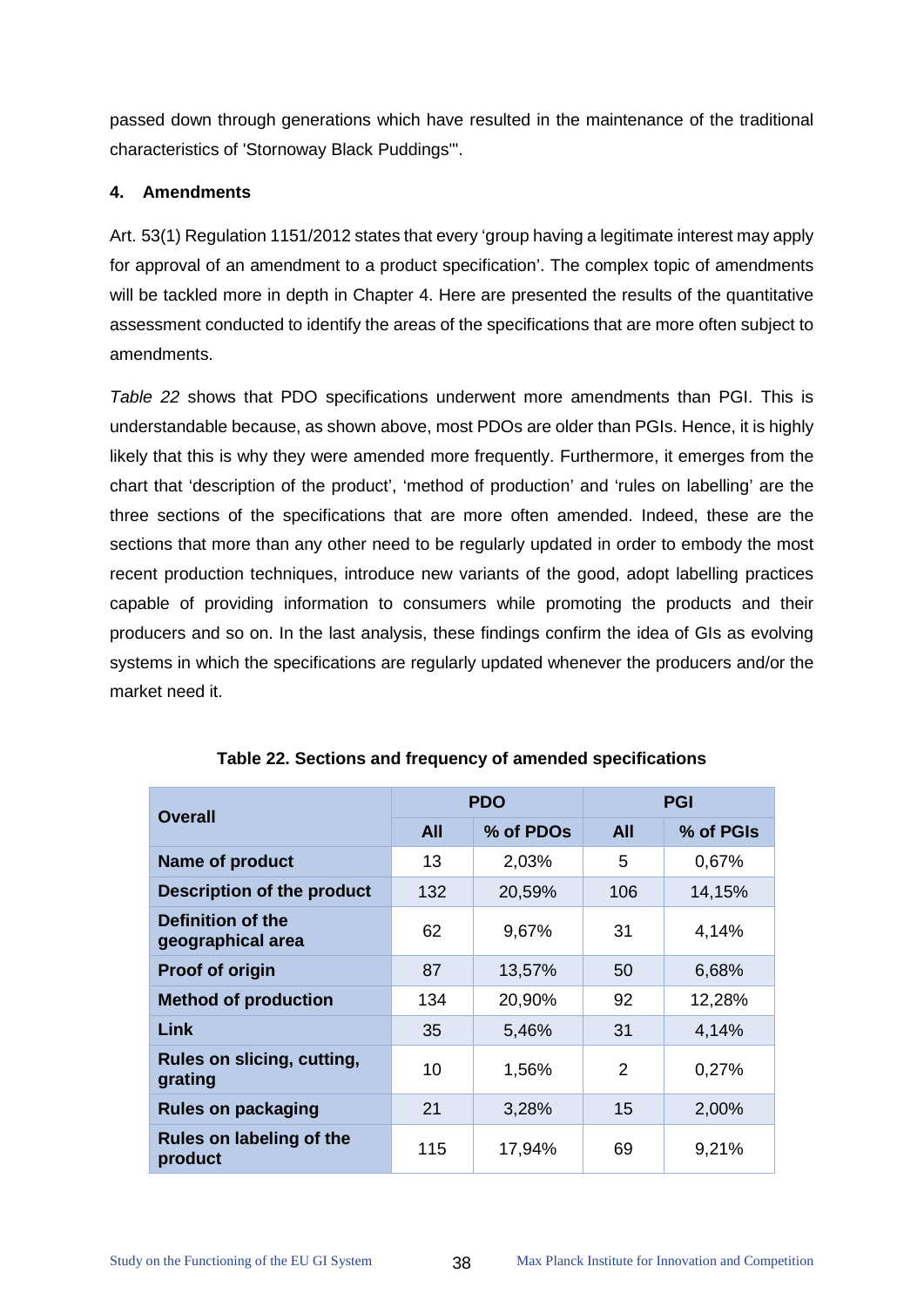passed down through generations which have resulted in the maintenance of the traditional characteristics of 'Stornoway Black Puddings'".

#### 4. Amendments

Art. 53(1) Regulation 1151/2012 states that every 'group having a legitimate interest may apply for approval of an amendment to a product specification'. The complex topic of amendments will be tackled more in depth in Chapter 4. Here are presented the results of the quantitative assessment conducted to identify the areas of the specifications that are more often subject to amendments.

*Table 22* shows that PDO specifications underwent more amendments than PGI. This is understandable because, as shown above, most PDOs are older than PGIs. Hence, it is highly likely that this is why they were amended more frequently. Furthermore, it emerges from the chart that 'description of the product', 'method of production' and 'rules on labelling' are the three sections of the specifications that are more often amended. Indeed, these are the sections that more than any other need to be regularly updated in order to embody the most recent production techniques, introduce new variants of the good, adopt labelling practices capable of providing information to consumers while promoting the products and their producers and so on. In the last analysis, these findings confirm the idea of GIs as evolving systems in which the specifications are regularly updated whenever the producers and/or the market need it.

**Table 22. Sections and frequency of amended specifications**

| Overall | PDO | | PGI | |
|---|---|---|---|---|
| | All | % of PDOs | All | % of PGIs |
| Name of product | 13 | 2,03% | 5 | 0,67% |
| Description of the product | 132 | 20,59% | 106 | 14,15% |
| Definition of the geographical area | 62 | 9,67% | 31 | 4,14% |
| Proof of origin | 87 | 13,57% | 50 | 6,68% |
| Method of production | 134 | 20,90% | 92 | 12,28% |
| Link | 35 | 5,46% | 31 | 4,14% |
| Rules on slicing, cutting, grating | 10 | 1,56% | 2 | 0,27% |
| Rules on packaging | 21 | 3,28% | 15 | 2,00% |
| Rules on labeling of the product | 115 | 17,94% | 69 | 9,21% |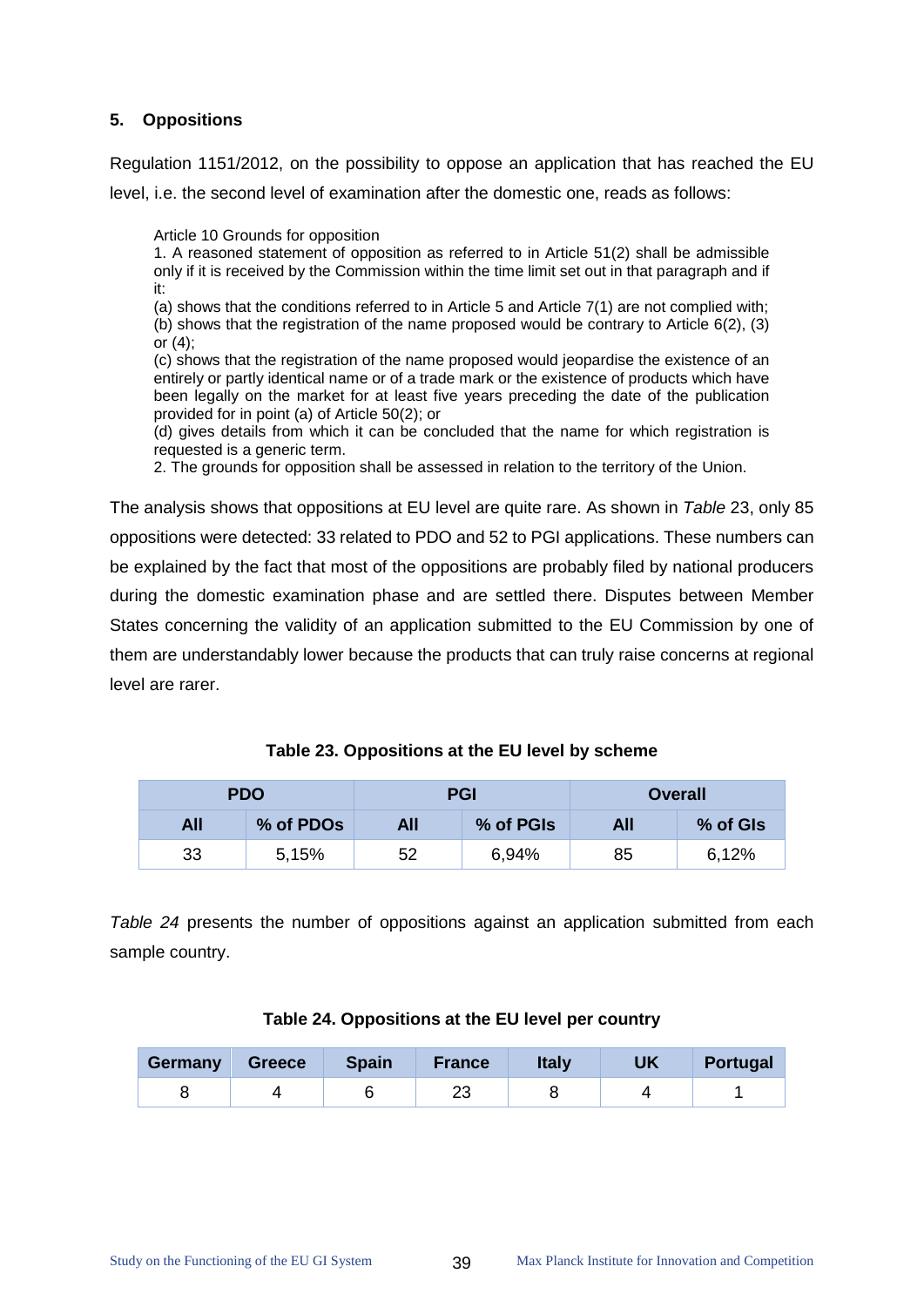## 5. Oppositions

Regulation 1151/2012, on the possibility to oppose an application that has reached the EU level, i.e. the second level of examination after the domestic one, reads as follows:

> Article 10 Grounds for opposition
>
> 1. A reasoned statement of opposition as referred to in Article 51(2) shall be admissible only if it is received by the Commission within the time limit set out in that paragraph and if it:
>
> (a) shows that the conditions referred to in Article 5 and Article 7(1) are not complied with;
>
> (b) shows that the registration of the name proposed would be contrary to Article 6(2), (3) or (4);
>
> (c) shows that the registration of the name proposed would jeopardise the existence of an entirely or partly identical name or of a trade mark or the existence of products which have been legally on the market for at least five years preceding the date of the publication provided for in point (a) of Article 50(2); or
>
> (d) gives details from which it can be concluded that the name for which registration is requested is a generic term.
>
> 2. The grounds for opposition shall be assessed in relation to the territory of the Union.

The analysis shows that oppositions at EU level are quite rare. As shown in *Table* 23, only 85 oppositions were detected: 33 related to PDO and 52 to PGI applications. These numbers can be explained by the fact that most of the oppositions are probably filed by national producers during the domestic examination phase and are settled there. Disputes between Member States concerning the validity of an application submitted to the EU Commission by one of them are understandably lower because the products that can truly raise concerns at regional level are rarer.

**Table 23. Oppositions at the EU level by scheme**

| PDO | | PGI | | Overall | |
|---|---|---|---|---|---|
| **All** | **% of PDOs** | **All** | **% of PGIs** | **All** | **% of GIs** |
| 33 | 5,15% | 52 | 6,94% | 85 | 6,12% |

*Table 24* presents the number of oppositions against an application submitted from each sample country.

**Table 24. Oppositions at the EU level per country**

| Germany | Greece | Spain | France | Italy | UK | Portugal |
|---|---|---|---|---|---|---|
| 8 | 4 | 6 | 23 | 8 | 4 | 1 |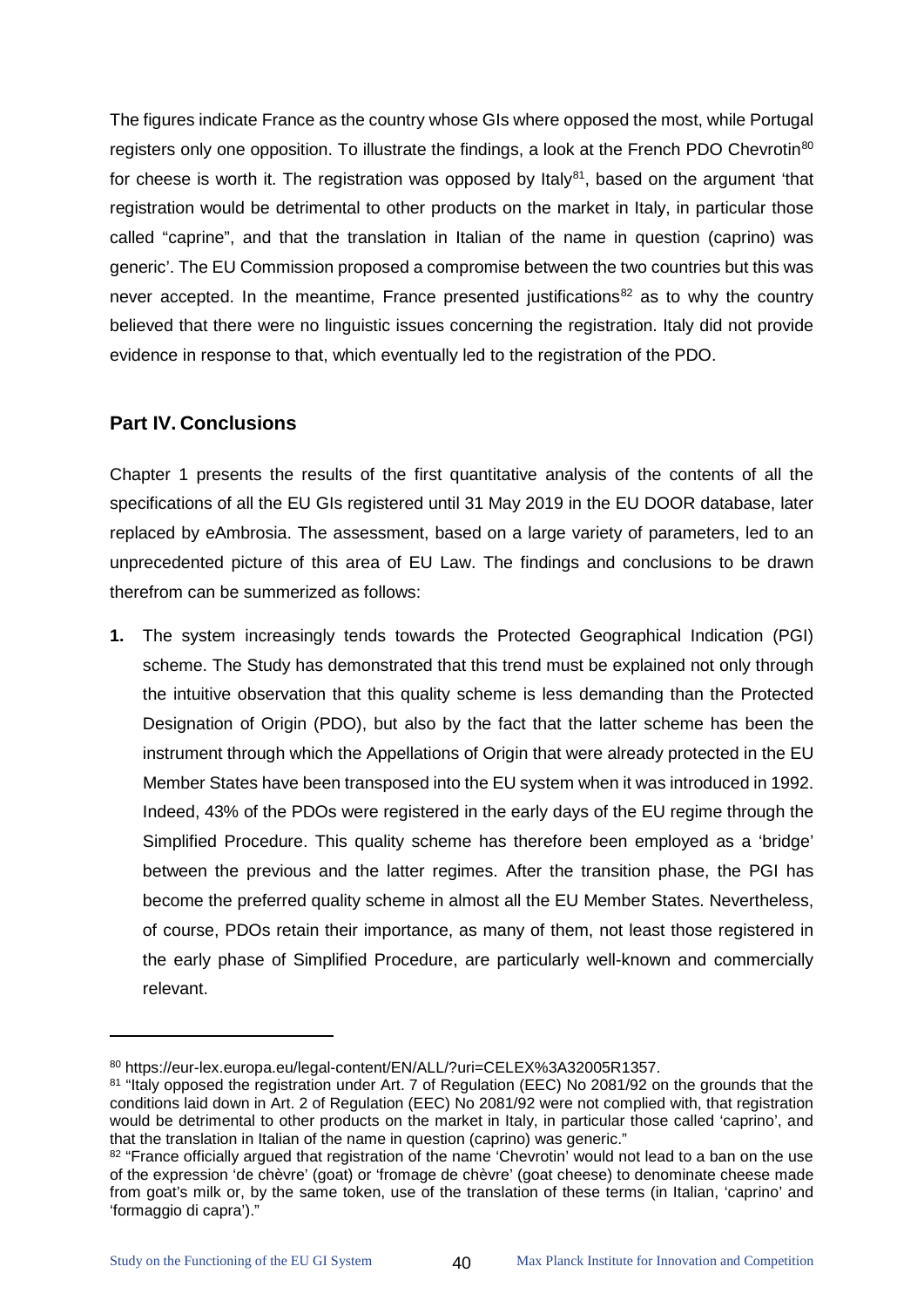The figures indicate France as the country whose GIs where opposed the most, while Portugal registers only one opposition. To illustrate the findings, a look at the French PDO Chevrotin[80] for cheese is worth it. The registration was opposed by Italy[81], based on the argument 'that registration would be detrimental to other products on the market in Italy, in particular those called "caprine", and that the translation in Italian of the name in question (caprino) was generic'. The EU Commission proposed a compromise between the two countries but this was never accepted. In the meantime, France presented justifications[82] as to why the country believed that there were no linguistic issues concerning the registration. Italy did not provide evidence in response to that, which eventually led to the registration of the PDO.

## Part IV. Conclusions

Chapter 1 presents the results of the first quantitative analysis of the contents of all the specifications of all the EU GIs registered until 31 May 2019 in the EU DOOR database, later replaced by eAmbrosia. The assessment, based on a large variety of parameters, led to an unprecedented picture of this area of EU Law. The findings and conclusions to be drawn therefrom can be summerized as follows:

1. The system increasingly tends towards the Protected Geographical Indication (PGI) scheme. The Study has demonstrated that this trend must be explained not only through the intuitive observation that this quality scheme is less demanding than the Protected Designation of Origin (PDO), but also by the fact that the latter scheme has been the instrument through which the Appellations of Origin that were already protected in the EU Member States have been transposed into the EU system when it was introduced in 1992. Indeed, 43% of the PDOs were registered in the early days of the EU regime through the Simplified Procedure. This quality scheme has therefore been employed as a 'bridge' between the previous and the latter regimes. After the transition phase, the PGI has become the preferred quality scheme in almost all the EU Member States. Nevertheless, of course, PDOs retain their importance, as many of them, not least those registered in the early phase of Simplified Procedure, are particularly well-known and commercially relevant.

---

[80] https://eur-lex.europa.eu/legal-content/EN/ALL/?uri=CELEX%3A32005R1357.

[81] "Italy opposed the registration under Art. 7 of Regulation (EEC) No 2081/92 on the grounds that the conditions laid down in Art. 2 of Regulation (EEC) No 2081/92 were not complied with, that registration would be detrimental to other products on the market in Italy, in particular those called 'caprino', and that the translation in Italian of the name in question (caprino) was generic."

[82] "France officially argued that registration of the name 'Chevrotin' would not lead to a ban on the use of the expression 'de chèvre' (goat) or 'fromage de chèvre' (goat cheese) to denominate cheese made from goat's milk or, by the same token, use of the translation of these terms (in Italian, 'caprino' and 'formaggio di capra')."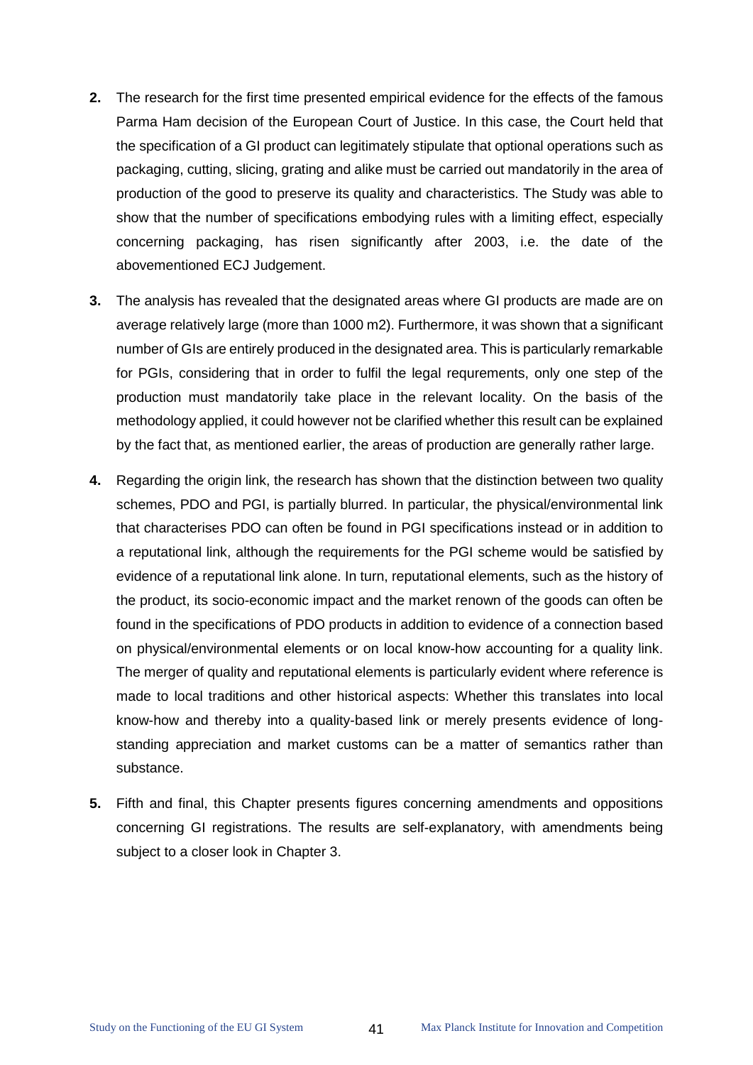2. The research for the first time presented empirical evidence for the effects of the famous Parma Ham decision of the European Court of Justice. In this case, the Court held that the specification of a GI product can legitimately stipulate that optional operations such as packaging, cutting, slicing, grating and alike must be carried out mandatorily in the area of production of the good to preserve its quality and characteristics. The Study was able to show that the number of specifications embodying rules with a limiting effect, especially concerning packaging, has risen significantly after 2003, i.e. the date of the abovementioned ECJ Judgement.

3. The analysis has revealed that the designated areas where GI products are made are on average relatively large (more than 1000 m2). Furthermore, it was shown that a significant number of GIs are entirely produced in the designated area. This is particularly remarkable for PGIs, considering that in order to fulfil the legal requrements, only one step of the production must mandatorily take place in the relevant locality. On the basis of the methodology applied, it could however not be clarified whether this result can be explained by the fact that, as mentioned earlier, the areas of production are generally rather large.

4. Regarding the origin link, the research has shown that the distinction between two quality schemes, PDO and PGI, is partially blurred. In particular, the physical/environmental link that characterises PDO can often be found in PGI specifications instead or in addition to a reputational link, although the requirements for the PGI scheme would be satisfied by evidence of a reputational link alone. In turn, reputational elements, such as the history of the product, its socio-economic impact and the market renown of the goods can often be found in the specifications of PDO products in addition to evidence of a connection based on physical/environmental elements or on local know-how accounting for a quality link. The merger of quality and reputational elements is particularly evident where reference is made to local traditions and other historical aspects: Whether this translates into local know-how and thereby into a quality-based link or merely presents evidence of long-standing appreciation and market customs can be a matter of semantics rather than substance.

5. Fifth and final, this Chapter presents figures concerning amendments and oppositions concerning GI registrations. The results are self-explanatory, with amendments being subject to a closer look in Chapter 3.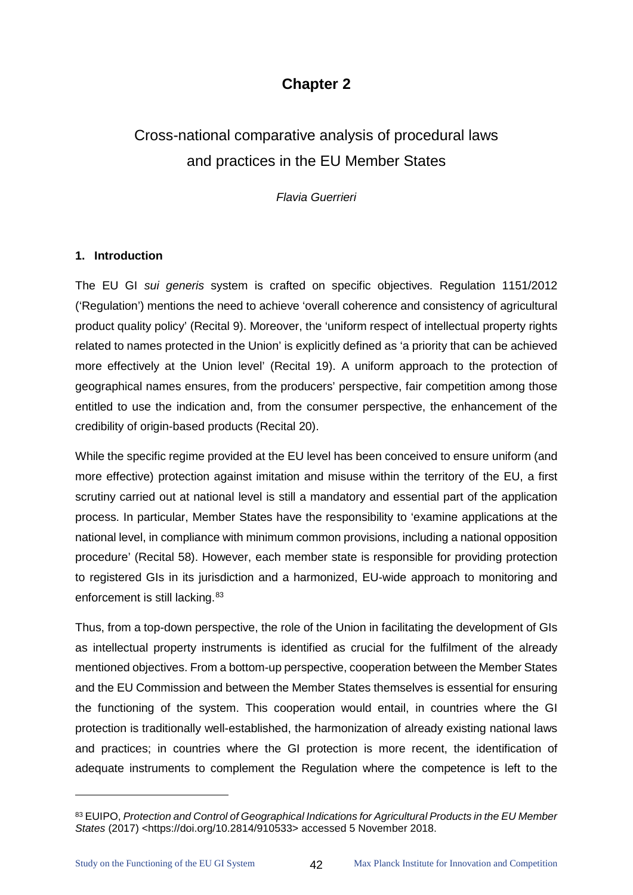# Chapter 2

## Cross-national comparative analysis of procedural laws and practices in the EU Member States

*Flavia Guerrieri*

### 1. Introduction

The EU GI *sui generis* system is crafted on specific objectives. Regulation 1151/2012 ('Regulation') mentions the need to achieve 'overall coherence and consistency of agricultural product quality policy' (Recital 9). Moreover, the 'uniform respect of intellectual property rights related to names protected in the Union' is explicitly defined as 'a priority that can be achieved more effectively at the Union level' (Recital 19). A uniform approach to the protection of geographical names ensures, from the producers' perspective, fair competition among those entitled to use the indication and, from the consumer perspective, the enhancement of the credibility of origin-based products (Recital 20).

While the specific regime provided at the EU level has been conceived to ensure uniform (and more effective) protection against imitation and misuse within the territory of the EU, a first scrutiny carried out at national level is still a mandatory and essential part of the application process. In particular, Member States have the responsibility to 'examine applications at the national level, in compliance with minimum common provisions, including a national opposition procedure' (Recital 58). However, each member state is responsible for providing protection to registered GIs in its jurisdiction and a harmonized, EU-wide approach to monitoring and enforcement is still lacking.[83]

Thus, from a top-down perspective, the role of the Union in facilitating the development of GIs as intellectual property instruments is identified as crucial for the fulfilment of the already mentioned objectives. From a bottom-up perspective, cooperation between the Member States and the EU Commission and between the Member States themselves is essential for ensuring the functioning of the system. This cooperation would entail, in countries where the GI protection is traditionally well-established, the harmonization of already existing national laws and practices; in countries where the GI protection is more recent, the identification of adequate instruments to complement the Regulation where the competence is left to the

[83] EUIPO, *Protection and Control of Geographical Indications for Agricultural Products in the EU Member States* (2017) <https://doi.org/10.2814/910533> accessed 5 November 2018.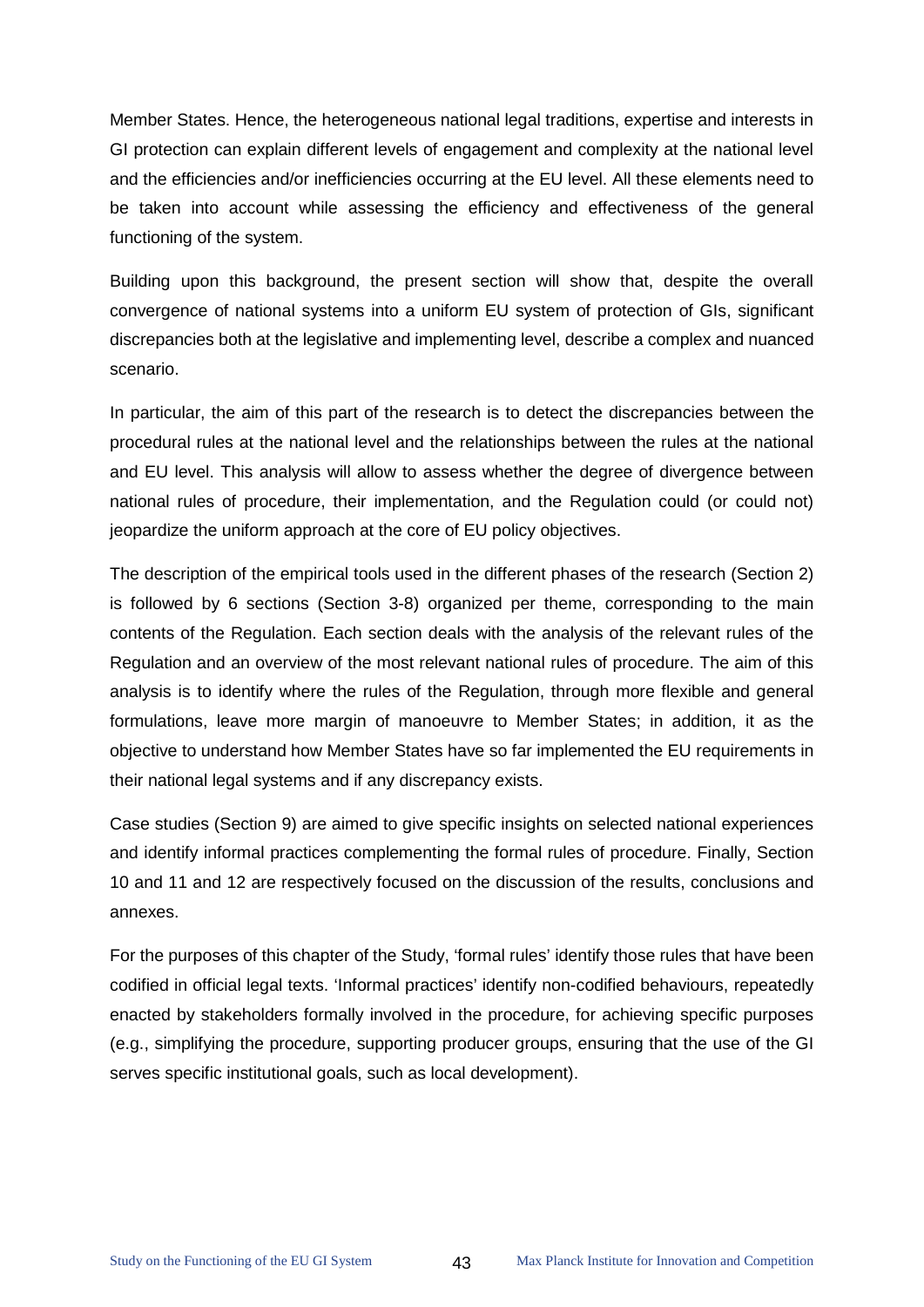Member States. Hence, the heterogeneous national legal traditions, expertise and interests in GI protection can explain different levels of engagement and complexity at the national level and the efficiencies and/or inefficiencies occurring at the EU level. All these elements need to be taken into account while assessing the efficiency and effectiveness of the general functioning of the system.

Building upon this background, the present section will show that, despite the overall convergence of national systems into a uniform EU system of protection of GIs, significant discrepancies both at the legislative and implementing level, describe a complex and nuanced scenario.

In particular, the aim of this part of the research is to detect the discrepancies between the procedural rules at the national level and the relationships between the rules at the national and EU level. This analysis will allow to assess whether the degree of divergence between national rules of procedure, their implementation, and the Regulation could (or could not) jeopardize the uniform approach at the core of EU policy objectives.

The description of the empirical tools used in the different phases of the research (Section 2) is followed by 6 sections (Section 3-8) organized per theme, corresponding to the main contents of the Regulation. Each section deals with the analysis of the relevant rules of the Regulation and an overview of the most relevant national rules of procedure. The aim of this analysis is to identify where the rules of the Regulation, through more flexible and general formulations, leave more margin of manoeuvre to Member States; in addition, it as the objective to understand how Member States have so far implemented the EU requirements in their national legal systems and if any discrepancy exists.

Case studies (Section 9) are aimed to give specific insights on selected national experiences and identify informal practices complementing the formal rules of procedure. Finally, Section 10 and 11 and 12 are respectively focused on the discussion of the results, conclusions and annexes.

For the purposes of this chapter of the Study, 'formal rules' identify those rules that have been codified in official legal texts. 'Informal practices' identify non-codified behaviours, repeatedly enacted by stakeholders formally involved in the procedure, for achieving specific purposes (e.g., simplifying the procedure, supporting producer groups, ensuring that the use of the GI serves specific institutional goals, such as local development).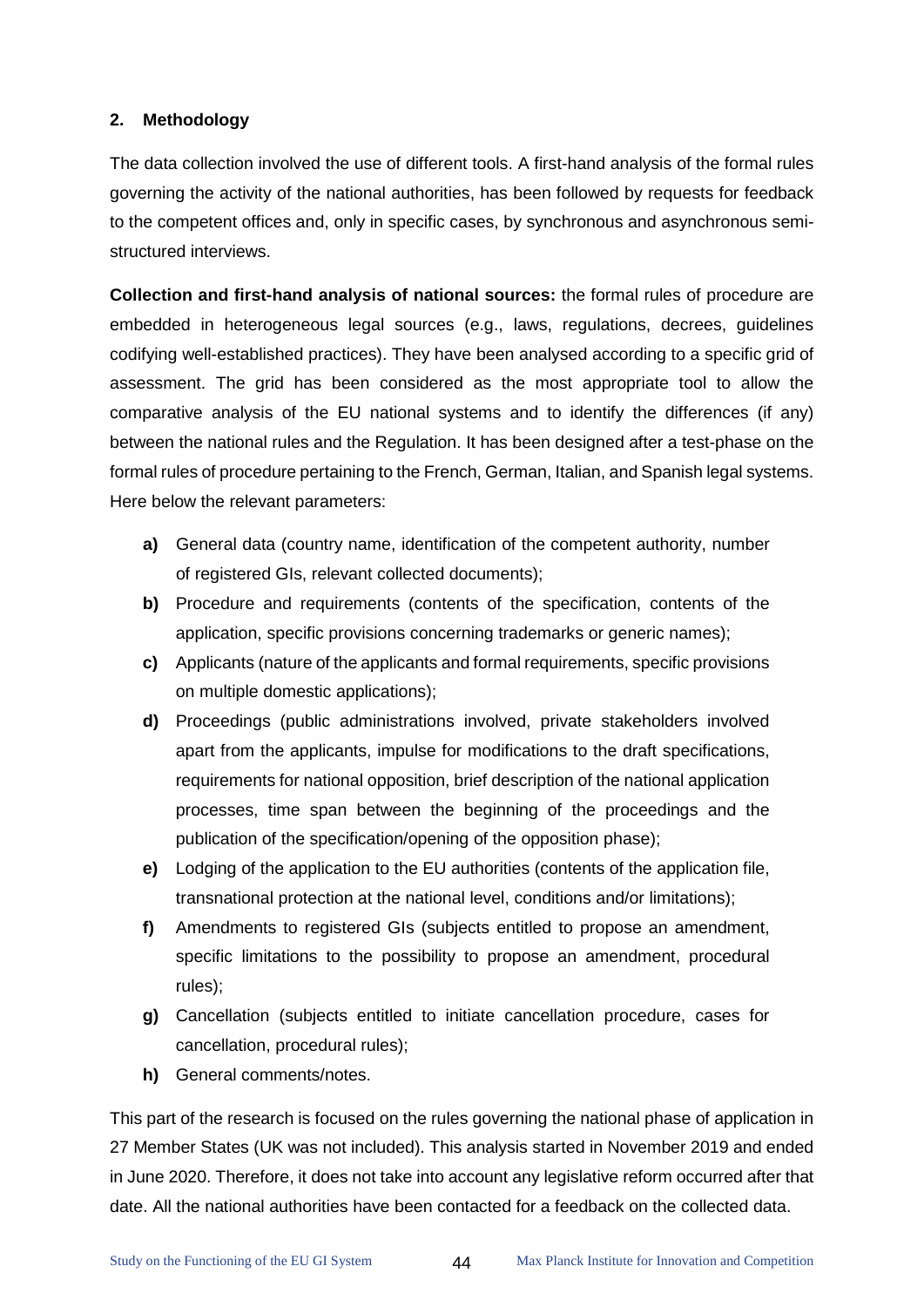## 2. Methodology

The data collection involved the use of different tools. A first-hand analysis of the formal rules governing the activity of the national authorities, has been followed by requests for feedback to the competent offices and, only in specific cases, by synchronous and asynchronous semi-structured interviews.

**Collection and first-hand analysis of national sources:** the formal rules of procedure are embedded in heterogeneous legal sources (e.g., laws, regulations, decrees, guidelines codifying well-established practices). They have been analysed according to a specific grid of assessment. The grid has been considered as the most appropriate tool to allow the comparative analysis of the EU national systems and to identify the differences (if any) between the national rules and the Regulation. It has been designed after a test-phase on the formal rules of procedure pertaining to the French, German, Italian, and Spanish legal systems. Here below the relevant parameters:

- **a)** General data (country name, identification of the competent authority, number of registered GIs, relevant collected documents);
- **b)** Procedure and requirements (contents of the specification, contents of the application, specific provisions concerning trademarks or generic names);
- **c)** Applicants (nature of the applicants and formal requirements, specific provisions on multiple domestic applications);
- **d)** Proceedings (public administrations involved, private stakeholders involved apart from the applicants, impulse for modifications to the draft specifications, requirements for national opposition, brief description of the national application processes, time span between the beginning of the proceedings and the publication of the specification/opening of the opposition phase);
- **e)** Lodging of the application to the EU authorities (contents of the application file, transnational protection at the national level, conditions and/or limitations);
- **f)** Amendments to registered GIs (subjects entitled to propose an amendment, specific limitations to the possibility to propose an amendment, procedural rules);
- **g)** Cancellation (subjects entitled to initiate cancellation procedure, cases for cancellation, procedural rules);
- **h)** General comments/notes.

This part of the research is focused on the rules governing the national phase of application in 27 Member States (UK was not included). This analysis started in November 2019 and ended in June 2020. Therefore, it does not take into account any legislative reform occurred after that date. All the national authorities have been contacted for a feedback on the collected data.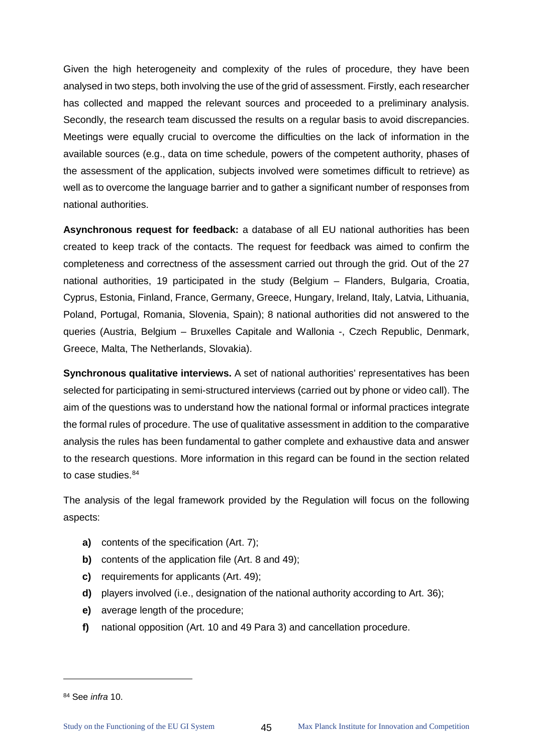Given the high heterogeneity and complexity of the rules of procedure, they have been analysed in two steps, both involving the use of the grid of assessment. Firstly, each researcher has collected and mapped the relevant sources and proceeded to a preliminary analysis. Secondly, the research team discussed the results on a regular basis to avoid discrepancies. Meetings were equally crucial to overcome the difficulties on the lack of information in the available sources (e.g., data on time schedule, powers of the competent authority, phases of the assessment of the application, subjects involved were sometimes difficult to retrieve) as well as to overcome the language barrier and to gather a significant number of responses from national authorities.

**Asynchronous request for feedback:** a database of all EU national authorities has been created to keep track of the contacts. The request for feedback was aimed to confirm the completeness and correctness of the assessment carried out through the grid. Out of the 27 national authorities, 19 participated in the study (Belgium – Flanders, Bulgaria, Croatia, Cyprus, Estonia, Finland, France, Germany, Greece, Hungary, Ireland, Italy, Latvia, Lithuania, Poland, Portugal, Romania, Slovenia, Spain); 8 national authorities did not answered to the queries (Austria, Belgium – Bruxelles Capitale and Wallonia -, Czech Republic, Denmark, Greece, Malta, The Netherlands, Slovakia).

**Synchronous qualitative interviews.** A set of national authorities' representatives has been selected for participating in semi-structured interviews (carried out by phone or video call). The aim of the questions was to understand how the national formal or informal practices integrate the formal rules of procedure. The use of qualitative assessment in addition to the comparative analysis the rules has been fundamental to gather complete and exhaustive data and answer to the research questions. More information in this regard can be found in the section related to case studies.[84]

The analysis of the legal framework provided by the Regulation will focus on the following aspects:

- **a)** contents of the specification (Art. 7);
- **b)** contents of the application file (Art. 8 and 49);
- **c)** requirements for applicants (Art. 49);
- **d)** players involved (i.e., designation of the national authority according to Art. 36);
- **e)** average length of the procedure;
- **f)** national opposition (Art. 10 and 49 Para 3) and cancellation procedure.

---

[84] See *infra* 10.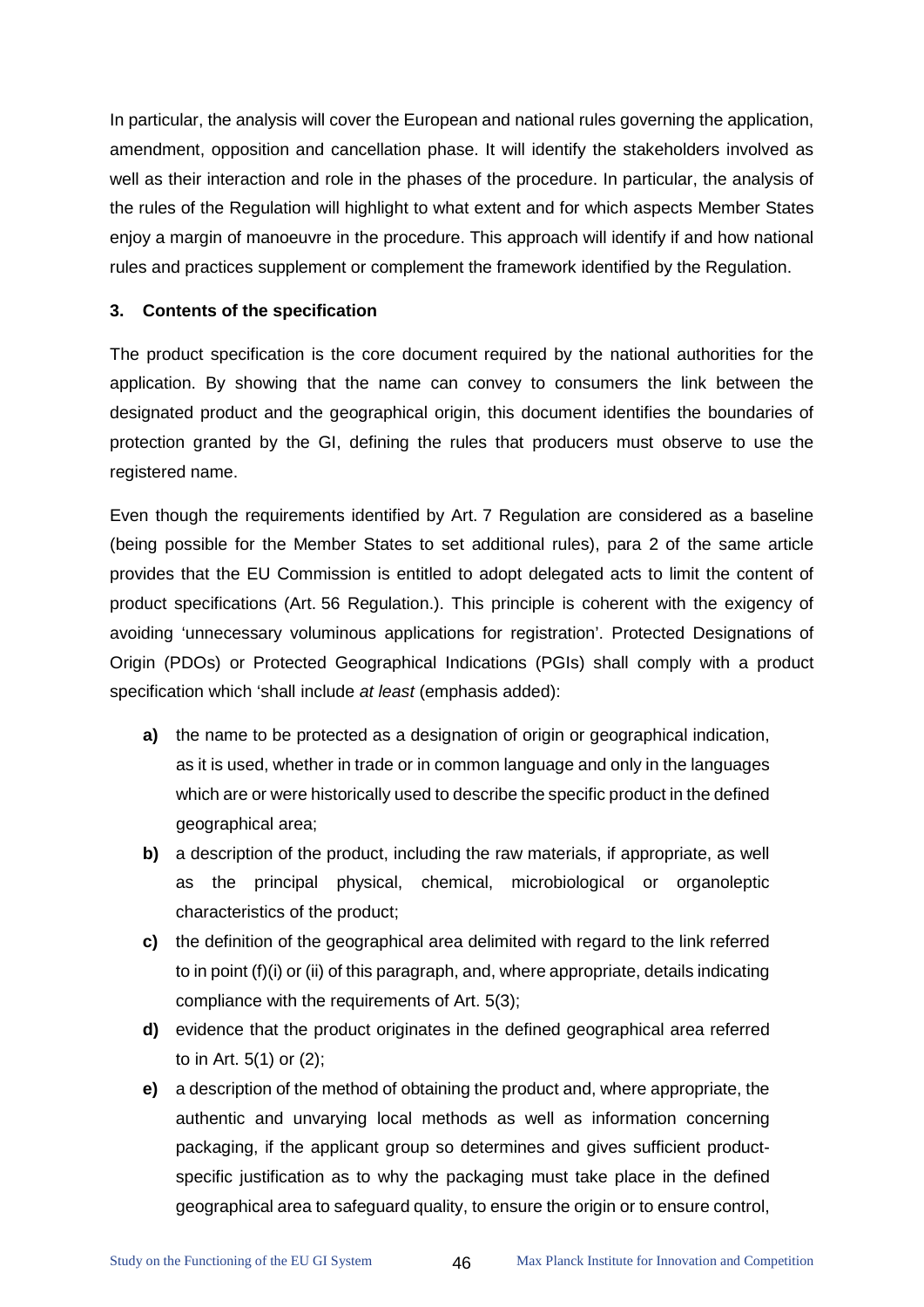In particular, the analysis will cover the European and national rules governing the application, amendment, opposition and cancellation phase. It will identify the stakeholders involved as well as their interaction and role in the phases of the procedure. In particular, the analysis of the rules of the Regulation will highlight to what extent and for which aspects Member States enjoy a margin of manoeuvre in the procedure. This approach will identify if and how national rules and practices supplement or complement the framework identified by the Regulation.

### 3. Contents of the specification

The product specification is the core document required by the national authorities for the application. By showing that the name can convey to consumers the link between the designated product and the geographical origin, this document identifies the boundaries of protection granted by the GI, defining the rules that producers must observe to use the registered name.

Even though the requirements identified by Art. 7 Regulation are considered as a baseline (being possible for the Member States to set additional rules), para 2 of the same article provides that the EU Commission is entitled to adopt delegated acts to limit the content of product specifications (Art. 56 Regulation.). This principle is coherent with the exigency of avoiding 'unnecessary voluminous applications for registration'. Protected Designations of Origin (PDOs) or Protected Geographical Indications (PGIs) shall comply with a product specification which 'shall include *at least* (emphasis added):

- **a)** the name to be protected as a designation of origin or geographical indication, as it is used, whether in trade or in common language and only in the languages which are or were historically used to describe the specific product in the defined geographical area;
- **b)** a description of the product, including the raw materials, if appropriate, as well as the principal physical, chemical, microbiological or organoleptic characteristics of the product;
- **c)** the definition of the geographical area delimited with regard to the link referred to in point (f)(i) or (ii) of this paragraph, and, where appropriate, details indicating compliance with the requirements of Art. 5(3);
- **d)** evidence that the product originates in the defined geographical area referred to in Art. 5(1) or (2);
- **e)** a description of the method of obtaining the product and, where appropriate, the authentic and unvarying local methods as well as information concerning packaging, if the applicant group so determines and gives sufficient product-specific justification as to why the packaging must take place in the defined geographical area to safeguard quality, to ensure the origin or to ensure control,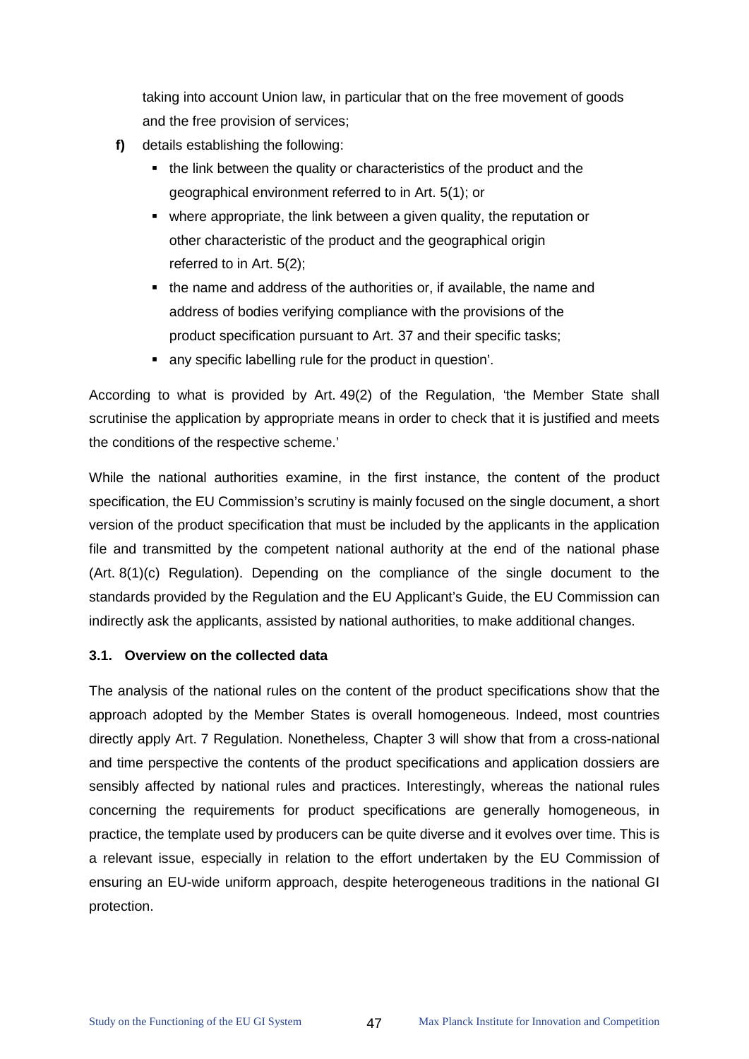taking into account Union law, in particular that on the free movement of goods and the free provision of services;

**f)** details establishing the following:

- the link between the quality or characteristics of the product and the geographical environment referred to in Art. 5(1); or
- where appropriate, the link between a given quality, the reputation or other characteristic of the product and the geographical origin referred to in Art. 5(2);
- the name and address of the authorities or, if available, the name and address of bodies verifying compliance with the provisions of the product specification pursuant to Art. 37 and their specific tasks;
- any specific labelling rule for the product in question'.

According to what is provided by Art. 49(2) of the Regulation, 'the Member State shall scrutinise the application by appropriate means in order to check that it is justified and meets the conditions of the respective scheme.'

While the national authorities examine, in the first instance, the content of the product specification, the EU Commission's scrutiny is mainly focused on the single document, a short version of the product specification that must be included by the applicants in the application file and transmitted by the competent national authority at the end of the national phase (Art. 8(1)(c) Regulation). Depending on the compliance of the single document to the standards provided by the Regulation and the EU Applicant's Guide, the EU Commission can indirectly ask the applicants, assisted by national authorities, to make additional changes.

### 3.1. Overview on the collected data

The analysis of the national rules on the content of the product specifications show that the approach adopted by the Member States is overall homogeneous. Indeed, most countries directly apply Art. 7 Regulation. Nonetheless, Chapter 3 will show that from a cross-national and time perspective the contents of the product specifications and application dossiers are sensibly affected by national rules and practices. Interestingly, whereas the national rules concerning the requirements for product specifications are generally homogeneous, in practice, the template used by producers can be quite diverse and it evolves over time. This is a relevant issue, especially in relation to the effort undertaken by the EU Commission of ensuring an EU-wide uniform approach, despite heterogeneous traditions in the national GI protection.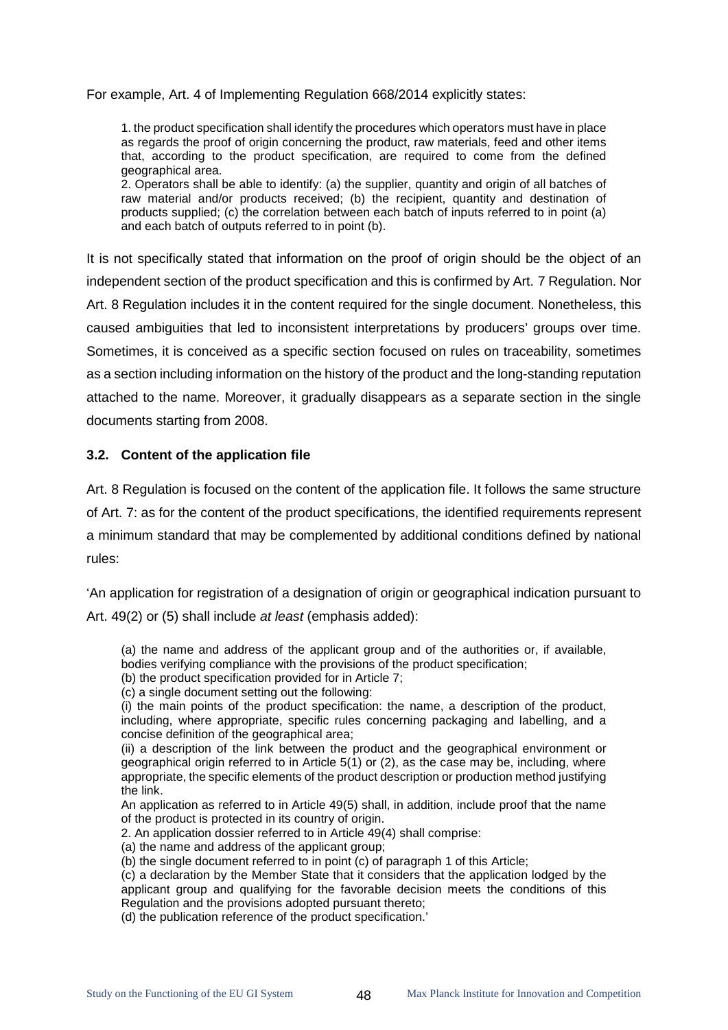For example, Art. 4 of Implementing Regulation 668/2014 explicitly states:

> 1. the product specification shall identify the procedures which operators must have in place as regards the proof of origin concerning the product, raw materials, feed and other items that, according to the product specification, are required to come from the defined geographical area.
> 2. Operators shall be able to identify: (a) the supplier, quantity and origin of all batches of raw material and/or products received; (b) the recipient, quantity and destination of products supplied; (c) the correlation between each batch of inputs referred to in point (a) and each batch of outputs referred to in point (b).

It is not specifically stated that information on the proof of origin should be the object of an independent section of the product specification and this is confirmed by Art. 7 Regulation. Nor Art. 8 Regulation includes it in the content required for the single document. Nonetheless, this caused ambiguities that led to inconsistent interpretations by producers' groups over time. Sometimes, it is conceived as a specific section focused on rules on traceability, sometimes as a section including information on the history of the product and the long-standing reputation attached to the name. Moreover, it gradually disappears as a separate section in the single documents starting from 2008.

### 3.2. Content of the application file

Art. 8 Regulation is focused on the content of the application file. It follows the same structure of Art. 7: as for the content of the product specifications, the identified requirements represent a minimum standard that may be complemented by additional conditions defined by national rules:

'An application for registration of a designation of origin or geographical indication pursuant to Art. 49(2) or (5) shall include *at least* (emphasis added):

> (a) the name and address of the applicant group and of the authorities or, if available, bodies verifying compliance with the provisions of the product specification;
> (b) the product specification provided for in Article 7;
> (c) a single document setting out the following:
> (i) the main points of the product specification: the name, a description of the product, including, where appropriate, specific rules concerning packaging and labelling, and a concise definition of the geographical area;
> (ii) a description of the link between the product and the geographical environment or geographical origin referred to in Article 5(1) or (2), as the case may be, including, where appropriate, the specific elements of the product description or production method justifying the link.
> An application as referred to in Article 49(5) shall, in addition, include proof that the name of the product is protected in its country of origin.
> 2. An application dossier referred to in Article 49(4) shall comprise:
> (a) the name and address of the applicant group;
> (b) the single document referred to in point (c) of paragraph 1 of this Article;
> (c) a declaration by the Member State that it considers that the application lodged by the applicant group and qualifying for the favorable decision meets the conditions of this Regulation and the provisions adopted pursuant thereto;
> (d) the publication reference of the product specification.'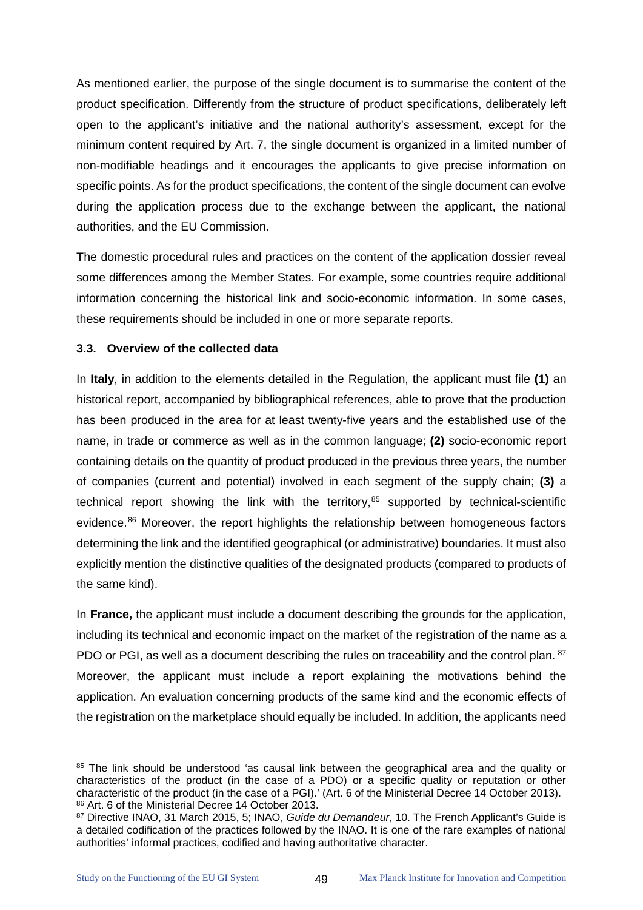As mentioned earlier, the purpose of the single document is to summarise the content of the product specification. Differently from the structure of product specifications, deliberately left open to the applicant's initiative and the national authority's assessment, except for the minimum content required by Art. 7, the single document is organized in a limited number of non-modifiable headings and it encourages the applicants to give precise information on specific points. As for the product specifications, the content of the single document can evolve during the application process due to the exchange between the applicant, the national authorities, and the EU Commission.

The domestic procedural rules and practices on the content of the application dossier reveal some differences among the Member States. For example, some countries require additional information concerning the historical link and socio-economic information. In some cases, these requirements should be included in one or more separate reports.

### 3.3. Overview of the collected data

In **Italy**, in addition to the elements detailed in the Regulation, the applicant must file **(1)** an historical report, accompanied by bibliographical references, able to prove that the production has been produced in the area for at least twenty-five years and the established use of the name, in trade or commerce as well as in the common language; **(2)** socio-economic report containing details on the quantity of product produced in the previous three years, the number of companies (current and potential) involved in each segment of the supply chain; **(3)** a technical report showing the link with the territory,[85] supported by technical-scientific evidence.[86] Moreover, the report highlights the relationship between homogeneous factors determining the link and the identified geographical (or administrative) boundaries. It must also explicitly mention the distinctive qualities of the designated products (compared to products of the same kind).

In **France,** the applicant must include a document describing the grounds for the application, including its technical and economic impact on the market of the registration of the name as a PDO or PGI, as well as a document describing the rules on traceability and the control plan. [87] Moreover, the applicant must include a report explaining the motivations behind the application. An evaluation concerning products of the same kind and the economic effects of the registration on the marketplace should equally be included. In addition, the applicants need

---

[85] The link should be understood 'as causal link between the geographical area and the quality or characteristics of the product (in the case of a PDO) or a specific quality or reputation or other characteristic of the product (in the case of a PGI).' (Art. 6 of the Ministerial Decree 14 October 2013).

[86] Art. 6 of the Ministerial Decree 14 October 2013.

[87] Directive INAO, 31 March 2015, 5; INAO, *Guide du Demandeur*, 10. The French Applicant's Guide is a detailed codification of the practices followed by the INAO. It is one of the rare examples of national authorities' informal practices, codified and having authoritative character.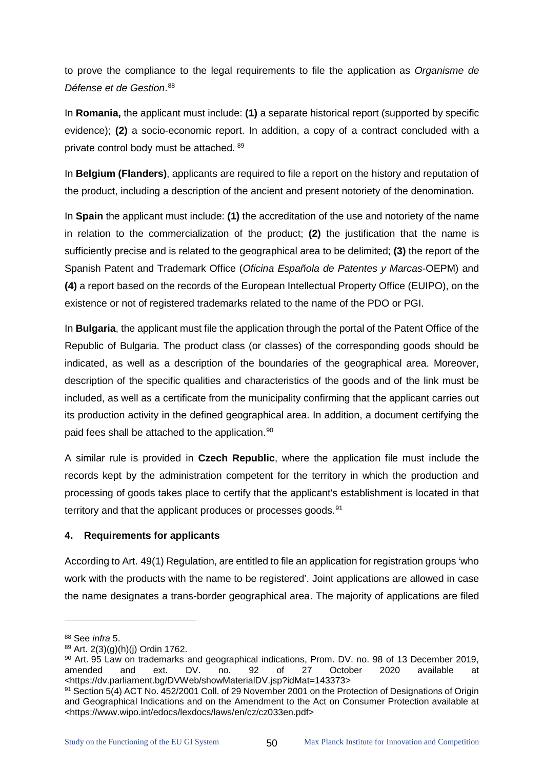to prove the compliance to the legal requirements to file the application as *Organisme de Défense et de Gestion*.[88]

In **Romania,** the applicant must include: **(1)** a separate historical report (supported by specific evidence); **(2)** a socio-economic report. In addition, a copy of a contract concluded with a private control body must be attached. [89]

In **Belgium (Flanders)**, applicants are required to file a report on the history and reputation of the product, including a description of the ancient and present notoriety of the denomination.

In **Spain** the applicant must include: **(1)** the accreditation of the use and notoriety of the name in relation to the commercialization of the product; **(2)** the justification that the name is sufficiently precise and is related to the geographical area to be delimited; **(3)** the report of the Spanish Patent and Trademark Office (*Oficina Española de Patentes y Marcas*-OEPM) and **(4)** a report based on the records of the European Intellectual Property Office (EUIPO), on the existence or not of registered trademarks related to the name of the PDO or PGI.

In **Bulgaria**, the applicant must file the application through the portal of the Patent Office of the Republic of Bulgaria. The product class (or classes) of the corresponding goods should be indicated, as well as a description of the boundaries of the geographical area. Moreover, description of the specific qualities and characteristics of the goods and of the link must be included, as well as a certificate from the municipality confirming that the applicant carries out its production activity in the defined geographical area. In addition, a document certifying the paid fees shall be attached to the application.[90]

A similar rule is provided in **Czech Republic**, where the application file must include the records kept by the administration competent for the territory in which the production and processing of goods takes place to certify that the applicant's establishment is located in that territory and that the applicant produces or processes goods.[91]

### 4. Requirements for applicants

According to Art. 49(1) Regulation, are entitled to file an application for registration groups 'who work with the products with the name to be registered'. Joint applications are allowed in case the name designates a trans-border geographical area. The majority of applications are filed

---

[88] See *infra* 5.

[89] Art. 2(3)(g)(h)(j) Ordin 1762.

[90] Art. 95 Law on trademarks and geographical indications, Prom. DV. no. 98 of 13 December 2019, amended and ext. DV. no. 92 of 27 October 2020 available at <https://dv.parliament.bg/DVWeb/showMaterialDV.jsp?idMat=143373>

[91] Section 5(4) ACT No. 452/2001 Coll. of 29 November 2001 on the Protection of Designations of Origin and Geographical Indications and on the Amendment to the Act on Consumer Protection available at <https://www.wipo.int/edocs/lexdocs/laws/en/cz/cz033en.pdf>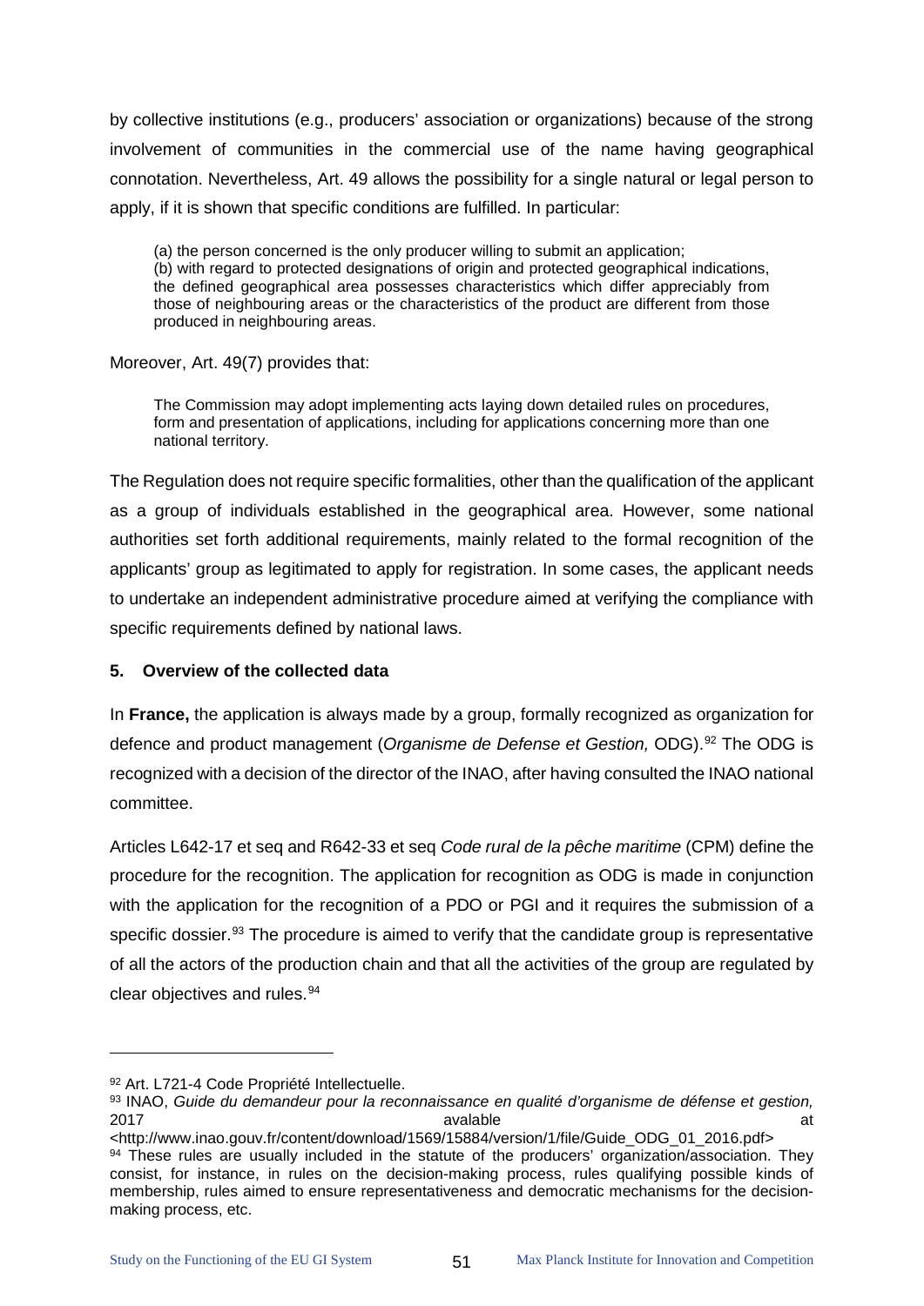by collective institutions (e.g., producers' association or organizations) because of the strong involvement of communities in the commercial use of the name having geographical connotation. Nevertheless, Art. 49 allows the possibility for a single natural or legal person to apply, if it is shown that specific conditions are fulfilled. In particular:

> (a) the person concerned is the only producer willing to submit an application;
> (b) with regard to protected designations of origin and protected geographical indications, the defined geographical area possesses characteristics which differ appreciably from those of neighbouring areas or the characteristics of the product are different from those produced in neighbouring areas.

Moreover, Art. 49(7) provides that:

> The Commission may adopt implementing acts laying down detailed rules on procedures, form and presentation of applications, including for applications concerning more than one national territory.

The Regulation does not require specific formalities, other than the qualification of the applicant as a group of individuals established in the geographical area. However, some national authorities set forth additional requirements, mainly related to the formal recognition of the applicants' group as legitimated to apply for registration. In some cases, the applicant needs to undertake an independent administrative procedure aimed at verifying the compliance with specific requirements defined by national laws.

### 5. Overview of the collected data

In **France,** the application is always made by a group, formally recognized as organization for defence and product management (*Organisme de Defense et Gestion,* ODG).[92] The ODG is recognized with a decision of the director of the INAO, after having consulted the INAO national committee.

Articles L642-17 et seq and R642-33 et seq *Code rural de la pêche maritime* (CPM) define the procedure for the recognition. The application for recognition as ODG is made in conjunction with the application for the recognition of a PDO or PGI and it requires the submission of a specific dossier.[93] The procedure is aimed to verify that the candidate group is representative of all the actors of the production chain and that all the activities of the group are regulated by clear objectives and rules.[94]

---

[92] Art. L721-4 Code Propriété Intellectuelle.

[93] INAO, *Guide du demandeur pour la reconnaissance en qualité d'organisme de défense et gestion,* 2017 avalable at <http://www.inao.gouv.fr/content/download/1569/15884/version/1/file/Guide_ODG_01_2016.pdf>

[94] These rules are usually included in the statute of the producers' organization/association. They consist, for instance, in rules on the decision-making process, rules qualifying possible kinds of membership, rules aimed to ensure representativeness and democratic mechanisms for the decision-making process, etc.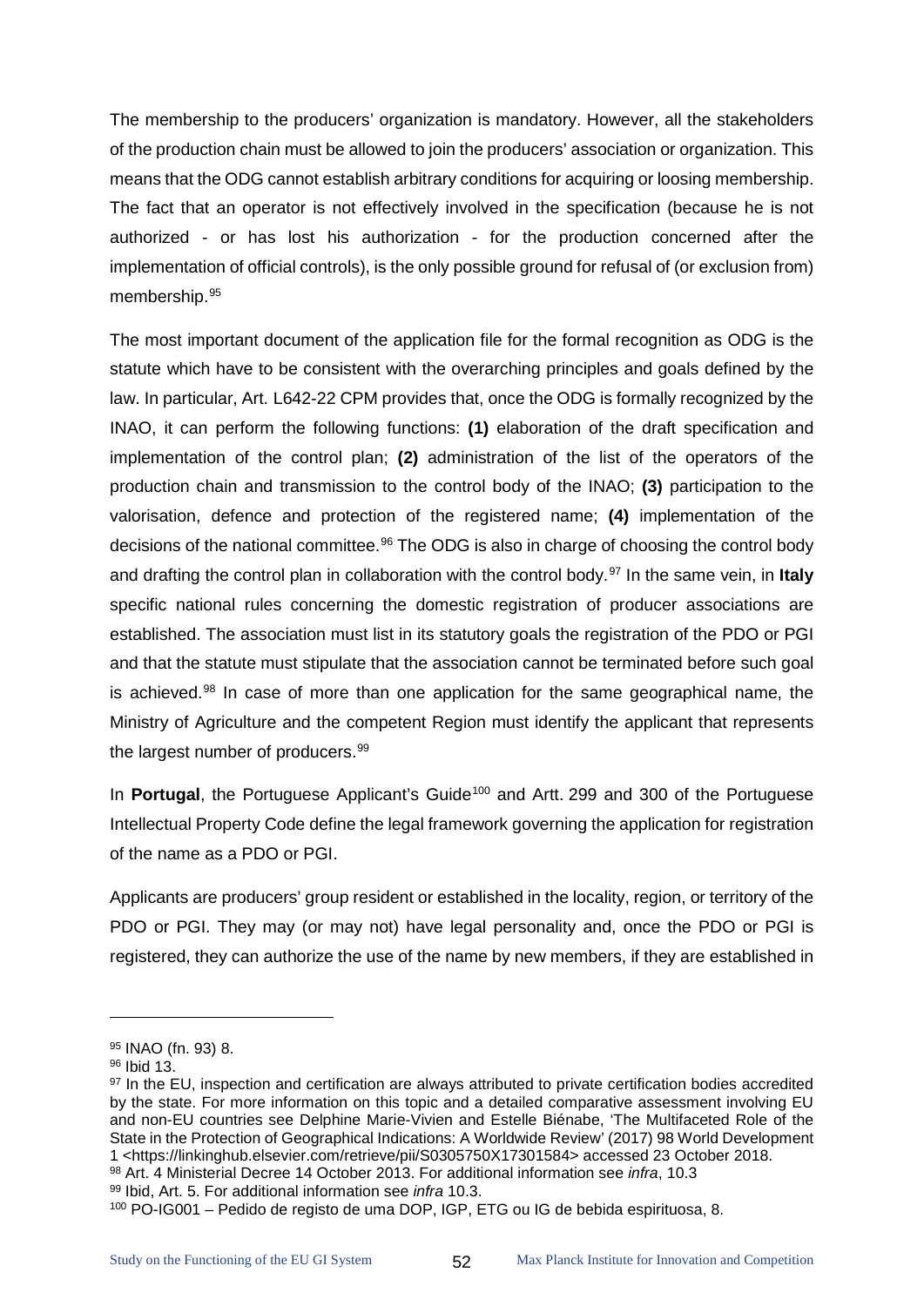The membership to the producers' organization is mandatory. However, all the stakeholders of the production chain must be allowed to join the producers' association or organization. This means that the ODG cannot establish arbitrary conditions for acquiring or loosing membership. The fact that an operator is not effectively involved in the specification (because he is not authorized - or has lost his authorization - for the production concerned after the implementation of official controls), is the only possible ground for refusal of (or exclusion from) membership.[95]

The most important document of the application file for the formal recognition as ODG is the statute which have to be consistent with the overarching principles and goals defined by the law. In particular, Art. L642-22 CPM provides that, once the ODG is formally recognized by the INAO, it can perform the following functions: **(1)** elaboration of the draft specification and implementation of the control plan; **(2)** administration of the list of the operators of the production chain and transmission to the control body of the INAO; **(3)** participation to the valorisation, defence and protection of the registered name; **(4)** implementation of the decisions of the national committee.[96] The ODG is also in charge of choosing the control body and drafting the control plan in collaboration with the control body.[97] In the same vein, in **Italy** specific national rules concerning the domestic registration of producer associations are established. The association must list in its statutory goals the registration of the PDO or PGI and that the statute must stipulate that the association cannot be terminated before such goal is achieved.[98] In case of more than one application for the same geographical name, the Ministry of Agriculture and the competent Region must identify the applicant that represents the largest number of producers.[99]

In **Portugal**, the Portuguese Applicant's Guide[100] and Artt. 299 and 300 of the Portuguese Intellectual Property Code define the legal framework governing the application for registration of the name as a PDO or PGI.

Applicants are producers' group resident or established in the locality, region, or territory of the PDO or PGI. They may (or may not) have legal personality and, once the PDO or PGI is registered, they can authorize the use of the name by new members, if they are established in

---

[95] INAO (fn. 93) 8.

[96] Ibid 13.

[97] In the EU, inspection and certification are always attributed to private certification bodies accredited by the state. For more information on this topic and a detailed comparative assessment involving EU and non-EU countries see Delphine Marie-Vivien and Estelle Biénabe, 'The Multifaceted Role of the State in the Protection of Geographical Indications: A Worldwide Review' (2017) 98 World Development 1 <https://linkinghub.elsevier.com/retrieve/pii/S0305750X17301584> accessed 23 October 2018.

[98] Art. 4 Ministerial Decree 14 October 2013. For additional information see *infra*, 10.3

[99] Ibid, Art. 5. For additional information see *infra* 10.3.

[100] PO-IG001 – Pedido de registo de uma DOP, IGP, ETG ou IG de bebida espirituosa, 8.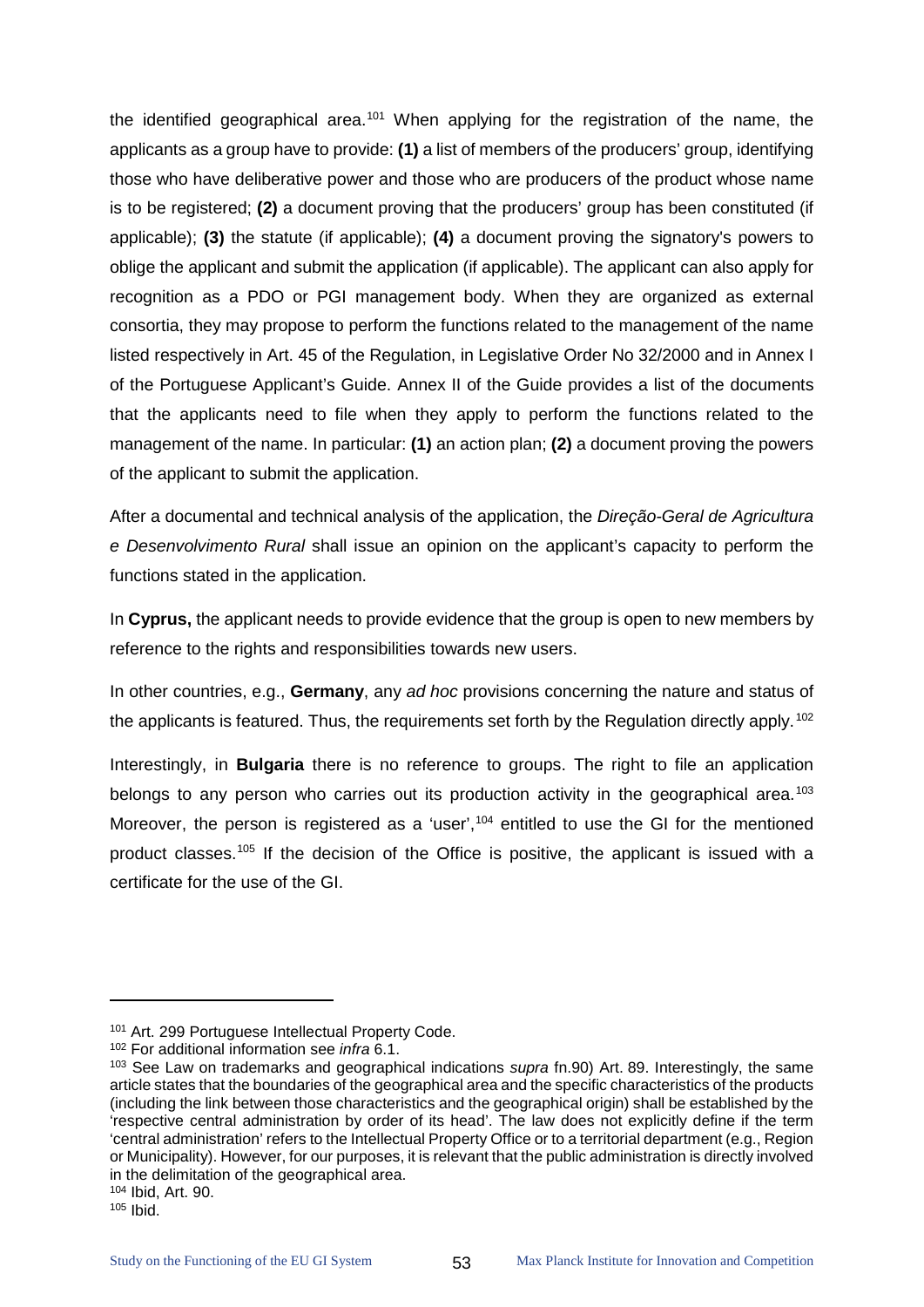the identified geographical area.[101] When applying for the registration of the name, the applicants as a group have to provide: **(1)** a list of members of the producers' group, identifying those who have deliberative power and those who are producers of the product whose name is to be registered; **(2)** a document proving that the producers' group has been constituted (if applicable); **(3)** the statute (if applicable); **(4)** a document proving the signatory's powers to oblige the applicant and submit the application (if applicable). The applicant can also apply for recognition as a PDO or PGI management body. When they are organized as external consortia, they may propose to perform the functions related to the management of the name listed respectively in Art. 45 of the Regulation, in Legislative Order No 32/2000 and in Annex I of the Portuguese Applicant's Guide. Annex II of the Guide provides a list of the documents that the applicants need to file when they apply to perform the functions related to the management of the name. In particular: **(1)** an action plan; **(2)** a document proving the powers of the applicant to submit the application.

After a documental and technical analysis of the application, the *Direção-Geral de Agricultura e Desenvolvimento Rural* shall issue an opinion on the applicant's capacity to perform the functions stated in the application.

In **Cyprus,** the applicant needs to provide evidence that the group is open to new members by reference to the rights and responsibilities towards new users.

In other countries, e.g., **Germany**, any *ad hoc* provisions concerning the nature and status of the applicants is featured. Thus, the requirements set forth by the Regulation directly apply.[102]

Interestingly, in **Bulgaria** there is no reference to groups. The right to file an application belongs to any person who carries out its production activity in the geographical area.[103] Moreover, the person is registered as a 'user',[104] entitled to use the GI for the mentioned product classes.[105] If the decision of the Office is positive, the applicant is issued with a certificate for the use of the GI.

---

[101] Art. 299 Portuguese Intellectual Property Code.

[102] For additional information see *infra* 6.1.

[103] See Law on trademarks and geographical indications *supra* fn.90) Art. 89. Interestingly, the same article states that the boundaries of the geographical area and the specific characteristics of the products (including the link between those characteristics and the geographical origin) shall be established by the 'respective central administration by order of its head'. The law does not explicitly define if the term 'central administration' refers to the Intellectual Property Office or to a territorial department (e.g., Region or Municipality). However, for our purposes, it is relevant that the public administration is directly involved in the delimitation of the geographical area.

[104] Ibid, Art. 90.

[105] Ibid.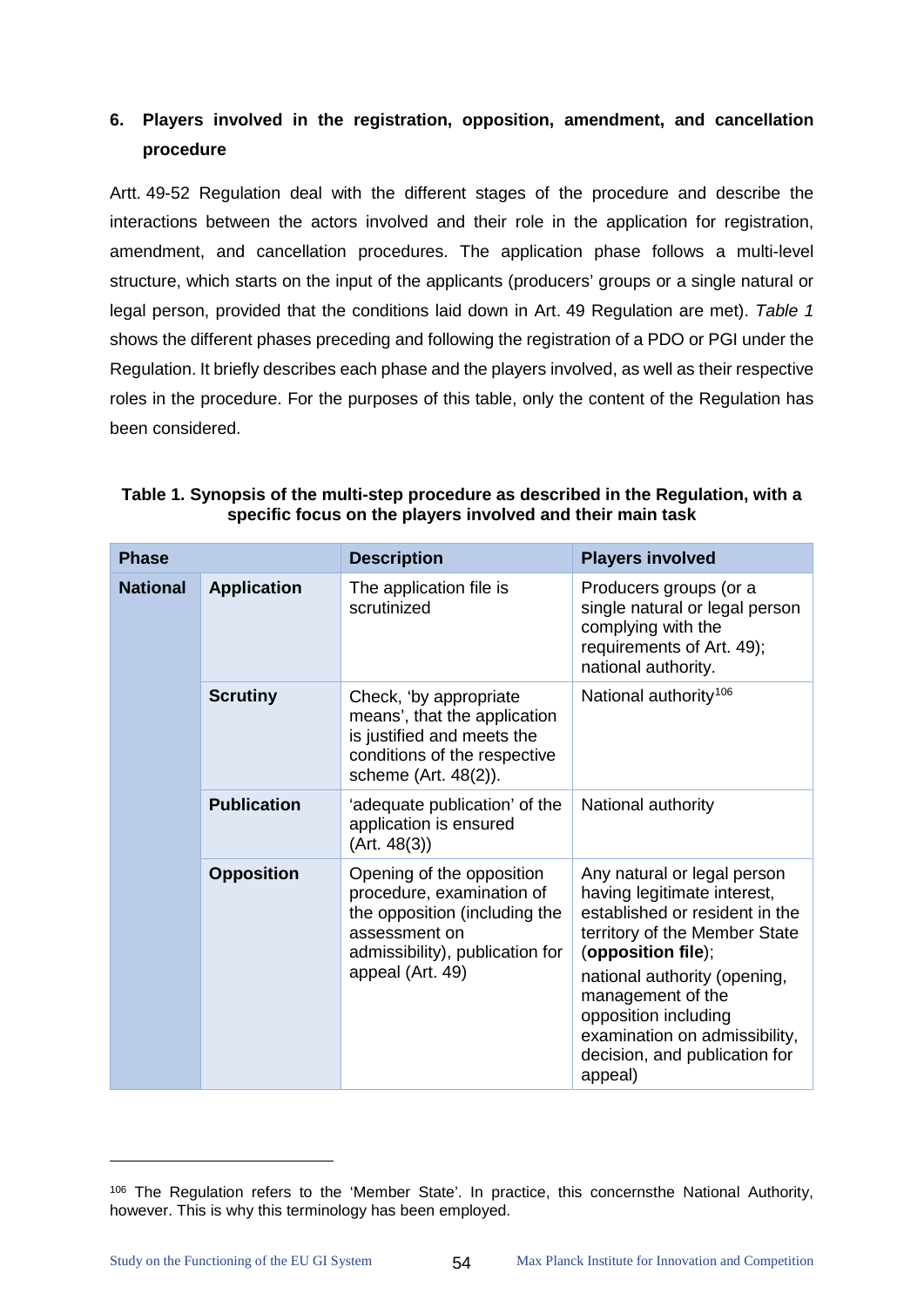## 6. Players involved in the registration, opposition, amendment, and cancellation procedure

Artt. 49-52 Regulation deal with the different stages of the procedure and describe the interactions between the actors involved and their role in the application for registration, amendment, and cancellation procedures. The application phase follows a multi-level structure, which starts on the input of the applicants (producers' groups or a single natural or legal person, provided that the conditions laid down in Art. 49 Regulation are met). *Table 1* shows the different phases preceding and following the registration of a PDO or PGI under the Regulation. It briefly describes each phase and the players involved, as well as their respective roles in the procedure. For the purposes of this table, only the content of the Regulation has been considered.

**Table 1. Synopsis of the multi-step procedure as described in the Regulation, with a specific focus on the players involved and their main task**

| Phase | | Description | Players involved |
|---|---|---|---|
| **National** | **Application** | The application file is scrutinized | Producers groups (or a single natural or legal person complying with the requirements of Art. 49); national authority. |
| | **Scrutiny** | Check, 'by appropriate means', that the application is justified and meets the conditions of the respective scheme (Art. 48(2)). | National authority[106] |
| | **Publication** | 'adequate publication' of the application is ensured (Art. 48(3)) | National authority |
| | **Opposition** | Opening of the opposition procedure, examination of the opposition (including the assessment on admissibility), publication for appeal (Art. 49) | Any natural or legal person having legitimate interest, established or resident in the territory of the Member State (**opposition file**); national authority (opening, management of the opposition including examination on admissibility, decision, and publication for appeal) |

[106] The Regulation refers to the 'Member State'. In practice, this concernsthe National Authority, however. This is why this terminology has been employed.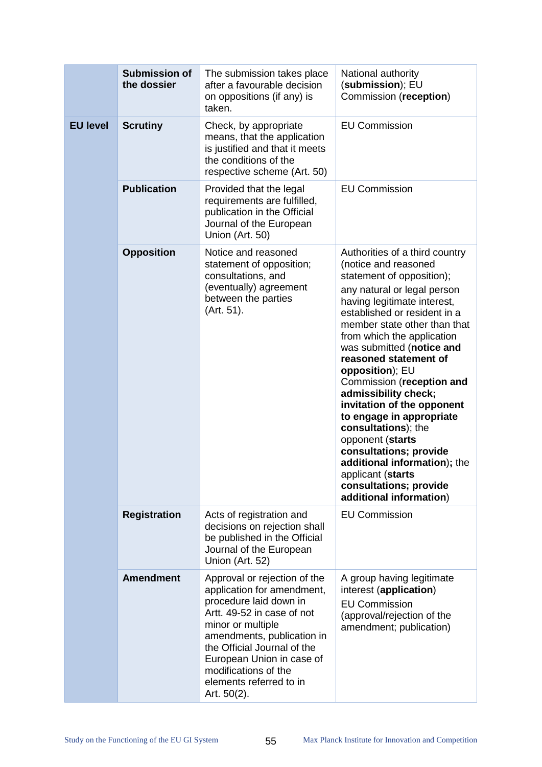| | | | |
|---|---|---|---|
| | **Submission of the dossier** | The submission takes place after a favourable decision on oppositions (if any) is taken. | National authority (**submission**); EU Commission (**reception**) |
| **EU level** | **Scrutiny** | Check, by appropriate means, that the application is justified and that it meets the conditions of the respective scheme (Art. 50) | EU Commission |
| | **Publication** | Provided that the legal requirements are fulfilled, publication in the Official Journal of the European Union (Art. 50) | EU Commission |
| | **Opposition** | Notice and reasoned statement of opposition; consultations, and (eventually) agreement between the parties (Art. 51). | Authorities of a third country (notice and reasoned statement of opposition); any natural or legal person having legitimate interest, established or resident in a member state other than that from which the application was submitted (**notice and reasoned statement of opposition**); EU Commission (**reception and admissibility check; invitation of the opponent to engage in appropriate consultations**); the opponent (**starts consultations; provide additional information**)**;** the applicant (**starts consultations; provide additional information**) |
| | **Registration** | Acts of registration and decisions on rejection shall be published in the Official Journal of the European Union (Art. 52) | EU Commission |
| | **Amendment** | Approval or rejection of the application for amendment, procedure laid down in Artt. 49-52 in case of not minor or multiple amendments, publication in the Official Journal of the European Union in case of modifications of the elements referred to in Art. 50(2). | A group having legitimate interest (**application**) EU Commission (approval/rejection of the amendment; publication) |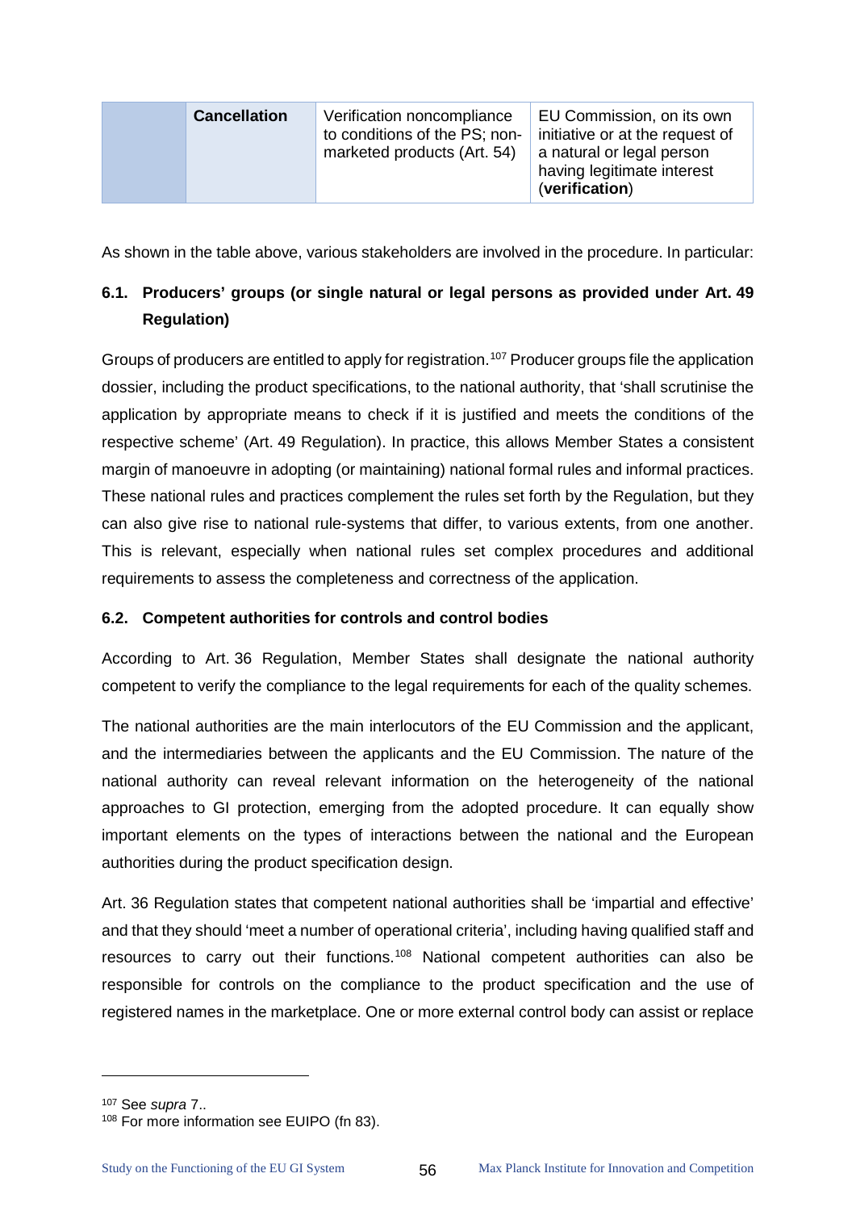| | Cancellation | Verification noncompliance to conditions of the PS; non-marketed products (Art. 54) | EU Commission, on its own initiative or at the request of a natural or legal person having legitimate interest (**verification**) |
|---|---|---|---|

As shown in the table above, various stakeholders are involved in the procedure. In particular:

## 6.1. Producers' groups (or single natural or legal persons as provided under Art. 49 Regulation)

Groups of producers are entitled to apply for registration.[107] Producer groups file the application dossier, including the product specifications, to the national authority, that 'shall scrutinise the application by appropriate means to check if it is justified and meets the conditions of the respective scheme' (Art. 49 Regulation). In practice, this allows Member States a consistent margin of manoeuvre in adopting (or maintaining) national formal rules and informal practices. These national rules and practices complement the rules set forth by the Regulation, but they can also give rise to national rule-systems that differ, to various extents, from one another. This is relevant, especially when national rules set complex procedures and additional requirements to assess the completeness and correctness of the application.

## 6.2. Competent authorities for controls and control bodies

According to Art. 36 Regulation, Member States shall designate the national authority competent to verify the compliance to the legal requirements for each of the quality schemes.

The national authorities are the main interlocutors of the EU Commission and the applicant, and the intermediaries between the applicants and the EU Commission. The nature of the national authority can reveal relevant information on the heterogeneity of the national approaches to GI protection, emerging from the adopted procedure. It can equally show important elements on the types of interactions between the national and the European authorities during the product specification design.

Art. 36 Regulation states that competent national authorities shall be 'impartial and effective' and that they should 'meet a number of operational criteria', including having qualified staff and resources to carry out their functions.[108] National competent authorities can also be responsible for controls on the compliance to the product specification and the use of registered names in the marketplace. One or more external control body can assist or replace

---

[107] See *supra* 7..

[108] For more information see EUIPO (fn 83).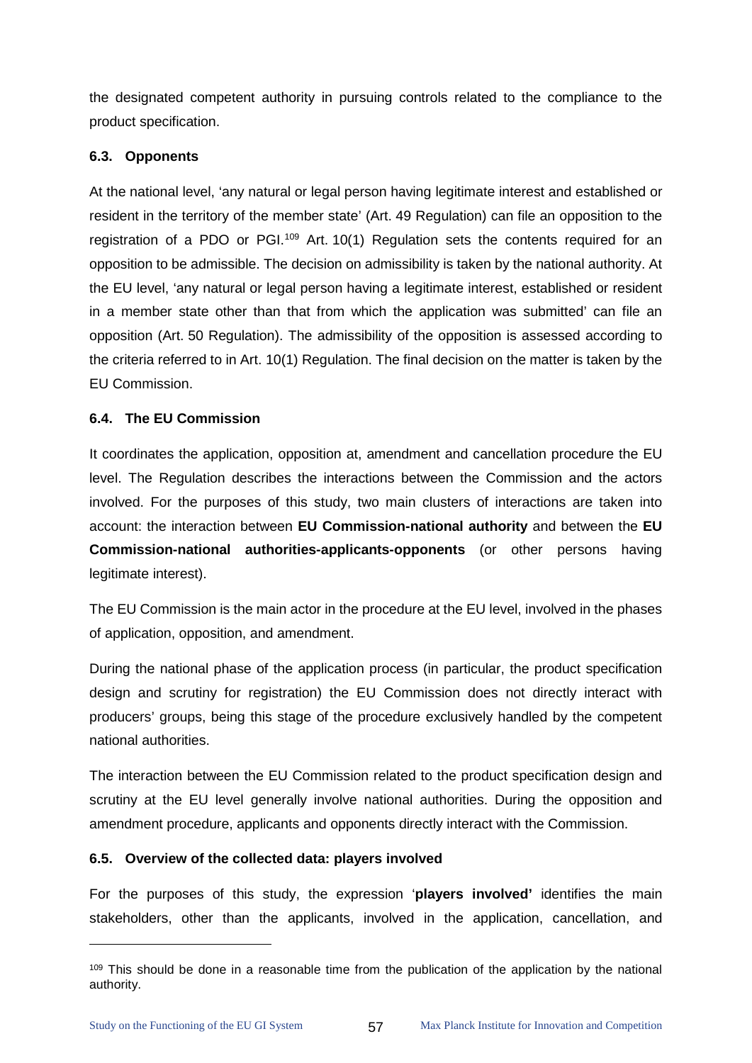the designated competent authority in pursuing controls related to the compliance to the product specification.

### 6.3. Opponents

At the national level, 'any natural or legal person having legitimate interest and established or resident in the territory of the member state' (Art. 49 Regulation) can file an opposition to the registration of a PDO or PGI.[109] Art. 10(1) Regulation sets the contents required for an opposition to be admissible. The decision on admissibility is taken by the national authority. At the EU level, 'any natural or legal person having a legitimate interest, established or resident in a member state other than that from which the application was submitted' can file an opposition (Art. 50 Regulation). The admissibility of the opposition is assessed according to the criteria referred to in Art. 10(1) Regulation. The final decision on the matter is taken by the EU Commission.

### 6.4. The EU Commission

It coordinates the application, opposition at, amendment and cancellation procedure the EU level. The Regulation describes the interactions between the Commission and the actors involved. For the purposes of this study, two main clusters of interactions are taken into account: the interaction between **EU Commission-national authority** and between the **EU Commission-national authorities-applicants-opponents** (or other persons having legitimate interest).

The EU Commission is the main actor in the procedure at the EU level, involved in the phases of application, opposition, and amendment.

During the national phase of the application process (in particular, the product specification design and scrutiny for registration) the EU Commission does not directly interact with producers' groups, being this stage of the procedure exclusively handled by the competent national authorities.

The interaction between the EU Commission related to the product specification design and scrutiny at the EU level generally involve national authorities. During the opposition and amendment procedure, applicants and opponents directly interact with the Commission.

### 6.5. Overview of the collected data: players involved

For the purposes of this study, the expression '**players involved'** identifies the main stakeholders, other than the applicants, involved in the application, cancellation, and

[109] This should be done in a reasonable time from the publication of the application by the national authority.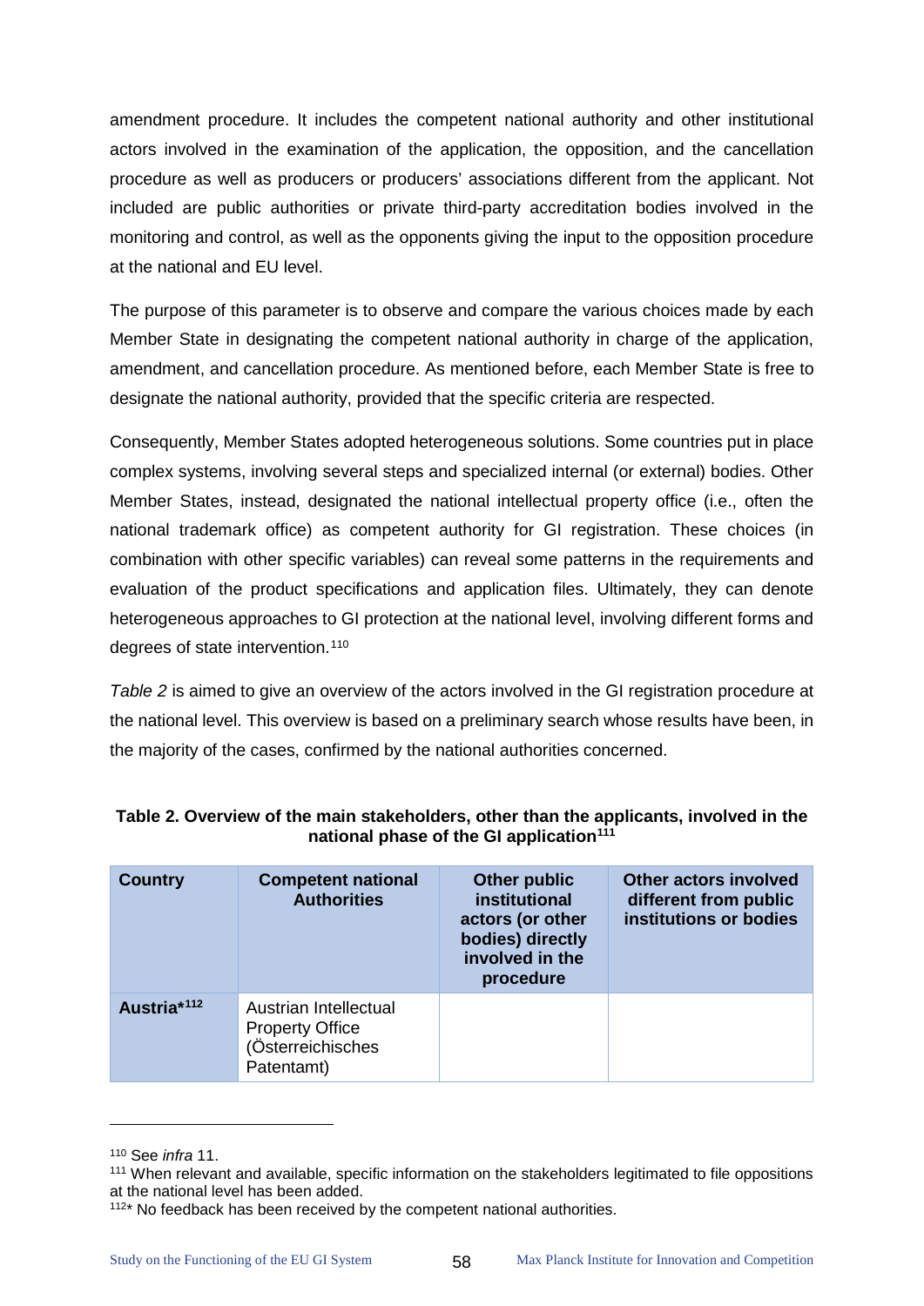amendment procedure. It includes the competent national authority and other institutional actors involved in the examination of the application, the opposition, and the cancellation procedure as well as producers or producers' associations different from the applicant. Not included are public authorities or private third-party accreditation bodies involved in the monitoring and control, as well as the opponents giving the input to the opposition procedure at the national and EU level.

The purpose of this parameter is to observe and compare the various choices made by each Member State in designating the competent national authority in charge of the application, amendment, and cancellation procedure. As mentioned before, each Member State is free to designate the national authority, provided that the specific criteria are respected.

Consequently, Member States adopted heterogeneous solutions. Some countries put in place complex systems, involving several steps and specialized internal (or external) bodies. Other Member States, instead, designated the national intellectual property office (i.e., often the national trademark office) as competent authority for GI registration. These choices (in combination with other specific variables) can reveal some patterns in the requirements and evaluation of the product specifications and application files. Ultimately, they can denote heterogeneous approaches to GI protection at the national level, involving different forms and degrees of state intervention.[110]

*Table 2* is aimed to give an overview of the actors involved in the GI registration procedure at the national level. This overview is based on a preliminary search whose results have been, in the majority of the cases, confirmed by the national authorities concerned.

**Table 2. Overview of the main stakeholders, other than the applicants, involved in the national phase of the GI application[111]**

| Country | Competent national Authorities | Other public institutional actors (or other bodies) directly involved in the procedure | Other actors involved different from public institutions or bodies |
|---|---|---|---|
| **Austria*[112]** | Austrian Intellectual Property Office (Österreichisches Patentamt) | | |

[110] See *infra* 11.

[111] When relevant and available, specific information on the stakeholders legitimated to file oppositions at the national level has been added.

[112]* No feedback has been received by the competent national authorities.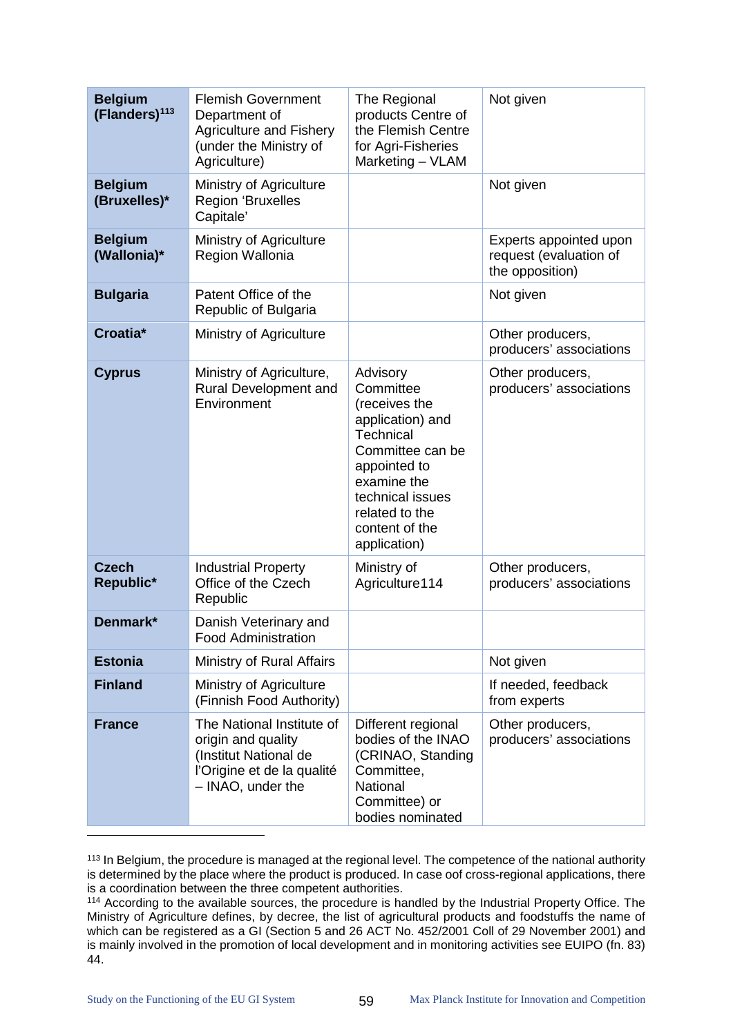| **Belgium (Flanders)**[113] | Flemish Government Department of Agriculture and Fishery (under the Ministry of Agriculture) | The Regional products Centre of the Flemish Centre for Agri-Fisheries Marketing – VLAM | Not given |
|---|---|---|---|
| **Belgium (Bruxelles)*** | Ministry of Agriculture Region 'Bruxelles Capitale' | | Not given |
| **Belgium (Wallonia)*** | Ministry of Agriculture Region Wallonia | | Experts appointed upon request (evaluation of the opposition) |
| **Bulgaria** | Patent Office of the Republic of Bulgaria | | Not given |
| **Croatia*** | Ministry of Agriculture | | Other producers, producers' associations |
| **Cyprus** | Ministry of Agriculture, Rural Development and Environment | Advisory Committee (receives the application) and Technical Committee can be appointed to examine the technical issues related to the content of the application) | Other producers, producers' associations |
| **Czech Republic*** | Industrial Property Office of the Czech Republic | Ministry of Agriculture114 | Other producers, producers' associations |
| **Denmark*** | Danish Veterinary and Food Administration | | |
| **Estonia** | Ministry of Rural Affairs | | Not given |
| **Finland** | Ministry of Agriculture (Finnish Food Authority) | | If needed, feedback from experts |
| **France** | The National Institute of origin and quality (Institut National de l'Origine et de la qualité – INAO, under the | Different regional bodies of the INAO (CRINAO, Standing Committee, National Committee) or bodies nominated | Other producers, producers' associations |

[113] In Belgium, the procedure is managed at the regional level. The competence of the national authority is determined by the place where the product is produced. In case oof cross-regional applications, there is a coordination between the three competent authorities.

[114] According to the available sources, the procedure is handled by the Industrial Property Office. The Ministry of Agriculture defines, by decree, the list of agricultural products and foodstuffs the name of which can be registered as a GI (Section 5 and 26 ACT No. 452/2001 Coll of 29 November 2001) and is mainly involved in the promotion of local development and in monitoring activities see EUIPO (fn. 83) 44.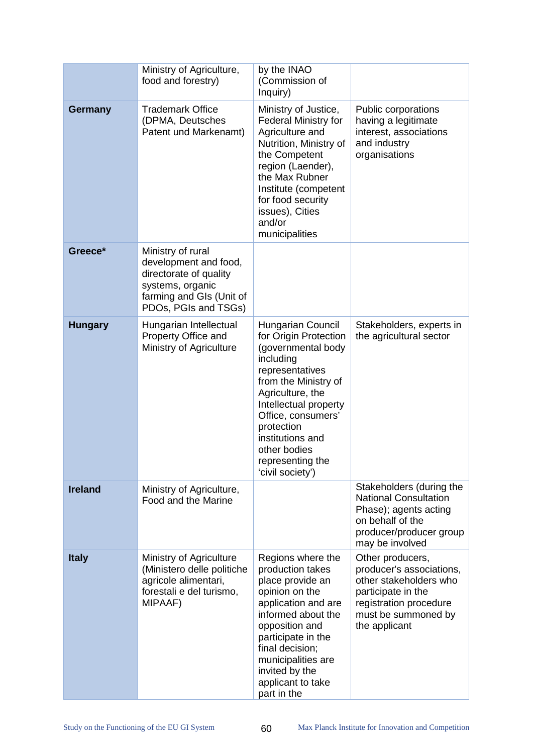| | | | |
|---|---|---|---|
| | Ministry of Agriculture, food and forestry) | by the INAO (Commission of Inquiry) | |
| **Germany** | Trademark Office (DPMA, Deutsches Patent und Markenamt) | Ministry of Justice, Federal Ministry for Agriculture and Nutrition, Ministry of the Competent region (Laender), the Max Rubner Institute (competent for food security issues), Cities and/or municipalities | Public corporations having a legitimate interest, associations and industry organisations |
| **Greece*** | Ministry of rural development and food, directorate of quality systems, organic farming and GIs (Unit of PDOs, PGIs and TSGs) | | |
| **Hungary** | Hungarian Intellectual Property Office and Ministry of Agriculture | Hungarian Council for Origin Protection (governmental body including representatives from the Ministry of Agriculture, the Intellectual property Office, consumers' protection institutions and other bodies representing the 'civil society') | Stakeholders, experts in the agricultural sector |
| **Ireland** | Ministry of Agriculture, Food and the Marine | | Stakeholders (during the National Consultation Phase); agents acting on behalf of the producer/producer group may be involved |
| **Italy** | Ministry of Agriculture (Ministero delle politiche agricole alimentari, forestali e del turismo, MIPAAF) | Regions where the production takes place provide an opinion on the application and are informed about the opposition and participate in the final decision; municipalities are invited by the applicant to take part in the | Other producers, producer's associations, other stakeholders who participate in the registration procedure must be summoned by the applicant |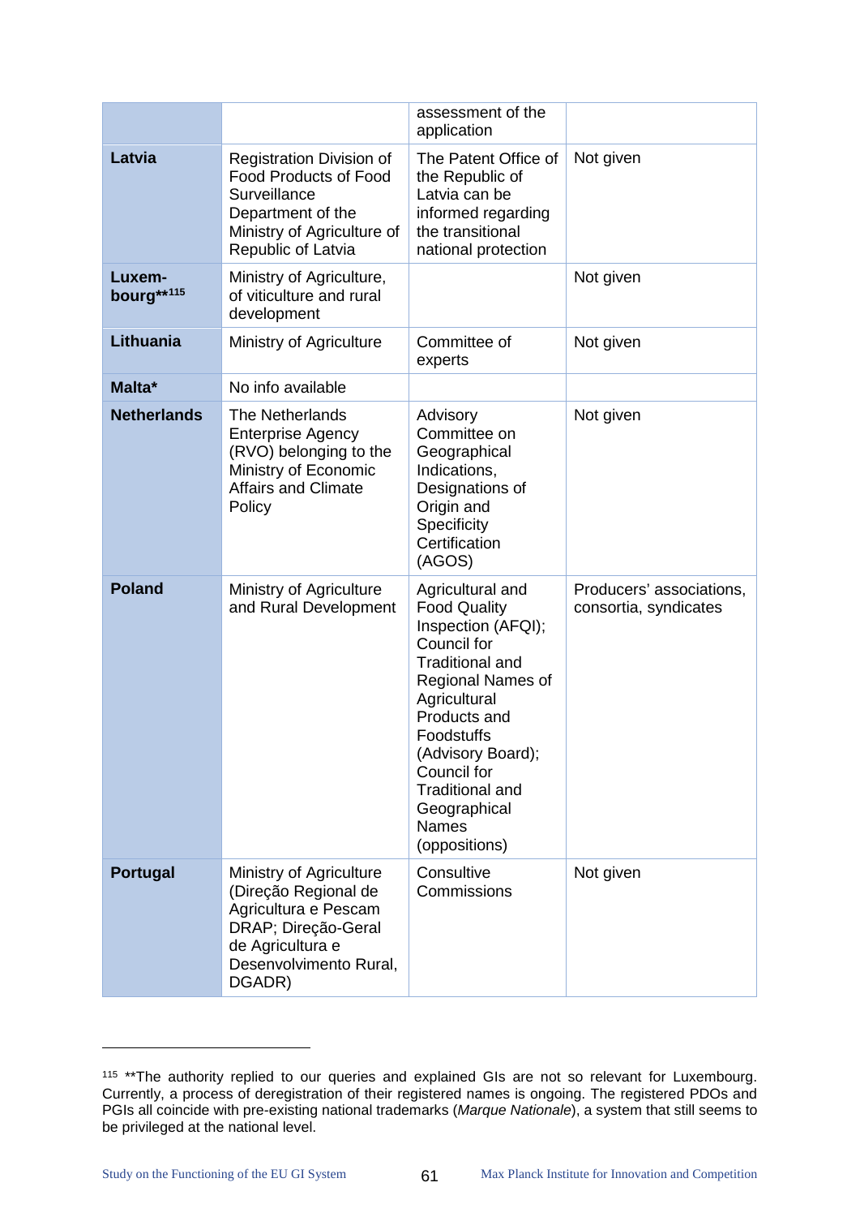| | | assessment of the application | |
|---|---|---|---|
| **Latvia** | Registration Division of Food Products of Food Surveillance Department of the Ministry of Agriculture of Republic of Latvia | The Patent Office of the Republic of Latvia can be informed regarding the transitional national protection | Not given |
| **Luxem-bourg****[115] | Ministry of Agriculture, of viticulture and rural development | | Not given |
| **Lithuania** | Ministry of Agriculture | Committee of experts | Not given |
| **Malta*** | No info available | | |
| **Netherlands** | The Netherlands Enterprise Agency (RVO) belonging to the Ministry of Economic Affairs and Climate Policy | Advisory Committee on Geographical Indications, Designations of Origin and Specificity Certification (AGOS) | Not given |
| **Poland** | Ministry of Agriculture and Rural Development | Agricultural and Food Quality Inspection (AFQI); Council for Traditional and Regional Names of Agricultural Products and Foodstuffs (Advisory Board); Council for Traditional and Geographical Names (oppositions) | Producers' associations, consortia, syndicates |
| **Portugal** | Ministry of Agriculture (Direção Regional de Agricultura e Pescam DRAP; Direção-Geral de Agricultura e Desenvolvimento Rural, DGADR) | Consultive Commissions | Not given |

[115] **The authority replied to our queries and explained GIs are not so relevant for Luxembourg. Currently, a process of deregistration of their registered names is ongoing. The registered PDOs and PGIs all coincide with pre-existing national trademarks (*Marque Nationale*), a system that still seems to be privileged at the national level.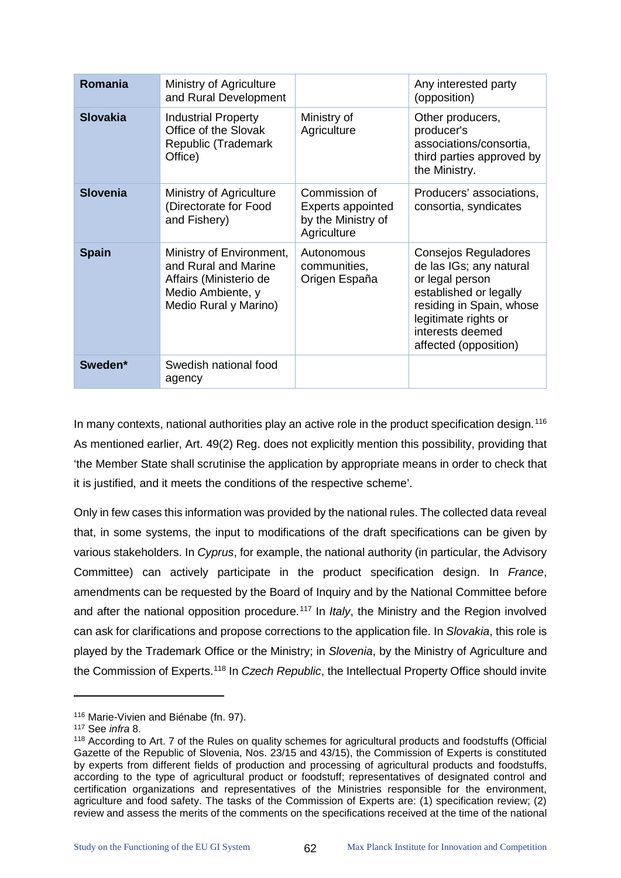| **Romania** | Ministry of Agriculture and Rural Development | | Any interested party (opposition) |
|---|---|---|---|
| **Slovakia** | Industrial Property Office of the Slovak Republic (Trademark Office) | Ministry of Agriculture | Other producers, producer's associations/consortia, third parties approved by the Ministry. |
| **Slovenia** | Ministry of Agriculture (Directorate for Food and Fishery) | Commission of Experts appointed by the Ministry of Agriculture | Producers' associations, consortia, syndicates |
| **Spain** | Ministry of Environment, and Rural and Marine Affairs (Ministerio de Medio Ambiente, y Medio Rural y Marino) | Autonomous communities, Origen España | Consejos Reguladores de las IGs; any natural or legal person established or legally residing in Spain, whose legitimate rights or interests deemed affected (opposition) |
| **Sweden*** | Swedish national food agency | | |

In many contexts, national authorities play an active role in the product specification design.[116] As mentioned earlier, Art. 49(2) Reg. does not explicitly mention this possibility, providing that 'the Member State shall scrutinise the application by appropriate means in order to check that it is justified, and it meets the conditions of the respective scheme'.

Only in few cases this information was provided by the national rules. The collected data reveal that, in some systems, the input to modifications of the draft specifications can be given by various stakeholders. In *Cyprus*, for example, the national authority (in particular, the Advisory Committee) can actively participate in the product specification design. In *France*, amendments can be requested by the Board of Inquiry and by the National Committee before and after the national opposition procedure.[117] In *Italy*, the Ministry and the Region involved can ask for clarifications and propose corrections to the application file. In *Slovakia*, this role is played by the Trademark Office or the Ministry; in *Slovenia*, by the Ministry of Agriculture and the Commission of Experts.[118] In *Czech Republic*, the Intellectual Property Office should invite

[116] Marie-Vivien and Biénabe (fn. 97).

[117] See *infra* 8.

[118] According to Art. 7 of the Rules on quality schemes for agricultural products and foodstuffs (Official Gazette of the Republic of Slovenia, Nos. 23/15 and 43/15), the Commission of Experts is constituted by experts from different fields of production and processing of agricultural products and foodstuffs, according to the type of agricultural product or foodstuff; representatives of designated control and certification organizations and representatives of the Ministries responsible for the environment, agriculture and food safety. The tasks of the Commission of Experts are: (1) specification review; (2) review and assess the merits of the comments on the specifications received at the time of the national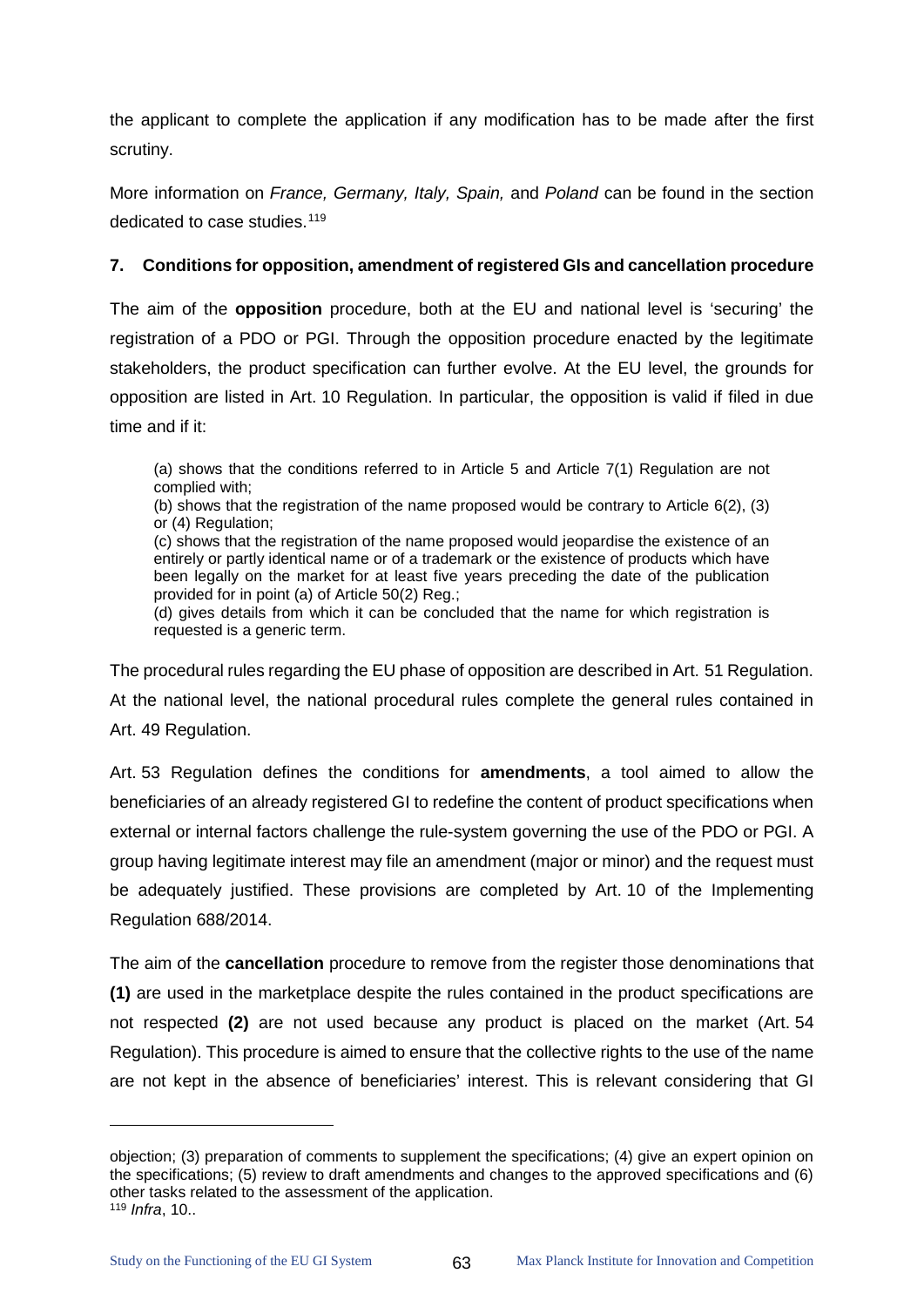the applicant to complete the application if any modification has to be made after the first scrutiny.

More information on *France, Germany, Italy, Spain,* and *Poland* can be found in the section dedicated to case studies.[119]

### 7. Conditions for opposition, amendment of registered GIs and cancellation procedure

The aim of the **opposition** procedure, both at the EU and national level is 'securing' the registration of a PDO or PGI. Through the opposition procedure enacted by the legitimate stakeholders, the product specification can further evolve. At the EU level, the grounds for opposition are listed in Art. 10 Regulation. In particular, the opposition is valid if filed in due time and if it:

> (a) shows that the conditions referred to in Article 5 and Article 7(1) Regulation are not complied with;
> (b) shows that the registration of the name proposed would be contrary to Article 6(2), (3) or (4) Regulation;
> (c) shows that the registration of the name proposed would jeopardise the existence of an entirely or partly identical name or of a trademark or the existence of products which have been legally on the market for at least five years preceding the date of the publication provided for in point (a) of Article 50(2) Reg.;
> (d) gives details from which it can be concluded that the name for which registration is requested is a generic term.

The procedural rules regarding the EU phase of opposition are described in Art. 51 Regulation. At the national level, the national procedural rules complete the general rules contained in Art. 49 Regulation.

Art. 53 Regulation defines the conditions for **amendments**, a tool aimed to allow the beneficiaries of an already registered GI to redefine the content of product specifications when external or internal factors challenge the rule-system governing the use of the PDO or PGI. A group having legitimate interest may file an amendment (major or minor) and the request must be adequately justified. These provisions are completed by Art. 10 of the Implementing Regulation 688/2014.

The aim of the **cancellation** procedure to remove from the register those denominations that **(1)** are used in the marketplace despite the rules contained in the product specifications are not respected **(2)** are not used because any product is placed on the market (Art. 54 Regulation). This procedure is aimed to ensure that the collective rights to the use of the name are not kept in the absence of beneficiaries' interest. This is relevant considering that GI

---

objection; (3) preparation of comments to supplement the specifications; (4) give an expert opinion on the specifications; (5) review to draft amendments and changes to the approved specifications and (6) other tasks related to the assessment of the application.

[119] *Infra*, 10..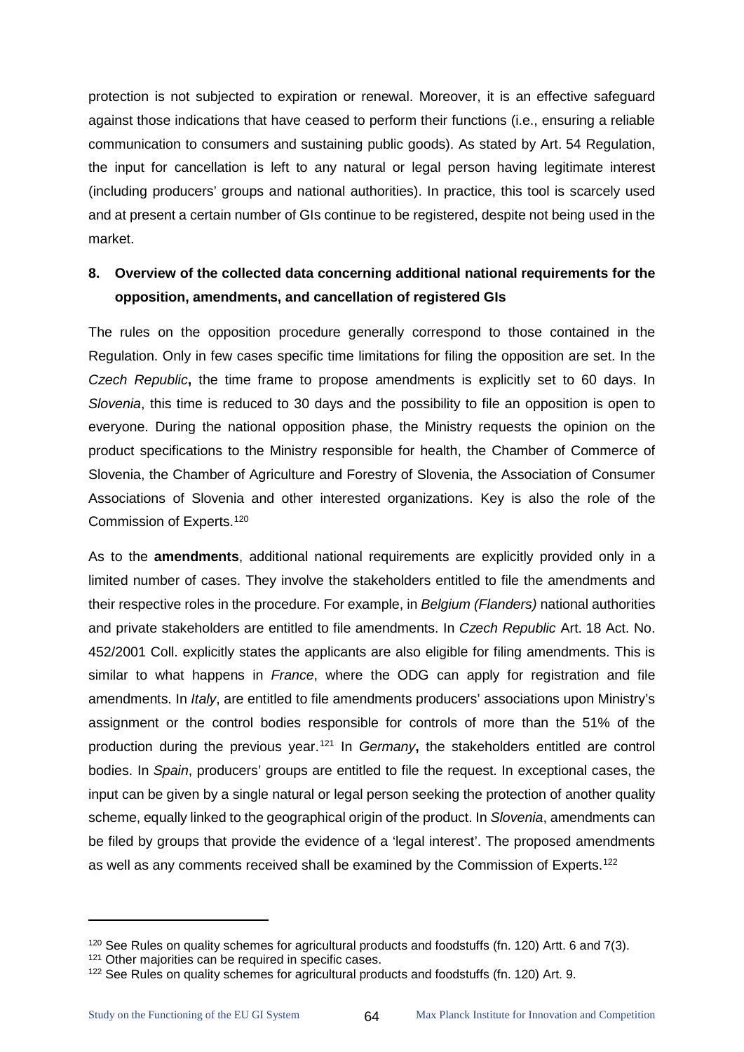protection is not subjected to expiration or renewal. Moreover, it is an effective safeguard against those indications that have ceased to perform their functions (i.e., ensuring a reliable communication to consumers and sustaining public goods). As stated by Art. 54 Regulation, the input for cancellation is left to any natural or legal person having legitimate interest (including producers' groups and national authorities). In practice, this tool is scarcely used and at present a certain number of GIs continue to be registered, despite not being used in the market.

## 8. Overview of the collected data concerning additional national requirements for the opposition, amendments, and cancellation of registered GIs

The rules on the opposition procedure generally correspond to those contained in the Regulation. Only in few cases specific time limitations for filing the opposition are set. In the *Czech Republic***,** the time frame to propose amendments is explicitly set to 60 days. In *Slovenia*, this time is reduced to 30 days and the possibility to file an opposition is open to everyone. During the national opposition phase, the Ministry requests the opinion on the product specifications to the Ministry responsible for health, the Chamber of Commerce of Slovenia, the Chamber of Agriculture and Forestry of Slovenia, the Association of Consumer Associations of Slovenia and other interested organizations. Key is also the role of the Commission of Experts.[120]

As to the **amendments**, additional national requirements are explicitly provided only in a limited number of cases. They involve the stakeholders entitled to file the amendments and their respective roles in the procedure. For example, in *Belgium (Flanders)* national authorities and private stakeholders are entitled to file amendments. In *Czech Republic* Art. 18 Act. No. 452/2001 Coll. explicitly states the applicants are also eligible for filing amendments. This is similar to what happens in *France*, where the ODG can apply for registration and file amendments. In *Italy*, are entitled to file amendments producers' associations upon Ministry's assignment or the control bodies responsible for controls of more than the 51% of the production during the previous year.[121] In *Germany***,** the stakeholders entitled are control bodies. In *Spain*, producers' groups are entitled to file the request. In exceptional cases, the input can be given by a single natural or legal person seeking the protection of another quality scheme, equally linked to the geographical origin of the product. In *Slovenia*, amendments can be filed by groups that provide the evidence of a 'legal interest'. The proposed amendments as well as any comments received shall be examined by the Commission of Experts.[122]

---

[120] See Rules on quality schemes for agricultural products and foodstuffs (fn. 120) Artt. 6 and 7(3).

[121] Other majorities can be required in specific cases.

[122] See Rules on quality schemes for agricultural products and foodstuffs (fn. 120) Art. 9.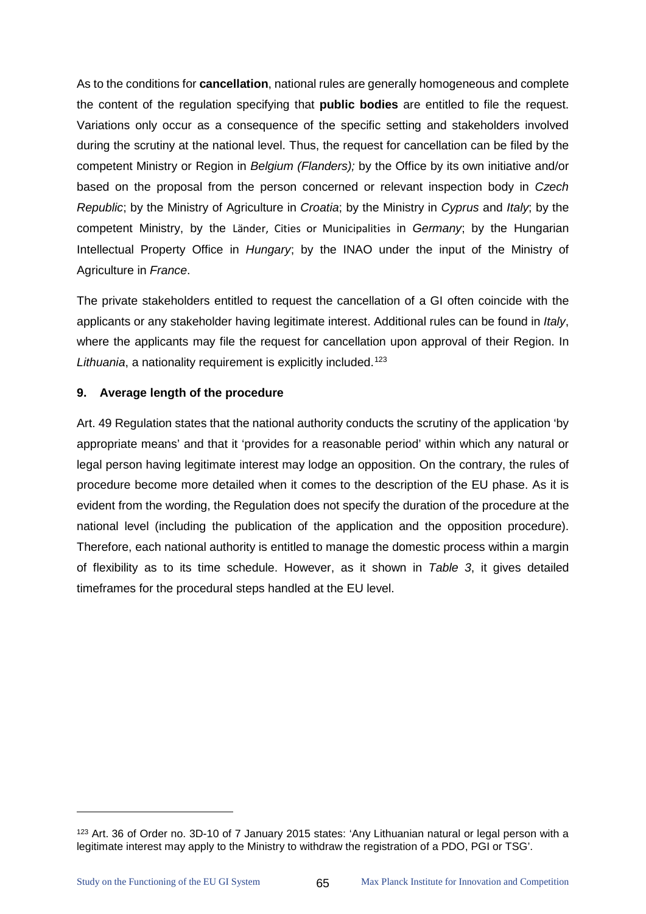As to the conditions for **cancellation**, national rules are generally homogeneous and complete the content of the regulation specifying that **public bodies** are entitled to file the request. Variations only occur as a consequence of the specific setting and stakeholders involved during the scrutiny at the national level. Thus, the request for cancellation can be filed by the competent Ministry or Region in *Belgium (Flanders);* by the Office by its own initiative and/or based on the proposal from the person concerned or relevant inspection body in *Czech Republic*; by the Ministry of Agriculture in *Croatia*; by the Ministry in *Cyprus* and *Italy*; by the competent Ministry, by the Länder, Cities or Municipalities in *Germany*; by the Hungarian Intellectual Property Office in *Hungary*; by the INAO under the input of the Ministry of Agriculture in *France*.

The private stakeholders entitled to request the cancellation of a GI often coincide with the applicants or any stakeholder having legitimate interest. Additional rules can be found in *Italy*, where the applicants may file the request for cancellation upon approval of their Region. In *Lithuania*, a nationality requirement is explicitly included.[123]

### 9. Average length of the procedure

Art. 49 Regulation states that the national authority conducts the scrutiny of the application 'by appropriate means' and that it 'provides for a reasonable period' within which any natural or legal person having legitimate interest may lodge an opposition. On the contrary, the rules of procedure become more detailed when it comes to the description of the EU phase. As it is evident from the wording, the Regulation does not specify the duration of the procedure at the national level (including the publication of the application and the opposition procedure). Therefore, each national authority is entitled to manage the domestic process within a margin of flexibility as to its time schedule. However, as it shown in *Table 3*, it gives detailed timeframes for the procedural steps handled at the EU level.

---

[123] Art. 36 of Order no. 3D-10 of 7 January 2015 states: 'Any Lithuanian natural or legal person with a legitimate interest may apply to the Ministry to withdraw the registration of a PDO, PGI or TSG'.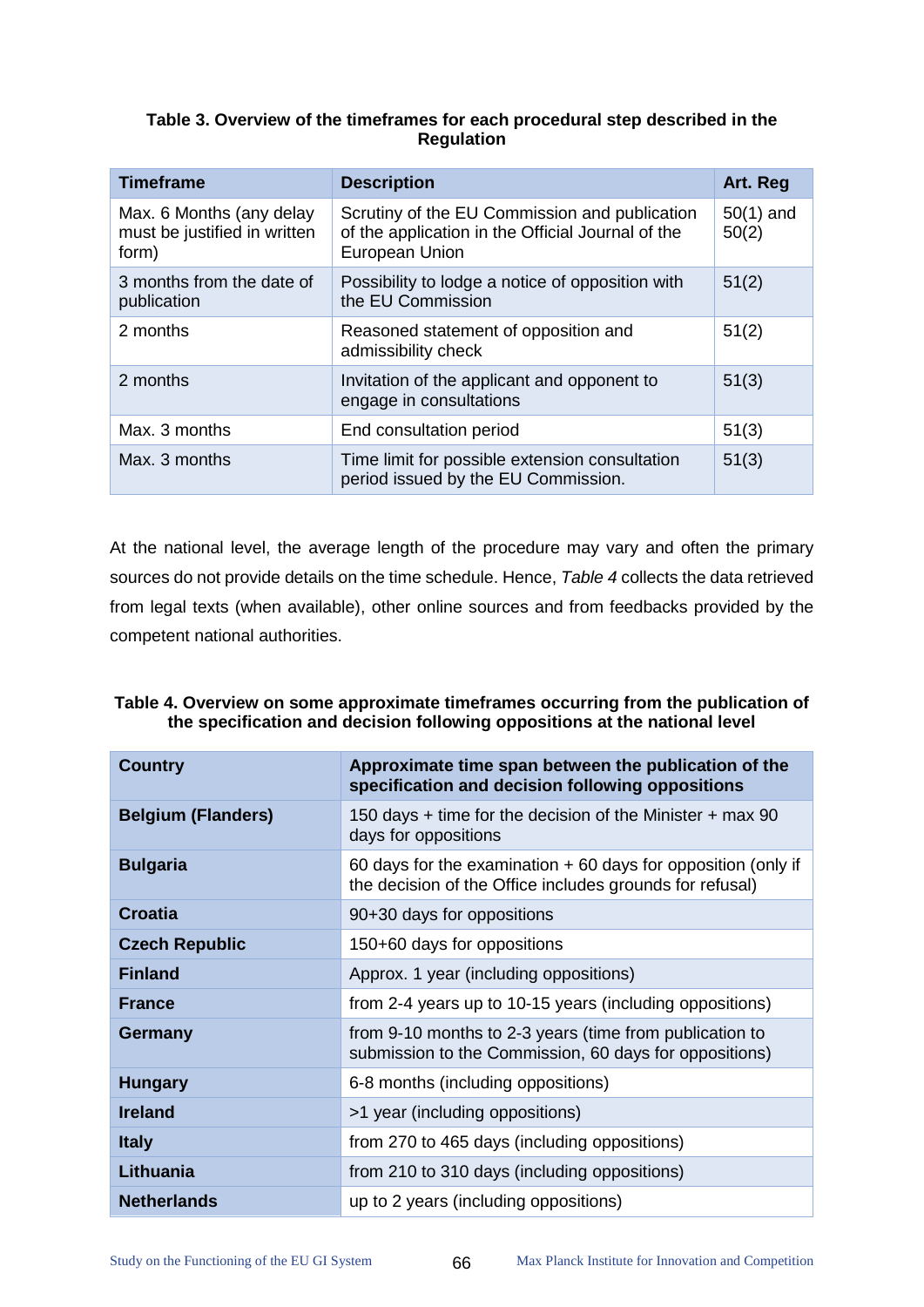**Table 3. Overview of the timeframes for each procedural step described in the Regulation**

| Timeframe | Description | Art. Reg |
| --- | --- | --- |
| Max. 6 Months (any delay must be justified in written form) | Scrutiny of the EU Commission and publication of the application in the Official Journal of the European Union | 50(1) and 50(2) |
| 3 months from the date of publication | Possibility to lodge a notice of opposition with the EU Commission | 51(2) |
| 2 months | Reasoned statement of opposition and admissibility check | 51(2) |
| 2 months | Invitation of the applicant and opponent to engage in consultations | 51(3) |
| Max. 3 months | End consultation period | 51(3) |
| Max. 3 months | Time limit for possible extension consultation period issued by the EU Commission. | 51(3) |

At the national level, the average length of the procedure may vary and often the primary sources do not provide details on the time schedule. Hence, *Table 4* collects the data retrieved from legal texts (when available), other online sources and from feedbacks provided by the competent national authorities.

**Table 4. Overview on some approximate timeframes occurring from the publication of the specification and decision following oppositions at the national level**

| Country | Approximate time span between the publication of the specification and decision following oppositions |
| --- | --- |
| **Belgium (Flanders)** | 150 days + time for the decision of the Minister + max 90 days for oppositions |
| **Bulgaria** | 60 days for the examination + 60 days for opposition (only if the decision of the Office includes grounds for refusal) |
| **Croatia** | 90+30 days for oppositions |
| **Czech Republic** | 150+60 days for oppositions |
| **Finland** | Approx. 1 year (including oppositions) |
| **France** | from 2-4 years up to 10-15 years (including oppositions) |
| **Germany** | from 9-10 months to 2-3 years (time from publication to submission to the Commission, 60 days for oppositions) |
| **Hungary** | 6-8 months (including oppositions) |
| **Ireland** | >1 year (including oppositions) |
| **Italy** | from 270 to 465 days (including oppositions) |
| **Lithuania** | from 210 to 310 days (including oppositions) |
| **Netherlands** | up to 2 years (including oppositions) |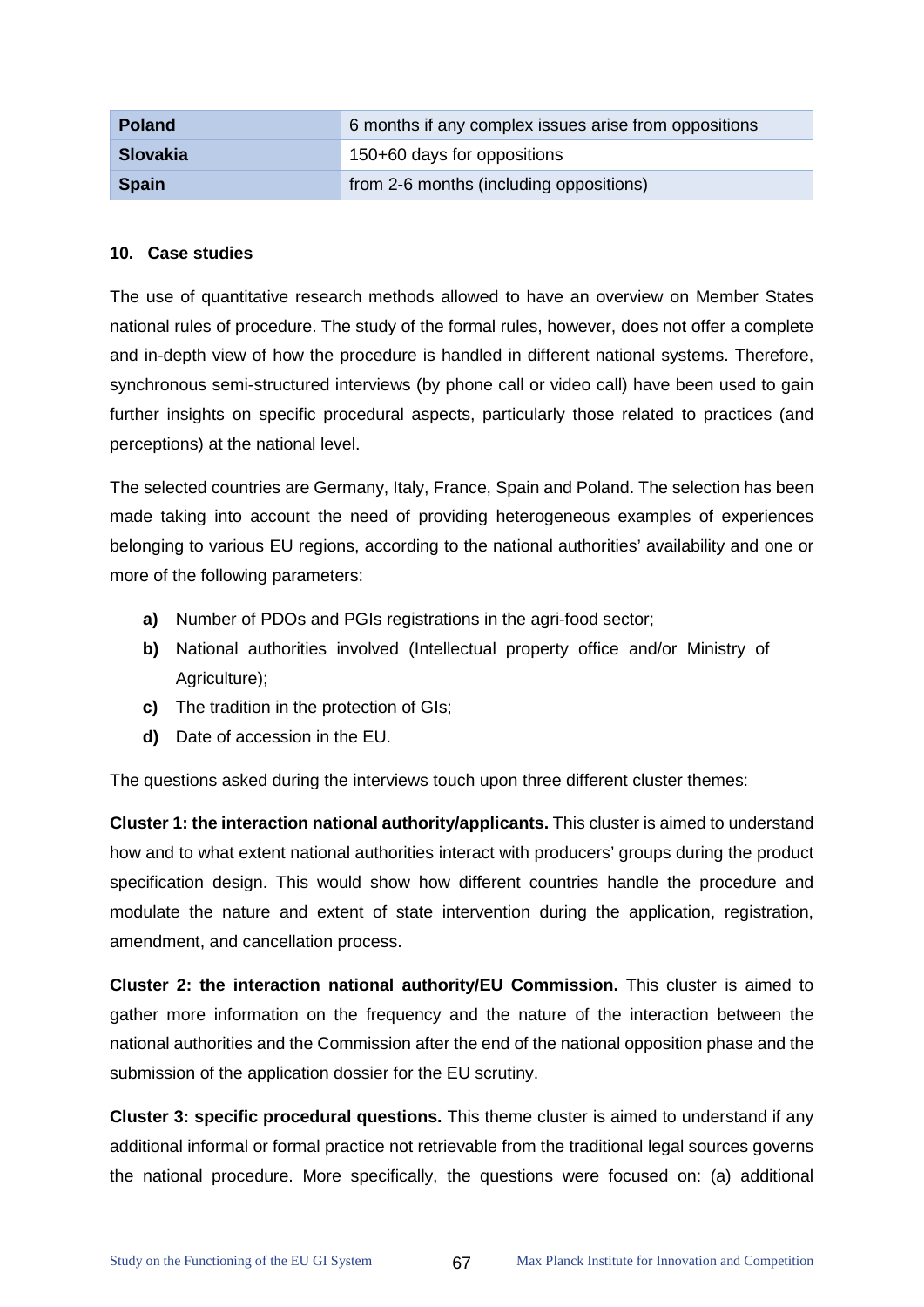| Poland | 6 months if any complex issues arise from oppositions |
| --- | --- |
| Slovakia | 150+60 days for oppositions |
| Spain | from 2-6 months (including oppositions) |

## 10. Case studies

The use of quantitative research methods allowed to have an overview on Member States national rules of procedure. The study of the formal rules, however, does not offer a complete and in-depth view of how the procedure is handled in different national systems. Therefore, synchronous semi-structured interviews (by phone call or video call) have been used to gain further insights on specific procedural aspects, particularly those related to practices (and perceptions) at the national level.

The selected countries are Germany, Italy, France, Spain and Poland. The selection has been made taking into account the need of providing heterogeneous examples of experiences belonging to various EU regions, according to the national authorities' availability and one or more of the following parameters:

- **a)** Number of PDOs and PGIs registrations in the agri-food sector;
- **b)** National authorities involved (Intellectual property office and/or Ministry of Agriculture);
- **c)** The tradition in the protection of GIs;
- **d)** Date of accession in the EU.

The questions asked during the interviews touch upon three different cluster themes:

**Cluster 1: the interaction national authority/applicants.** This cluster is aimed to understand how and to what extent national authorities interact with producers' groups during the product specification design. This would show how different countries handle the procedure and modulate the nature and extent of state intervention during the application, registration, amendment, and cancellation process.

**Cluster 2: the interaction national authority/EU Commission.** This cluster is aimed to gather more information on the frequency and the nature of the interaction between the national authorities and the Commission after the end of the national opposition phase and the submission of the application dossier for the EU scrutiny.

**Cluster 3: specific procedural questions.** This theme cluster is aimed to understand if any additional informal or formal practice not retrievable from the traditional legal sources governs the national procedure. More specifically, the questions were focused on: (a) additional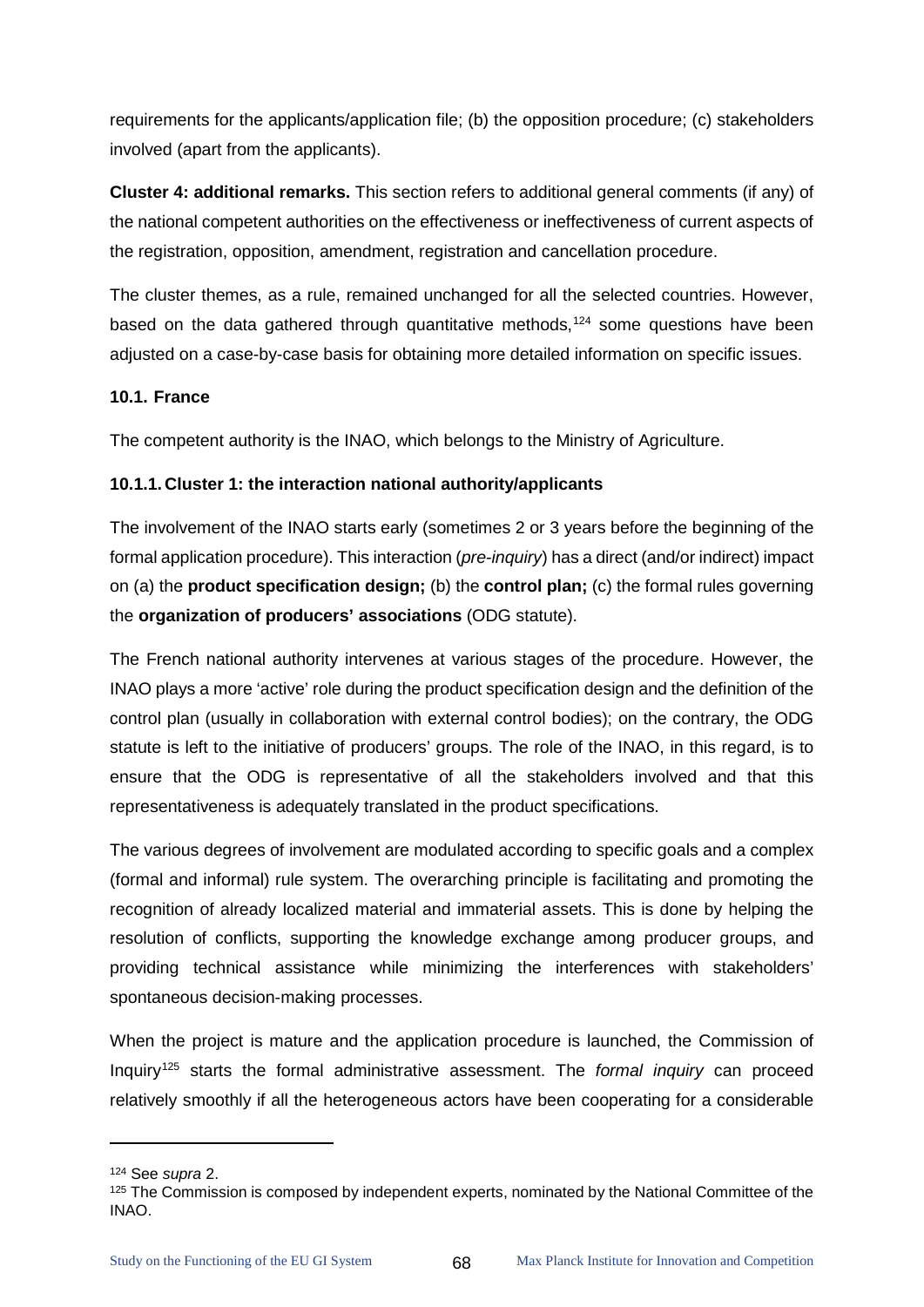requirements for the applicants/application file; (b) the opposition procedure; (c) stakeholders involved (apart from the applicants).

**Cluster 4: additional remarks.** This section refers to additional general comments (if any) of the national competent authorities on the effectiveness or ineffectiveness of current aspects of the registration, opposition, amendment, registration and cancellation procedure.

The cluster themes, as a rule, remained unchanged for all the selected countries. However, based on the data gathered through quantitative methods,[124] some questions have been adjusted on a case-by-case basis for obtaining more detailed information on specific issues.

### 10.1. France

The competent authority is the INAO, which belongs to the Ministry of Agriculture.

#### 10.1.1. Cluster 1: the interaction national authority/applicants

The involvement of the INAO starts early (sometimes 2 or 3 years before the beginning of the formal application procedure). This interaction (*pre-inquiry*) has a direct (and/or indirect) impact on (a) the **product specification design;** (b) the **control plan;** (c) the formal rules governing the **organization of producers' associations** (ODG statute).

The French national authority intervenes at various stages of the procedure. However, the INAO plays a more 'active' role during the product specification design and the definition of the control plan (usually in collaboration with external control bodies); on the contrary, the ODG statute is left to the initiative of producers' groups. The role of the INAO, in this regard, is to ensure that the ODG is representative of all the stakeholders involved and that this representativeness is adequately translated in the product specifications.

The various degrees of involvement are modulated according to specific goals and a complex (formal and informal) rule system. The overarching principle is facilitating and promoting the recognition of already localized material and immaterial assets. This is done by helping the resolution of conflicts, supporting the knowledge exchange among producer groups, and providing technical assistance while minimizing the interferences with stakeholders' spontaneous decision-making processes.

When the project is mature and the application procedure is launched, the Commission of Inquiry[125] starts the formal administrative assessment. The *formal inquiry* can proceed relatively smoothly if all the heterogeneous actors have been cooperating for a considerable

---

[124] See *supra* 2.

[125] The Commission is composed by independent experts, nominated by the National Committee of the INAO.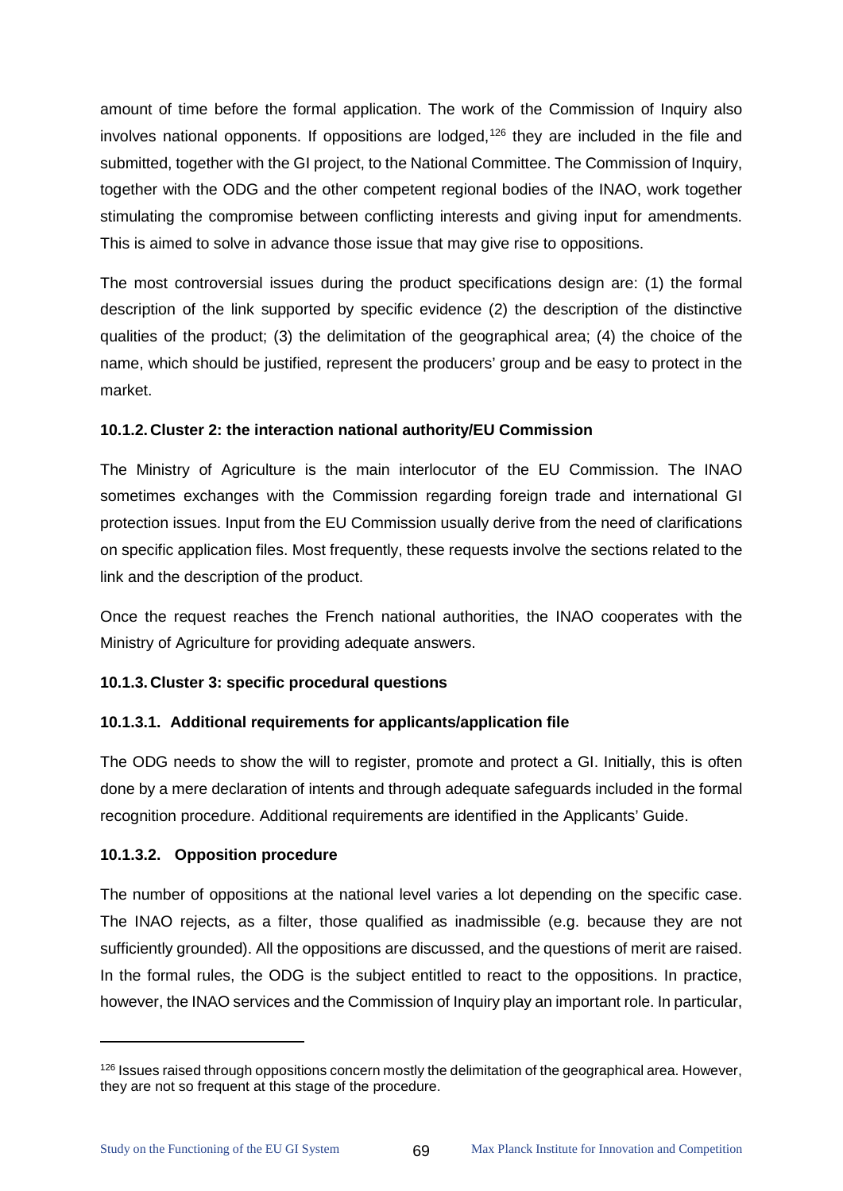amount of time before the formal application. The work of the Commission of Inquiry also involves national opponents. If oppositions are lodged,[126] they are included in the file and submitted, together with the GI project, to the National Committee. The Commission of Inquiry, together with the ODG and the other competent regional bodies of the INAO, work together stimulating the compromise between conflicting interests and giving input for amendments. This is aimed to solve in advance those issue that may give rise to oppositions.

The most controversial issues during the product specifications design are: (1) the formal description of the link supported by specific evidence (2) the description of the distinctive qualities of the product; (3) the delimitation of the geographical area; (4) the choice of the name, which should be justified, represent the producers' group and be easy to protect in the market.

### 10.1.2. Cluster 2: the interaction national authority/EU Commission

The Ministry of Agriculture is the main interlocutor of the EU Commission. The INAO sometimes exchanges with the Commission regarding foreign trade and international GI protection issues. Input from the EU Commission usually derive from the need of clarifications on specific application files. Most frequently, these requests involve the sections related to the link and the description of the product.

Once the request reaches the French national authorities, the INAO cooperates with the Ministry of Agriculture for providing adequate answers.

### 10.1.3. Cluster 3: specific procedural questions

#### 10.1.3.1. Additional requirements for applicants/application file

The ODG needs to show the will to register, promote and protect a GI. Initially, this is often done by a mere declaration of intents and through adequate safeguards included in the formal recognition procedure. Additional requirements are identified in the Applicants' Guide.

#### 10.1.3.2. Opposition procedure

The number of oppositions at the national level varies a lot depending on the specific case. The INAO rejects, as a filter, those qualified as inadmissible (e.g. because they are not sufficiently grounded). All the oppositions are discussed, and the questions of merit are raised. In the formal rules, the ODG is the subject entitled to react to the oppositions. In practice, however, the INAO services and the Commission of Inquiry play an important role. In particular,

---

[126] Issues raised through oppositions concern mostly the delimitation of the geographical area. However, they are not so frequent at this stage of the procedure.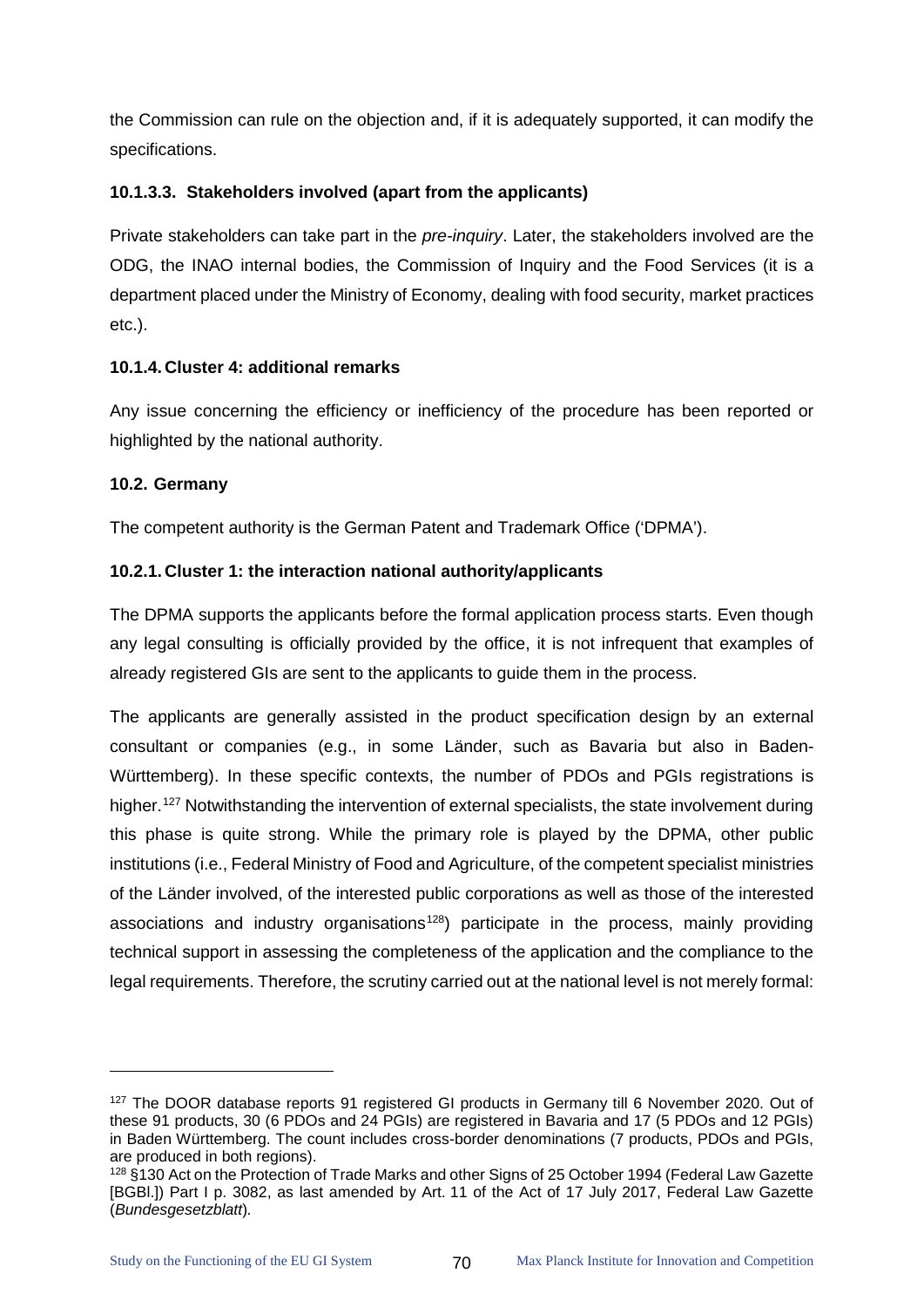the Commission can rule on the objection and, if it is adequately supported, it can modify the specifications.

#### 10.1.3.3. Stakeholders involved (apart from the applicants)

Private stakeholders can take part in the *pre-inquiry*. Later, the stakeholders involved are the ODG, the INAO internal bodies, the Commission of Inquiry and the Food Services (it is a department placed under the Ministry of Economy, dealing with food security, market practices etc.).

### 10.1.4. Cluster 4: additional remarks

Any issue concerning the efficiency or inefficiency of the procedure has been reported or highlighted by the national authority.

## 10.2. Germany

The competent authority is the German Patent and Trademark Office ('DPMA').

### 10.2.1. Cluster 1: the interaction national authority/applicants

The DPMA supports the applicants before the formal application process starts. Even though any legal consulting is officially provided by the office, it is not infrequent that examples of already registered GIs are sent to the applicants to guide them in the process.

The applicants are generally assisted in the product specification design by an external consultant or companies (e.g., in some Länder, such as Bavaria but also in Baden-Württemberg). In these specific contexts, the number of PDOs and PGIs registrations is higher.[127] Notwithstanding the intervention of external specialists, the state involvement during this phase is quite strong. While the primary role is played by the DPMA, other public institutions (i.e., Federal Ministry of Food and Agriculture, of the competent specialist ministries of the Länder involved, of the interested public corporations as well as those of the interested associations and industry organisations[128]) participate in the process, mainly providing technical support in assessing the completeness of the application and the compliance to the legal requirements. Therefore, the scrutiny carried out at the national level is not merely formal:

---

[127] The DOOR database reports 91 registered GI products in Germany till 6 November 2020. Out of these 91 products, 30 (6 PDOs and 24 PGIs) are registered in Bavaria and 17 (5 PDOs and 12 PGIs) in Baden Württemberg. The count includes cross-border denominations (7 products, PDOs and PGIs, are produced in both regions).

[128] §130 Act on the Protection of Trade Marks and other Signs of 25 October 1994 (Federal Law Gazette [BGBl.]) Part I p. 3082, as last amended by Art. 11 of the Act of 17 July 2017, Federal Law Gazette (*Bundesgesetzblatt*).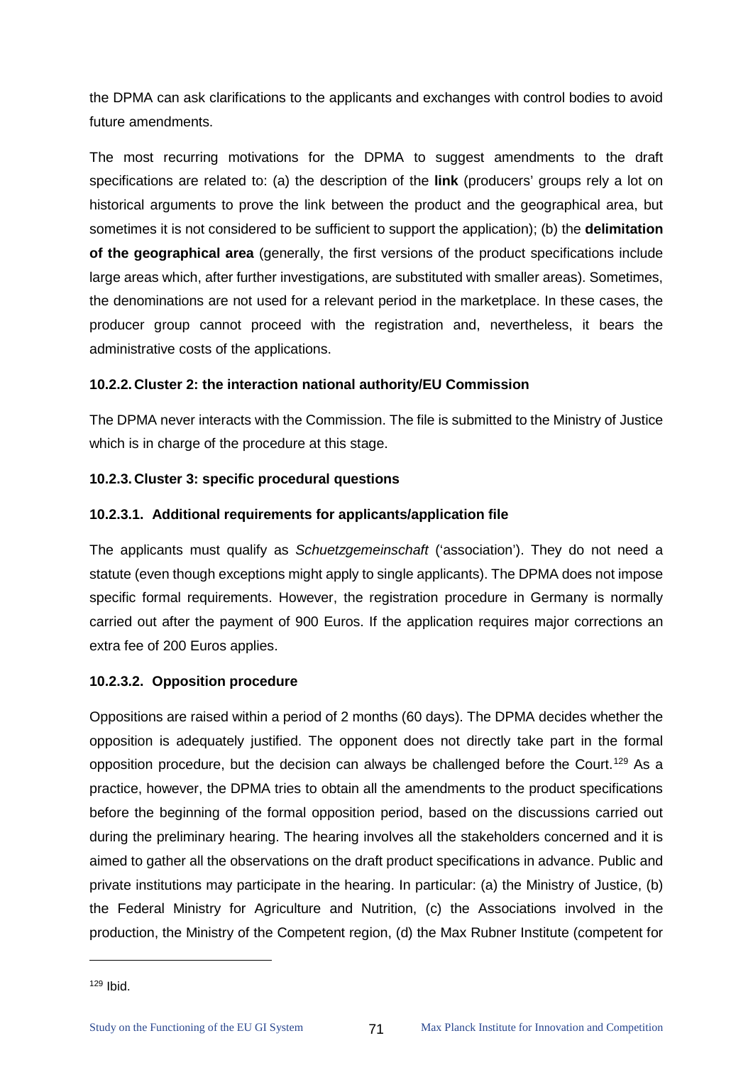the DPMA can ask clarifications to the applicants and exchanges with control bodies to avoid future amendments.

The most recurring motivations for the DPMA to suggest amendments to the draft specifications are related to: (a) the description of the **link** (producers' groups rely a lot on historical arguments to prove the link between the product and the geographical area, but sometimes it is not considered to be sufficient to support the application); (b) the **delimitation of the geographical area** (generally, the first versions of the product specifications include large areas which, after further investigations, are substituted with smaller areas). Sometimes, the denominations are not used for a relevant period in the marketplace. In these cases, the producer group cannot proceed with the registration and, nevertheless, it bears the administrative costs of the applications.

### 10.2.2. Cluster 2: the interaction national authority/EU Commission

The DPMA never interacts with the Commission. The file is submitted to the Ministry of Justice which is in charge of the procedure at this stage.

### 10.2.3. Cluster 3: specific procedural questions

#### 10.2.3.1. Additional requirements for applicants/application file

The applicants must qualify as *Schuetzgemeinschaft* ('association'). They do not need a statute (even though exceptions might apply to single applicants). The DPMA does not impose specific formal requirements. However, the registration procedure in Germany is normally carried out after the payment of 900 Euros. If the application requires major corrections an extra fee of 200 Euros applies.

#### 10.2.3.2. Opposition procedure

Oppositions are raised within a period of 2 months (60 days). The DPMA decides whether the opposition is adequately justified. The opponent does not directly take part in the formal opposition procedure, but the decision can always be challenged before the Court.[129] As a practice, however, the DPMA tries to obtain all the amendments to the product specifications before the beginning of the formal opposition period, based on the discussions carried out during the preliminary hearing. The hearing involves all the stakeholders concerned and it is aimed to gather all the observations on the draft product specifications in advance. Public and private institutions may participate in the hearing. In particular: (a) the Ministry of Justice, (b) the Federal Ministry for Agriculture and Nutrition, (c) the Associations involved in the production, the Ministry of the Competent region, (d) the Max Rubner Institute (competent for

[129] Ibid.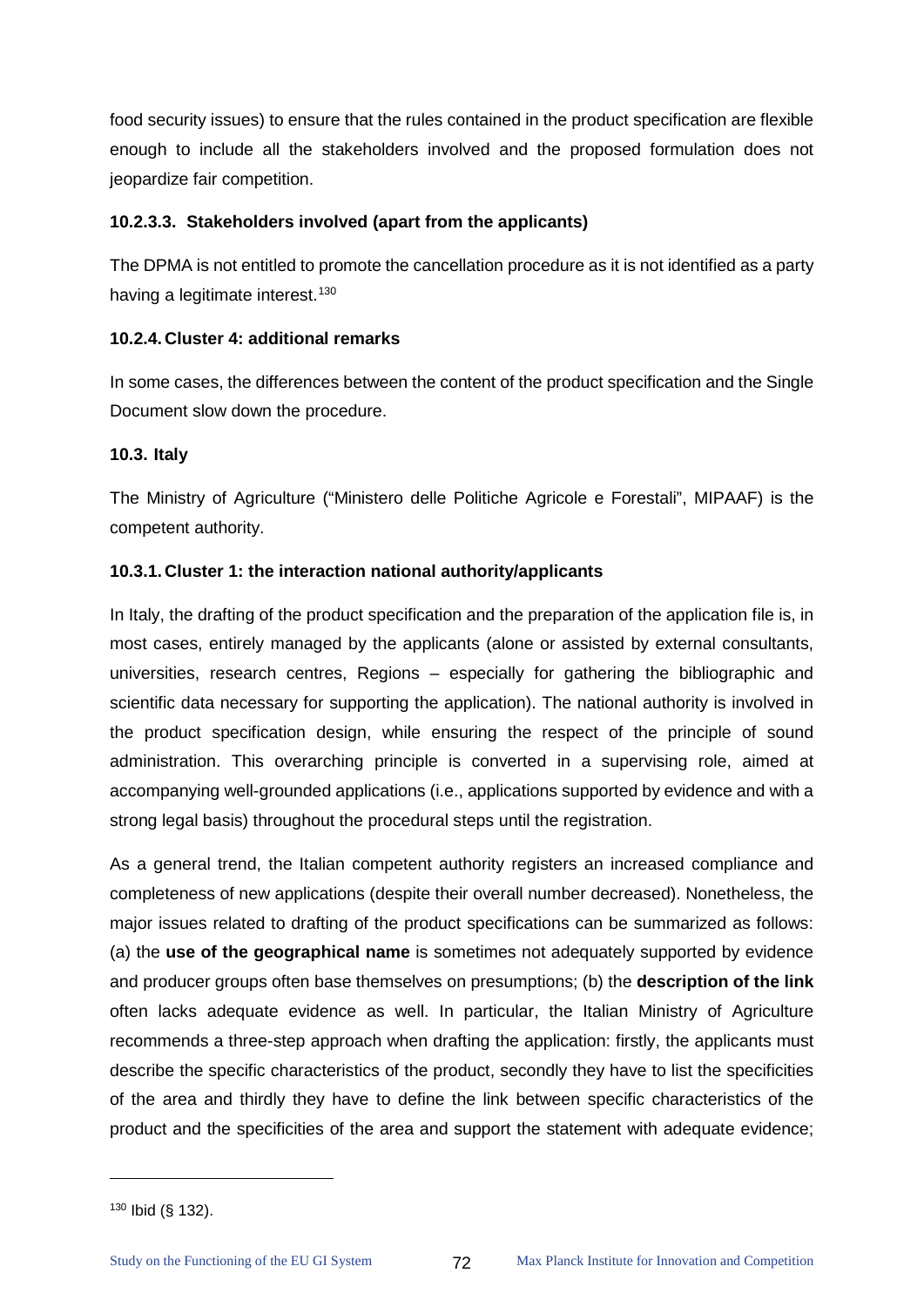food security issues) to ensure that the rules contained in the product specification are flexible enough to include all the stakeholders involved and the proposed formulation does not jeopardize fair competition.

#### 10.2.3.3. Stakeholders involved (apart from the applicants)

The DPMA is not entitled to promote the cancellation procedure as it is not identified as a party having a legitimate interest.[130]

### 10.2.4. Cluster 4: additional remarks

In some cases, the differences between the content of the product specification and the Single Document slow down the procedure.

## 10.3. Italy

The Ministry of Agriculture ("Ministero delle Politiche Agricole e Forestali", MIPAAF) is the competent authority.

### 10.3.1. Cluster 1: the interaction national authority/applicants

In Italy, the drafting of the product specification and the preparation of the application file is, in most cases, entirely managed by the applicants (alone or assisted by external consultants, universities, research centres, Regions – especially for gathering the bibliographic and scientific data necessary for supporting the application). The national authority is involved in the product specification design, while ensuring the respect of the principle of sound administration. This overarching principle is converted in a supervising role, aimed at accompanying well-grounded applications (i.e., applications supported by evidence and with a strong legal basis) throughout the procedural steps until the registration.

As a general trend, the Italian competent authority registers an increased compliance and completeness of new applications (despite their overall number decreased). Nonetheless, the major issues related to drafting of the product specifications can be summarized as follows: (a) the **use of the geographical name** is sometimes not adequately supported by evidence and producer groups often base themselves on presumptions; (b) the **description of the link** often lacks adequate evidence as well. In particular, the Italian Ministry of Agriculture recommends a three-step approach when drafting the application: firstly, the applicants must describe the specific characteristics of the product, secondly they have to list the specificities of the area and thirdly they have to define the link between specific characteristics of the product and the specificities of the area and support the statement with adequate evidence;

[130] Ibid (§ 132).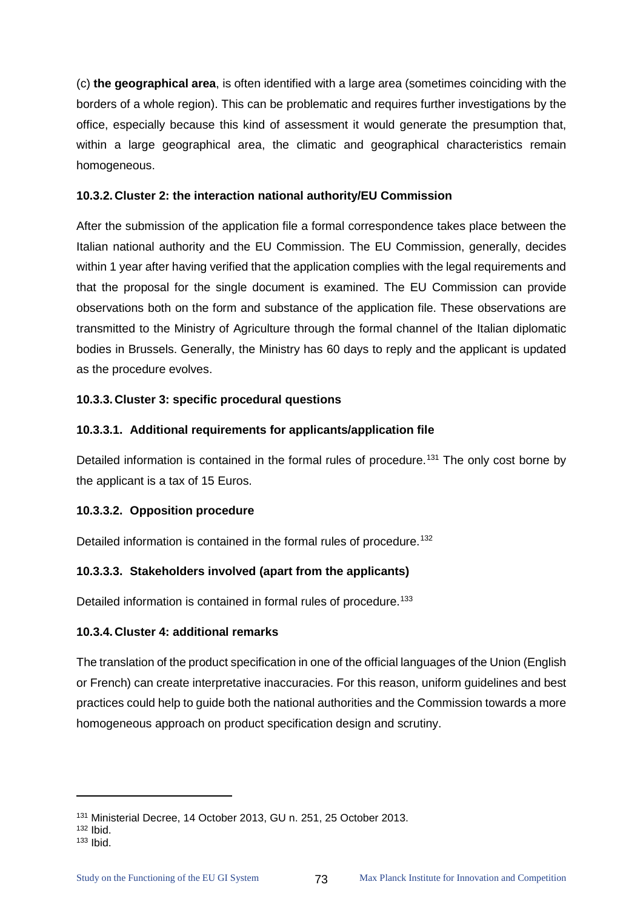(c) **the geographical area**, is often identified with a large area (sometimes coinciding with the borders of a whole region). This can be problematic and requires further investigations by the office, especially because this kind of assessment it would generate the presumption that, within a large geographical area, the climatic and geographical characteristics remain homogeneous.

#### 10.3.2. Cluster 2: the interaction national authority/EU Commission

After the submission of the application file a formal correspondence takes place between the Italian national authority and the EU Commission. The EU Commission, generally, decides within 1 year after having verified that the application complies with the legal requirements and that the proposal for the single document is examined. The EU Commission can provide observations both on the form and substance of the application file. These observations are transmitted to the Ministry of Agriculture through the formal channel of the Italian diplomatic bodies in Brussels. Generally, the Ministry has 60 days to reply and the applicant is updated as the procedure evolves.

#### 10.3.3. Cluster 3: specific procedural questions

##### 10.3.3.1. Additional requirements for applicants/application file

Detailed information is contained in the formal rules of procedure.[131] The only cost borne by the applicant is a tax of 15 Euros.

##### 10.3.3.2. Opposition procedure

Detailed information is contained in the formal rules of procedure.[132]

##### 10.3.3.3. Stakeholders involved (apart from the applicants)

Detailed information is contained in formal rules of procedure.[133]

#### 10.3.4. Cluster 4: additional remarks

The translation of the product specification in one of the official languages of the Union (English or French) can create interpretative inaccuracies. For this reason, uniform guidelines and best practices could help to guide both the national authorities and the Commission towards a more homogeneous approach on product specification design and scrutiny.

---

[131] Ministerial Decree, 14 October 2013, GU n. 251, 25 October 2013.

[132] Ibid.

[133] Ibid.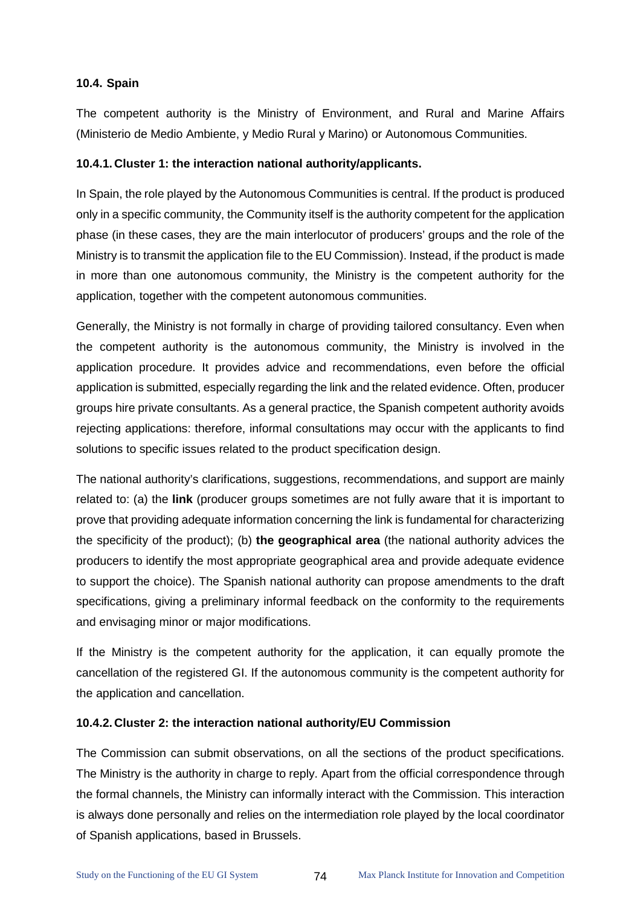### 10.4. Spain

The competent authority is the Ministry of Environment, and Rural and Marine Affairs (Ministerio de Medio Ambiente, y Medio Rural y Marino) or Autonomous Communities.

#### 10.4.1. Cluster 1: the interaction national authority/applicants.

In Spain, the role played by the Autonomous Communities is central. If the product is produced only in a specific community, the Community itself is the authority competent for the application phase (in these cases, they are the main interlocutor of producers' groups and the role of the Ministry is to transmit the application file to the EU Commission). Instead, if the product is made in more than one autonomous community, the Ministry is the competent authority for the application, together with the competent autonomous communities.

Generally, the Ministry is not formally in charge of providing tailored consultancy. Even when the competent authority is the autonomous community, the Ministry is involved in the application procedure. It provides advice and recommendations, even before the official application is submitted, especially regarding the link and the related evidence. Often, producer groups hire private consultants. As a general practice, the Spanish competent authority avoids rejecting applications: therefore, informal consultations may occur with the applicants to find solutions to specific issues related to the product specification design.

The national authority's clarifications, suggestions, recommendations, and support are mainly related to: (a) the **link** (producer groups sometimes are not fully aware that it is important to prove that providing adequate information concerning the link is fundamental for characterizing the specificity of the product); (b) **the geographical area** (the national authority advices the producers to identify the most appropriate geographical area and provide adequate evidence to support the choice). The Spanish national authority can propose amendments to the draft specifications, giving a preliminary informal feedback on the conformity to the requirements and envisaging minor or major modifications.

If the Ministry is the competent authority for the application, it can equally promote the cancellation of the registered GI. If the autonomous community is the competent authority for the application and cancellation.

#### 10.4.2. Cluster 2: the interaction national authority/EU Commission

The Commission can submit observations, on all the sections of the product specifications. The Ministry is the authority in charge to reply. Apart from the official correspondence through the formal channels, the Ministry can informally interact with the Commission. This interaction is always done personally and relies on the intermediation role played by the local coordinator of Spanish applications, based in Brussels.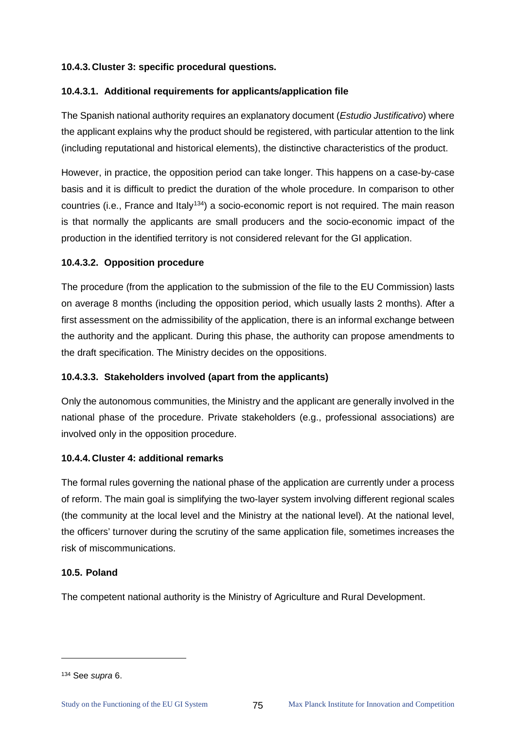#### 10.4.3. Cluster 3: specific procedural questions.

##### 10.4.3.1. Additional requirements for applicants/application file

The Spanish national authority requires an explanatory document (*Estudio Justificativo*) where the applicant explains why the product should be registered, with particular attention to the link (including reputational and historical elements), the distinctive characteristics of the product.

However, in practice, the opposition period can take longer. This happens on a case-by-case basis and it is difficult to predict the duration of the whole procedure. In comparison to other countries (i.e., France and Italy[134]) a socio-economic report is not required. The main reason is that normally the applicants are small producers and the socio-economic impact of the production in the identified territory is not considered relevant for the GI application.

##### 10.4.3.2. Opposition procedure

The procedure (from the application to the submission of the file to the EU Commission) lasts on average 8 months (including the opposition period, which usually lasts 2 months). After a first assessment on the admissibility of the application, there is an informal exchange between the authority and the applicant. During this phase, the authority can propose amendments to the draft specification. The Ministry decides on the oppositions.

##### 10.4.3.3. Stakeholders involved (apart from the applicants)

Only the autonomous communities, the Ministry and the applicant are generally involved in the national phase of the procedure. Private stakeholders (e.g., professional associations) are involved only in the opposition procedure.

#### 10.4.4. Cluster 4: additional remarks

The formal rules governing the national phase of the application are currently under a process of reform. The main goal is simplifying the two-layer system involving different regional scales (the community at the local level and the Ministry at the national level). At the national level, the officers' turnover during the scrutiny of the same application file, sometimes increases the risk of miscommunications.

### 10.5. Poland

The competent national authority is the Ministry of Agriculture and Rural Development.

---

[134] See *supra* 6.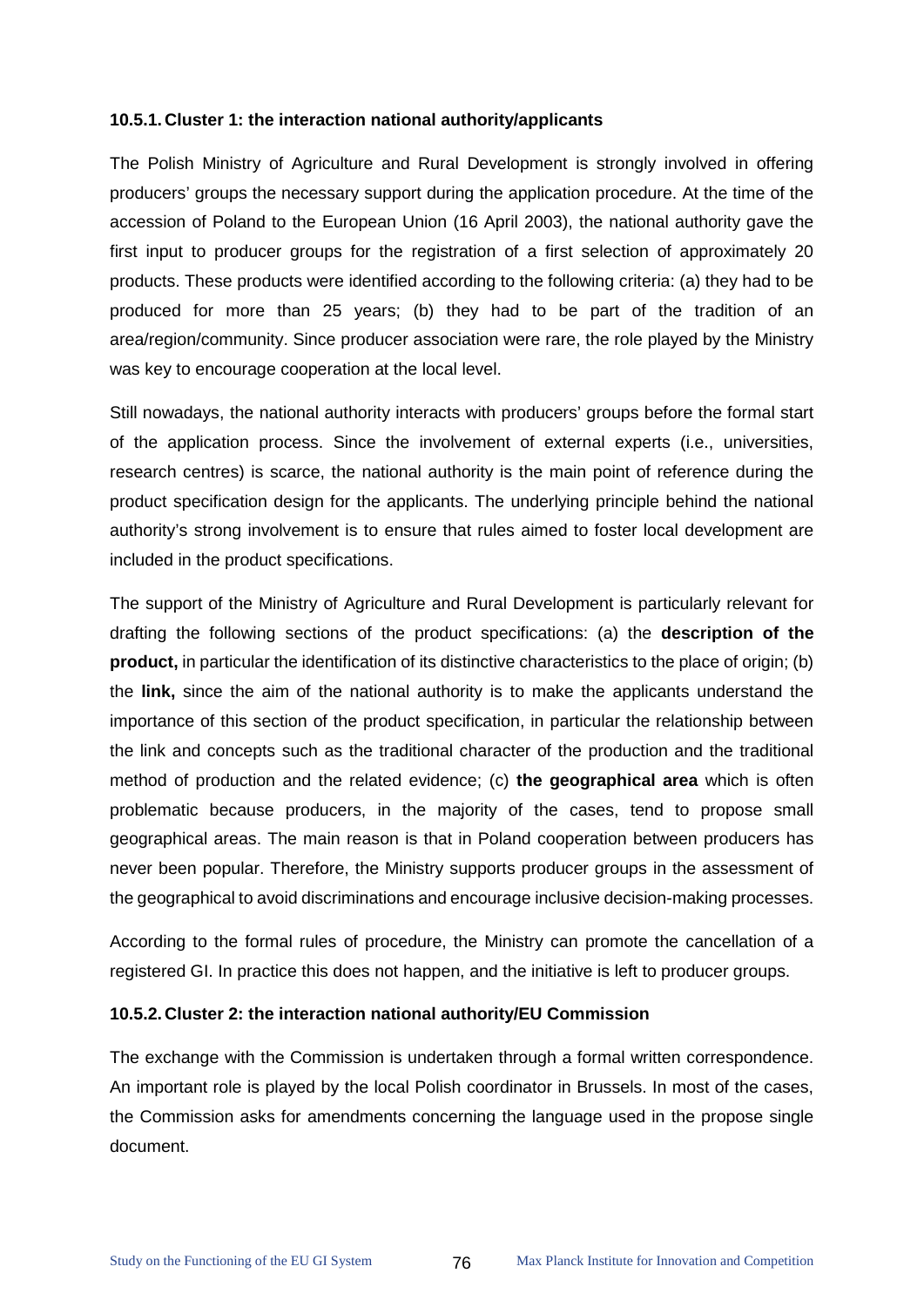### 10.5.1. Cluster 1: the interaction national authority/applicants

The Polish Ministry of Agriculture and Rural Development is strongly involved in offering producers' groups the necessary support during the application procedure. At the time of the accession of Poland to the European Union (16 April 2003), the national authority gave the first input to producer groups for the registration of a first selection of approximately 20 products. These products were identified according to the following criteria: (a) they had to be produced for more than 25 years; (b) they had to be part of the tradition of an area/region/community. Since producer association were rare, the role played by the Ministry was key to encourage cooperation at the local level.

Still nowadays, the national authority interacts with producers' groups before the formal start of the application process. Since the involvement of external experts (i.e., universities, research centres) is scarce, the national authority is the main point of reference during the product specification design for the applicants. The underlying principle behind the national authority's strong involvement is to ensure that rules aimed to foster local development are included in the product specifications.

The support of the Ministry of Agriculture and Rural Development is particularly relevant for drafting the following sections of the product specifications: (a) the **description of the product,** in particular the identification of its distinctive characteristics to the place of origin; (b) the **link,** since the aim of the national authority is to make the applicants understand the importance of this section of the product specification, in particular the relationship between the link and concepts such as the traditional character of the production and the traditional method of production and the related evidence; (c) **the geographical area** which is often problematic because producers, in the majority of the cases, tend to propose small geographical areas. The main reason is that in Poland cooperation between producers has never been popular. Therefore, the Ministry supports producer groups in the assessment of the geographical to avoid discriminations and encourage inclusive decision-making processes.

According to the formal rules of procedure, the Ministry can promote the cancellation of a registered GI. In practice this does not happen, and the initiative is left to producer groups.

### 10.5.2. Cluster 2: the interaction national authority/EU Commission

The exchange with the Commission is undertaken through a formal written correspondence. An important role is played by the local Polish coordinator in Brussels. In most of the cases, the Commission asks for amendments concerning the language used in the propose single document.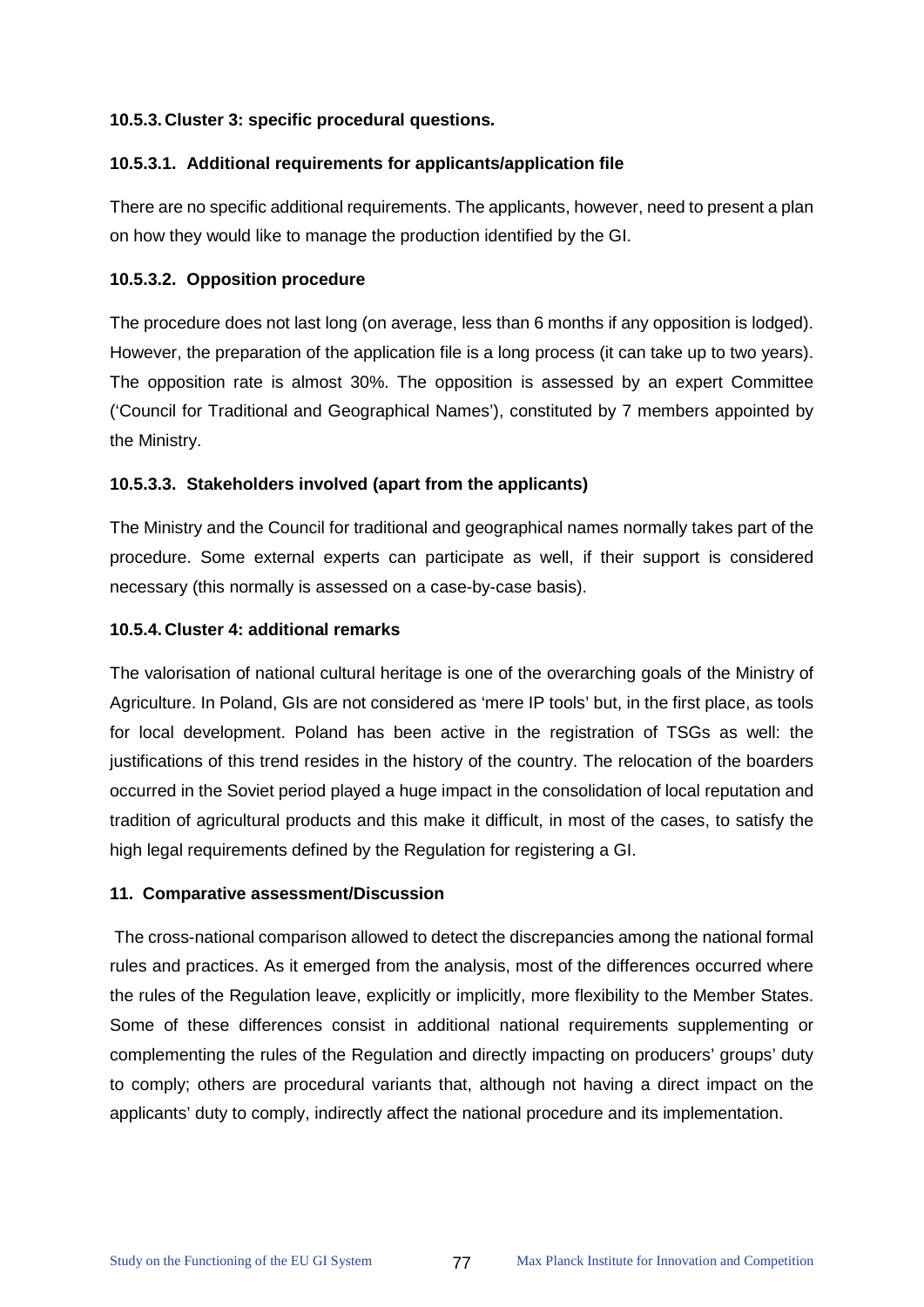#### 10.5.3. Cluster 3: specific procedural questions.

##### 10.5.3.1. Additional requirements for applicants/application file

There are no specific additional requirements. The applicants, however, need to present a plan on how they would like to manage the production identified by the GI.

##### 10.5.3.2. Opposition procedure

The procedure does not last long (on average, less than 6 months if any opposition is lodged). However, the preparation of the application file is a long process (it can take up to two years). The opposition rate is almost 30%. The opposition is assessed by an expert Committee ('Council for Traditional and Geographical Names'), constituted by 7 members appointed by the Ministry.

##### 10.5.3.3. Stakeholders involved (apart from the applicants)

The Ministry and the Council for traditional and geographical names normally takes part of the procedure. Some external experts can participate as well, if their support is considered necessary (this normally is assessed on a case-by-case basis).

#### 10.5.4. Cluster 4: additional remarks

The valorisation of national cultural heritage is one of the overarching goals of the Ministry of Agriculture. In Poland, GIs are not considered as 'mere IP tools' but, in the first place, as tools for local development. Poland has been active in the registration of TSGs as well: the justifications of this trend resides in the history of the country. The relocation of the boarders occurred in the Soviet period played a huge impact in the consolidation of local reputation and tradition of agricultural products and this make it difficult, in most of the cases, to satisfy the high legal requirements defined by the Regulation for registering a GI.

## 11. Comparative assessment/Discussion

The cross-national comparison allowed to detect the discrepancies among the national formal rules and practices. As it emerged from the analysis, most of the differences occurred where the rules of the Regulation leave, explicitly or implicitly, more flexibility to the Member States. Some of these differences consist in additional national requirements supplementing or complementing the rules of the Regulation and directly impacting on producers' groups' duty to comply; others are procedural variants that, although not having a direct impact on the applicants' duty to comply, indirectly affect the national procedure and its implementation.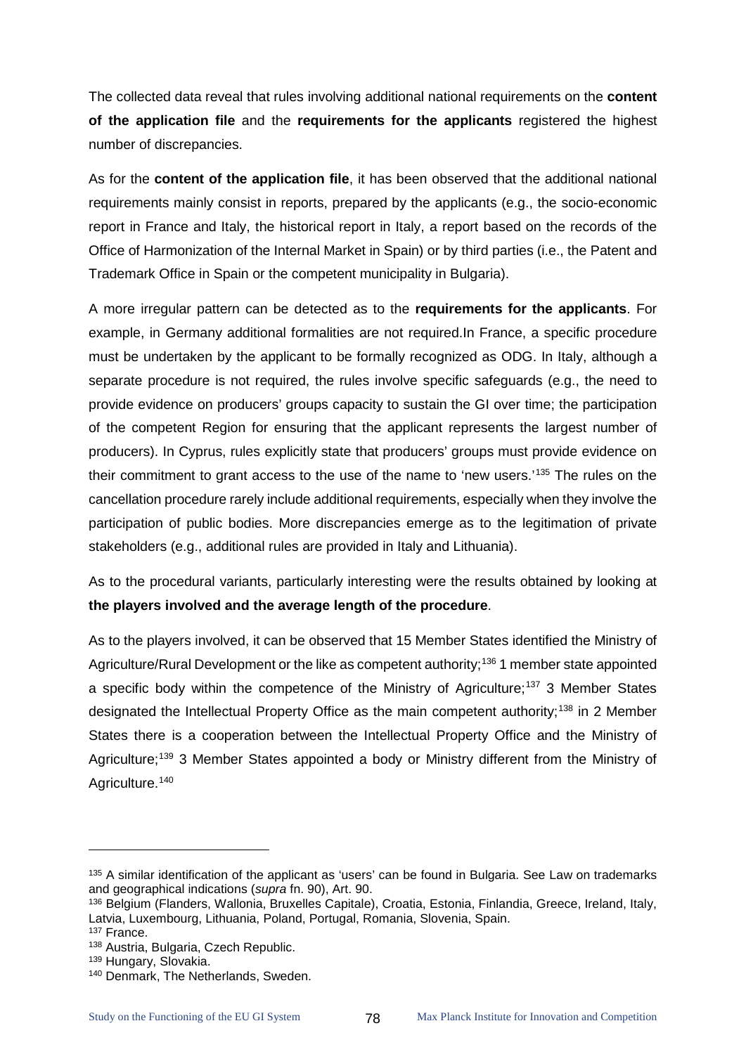The collected data reveal that rules involving additional national requirements on the **content of the application file** and the **requirements for the applicants** registered the highest number of discrepancies.

As for the **content of the application file**, it has been observed that the additional national requirements mainly consist in reports, prepared by the applicants (e.g., the socio-economic report in France and Italy, the historical report in Italy, a report based on the records of the Office of Harmonization of the Internal Market in Spain) or by third parties (i.e., the Patent and Trademark Office in Spain or the competent municipality in Bulgaria).

A more irregular pattern can be detected as to the **requirements for the applicants**. For example, in Germany additional formalities are not required.In France, a specific procedure must be undertaken by the applicant to be formally recognized as ODG. In Italy, although a separate procedure is not required, the rules involve specific safeguards (e.g., the need to provide evidence on producers' groups capacity to sustain the GI over time; the participation of the competent Region for ensuring that the applicant represents the largest number of producers). In Cyprus, rules explicitly state that producers' groups must provide evidence on their commitment to grant access to the use of the name to 'new users.'[135] The rules on the cancellation procedure rarely include additional requirements, especially when they involve the participation of public bodies. More discrepancies emerge as to the legitimation of private stakeholders (e.g., additional rules are provided in Italy and Lithuania).

As to the procedural variants, particularly interesting were the results obtained by looking at **the players involved and the average length of the procedure**.

As to the players involved, it can be observed that 15 Member States identified the Ministry of Agriculture/Rural Development or the like as competent authority;[136] 1 member state appointed a specific body within the competence of the Ministry of Agriculture;[137] 3 Member States designated the Intellectual Property Office as the main competent authority;[138] in 2 Member States there is a cooperation between the Intellectual Property Office and the Ministry of Agriculture;[139] 3 Member States appointed a body or Ministry different from the Ministry of Agriculture.[140]

---

[135] A similar identification of the applicant as 'users' can be found in Bulgaria. See Law on trademarks and geographical indications (*supra* fn. 90), Art. 90.

[136] Belgium (Flanders, Wallonia, Bruxelles Capitale), Croatia, Estonia, Finlandia, Greece, Ireland, Italy, Latvia, Luxembourg, Lithuania, Poland, Portugal, Romania, Slovenia, Spain.

[137] France.

[138] Austria, Bulgaria, Czech Republic.

[139] Hungary, Slovakia.

[140] Denmark, The Netherlands, Sweden.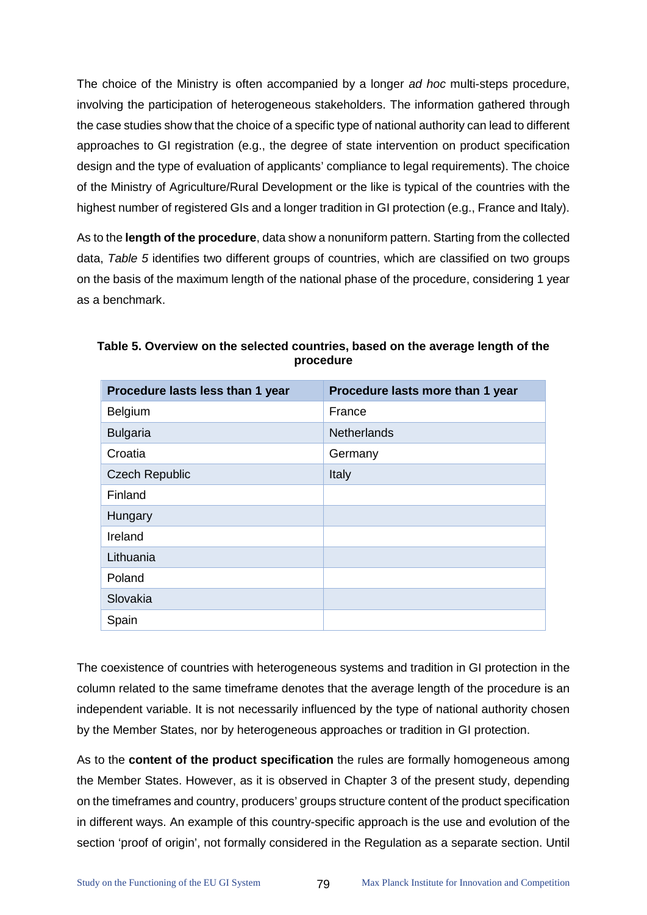The choice of the Ministry is often accompanied by a longer *ad hoc* multi-steps procedure, involving the participation of heterogeneous stakeholders. The information gathered through the case studies show that the choice of a specific type of national authority can lead to different approaches to GI registration (e.g., the degree of state intervention on product specification design and the type of evaluation of applicants' compliance to legal requirements). The choice of the Ministry of Agriculture/Rural Development or the like is typical of the countries with the highest number of registered GIs and a longer tradition in GI protection (e.g., France and Italy).

As to the **length of the procedure**, data show a nonuniform pattern. Starting from the collected data, *Table 5* identifies two different groups of countries, which are classified on two groups on the basis of the maximum length of the national phase of the procedure, considering 1 year as a benchmark.

**Table 5. Overview on the selected countries, based on the average length of the procedure**

| Procedure lasts less than 1 year | Procedure lasts more than 1 year |
|---|---|
| Belgium | France |
| Bulgaria | Netherlands |
| Croatia | Germany |
| Czech Republic | Italy |
| Finland | |
| Hungary | |
| Ireland | |
| Lithuania | |
| Poland | |
| Slovakia | |
| Spain | |

The coexistence of countries with heterogeneous systems and tradition in GI protection in the column related to the same timeframe denotes that the average length of the procedure is an independent variable. It is not necessarily influenced by the type of national authority chosen by the Member States, nor by heterogeneous approaches or tradition in GI protection.

As to the **content of the product specification** the rules are formally homogeneous among the Member States. However, as it is observed in Chapter 3 of the present study, depending on the timeframes and country, producers' groups structure content of the product specification in different ways. An example of this country-specific approach is the use and evolution of the section 'proof of origin', not formally considered in the Regulation as a separate section. Until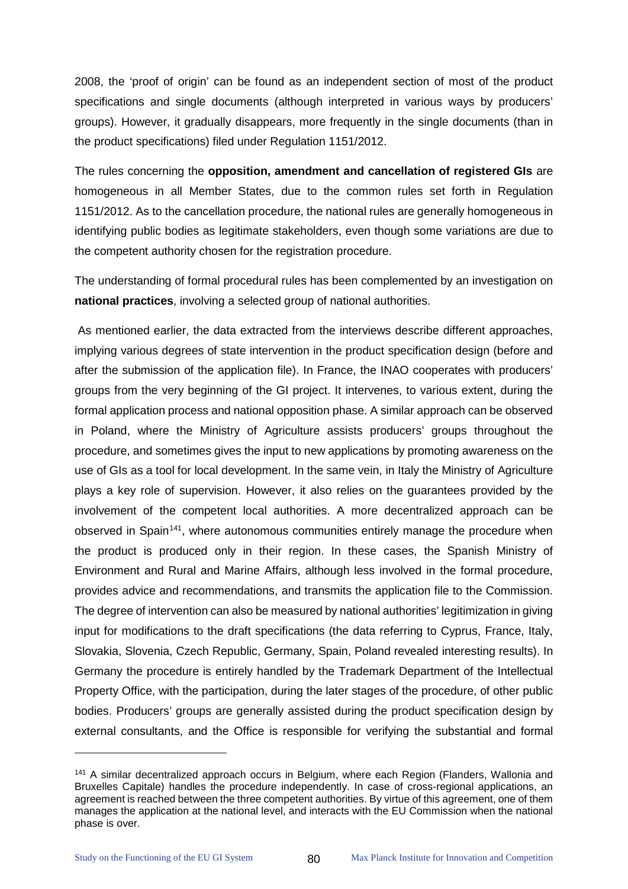2008, the 'proof of origin' can be found as an independent section of most of the product specifications and single documents (although interpreted in various ways by producers' groups). However, it gradually disappears, more frequently in the single documents (than in the product specifications) filed under Regulation 1151/2012.

The rules concerning the **opposition, amendment and cancellation of registered GIs** are homogeneous in all Member States, due to the common rules set forth in Regulation 1151/2012. As to the cancellation procedure, the national rules are generally homogeneous in identifying public bodies as legitimate stakeholders, even though some variations are due to the competent authority chosen for the registration procedure.

The understanding of formal procedural rules has been complemented by an investigation on **national practices**, involving a selected group of national authorities.

As mentioned earlier, the data extracted from the interviews describe different approaches, implying various degrees of state intervention in the product specification design (before and after the submission of the application file). In France, the INAO cooperates with producers' groups from the very beginning of the GI project. It intervenes, to various extent, during the formal application process and national opposition phase. A similar approach can be observed in Poland, where the Ministry of Agriculture assists producers' groups throughout the procedure, and sometimes gives the input to new applications by promoting awareness on the use of GIs as a tool for local development. In the same vein, in Italy the Ministry of Agriculture plays a key role of supervision. However, it also relies on the guarantees provided by the involvement of the competent local authorities. A more decentralized approach can be observed in Spain[141], where autonomous communities entirely manage the procedure when the product is produced only in their region. In these cases, the Spanish Ministry of Environment and Rural and Marine Affairs, although less involved in the formal procedure, provides advice and recommendations, and transmits the application file to the Commission. The degree of intervention can also be measured by national authorities' legitimization in giving input for modifications to the draft specifications (the data referring to Cyprus, France, Italy, Slovakia, Slovenia, Czech Republic, Germany, Spain, Poland revealed interesting results). In Germany the procedure is entirely handled by the Trademark Department of the Intellectual Property Office, with the participation, during the later stages of the procedure, of other public bodies. Producers' groups are generally assisted during the product specification design by external consultants, and the Office is responsible for verifying the substantial and formal

[141] A similar decentralized approach occurs in Belgium, where each Region (Flanders, Wallonia and Bruxelles Capitale) handles the procedure independently. In case of cross-regional applications, an agreement is reached between the three competent authorities. By virtue of this agreement, one of them manages the application at the national level, and interacts with the EU Commission when the national phase is over.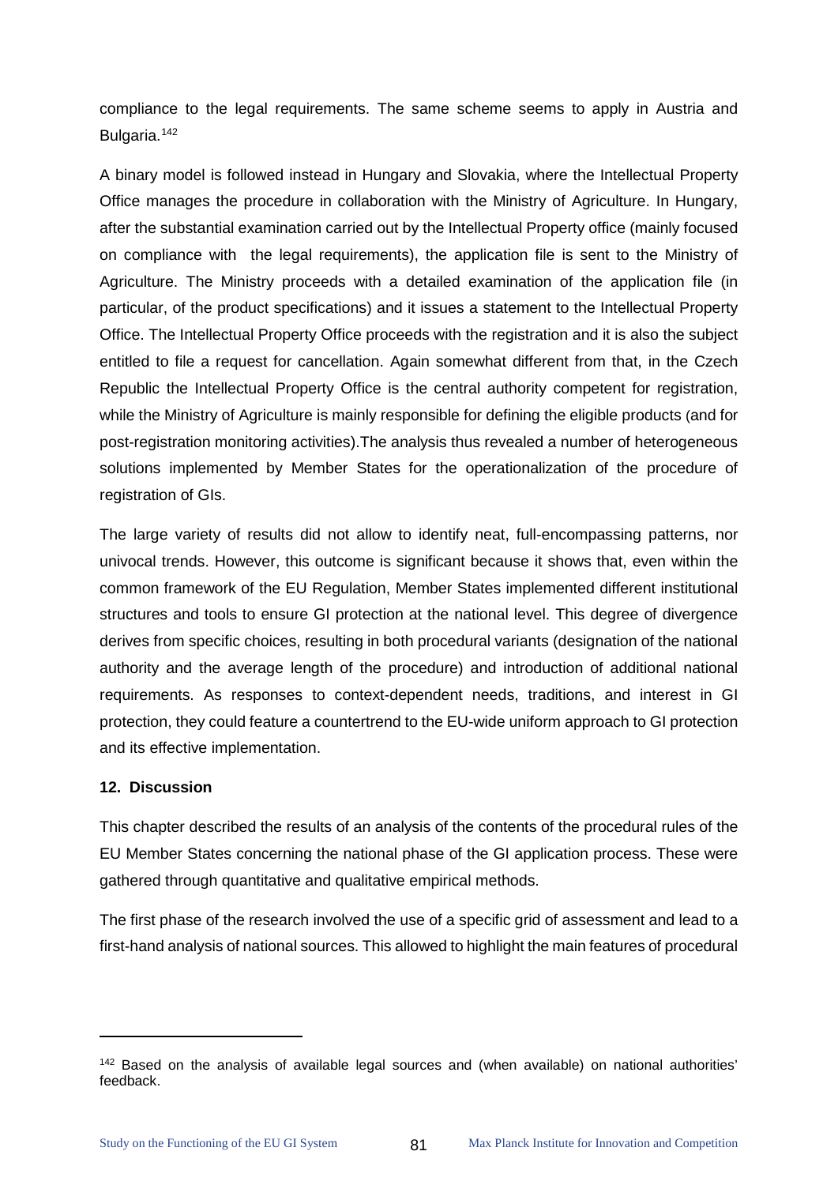compliance to the legal requirements. The same scheme seems to apply in Austria and Bulgaria.[142]

A binary model is followed instead in Hungary and Slovakia, where the Intellectual Property Office manages the procedure in collaboration with the Ministry of Agriculture. In Hungary, after the substantial examination carried out by the Intellectual Property office (mainly focused on compliance with the legal requirements), the application file is sent to the Ministry of Agriculture. The Ministry proceeds with a detailed examination of the application file (in particular, of the product specifications) and it issues a statement to the Intellectual Property Office. The Intellectual Property Office proceeds with the registration and it is also the subject entitled to file a request for cancellation. Again somewhat different from that, in the Czech Republic the Intellectual Property Office is the central authority competent for registration, while the Ministry of Agriculture is mainly responsible for defining the eligible products (and for post-registration monitoring activities).The analysis thus revealed a number of heterogeneous solutions implemented by Member States for the operationalization of the procedure of registration of GIs.

The large variety of results did not allow to identify neat, full-encompassing patterns, nor univocal trends. However, this outcome is significant because it shows that, even within the common framework of the EU Regulation, Member States implemented different institutional structures and tools to ensure GI protection at the national level. This degree of divergence derives from specific choices, resulting in both procedural variants (designation of the national authority and the average length of the procedure) and introduction of additional national requirements. As responses to context-dependent needs, traditions, and interest in GI protection, they could feature a countertrend to the EU-wide uniform approach to GI protection and its effective implementation.

## 12. Discussion

This chapter described the results of an analysis of the contents of the procedural rules of the EU Member States concerning the national phase of the GI application process. These were gathered through quantitative and qualitative empirical methods.

The first phase of the research involved the use of a specific grid of assessment and lead to a first-hand analysis of national sources. This allowed to highlight the main features of procedural

[142] Based on the analysis of available legal sources and (when available) on national authorities' feedback.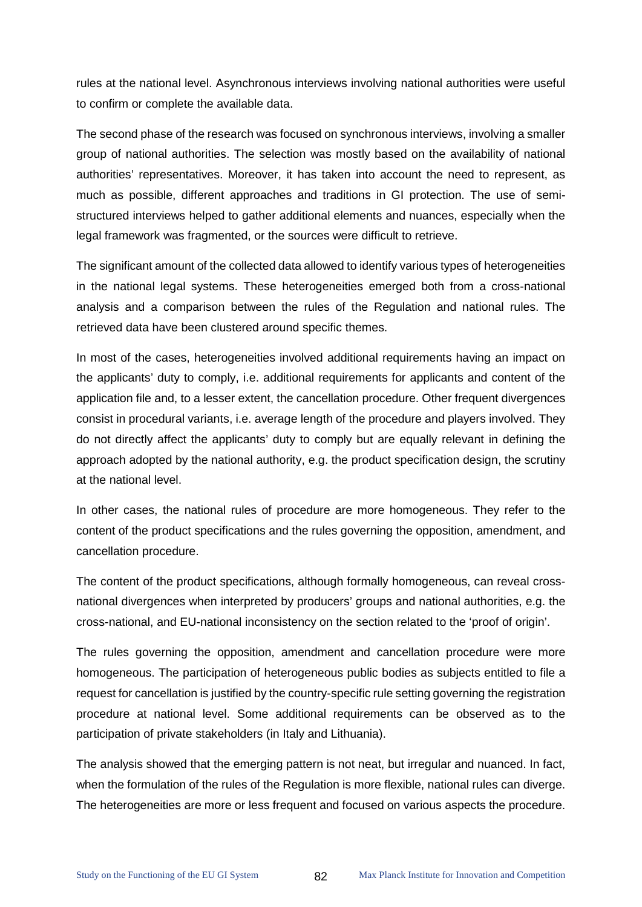rules at the national level. Asynchronous interviews involving national authorities were useful to confirm or complete the available data.

The second phase of the research was focused on synchronous interviews, involving a smaller group of national authorities. The selection was mostly based on the availability of national authorities' representatives. Moreover, it has taken into account the need to represent, as much as possible, different approaches and traditions in GI protection. The use of semi-structured interviews helped to gather additional elements and nuances, especially when the legal framework was fragmented, or the sources were difficult to retrieve.

The significant amount of the collected data allowed to identify various types of heterogeneities in the national legal systems. These heterogeneities emerged both from a cross-national analysis and a comparison between the rules of the Regulation and national rules. The retrieved data have been clustered around specific themes.

In most of the cases, heterogeneities involved additional requirements having an impact on the applicants' duty to comply, i.e. additional requirements for applicants and content of the application file and, to a lesser extent, the cancellation procedure. Other frequent divergences consist in procedural variants, i.e. average length of the procedure and players involved. They do not directly affect the applicants' duty to comply but are equally relevant in defining the approach adopted by the national authority, e.g. the product specification design, the scrutiny at the national level.

In other cases, the national rules of procedure are more homogeneous. They refer to the content of the product specifications and the rules governing the opposition, amendment, and cancellation procedure.

The content of the product specifications, although formally homogeneous, can reveal cross-national divergences when interpreted by producers' groups and national authorities, e.g. the cross-national, and EU-national inconsistency on the section related to the 'proof of origin'.

The rules governing the opposition, amendment and cancellation procedure were more homogeneous. The participation of heterogeneous public bodies as subjects entitled to file a request for cancellation is justified by the country-specific rule setting governing the registration procedure at national level. Some additional requirements can be observed as to the participation of private stakeholders (in Italy and Lithuania).

The analysis showed that the emerging pattern is not neat, but irregular and nuanced. In fact, when the formulation of the rules of the Regulation is more flexible, national rules can diverge. The heterogeneities are more or less frequent and focused on various aspects the procedure.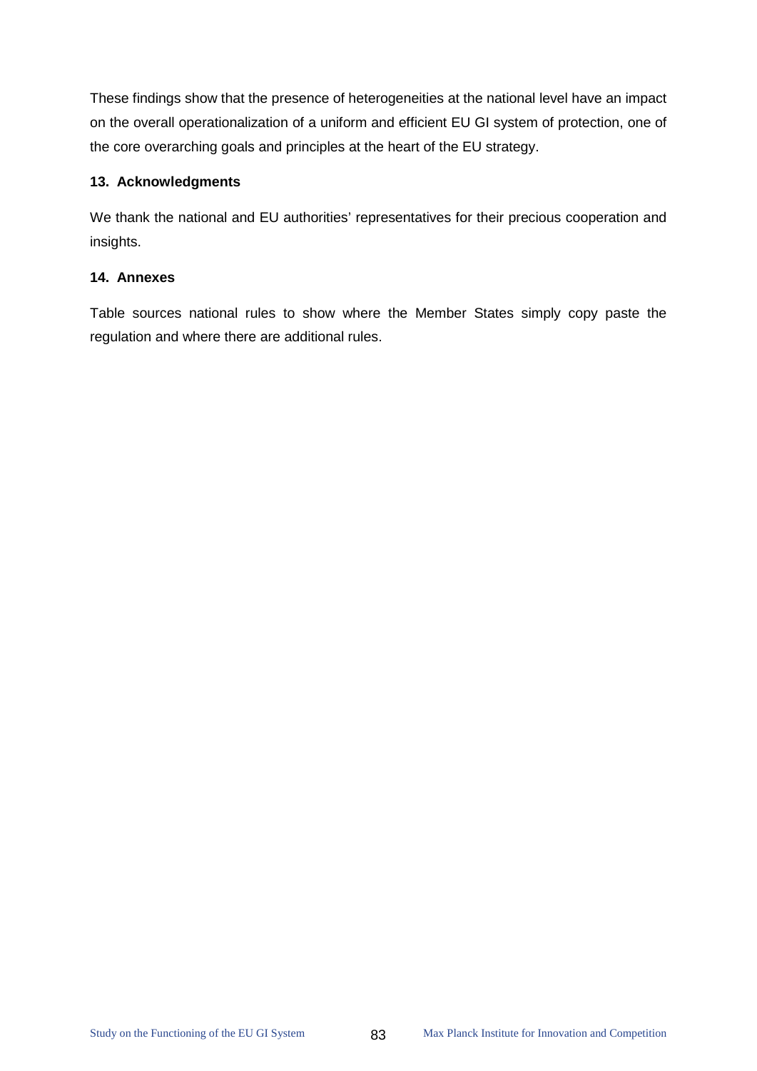These findings show that the presence of heterogeneities at the national level have an impact on the overall operationalization of a uniform and efficient EU GI system of protection, one of the core overarching goals and principles at the heart of the EU strategy.

## 13. Acknowledgments

We thank the national and EU authorities' representatives for their precious cooperation and insights.

## 14. Annexes

Table sources national rules to show where the Member States simply copy paste the regulation and where there are additional rules.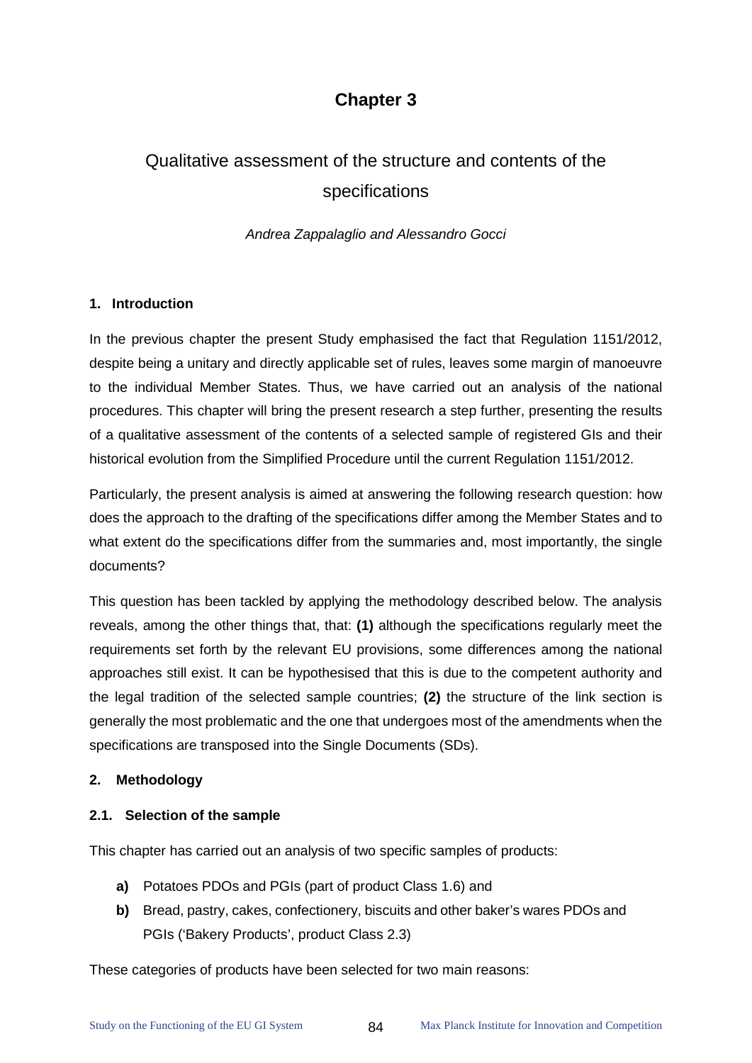# Chapter 3

## Qualitative assessment of the structure and contents of the specifications

*Andrea Zappalaglio and Alessandro Gocci*

### 1. Introduction

In the previous chapter the present Study emphasised the fact that Regulation 1151/2012, despite being a unitary and directly applicable set of rules, leaves some margin of manoeuvre to the individual Member States. Thus, we have carried out an analysis of the national procedures. This chapter will bring the present research a step further, presenting the results of a qualitative assessment of the contents of a selected sample of registered GIs and their historical evolution from the Simplified Procedure until the current Regulation 1151/2012.

Particularly, the present analysis is aimed at answering the following research question: how does the approach to the drafting of the specifications differ among the Member States and to what extent do the specifications differ from the summaries and, most importantly, the single documents?

This question has been tackled by applying the methodology described below. The analysis reveals, among the other things that, that: **(1)** although the specifications regularly meet the requirements set forth by the relevant EU provisions, some differences among the national approaches still exist. It can be hypothesised that this is due to the competent authority and the legal tradition of the selected sample countries; **(2)** the structure of the link section is generally the most problematic and the one that undergoes most of the amendments when the specifications are transposed into the Single Documents (SDs).

### 2. Methodology

#### 2.1. Selection of the sample

This chapter has carried out an analysis of two specific samples of products:

- **a)** Potatoes PDOs and PGIs (part of product Class 1.6) and
- **b)** Bread, pastry, cakes, confectionery, biscuits and other baker's wares PDOs and PGIs ('Bakery Products', product Class 2.3)

These categories of products have been selected for two main reasons: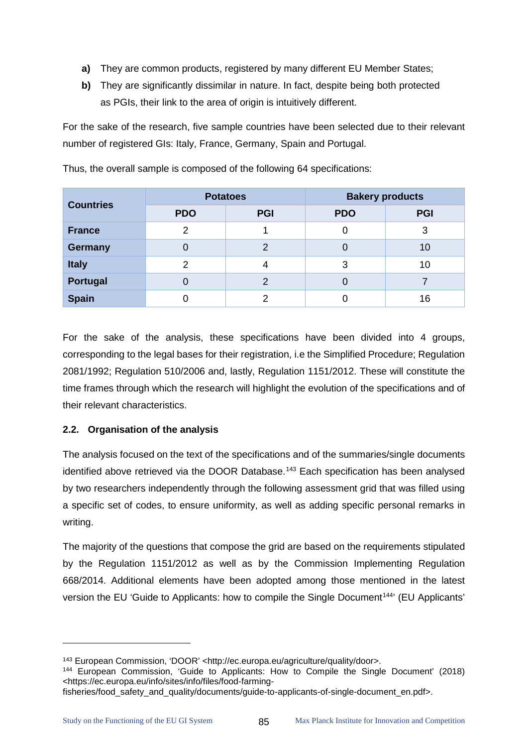- **a)** They are common products, registered by many different EU Member States;
- **b)** They are significantly dissimilar in nature. In fact, despite being both protected as PGIs, their link to the area of origin is intuitively different.

For the sake of the research, five sample countries have been selected due to their relevant number of registered GIs: Italy, France, Germany, Spain and Portugal.

Thus, the overall sample is composed of the following 64 specifications:

| Countries | Potatoes | | Bakery products | |
|---|---|---|---|---|
| | PDO | PGI | PDO | PGI |
| **France** | 2 | 1 | 0 | 3 |
| **Germany** | 0 | 2 | 0 | 10 |
| **Italy** | 2 | 4 | 3 | 10 |
| **Portugal** | 0 | 2 | 0 | 7 |
| **Spain** | 0 | 2 | 0 | 16 |

For the sake of the analysis, these specifications have been divided into 4 groups, corresponding to the legal bases for their registration, i.e the Simplified Procedure; Regulation 2081/1992; Regulation 510/2006 and, lastly, Regulation 1151/2012. These will constitute the time frames through which the research will highlight the evolution of the specifications and of their relevant characteristics.

### 2.2. Organisation of the analysis

The analysis focused on the text of the specifications and of the summaries/single documents identified above retrieved via the DOOR Database.[143] Each specification has been analysed by two researchers independently through the following assessment grid that was filled using a specific set of codes, to ensure uniformity, as well as adding specific personal remarks in writing.

The majority of the questions that compose the grid are based on the requirements stipulated by the Regulation 1151/2012 as well as by the Commission Implementing Regulation 668/2014. Additional elements have been adopted among those mentioned in the latest version the EU 'Guide to Applicants: how to compile the Single Document[144]' (EU Applicants'

---

[143] European Commission, 'DOOR' <http://ec.europa.eu/agriculture/quality/door>.

[144] European Commission, 'Guide to Applicants: How to Compile the Single Document' (2018) <https://ec.europa.eu/info/sites/info/files/food-farming-fisheries/food_safety_and_quality/documents/guide-to-applicants-of-single-document_en.pdf>.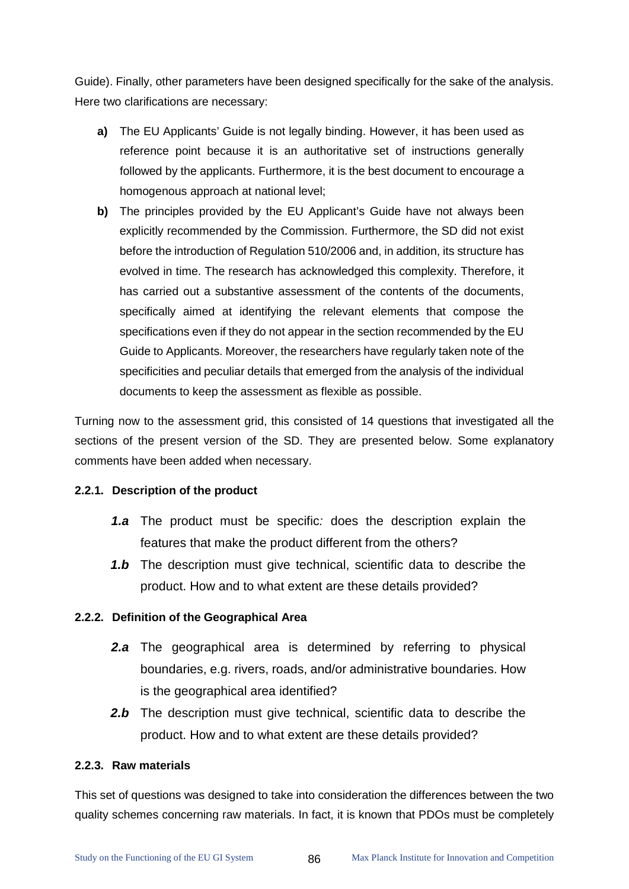Guide). Finally, other parameters have been designed specifically for the sake of the analysis. Here two clarifications are necessary:

- **a)** The EU Applicants' Guide is not legally binding. However, it has been used as reference point because it is an authoritative set of instructions generally followed by the applicants. Furthermore, it is the best document to encourage a homogenous approach at national level;
- **b)** The principles provided by the EU Applicant's Guide have not always been explicitly recommended by the Commission. Furthermore, the SD did not exist before the introduction of Regulation 510/2006 and, in addition, its structure has evolved in time. The research has acknowledged this complexity. Therefore, it has carried out a substantive assessment of the contents of the documents, specifically aimed at identifying the relevant elements that compose the specifications even if they do not appear in the section recommended by the EU Guide to Applicants. Moreover, the researchers have regularly taken note of the specificities and peculiar details that emerged from the analysis of the individual documents to keep the assessment as flexible as possible.

Turning now to the assessment grid, this consisted of 14 questions that investigated all the sections of the present version of the SD. They are presented below. Some explanatory comments have been added when necessary.

#### 2.2.1. Description of the product

***1.a*** The product must be specific*:* does the description explain the features that make the product different from the others?

***1.b*** The description must give technical, scientific data to describe the product. How and to what extent are these details provided?

#### 2.2.2. Definition of the Geographical Area

***2.a*** The geographical area is determined by referring to physical boundaries, e.g. rivers, roads, and/or administrative boundaries. How is the geographical area identified?

***2.b*** The description must give technical, scientific data to describe the product. How and to what extent are these details provided?

#### 2.2.3. Raw materials

This set of questions was designed to take into consideration the differences between the two quality schemes concerning raw materials. In fact, it is known that PDOs must be completely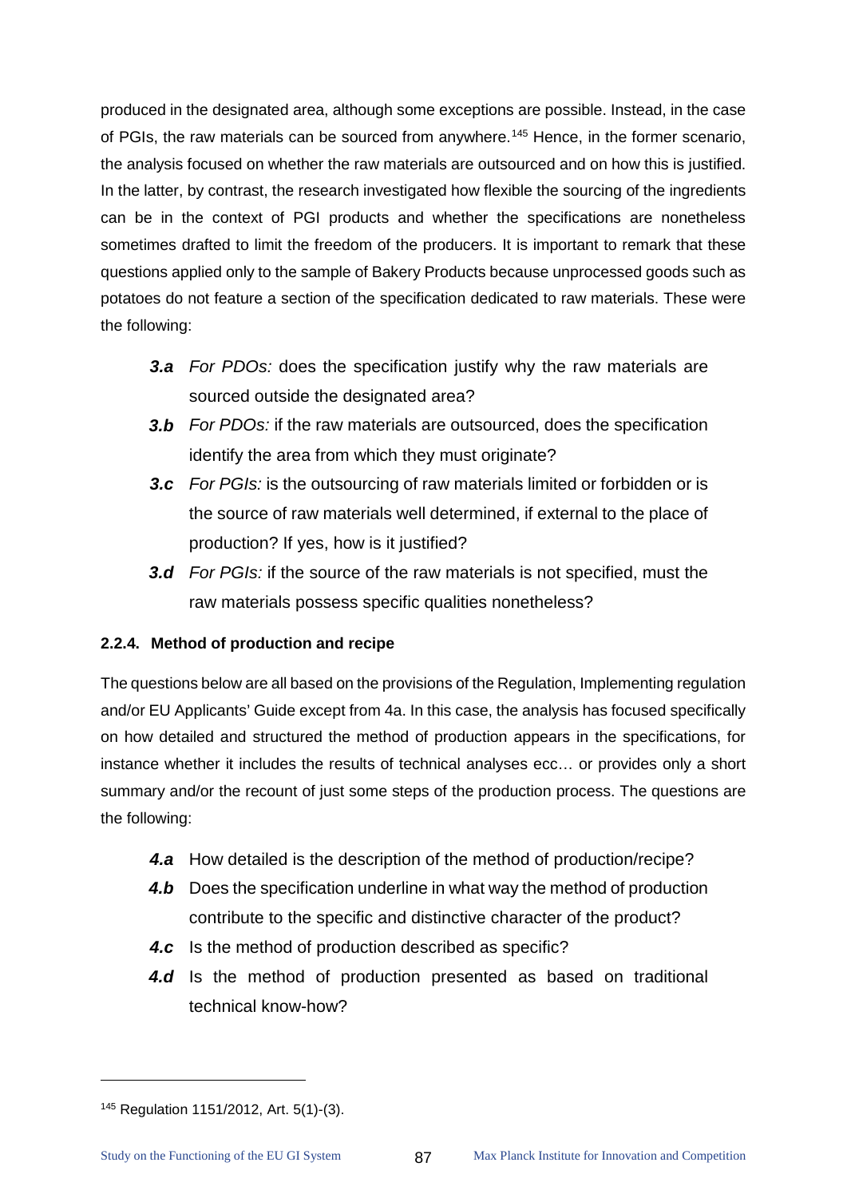produced in the designated area, although some exceptions are possible. Instead, in the case of PGIs, the raw materials can be sourced from anywhere.[145] Hence, in the former scenario, the analysis focused on whether the raw materials are outsourced and on how this is justified. In the latter, by contrast, the research investigated how flexible the sourcing of the ingredients can be in the context of PGI products and whether the specifications are nonetheless sometimes drafted to limit the freedom of the producers. It is important to remark that these questions applied only to the sample of Bakery Products because unprocessed goods such as potatoes do not feature a section of the specification dedicated to raw materials. These were the following:

- ***3.a*** *For PDOs:* does the specification justify why the raw materials are sourced outside the designated area?
- ***3.b*** *For PDOs:* if the raw materials are outsourced, does the specification identify the area from which they must originate?
- ***3.c*** *For PGIs:* is the outsourcing of raw materials limited or forbidden or is the source of raw materials well determined, if external to the place of production? If yes, how is it justified?
- ***3.d*** *For PGIs:* if the source of the raw materials is not specified, must the raw materials possess specific qualities nonetheless?

#### 2.2.4. Method of production and recipe

The questions below are all based on the provisions of the Regulation, Implementing regulation and/or EU Applicants' Guide except from 4a. In this case, the analysis has focused specifically on how detailed and structured the method of production appears in the specifications, for instance whether it includes the results of technical analyses ecc… or provides only a short summary and/or the recount of just some steps of the production process. The questions are the following:

- ***4.a*** How detailed is the description of the method of production/recipe?
- ***4.b*** Does the specification underline in what way the method of production contribute to the specific and distinctive character of the product?
- ***4.c*** Is the method of production described as specific?
- ***4.d*** Is the method of production presented as based on traditional technical know-how?

---

[145] Regulation 1151/2012, Art. 5(1)-(3).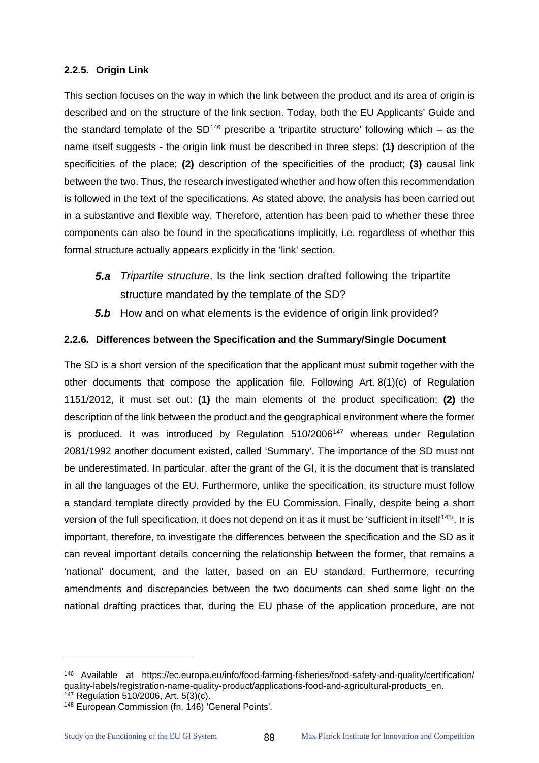#### 2.2.5. Origin Link

This section focuses on the way in which the link between the product and its area of origin is described and on the structure of the link section. Today, both the EU Applicants' Guide and the standard template of the SD[146] prescribe a 'tripartite structure' following which – as the name itself suggests - the origin link must be described in three steps: **(1)** description of the specificities of the place; **(2)** description of the specificities of the product; **(3)** causal link between the two. Thus, the research investigated whether and how often this recommendation is followed in the text of the specifications. As stated above, the analysis has been carried out in a substantive and flexible way. Therefore, attention has been paid to whether these three components can also be found in the specifications implicitly, i.e. regardless of whether this formal structure actually appears explicitly in the 'link' section.

- ***5.a*** *Tripartite structure*. Is the link section drafted following the tripartite structure mandated by the template of the SD?
- ***5.b*** How and on what elements is the evidence of origin link provided?

#### 2.2.6. Differences between the Specification and the Summary/Single Document

The SD is a short version of the specification that the applicant must submit together with the other documents that compose the application file. Following Art. 8(1)(c) of Regulation 1151/2012, it must set out: **(1)** the main elements of the product specification; **(2)** the description of the link between the product and the geographical environment where the former is produced. It was introduced by Regulation 510/2006[147] whereas under Regulation 2081/1992 another document existed, called 'Summary'. The importance of the SD must not be underestimated. In particular, after the grant of the GI, it is the document that is translated in all the languages of the EU. Furthermore, unlike the specification, its structure must follow a standard template directly provided by the EU Commission. Finally, despite being a short version of the full specification, it does not depend on it as it must be 'sufficient in itself[148]'. It is important, therefore, to investigate the differences between the specification and the SD as it can reveal important details concerning the relationship between the former, that remains a 'national' document, and the latter, based on an EU standard. Furthermore, recurring amendments and discrepancies between the two documents can shed some light on the national drafting practices that, during the EU phase of the application procedure, are not

---

[146] Available at https://ec.europa.eu/info/food-farming-fisheries/food-safety-and-quality/certification/quality-labels/registration-name-quality-product/applications-food-and-agricultural-products_en.

[147] Regulation 510/2006, Art. 5(3)(c).

[148] European Commission (fn. 146) 'General Points'.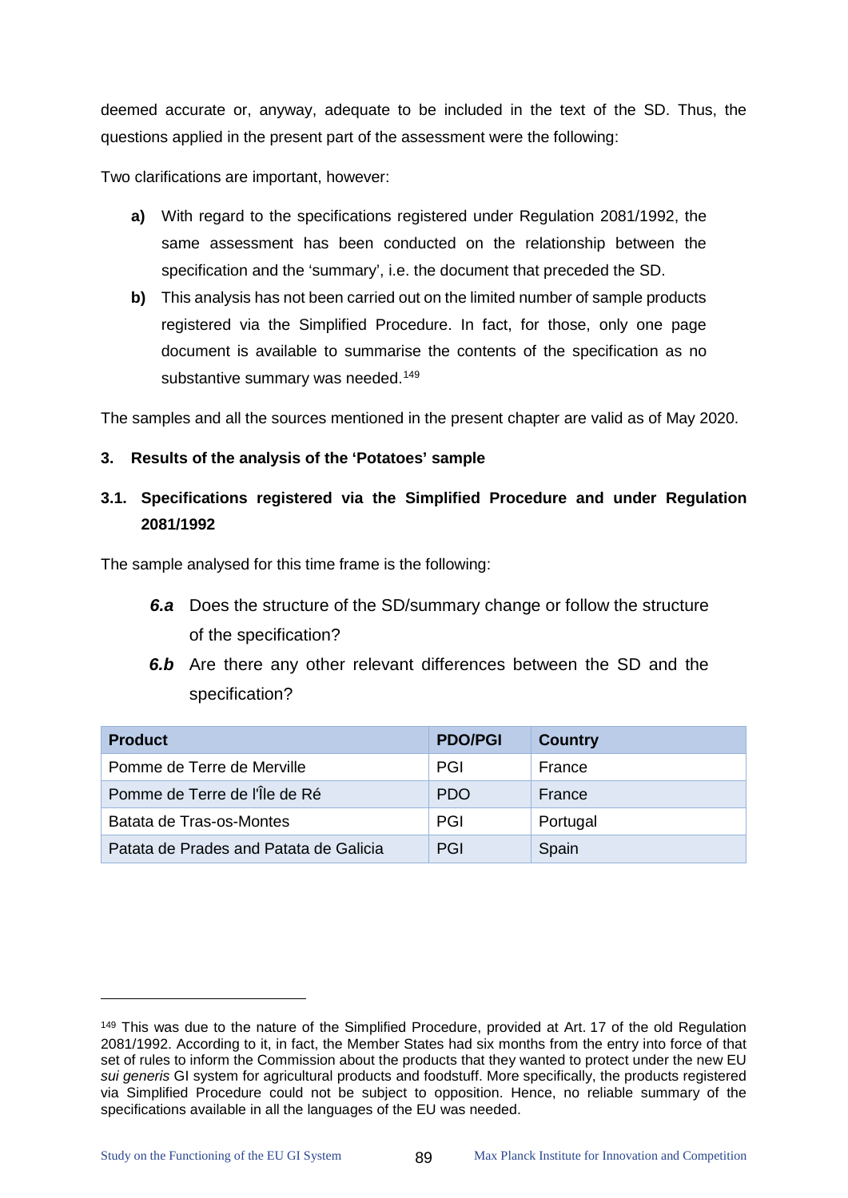deemed accurate or, anyway, adequate to be included in the text of the SD. Thus, the questions applied in the present part of the assessment were the following:

Two clarifications are important, however:

- **a)** With regard to the specifications registered under Regulation 2081/1992, the same assessment has been conducted on the relationship between the specification and the 'summary', i.e. the document that preceded the SD.
- **b)** This analysis has not been carried out on the limited number of sample products registered via the Simplified Procedure. In fact, for those, only one page document is available to summarise the contents of the specification as no substantive summary was needed.[149]

The samples and all the sources mentioned in the present chapter are valid as of May 2020.

## 3. Results of the analysis of the 'Potatoes' sample

### 3.1. Specifications registered via the Simplified Procedure and under Regulation 2081/1992

The sample analysed for this time frame is the following:

- ***6.a*** Does the structure of the SD/summary change or follow the structure of the specification?
- ***6.b*** Are there any other relevant differences between the SD and the specification?

| Product | PDO/PGI | Country |
|---|---|---|
| Pomme de Terre de Merville | PGI | France |
| Pomme de Terre de lÎle de Ré | PDO | France |
| Batata de Tras-os-Montes | PGI | Portugal |
| Patata de Prades and Patata de Galicia | PGI | Spain |

---

[149] This was due to the nature of the Simplified Procedure, provided at Art. 17 of the old Regulation 2081/1992. According to it, in fact, the Member States had six months from the entry into force of that set of rules to inform the Commission about the products that they wanted to protect under the new EU *sui generis* GI system for agricultural products and foodstuff. More specifically, the products registered via Simplified Procedure could not be subject to opposition. Hence, no reliable summary of the specifications available in all the languages of the EU was needed.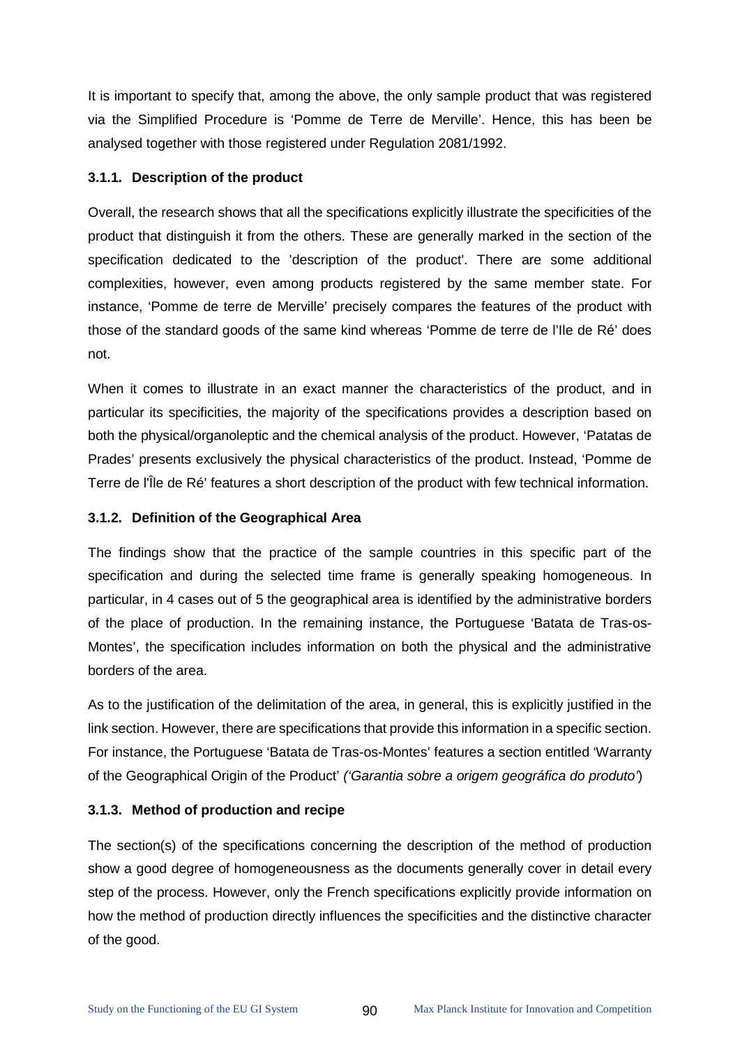It is important to specify that, among the above, the only sample product that was registered via the Simplified Procedure is 'Pomme de Terre de Merville'. Hence, this has been be analysed together with those registered under Regulation 2081/1992.

### 3.1.1. Description of the product

Overall, the research shows that all the specifications explicitly illustrate the specificities of the product that distinguish it from the others. These are generally marked in the section of the specification dedicated to the 'description of the product'. There are some additional complexities, however, even among products registered by the same member state. For instance, 'Pomme de terre de Merville' precisely compares the features of the product with those of the standard goods of the same kind whereas 'Pomme de terre de l'Ile de Ré' does not.

When it comes to illustrate in an exact manner the characteristics of the product, and in particular its specificities, the majority of the specifications provides a description based on both the physical/organoleptic and the chemical analysis of the product. However, 'Patatas de Prades' presents exclusively the physical characteristics of the product. Instead, 'Pomme de Terre de l'Île de Ré' features a short description of the product with few technical information.

### 3.1.2. Definition of the Geographical Area

The findings show that the practice of the sample countries in this specific part of the specification and during the selected time frame is generally speaking homogeneous. In particular, in 4 cases out of 5 the geographical area is identified by the administrative borders of the place of production. In the remaining instance, the Portuguese 'Batata de Tras-os-Montes', the specification includes information on both the physical and the administrative borders of the area.

As to the justification of the delimitation of the area, in general, this is explicitly justified in the link section. However, there are specifications that provide this information in a specific section. For instance, the Portuguese 'Batata de Tras-os-Montes' features a section entitled 'Warranty of the Geographical Origin of the Product' *('Garantia sobre a origem geográfica do produto'*)

### 3.1.3. Method of production and recipe

The section(s) of the specifications concerning the description of the method of production show a good degree of homogeneousness as the documents generally cover in detail every step of the process. However, only the French specifications explicitly provide information on how the method of production directly influences the specificities and the distinctive character of the good.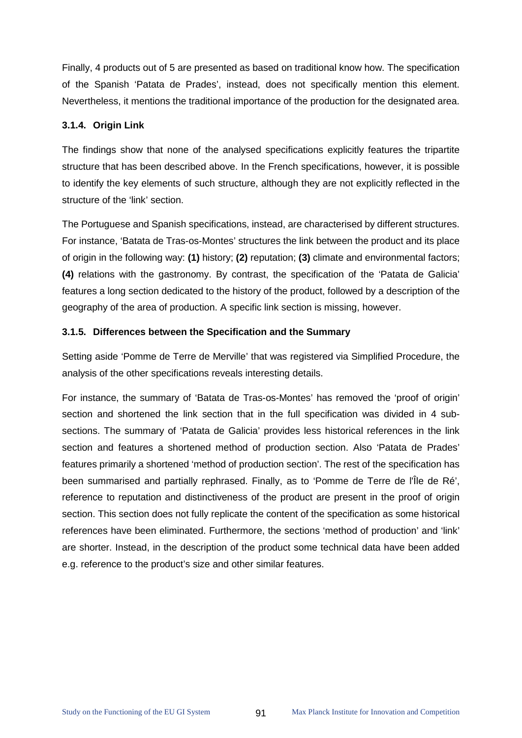Finally, 4 products out of 5 are presented as based on traditional know how. The specification of the Spanish 'Patata de Prades', instead, does not specifically mention this element. Nevertheless, it mentions the traditional importance of the production for the designated area.

### 3.1.4. Origin Link

The findings show that none of the analysed specifications explicitly features the tripartite structure that has been described above. In the French specifications, however, it is possible to identify the key elements of such structure, although they are not explicitly reflected in the structure of the 'link' section.

The Portuguese and Spanish specifications, instead, are characterised by different structures. For instance, 'Batata de Tras-os-Montes' structures the link between the product and its place of origin in the following way: **(1)** history; **(2)** reputation; **(3)** climate and environmental factors; **(4)** relations with the gastronomy. By contrast, the specification of the 'Patata de Galicia' features a long section dedicated to the history of the product, followed by a description of the geography of the area of production. A specific link section is missing, however.

### 3.1.5. Differences between the Specification and the Summary

Setting aside 'Pomme de Terre de Merville' that was registered via Simplified Procedure, the analysis of the other specifications reveals interesting details.

For instance, the summary of 'Batata de Tras-os-Montes' has removed the 'proof of origin' section and shortened the link section that in the full specification was divided in 4 sub-sections. The summary of 'Patata de Galicia' provides less historical references in the link section and features a shortened method of production section. Also 'Patata de Prades' features primarily a shortened 'method of production section'. The rest of the specification has been summarised and partially rephrased. Finally, as to 'Pomme de Terre de l'Île de Ré', reference to reputation and distinctiveness of the product are present in the proof of origin section. This section does not fully replicate the content of the specification as some historical references have been eliminated. Furthermore, the sections 'method of production' and 'link' are shorter. Instead, in the description of the product some technical data have been added e.g. reference to the product's size and other similar features.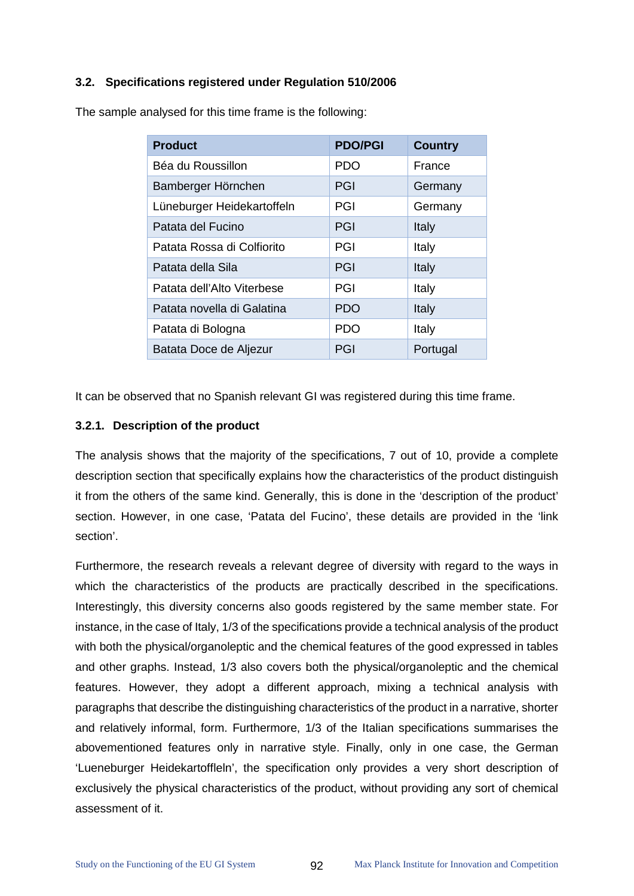### 3.2. Specifications registered under Regulation 510/2006

The sample analysed for this time frame is the following:

| Product | PDO/PGI | Country |
|---|---|---|
| Béa du Roussillon | PDO | France |
| Bamberger Hörnchen | PGI | Germany |
| Lüneburger Heidekartoffeln | PGI | Germany |
| Patata del Fucino | PGI | Italy |
| Patata Rossa di Colfiorito | PGI | Italy |
| Patata della Sila | PGI | Italy |
| Patata dell'Alto Viterbese | PGI | Italy |
| Patata novella di Galatina | PDO | Italy |
| Patata di Bologna | PDO | Italy |
| Batata Doce de Aljezur | PGI | Portugal |

It can be observed that no Spanish relevant GI was registered during this time frame.

#### 3.2.1. Description of the product

The analysis shows that the majority of the specifications, 7 out of 10, provide a complete description section that specifically explains how the characteristics of the product distinguish it from the others of the same kind. Generally, this is done in the 'description of the product' section. However, in one case, 'Patata del Fucino', these details are provided in the 'link section'.

Furthermore, the research reveals a relevant degree of diversity with regard to the ways in which the characteristics of the products are practically described in the specifications. Interestingly, this diversity concerns also goods registered by the same member state. For instance, in the case of Italy, 1/3 of the specifications provide a technical analysis of the product with both the physical/organoleptic and the chemical features of the good expressed in tables and other graphs. Instead, 1/3 also covers both the physical/organoleptic and the chemical features. However, they adopt a different approach, mixing a technical analysis with paragraphs that describe the distinguishing characteristics of the product in a narrative, shorter and relatively informal, form. Furthermore, 1/3 of the Italian specifications summarises the abovementioned features only in narrative style. Finally, only in one case, the German 'Lueneburger Heidekartoffleln', the specification only provides a very short description of exclusively the physical characteristics of the product, without providing any sort of chemical assessment of it.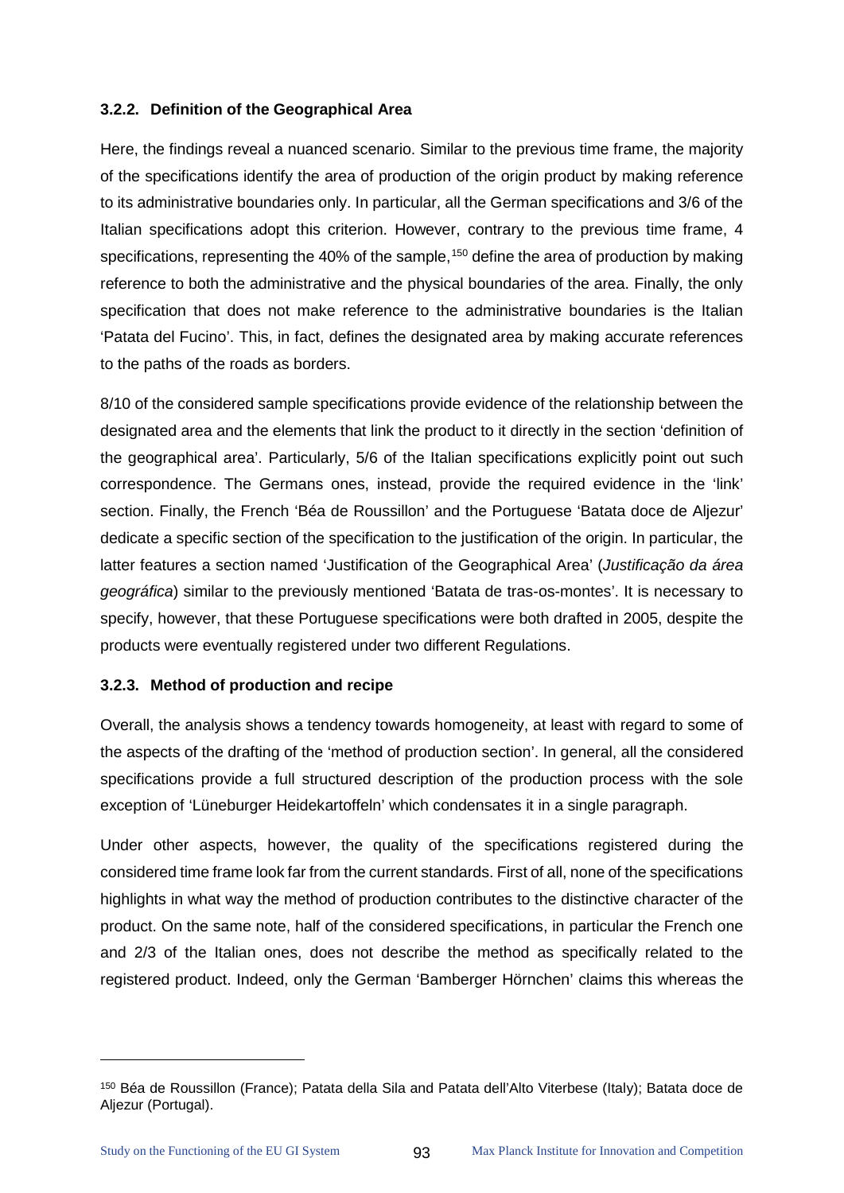### 3.2.2. Definition of the Geographical Area

Here, the findings reveal a nuanced scenario. Similar to the previous time frame, the majority of the specifications identify the area of production of the origin product by making reference to its administrative boundaries only. In particular, all the German specifications and 3/6 of the Italian specifications adopt this criterion. However, contrary to the previous time frame, 4 specifications, representing the 40% of the sample,[150] define the area of production by making reference to both the administrative and the physical boundaries of the area. Finally, the only specification that does not make reference to the administrative boundaries is the Italian 'Patata del Fucino'. This, in fact, defines the designated area by making accurate references to the paths of the roads as borders.

8/10 of the considered sample specifications provide evidence of the relationship between the designated area and the elements that link the product to it directly in the section 'definition of the geographical area'. Particularly, 5/6 of the Italian specifications explicitly point out such correspondence. The Germans ones, instead, provide the required evidence in the 'link' section. Finally, the French 'Béa de Roussillon' and the Portuguese 'Batata doce de Aljezur' dedicate a specific section of the specification to the justification of the origin. In particular, the latter features a section named 'Justification of the Geographical Area' (*Justificação da área geográfica*) similar to the previously mentioned 'Batata de tras-os-montes'. It is necessary to specify, however, that these Portuguese specifications were both drafted in 2005, despite the products were eventually registered under two different Regulations.

### 3.2.3. Method of production and recipe

Overall, the analysis shows a tendency towards homogeneity, at least with regard to some of the aspects of the drafting of the 'method of production section'. In general, all the considered specifications provide a full structured description of the production process with the sole exception of 'Lüneburger Heidekartoffeln' which condensates it in a single paragraph.

Under other aspects, however, the quality of the specifications registered during the considered time frame look far from the current standards. First of all, none of the specifications highlights in what way the method of production contributes to the distinctive character of the product. On the same note, half of the considered specifications, in particular the French one and 2/3 of the Italian ones, does not describe the method as specifically related to the registered product. Indeed, only the German 'Bamberger Hörnchen' claims this whereas the

[150] Béa de Roussillon (France); Patata della Sila and Patata dell'Alto Viterbese (Italy); Batata doce de Aljezur (Portugal).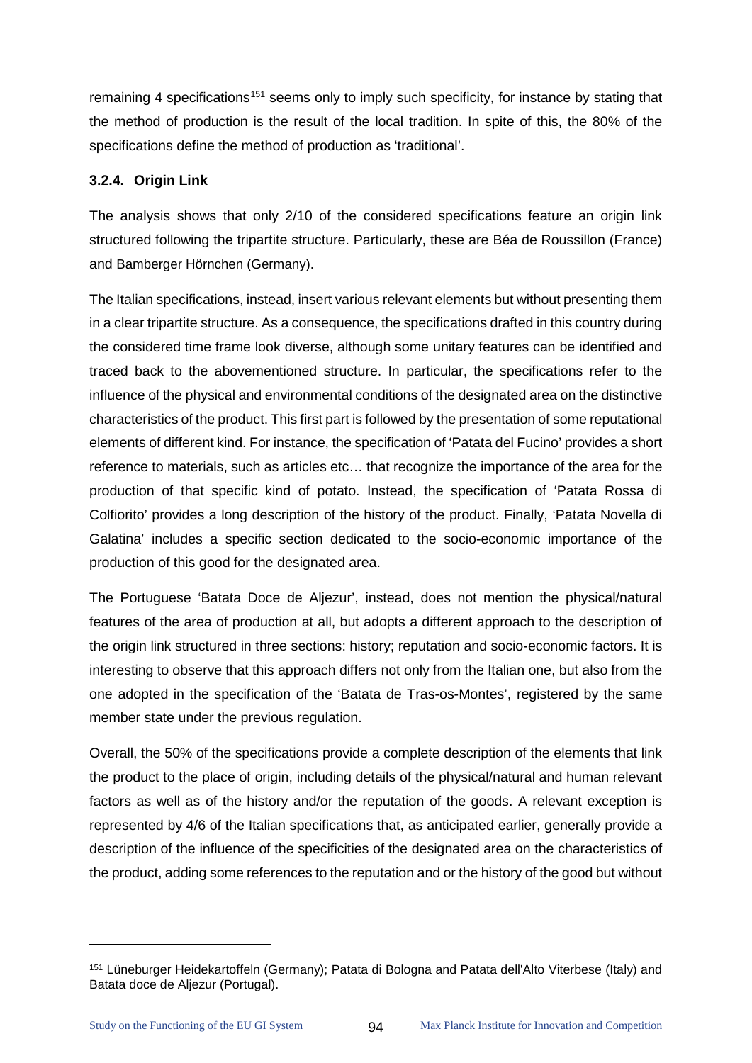remaining 4 specifications[151] seems only to imply such specificity, for instance by stating that the method of production is the result of the local tradition. In spite of this, the 80% of the specifications define the method of production as 'traditional'.

### 3.2.4. Origin Link

The analysis shows that only 2/10 of the considered specifications feature an origin link structured following the tripartite structure. Particularly, these are Béa de Roussillon (France) and Bamberger Hörnchen (Germany).

The Italian specifications, instead, insert various relevant elements but without presenting them in a clear tripartite structure. As a consequence, the specifications drafted in this country during the considered time frame look diverse, although some unitary features can be identified and traced back to the abovementioned structure. In particular, the specifications refer to the influence of the physical and environmental conditions of the designated area on the distinctive characteristics of the product. This first part is followed by the presentation of some reputational elements of different kind. For instance, the specification of 'Patata del Fucino' provides a short reference to materials, such as articles etc… that recognize the importance of the area for the production of that specific kind of potato. Instead, the specification of 'Patata Rossa di Colfiorito' provides a long description of the history of the product. Finally, 'Patata Novella di Galatina' includes a specific section dedicated to the socio-economic importance of the production of this good for the designated area.

The Portuguese 'Batata Doce de Aljezur', instead, does not mention the physical/natural features of the area of production at all, but adopts a different approach to the description of the origin link structured in three sections: history; reputation and socio-economic factors. It is interesting to observe that this approach differs not only from the Italian one, but also from the one adopted in the specification of the 'Batata de Tras-os-Montes', registered by the same member state under the previous regulation.

Overall, the 50% of the specifications provide a complete description of the elements that link the product to the place of origin, including details of the physical/natural and human relevant factors as well as of the history and/or the reputation of the goods. A relevant exception is represented by 4/6 of the Italian specifications that, as anticipated earlier, generally provide a description of the influence of the specificities of the designated area on the characteristics of the product, adding some references to the reputation and or the history of the good but without

---

[151] Lüneburger Heidekartoffeln (Germany); Patata di Bologna and Patata dell'Alto Viterbese (Italy) and Batata doce de Aljezur (Portugal).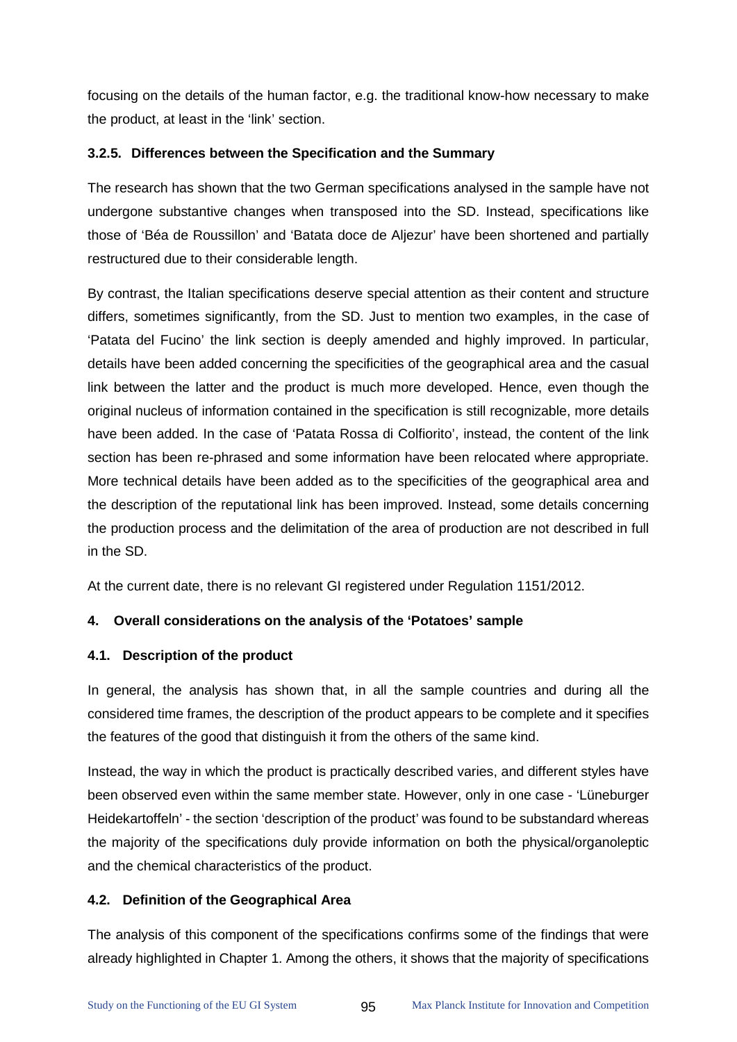focusing on the details of the human factor, e.g. the traditional know-how necessary to make the product, at least in the 'link' section.

### 3.2.5. Differences between the Specification and the Summary

The research has shown that the two German specifications analysed in the sample have not undergone substantive changes when transposed into the SD. Instead, specifications like those of 'Béa de Roussillon' and 'Batata doce de Aljezur' have been shortened and partially restructured due to their considerable length.

By contrast, the Italian specifications deserve special attention as their content and structure differs, sometimes significantly, from the SD. Just to mention two examples, in the case of 'Patata del Fucino' the link section is deeply amended and highly improved. In particular, details have been added concerning the specificities of the geographical area and the casual link between the latter and the product is much more developed. Hence, even though the original nucleus of information contained in the specification is still recognizable, more details have been added. In the case of 'Patata Rossa di Colfiorito', instead, the content of the link section has been re-phrased and some information have been relocated where appropriate. More technical details have been added as to the specificities of the geographical area and the description of the reputational link has been improved. Instead, some details concerning the production process and the delimitation of the area of production are not described in full in the SD.

At the current date, there is no relevant GI registered under Regulation 1151/2012.

## 4. Overall considerations on the analysis of the 'Potatoes' sample

### 4.1. Description of the product

In general, the analysis has shown that, in all the sample countries and during all the considered time frames, the description of the product appears to be complete and it specifies the features of the good that distinguish it from the others of the same kind.

Instead, the way in which the product is practically described varies, and different styles have been observed even within the same member state. However, only in one case - 'Lüneburger Heidekartoffeln' - the section 'description of the product' was found to be substandard whereas the majority of the specifications duly provide information on both the physical/organoleptic and the chemical characteristics of the product.

### 4.2. Definition of the Geographical Area

The analysis of this component of the specifications confirms some of the findings that were already highlighted in Chapter 1. Among the others, it shows that the majority of specifications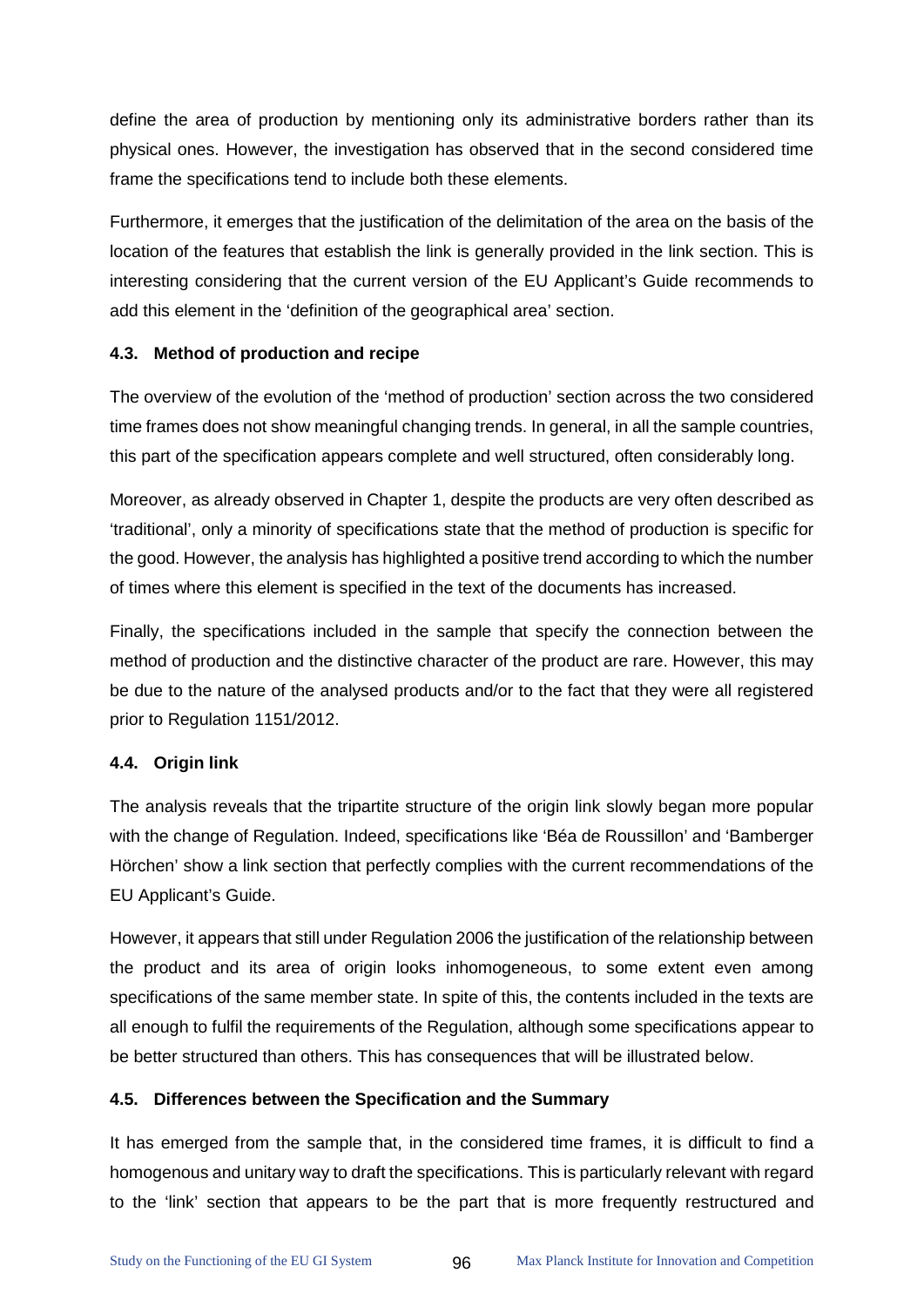define the area of production by mentioning only its administrative borders rather than its physical ones. However, the investigation has observed that in the second considered time frame the specifications tend to include both these elements.

Furthermore, it emerges that the justification of the delimitation of the area on the basis of the location of the features that establish the link is generally provided in the link section. This is interesting considering that the current version of the EU Applicant's Guide recommends to add this element in the 'definition of the geographical area' section.

### 4.3. Method of production and recipe

The overview of the evolution of the 'method of production' section across the two considered time frames does not show meaningful changing trends. In general, in all the sample countries, this part of the specification appears complete and well structured, often considerably long.

Moreover, as already observed in Chapter 1, despite the products are very often described as 'traditional', only a minority of specifications state that the method of production is specific for the good. However, the analysis has highlighted a positive trend according to which the number of times where this element is specified in the text of the documents has increased.

Finally, the specifications included in the sample that specify the connection between the method of production and the distinctive character of the product are rare. However, this may be due to the nature of the analysed products and/or to the fact that they were all registered prior to Regulation 1151/2012.

### 4.4. Origin link

The analysis reveals that the tripartite structure of the origin link slowly began more popular with the change of Regulation. Indeed, specifications like 'Béa de Roussillon' and 'Bamberger Hörchen' show a link section that perfectly complies with the current recommendations of the EU Applicant's Guide.

However, it appears that still under Regulation 2006 the justification of the relationship between the product and its area of origin looks inhomogeneous, to some extent even among specifications of the same member state. In spite of this, the contents included in the texts are all enough to fulfil the requirements of the Regulation, although some specifications appear to be better structured than others. This has consequences that will be illustrated below.

### 4.5. Differences between the Specification and the Summary

It has emerged from the sample that, in the considered time frames, it is difficult to find a homogenous and unitary way to draft the specifications. This is particularly relevant with regard to the 'link' section that appears to be the part that is more frequently restructured and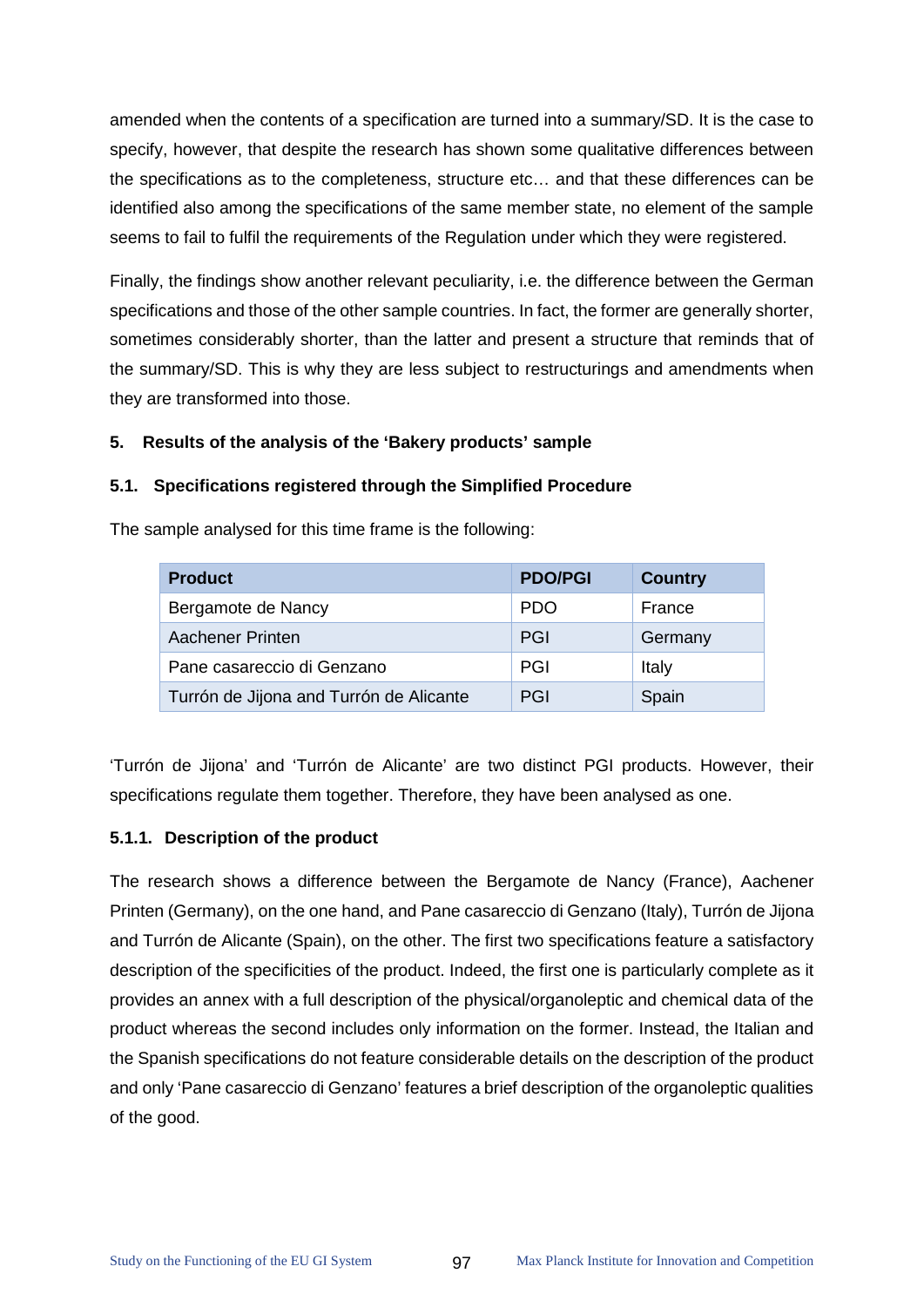amended when the contents of a specification are turned into a summary/SD. It is the case to specify, however, that despite the research has shown some qualitative differences between the specifications as to the completeness, structure etc… and that these differences can be identified also among the specifications of the same member state, no element of the sample seems to fail to fulfil the requirements of the Regulation under which they were registered.

Finally, the findings show another relevant peculiarity, i.e. the difference between the German specifications and those of the other sample countries. In fact, the former are generally shorter, sometimes considerably shorter, than the latter and present a structure that reminds that of the summary/SD. This is why they are less subject to restructurings and amendments when they are transformed into those.

## 5. Results of the analysis of the 'Bakery products' sample

### 5.1. Specifications registered through the Simplified Procedure

The sample analysed for this time frame is the following:

| Product | PDO/PGI | Country |
| --- | --- | --- |
| Bergamote de Nancy | PDO | France |
| Aachener Printen | PGI | Germany |
| Pane casareccio di Genzano | PGI | Italy |
| Turrón de Jijona and Turrón de Alicante | PGI | Spain |

'Turrón de Jijona' and 'Turrón de Alicante' are two distinct PGI products. However, their specifications regulate them together. Therefore, they have been analysed as one.

#### 5.1.1. Description of the product

The research shows a difference between the Bergamote de Nancy (France), Aachener Printen (Germany), on the one hand, and Pane casareccio di Genzano (Italy), Turrón de Jijona and Turrón de Alicante (Spain), on the other. The first two specifications feature a satisfactory description of the specificities of the product. Indeed, the first one is particularly complete as it provides an annex with a full description of the physical/organoleptic and chemical data of the product whereas the second includes only information on the former. Instead, the Italian and the Spanish specifications do not feature considerable details on the description of the product and only 'Pane casareccio di Genzano' features a brief description of the organoleptic qualities of the good.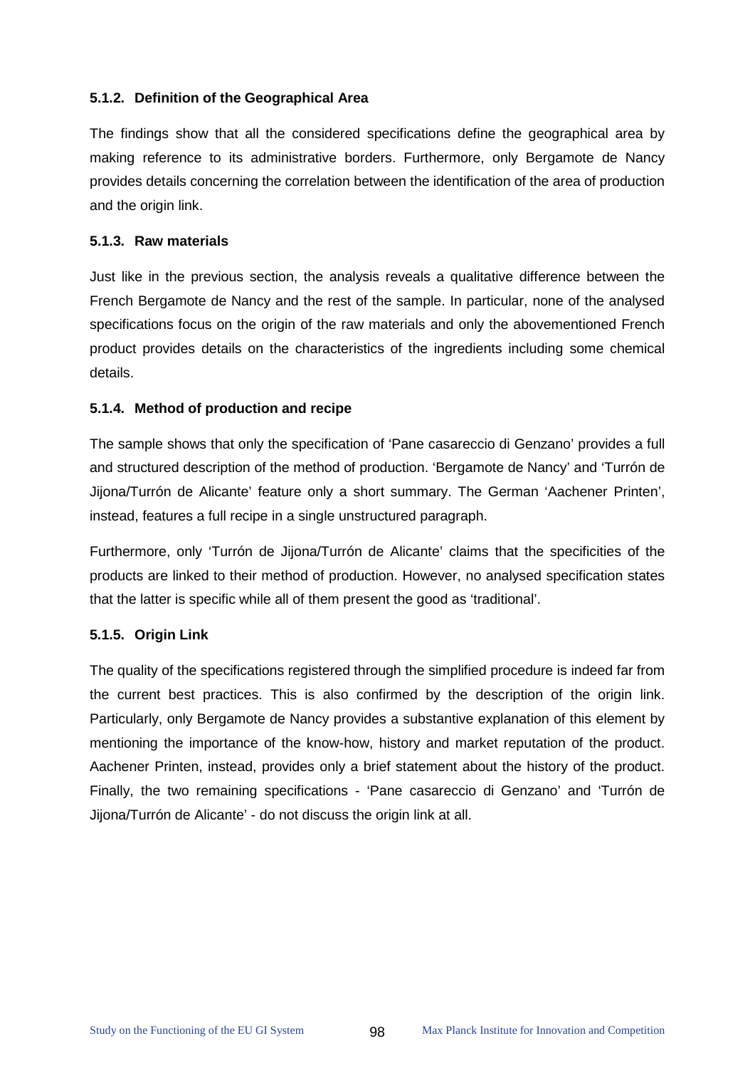#### 5.1.2. Definition of the Geographical Area

The findings show that all the considered specifications define the geographical area by making reference to its administrative borders. Furthermore, only Bergamote de Nancy provides details concerning the correlation between the identification of the area of production and the origin link.

#### 5.1.3. Raw materials

Just like in the previous section, the analysis reveals a qualitative difference between the French Bergamote de Nancy and the rest of the sample. In particular, none of the analysed specifications focus on the origin of the raw materials and only the abovementioned French product provides details on the characteristics of the ingredients including some chemical details.

#### 5.1.4. Method of production and recipe

The sample shows that only the specification of 'Pane casareccio di Genzano' provides a full and structured description of the method of production. 'Bergamote de Nancy' and 'Turrón de Jijona/Turrón de Alicante' feature only a short summary. The German 'Aachener Printen', instead, features a full recipe in a single unstructured paragraph.

Furthermore, only 'Turrón de Jijona/Turrón de Alicante' claims that the specificities of the products are linked to their method of production. However, no analysed specification states that the latter is specific while all of them present the good as 'traditional'.

#### 5.1.5. Origin Link

The quality of the specifications registered through the simplified procedure is indeed far from the current best practices. This is also confirmed by the description of the origin link. Particularly, only Bergamote de Nancy provides a substantive explanation of this element by mentioning the importance of the know-how, history and market reputation of the product. Aachener Printen, instead, provides only a brief statement about the history of the product. Finally, the two remaining specifications - 'Pane casareccio di Genzano' and 'Turrón de Jijona/Turrón de Alicante' - do not discuss the origin link at all.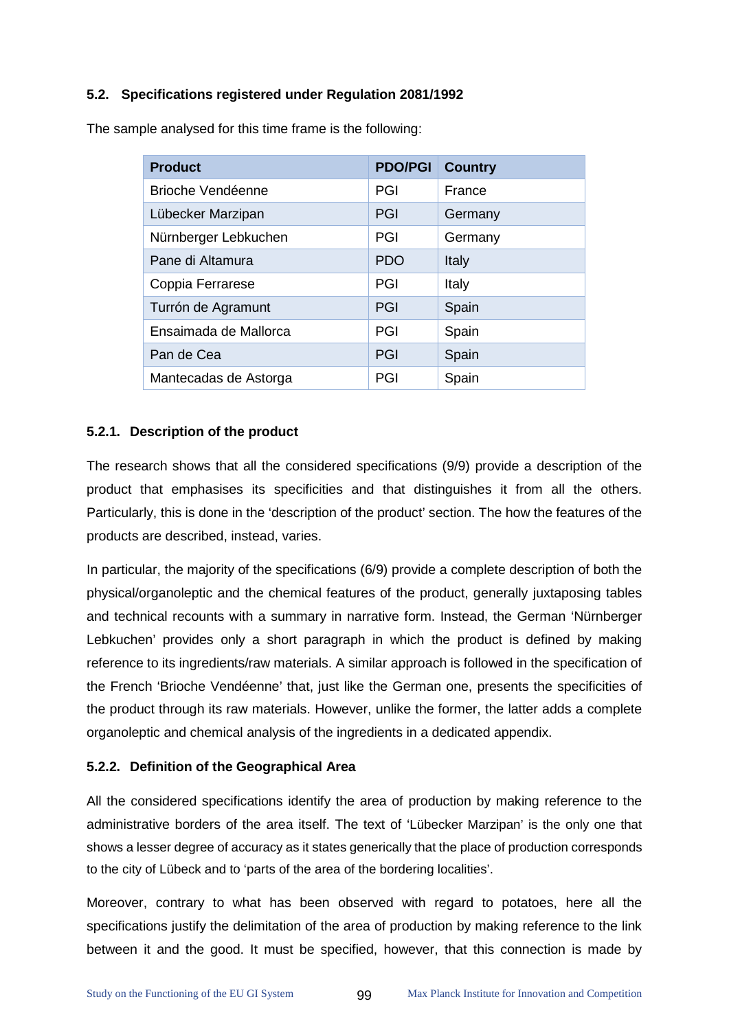### 5.2. Specifications registered under Regulation 2081/1992

The sample analysed for this time frame is the following:

| Product | PDO/PGI | Country |
|---|---|---|
| Brioche Vendéenne | PGI | France |
| Lübecker Marzipan | PGI | Germany |
| Nürnberger Lebkuchen | PGI | Germany |
| Pane di Altamura | PDO | Italy |
| Coppia Ferrarese | PGI | Italy |
| Turrón de Agramunt | PGI | Spain |
| Ensaimada de Mallorca | PGI | Spain |
| Pan de Cea | PGI | Spain |
| Mantecadas de Astorga | PGI | Spain |

#### 5.2.1. Description of the product

The research shows that all the considered specifications (9/9) provide a description of the product that emphasises its specificities and that distinguishes it from all the others. Particularly, this is done in the 'description of the product' section. The how the features of the products are described, instead, varies.

In particular, the majority of the specifications (6/9) provide a complete description of both the physical/organoleptic and the chemical features of the product, generally juxtaposing tables and technical recounts with a summary in narrative form. Instead, the German 'Nürnberger Lebkuchen' provides only a short paragraph in which the product is defined by making reference to its ingredients/raw materials. A similar approach is followed in the specification of the French 'Brioche Vendéenne' that, just like the German one, presents the specificities of the product through its raw materials. However, unlike the former, the latter adds a complete organoleptic and chemical analysis of the ingredients in a dedicated appendix.

#### 5.2.2. Definition of the Geographical Area

All the considered specifications identify the area of production by making reference to the administrative borders of the area itself. The text of 'Lübecker Marzipan' is the only one that shows a lesser degree of accuracy as it states generically that the place of production corresponds to the city of Lübeck and to 'parts of the area of the bordering localities'.

Moreover, contrary to what has been observed with regard to potatoes, here all the specifications justify the delimitation of the area of production by making reference to the link between it and the good. It must be specified, however, that this connection is made by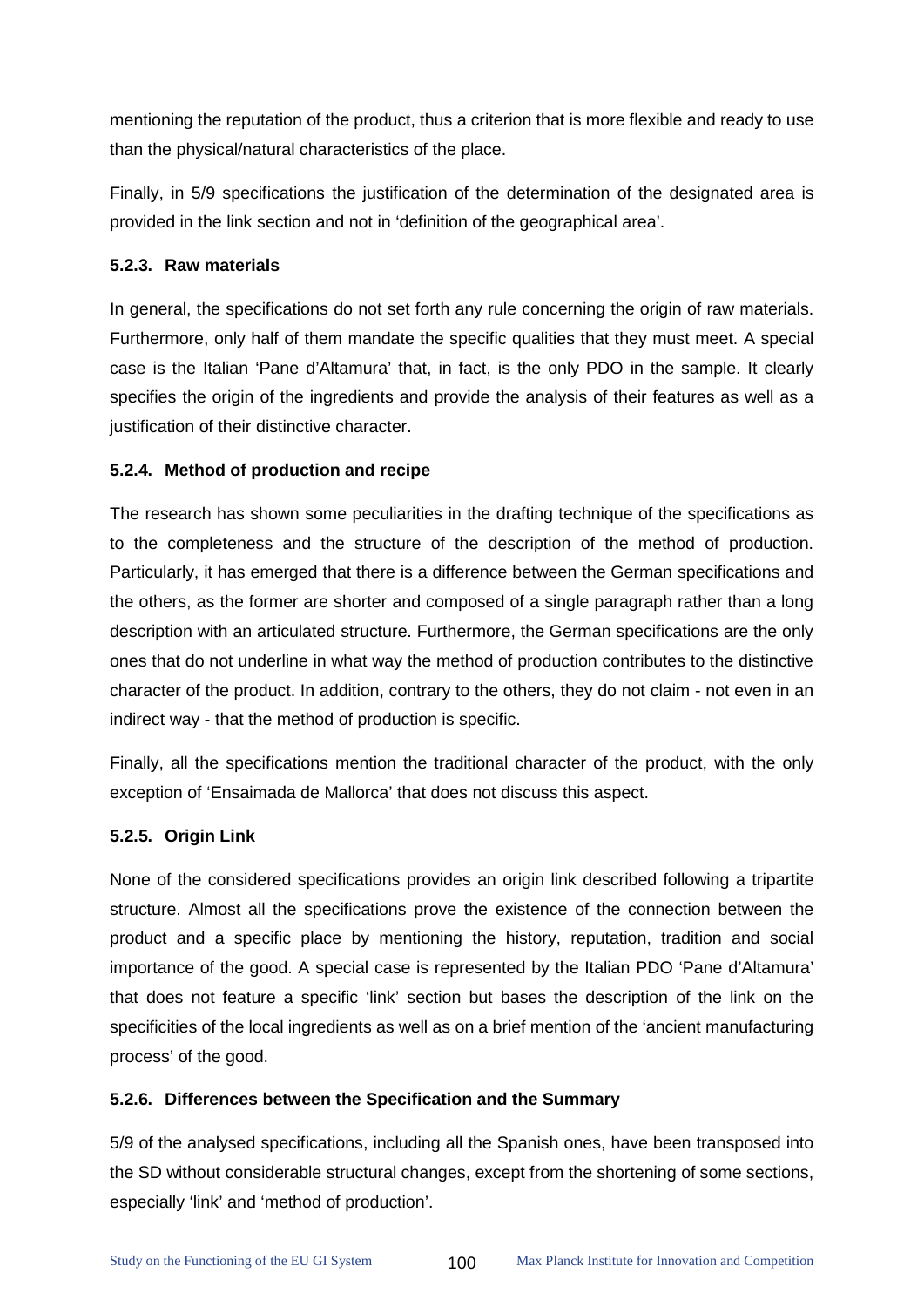mentioning the reputation of the product, thus a criterion that is more flexible and ready to use than the physical/natural characteristics of the place.

Finally, in 5/9 specifications the justification of the determination of the designated area is provided in the link section and not in 'definition of the geographical area'.

#### 5.2.3. Raw materials

In general, the specifications do not set forth any rule concerning the origin of raw materials. Furthermore, only half of them mandate the specific qualities that they must meet. A special case is the Italian 'Pane d'Altamura' that, in fact, is the only PDO in the sample. It clearly specifies the origin of the ingredients and provide the analysis of their features as well as a justification of their distinctive character.

#### 5.2.4. Method of production and recipe

The research has shown some peculiarities in the drafting technique of the specifications as to the completeness and the structure of the description of the method of production. Particularly, it has emerged that there is a difference between the German specifications and the others, as the former are shorter and composed of a single paragraph rather than a long description with an articulated structure. Furthermore, the German specifications are the only ones that do not underline in what way the method of production contributes to the distinctive character of the product. In addition, contrary to the others, they do not claim - not even in an indirect way - that the method of production is specific.

Finally, all the specifications mention the traditional character of the product, with the only exception of 'Ensaimada de Mallorca' that does not discuss this aspect.

#### 5.2.5. Origin Link

None of the considered specifications provides an origin link described following a tripartite structure. Almost all the specifications prove the existence of the connection between the product and a specific place by mentioning the history, reputation, tradition and social importance of the good. A special case is represented by the Italian PDO 'Pane d'Altamura' that does not feature a specific 'link' section but bases the description of the link on the specificities of the local ingredients as well as on a brief mention of the 'ancient manufacturing process' of the good.

#### 5.2.6. Differences between the Specification and the Summary

5/9 of the analysed specifications, including all the Spanish ones, have been transposed into the SD without considerable structural changes, except from the shortening of some sections, especially 'link' and 'method of production'.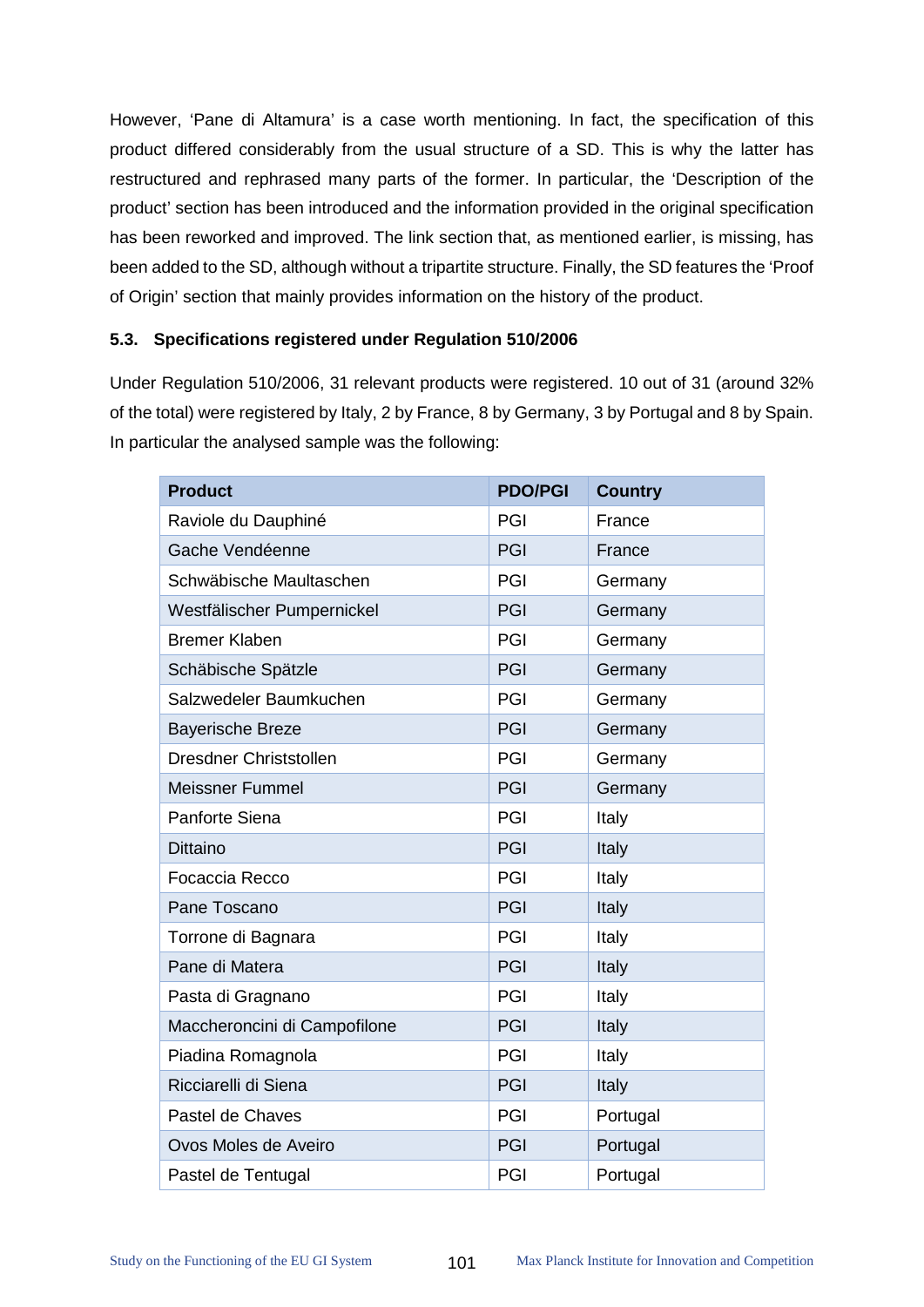However, 'Pane di Altamura' is a case worth mentioning. In fact, the specification of this product differed considerably from the usual structure of a SD. This is why the latter has restructured and rephrased many parts of the former. In particular, the 'Description of the product' section has been introduced and the information provided in the original specification has been reworked and improved. The link section that, as mentioned earlier, is missing, has been added to the SD, although without a tripartite structure. Finally, the SD features the 'Proof of Origin' section that mainly provides information on the history of the product.

### 5.3. Specifications registered under Regulation 510/2006

Under Regulation 510/2006, 31 relevant products were registered. 10 out of 31 (around 32% of the total) were registered by Italy, 2 by France, 8 by Germany, 3 by Portugal and 8 by Spain. In particular the analysed sample was the following:

| Product | PDO/PGI | Country |
|---|---|---|
| Raviole du Dauphiné | PGI | France |
| Gache Vendéenne | PGI | France |
| Schwäbische Maultaschen | PGI | Germany |
| Westfälischer Pumpernickel | PGI | Germany |
| Bremer Klaben | PGI | Germany |
| Schäbische Spätzle | PGI | Germany |
| Salzwedeler Baumkuchen | PGI | Germany |
| Bayerische Breze | PGI | Germany |
| Dresdner Christstollen | PGI | Germany |
| Meissner Fummel | PGI | Germany |
| Panforte Siena | PGI | Italy |
| Dittaino | PGI | Italy |
| Focaccia Recco | PGI | Italy |
| Pane Toscano | PGI | Italy |
| Torrone di Bagnara | PGI | Italy |
| Pane di Matera | PGI | Italy |
| Pasta di Gragnano | PGI | Italy |
| Maccheroncini di Campofilone | PGI | Italy |
| Piadina Romagnola | PGI | Italy |
| Ricciarelli di Siena | PGI | Italy |
| Pastel de Chaves | PGI | Portugal |
| Ovos Moles de Aveiro | PGI | Portugal |
| Pastel de Tentugal | PGI | Portugal |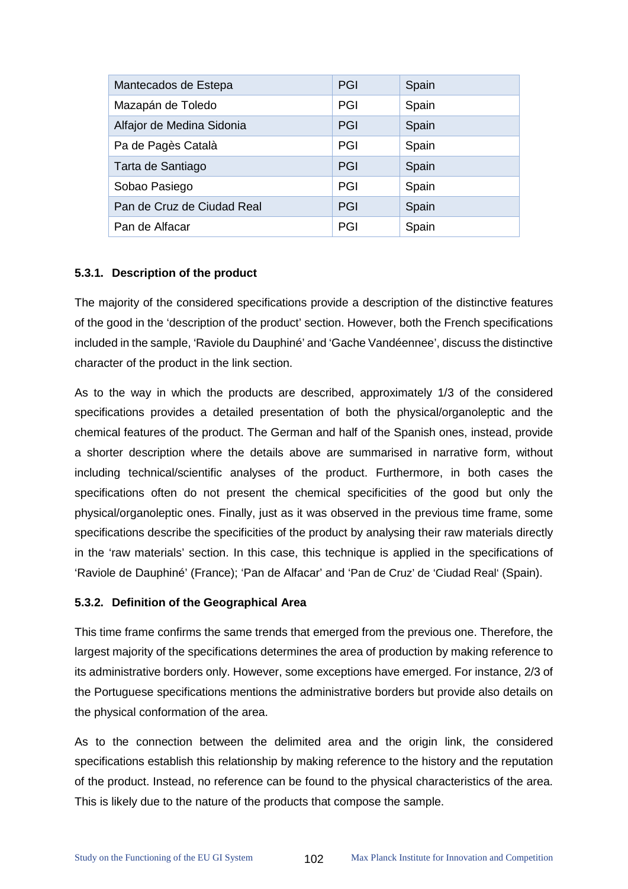| Mantecados de Estepa | PGI | Spain |
|---|---|---|
| Mazapán de Toledo | PGI | Spain |
| Alfajor de Medina Sidonia | PGI | Spain |
| Pa de Pagès Català | PGI | Spain |
| Tarta de Santiago | PGI | Spain |
| Sobao Pasiego | PGI | Spain |
| Pan de Cruz de Ciudad Real | PGI | Spain |
| Pan de Alfacar | PGI | Spain |

### 5.3.1. Description of the product

The majority of the considered specifications provide a description of the distinctive features of the good in the 'description of the product' section. However, both the French specifications included in the sample, 'Raviole du Dauphiné' and 'Gache Vandéennee', discuss the distinctive character of the product in the link section.

As to the way in which the products are described, approximately 1/3 of the considered specifications provides a detailed presentation of both the physical/organoleptic and the chemical features of the product. The German and half of the Spanish ones, instead, provide a shorter description where the details above are summarised in narrative form, without including technical/scientific analyses of the product. Furthermore, in both cases the specifications often do not present the chemical specificities of the good but only the physical/organoleptic ones. Finally, just as it was observed in the previous time frame, some specifications describe the specificities of the product by analysing their raw materials directly in the 'raw materials' section. In this case, this technique is applied in the specifications of 'Raviole de Dauphiné' (France); 'Pan de Alfacar' and 'Pan de Cruz' de 'Ciudad Real' (Spain).

### 5.3.2. Definition of the Geographical Area

This time frame confirms the same trends that emerged from the previous one. Therefore, the largest majority of the specifications determines the area of production by making reference to its administrative borders only. However, some exceptions have emerged. For instance, 2/3 of the Portuguese specifications mentions the administrative borders but provide also details on the physical conformation of the area.

As to the connection between the delimited area and the origin link, the considered specifications establish this relationship by making reference to the history and the reputation of the product. Instead, no reference can be found to the physical characteristics of the area. This is likely due to the nature of the products that compose the sample.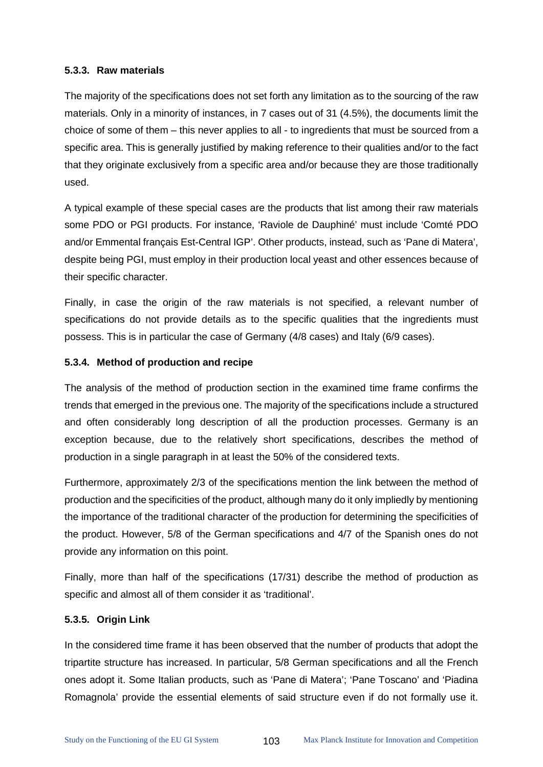#### 5.3.3. Raw materials

The majority of the specifications does not set forth any limitation as to the sourcing of the raw materials. Only in a minority of instances, in 7 cases out of 31 (4.5%), the documents limit the choice of some of them – this never applies to all - to ingredients that must be sourced from a specific area. This is generally justified by making reference to their qualities and/or to the fact that they originate exclusively from a specific area and/or because they are those traditionally used.

A typical example of these special cases are the products that list among their raw materials some PDO or PGI products. For instance, 'Raviole de Dauphiné' must include 'Comté PDO and/or Emmental français Est-Central IGP'. Other products, instead, such as 'Pane di Matera', despite being PGI, must employ in their production local yeast and other essences because of their specific character.

Finally, in case the origin of the raw materials is not specified, a relevant number of specifications do not provide details as to the specific qualities that the ingredients must possess. This is in particular the case of Germany (4/8 cases) and Italy (6/9 cases).

#### 5.3.4. Method of production and recipe

The analysis of the method of production section in the examined time frame confirms the trends that emerged in the previous one. The majority of the specifications include a structured and often considerably long description of all the production processes. Germany is an exception because, due to the relatively short specifications, describes the method of production in a single paragraph in at least the 50% of the considered texts.

Furthermore, approximately 2/3 of the specifications mention the link between the method of production and the specificities of the product, although many do it only impliedly by mentioning the importance of the traditional character of the production for determining the specificities of the product. However, 5/8 of the German specifications and 4/7 of the Spanish ones do not provide any information on this point.

Finally, more than half of the specifications (17/31) describe the method of production as specific and almost all of them consider it as 'traditional'.

#### 5.3.5. Origin Link

In the considered time frame it has been observed that the number of products that adopt the tripartite structure has increased. In particular, 5/8 German specifications and all the French ones adopt it. Some Italian products, such as 'Pane di Matera'; 'Pane Toscano' and 'Piadina Romagnola' provide the essential elements of said structure even if do not formally use it.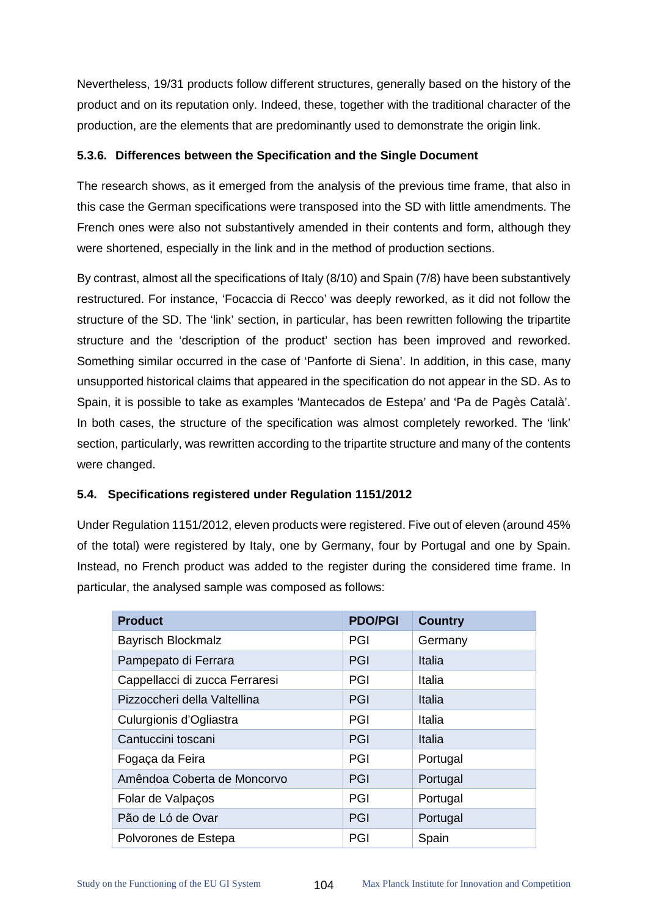Nevertheless, 19/31 products follow different structures, generally based on the history of the product and on its reputation only. Indeed, these, together with the traditional character of the production, are the elements that are predominantly used to demonstrate the origin link.

### 5.3.6. Differences between the Specification and the Single Document

The research shows, as it emerged from the analysis of the previous time frame, that also in this case the German specifications were transposed into the SD with little amendments. The French ones were also not substantively amended in their contents and form, although they were shortened, especially in the link and in the method of production sections.

By contrast, almost all the specifications of Italy (8/10) and Spain (7/8) have been substantively restructured. For instance, 'Focaccia di Recco' was deeply reworked, as it did not follow the structure of the SD. The 'link' section, in particular, has been rewritten following the tripartite structure and the 'description of the product' section has been improved and reworked. Something similar occurred in the case of 'Panforte di Siena'. In addition, in this case, many unsupported historical claims that appeared in the specification do not appear in the SD. As to Spain, it is possible to take as examples 'Mantecados de Estepa' and 'Pa de Pagès Català'. In both cases, the structure of the specification was almost completely reworked. The 'link' section, particularly, was rewritten according to the tripartite structure and many of the contents were changed.

## 5.4. Specifications registered under Regulation 1151/2012

Under Regulation 1151/2012, eleven products were registered. Five out of eleven (around 45% of the total) were registered by Italy, one by Germany, four by Portugal and one by Spain. Instead, no French product was added to the register during the considered time frame. In particular, the analysed sample was composed as follows:

| Product | PDO/PGI | Country |
|---|---|---|
| Bayrisch Blockmalz | PGI | Germany |
| Pampepato di Ferrara | PGI | Italia |
| Cappellacci di zucca Ferraresi | PGI | Italia |
| Pizzoccheri della Valtellina | PGI | Italia |
| Culurgionis d'Ogliastra | PGI | Italia |
| Cantuccini toscani | PGI | Italia |
| Fogaça da Feira | PGI | Portugal |
| Amêndoa Coberta de Moncorvo | PGI | Portugal |
| Folar de Valpaços | PGI | Portugal |
| Pão de Ló de Ovar | PGI | Portugal |
| Polvorones de Estepa | PGI | Spain |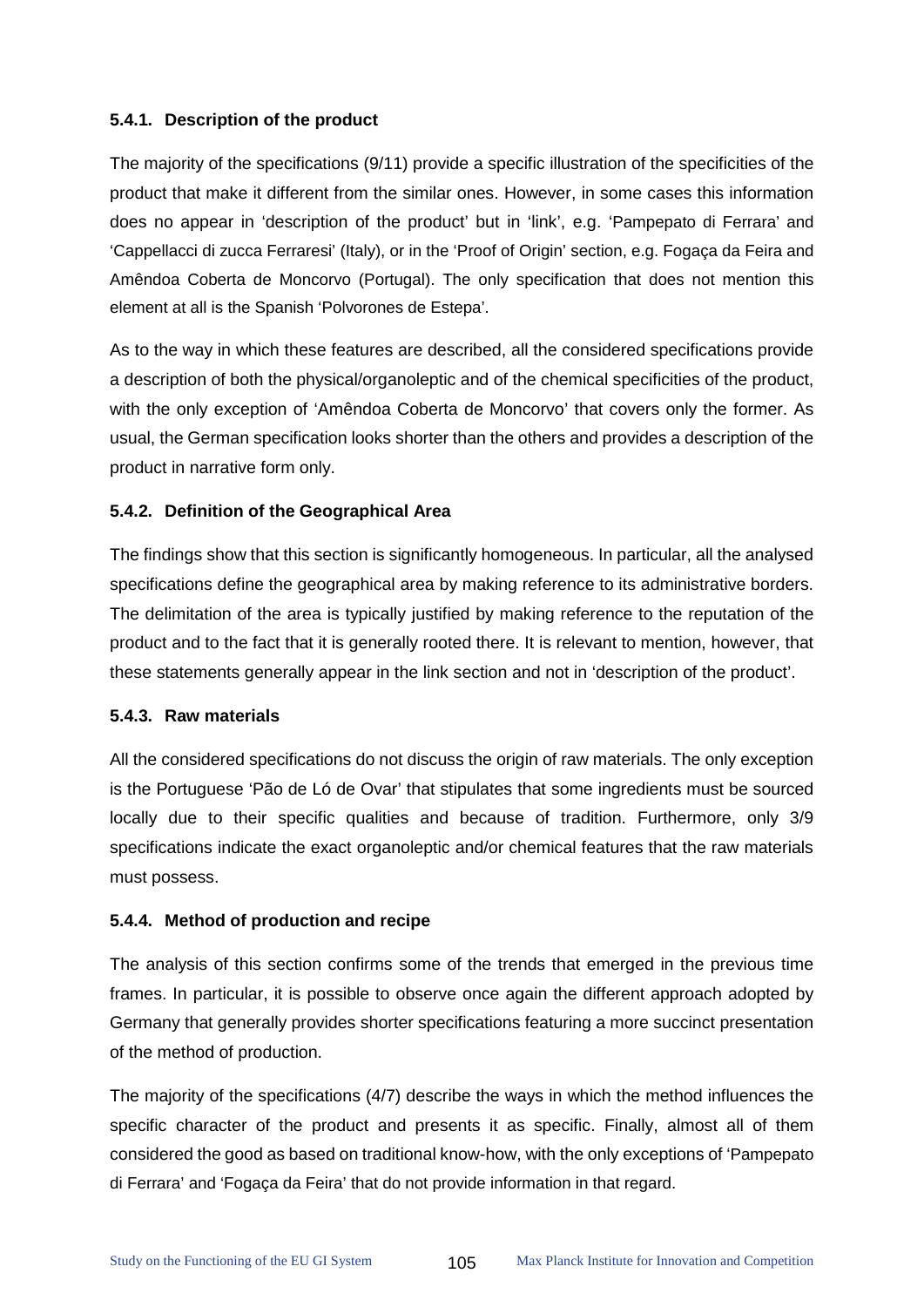#### 5.4.1. Description of the product

The majority of the specifications (9/11) provide a specific illustration of the specificities of the product that make it different from the similar ones. However, in some cases this information does no appear in 'description of the product' but in 'link', e.g. 'Pampepato di Ferrara' and 'Cappellacci di zucca Ferraresi' (Italy), or in the 'Proof of Origin' section, e.g. Fogaça da Feira and Amêndoa Coberta de Moncorvo (Portugal). The only specification that does not mention this element at all is the Spanish 'Polvorones de Estepa'.

As to the way in which these features are described, all the considered specifications provide a description of both the physical/organoleptic and of the chemical specificities of the product, with the only exception of 'Amêndoa Coberta de Moncorvo' that covers only the former. As usual, the German specification looks shorter than the others and provides a description of the product in narrative form only.

#### 5.4.2. Definition of the Geographical Area

The findings show that this section is significantly homogeneous. In particular, all the analysed specifications define the geographical area by making reference to its administrative borders. The delimitation of the area is typically justified by making reference to the reputation of the product and to the fact that it is generally rooted there. It is relevant to mention, however, that these statements generally appear in the link section and not in 'description of the product'.

#### 5.4.3. Raw materials

All the considered specifications do not discuss the origin of raw materials. The only exception is the Portuguese 'Pão de Ló de Ovar' that stipulates that some ingredients must be sourced locally due to their specific qualities and because of tradition. Furthermore, only 3/9 specifications indicate the exact organoleptic and/or chemical features that the raw materials must possess.

#### 5.4.4. Method of production and recipe

The analysis of this section confirms some of the trends that emerged in the previous time frames. In particular, it is possible to observe once again the different approach adopted by Germany that generally provides shorter specifications featuring a more succinct presentation of the method of production.

The majority of the specifications (4/7) describe the ways in which the method influences the specific character of the product and presents it as specific. Finally, almost all of them considered the good as based on traditional know-how, with the only exceptions of 'Pampepato di Ferrara' and 'Fogaça da Feira' that do not provide information in that regard.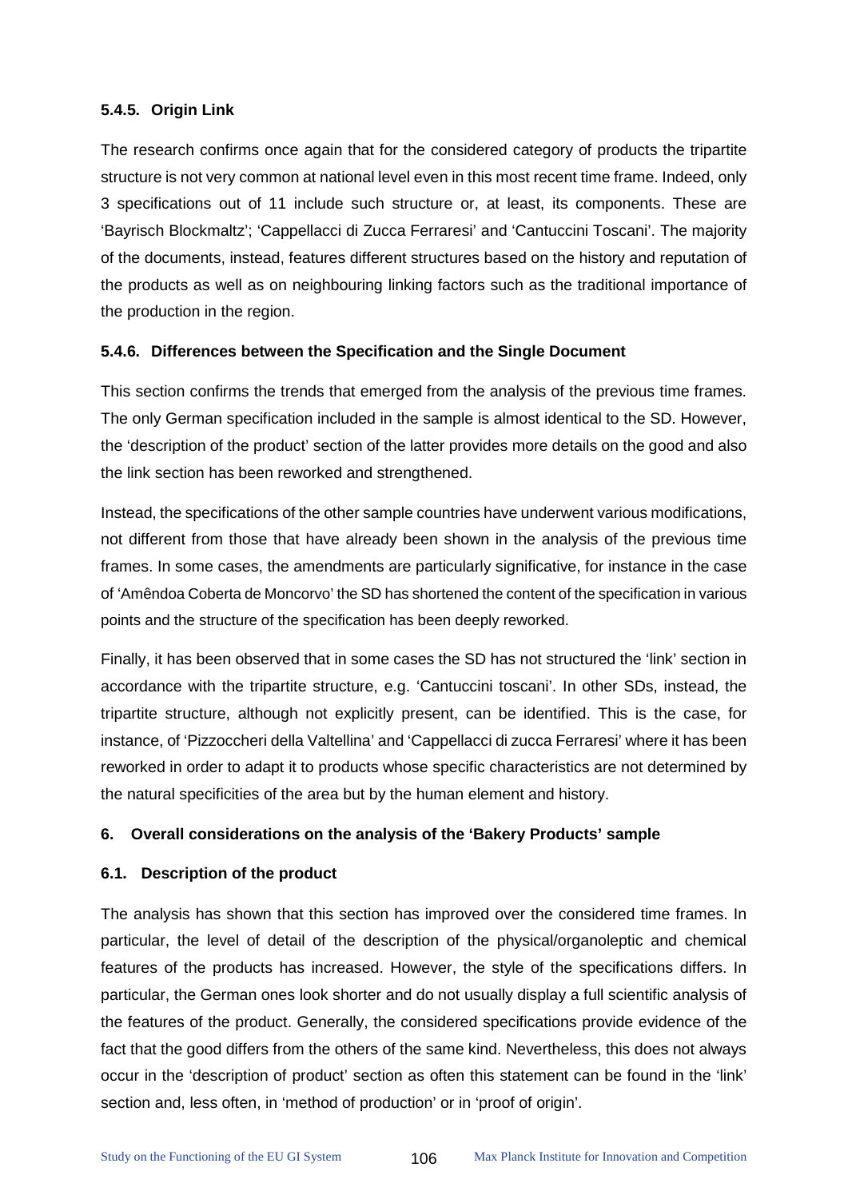#### 5.4.5. Origin Link

The research confirms once again that for the considered category of products the tripartite structure is not very common at national level even in this most recent time frame. Indeed, only 3 specifications out of 11 include such structure or, at least, its components. These are 'Bayrisch Blockmaltz'; 'Cappellacci di Zucca Ferraresi' and 'Cantuccini Toscani'. The majority of the documents, instead, features different structures based on the history and reputation of the products as well as on neighbouring linking factors such as the traditional importance of the production in the region.

#### 5.4.6. Differences between the Specification and the Single Document

This section confirms the trends that emerged from the analysis of the previous time frames. The only German specification included in the sample is almost identical to the SD. However, the 'description of the product' section of the latter provides more details on the good and also the link section has been reworked and strengthened.

Instead, the specifications of the other sample countries have underwent various modifications, not different from those that have already been shown in the analysis of the previous time frames. In some cases, the amendments are particularly significative, for instance in the case of 'Amêndoa Coberta de Moncorvo' the SD has shortened the content of the specification in various points and the structure of the specification has been deeply reworked.

Finally, it has been observed that in some cases the SD has not structured the 'link' section in accordance with the tripartite structure, e.g. 'Cantuccini toscani'. In other SDs, instead, the tripartite structure, although not explicitly present, can be identified. This is the case, for instance, of 'Pizzoccheri della Valtellina' and 'Cappellacci di zucca Ferraresi' where it has been reworked in order to adapt it to products whose specific characteristics are not determined by the natural specificities of the area but by the human element and history.

## 6. Overall considerations on the analysis of the 'Bakery Products' sample

### 6.1. Description of the product

The analysis has shown that this section has improved over the considered time frames. In particular, the level of detail of the description of the physical/organoleptic and chemical features of the products has increased. However, the style of the specifications differs. In particular, the German ones look shorter and do not usually display a full scientific analysis of the features of the product. Generally, the considered specifications provide evidence of the fact that the good differs from the others of the same kind. Nevertheless, this does not always occur in the 'description of product' section as often this statement can be found in the 'link' section and, less often, in 'method of production' or in 'proof of origin'.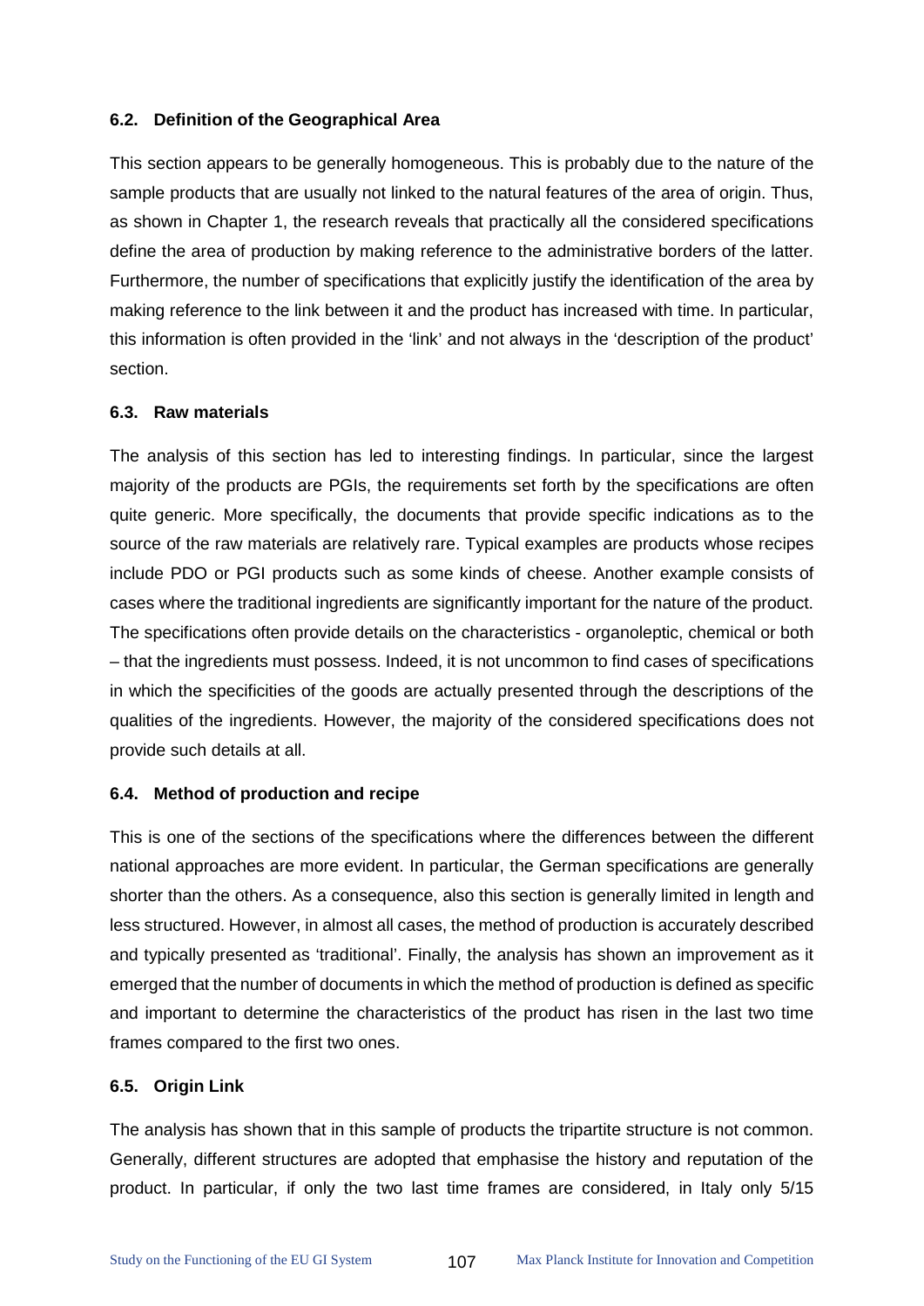### 6.2. Definition of the Geographical Area

This section appears to be generally homogeneous. This is probably due to the nature of the sample products that are usually not linked to the natural features of the area of origin. Thus, as shown in Chapter 1, the research reveals that practically all the considered specifications define the area of production by making reference to the administrative borders of the latter. Furthermore, the number of specifications that explicitly justify the identification of the area by making reference to the link between it and the product has increased with time. In particular, this information is often provided in the 'link' and not always in the 'description of the product' section.

### 6.3. Raw materials

The analysis of this section has led to interesting findings. In particular, since the largest majority of the products are PGIs, the requirements set forth by the specifications are often quite generic. More specifically, the documents that provide specific indications as to the source of the raw materials are relatively rare. Typical examples are products whose recipes include PDO or PGI products such as some kinds of cheese. Another example consists of cases where the traditional ingredients are significantly important for the nature of the product. The specifications often provide details on the characteristics - organoleptic, chemical or both – that the ingredients must possess. Indeed, it is not uncommon to find cases of specifications in which the specificities of the goods are actually presented through the descriptions of the qualities of the ingredients. However, the majority of the considered specifications does not provide such details at all.

### 6.4. Method of production and recipe

This is one of the sections of the specifications where the differences between the different national approaches are more evident. In particular, the German specifications are generally shorter than the others. As a consequence, also this section is generally limited in length and less structured. However, in almost all cases, the method of production is accurately described and typically presented as 'traditional'. Finally, the analysis has shown an improvement as it emerged that the number of documents in which the method of production is defined as specific and important to determine the characteristics of the product has risen in the last two time frames compared to the first two ones.

### 6.5. Origin Link

The analysis has shown that in this sample of products the tripartite structure is not common. Generally, different structures are adopted that emphasise the history and reputation of the product. In particular, if only the two last time frames are considered, in Italy only 5/15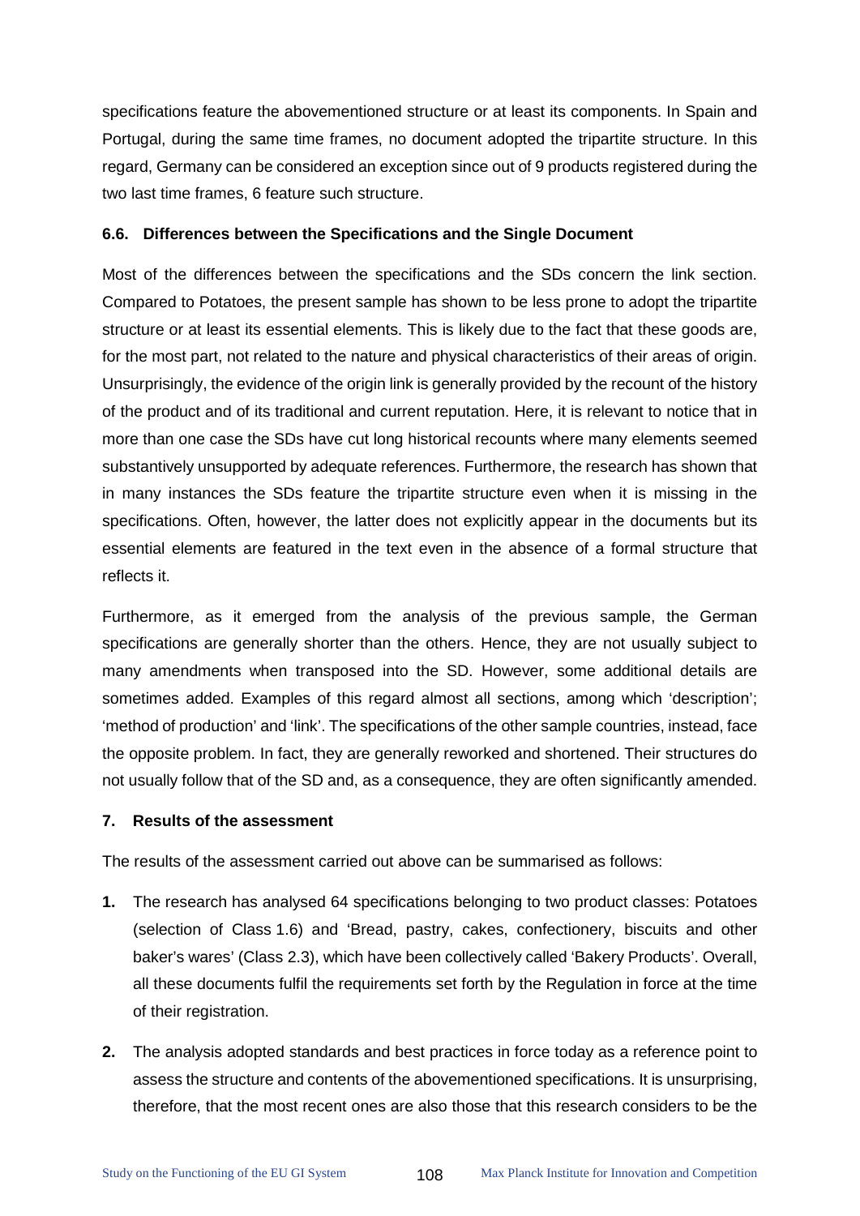specifications feature the abovementioned structure or at least its components. In Spain and Portugal, during the same time frames, no document adopted the tripartite structure. In this regard, Germany can be considered an exception since out of 9 products registered during the two last time frames, 6 feature such structure.

### 6.6. Differences between the Specifications and the Single Document

Most of the differences between the specifications and the SDs concern the link section. Compared to Potatoes, the present sample has shown to be less prone to adopt the tripartite structure or at least its essential elements. This is likely due to the fact that these goods are, for the most part, not related to the nature and physical characteristics of their areas of origin. Unsurprisingly, the evidence of the origin link is generally provided by the recount of the history of the product and of its traditional and current reputation. Here, it is relevant to notice that in more than one case the SDs have cut long historical recounts where many elements seemed substantively unsupported by adequate references. Furthermore, the research has shown that in many instances the SDs feature the tripartite structure even when it is missing in the specifications. Often, however, the latter does not explicitly appear in the documents but its essential elements are featured in the text even in the absence of a formal structure that reflects it.

Furthermore, as it emerged from the analysis of the previous sample, the German specifications are generally shorter than the others. Hence, they are not usually subject to many amendments when transposed into the SD. However, some additional details are sometimes added. Examples of this regard almost all sections, among which 'description'; 'method of production' and 'link'. The specifications of the other sample countries, instead, face the opposite problem. In fact, they are generally reworked and shortened. Their structures do not usually follow that of the SD and, as a consequence, they are often significantly amended.

## 7. Results of the assessment

The results of the assessment carried out above can be summarised as follows:

1. The research has analysed 64 specifications belonging to two product classes: Potatoes (selection of Class 1.6) and 'Bread, pastry, cakes, confectionery, biscuits and other baker's wares' (Class 2.3), which have been collectively called 'Bakery Products'. Overall, all these documents fulfil the requirements set forth by the Regulation in force at the time of their registration.
2. The analysis adopted standards and best practices in force today as a reference point to assess the structure and contents of the abovementioned specifications. It is unsurprising, therefore, that the most recent ones are also those that this research considers to be the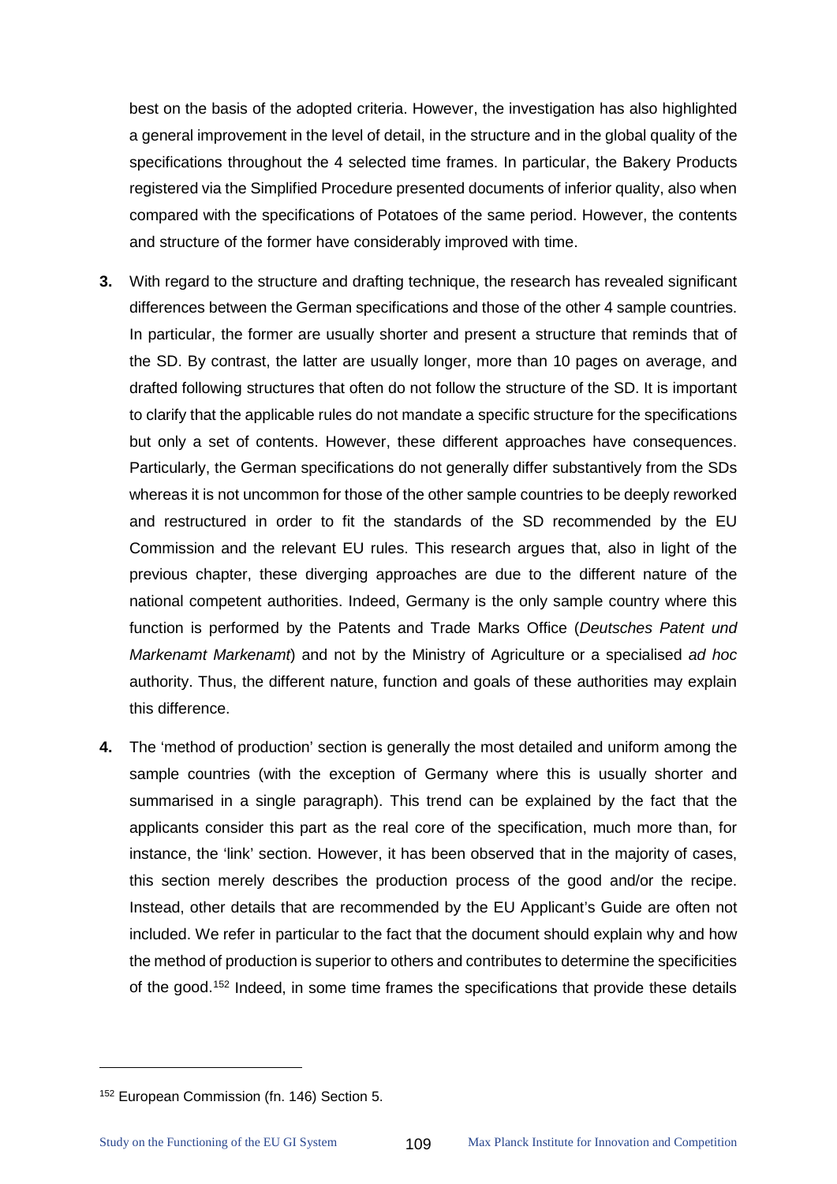best on the basis of the adopted criteria. However, the investigation has also highlighted a general improvement in the level of detail, in the structure and in the global quality of the specifications throughout the 4 selected time frames. In particular, the Bakery Products registered via the Simplified Procedure presented documents of inferior quality, also when compared with the specifications of Potatoes of the same period. However, the contents and structure of the former have considerably improved with time.

**3.** With regard to the structure and drafting technique, the research has revealed significant differences between the German specifications and those of the other 4 sample countries. In particular, the former are usually shorter and present a structure that reminds that of the SD. By contrast, the latter are usually longer, more than 10 pages on average, and drafted following structures that often do not follow the structure of the SD. It is important to clarify that the applicable rules do not mandate a specific structure for the specifications but only a set of contents. However, these different approaches have consequences. Particularly, the German specifications do not generally differ substantively from the SDs whereas it is not uncommon for those of the other sample countries to be deeply reworked and restructured in order to fit the standards of the SD recommended by the EU Commission and the relevant EU rules. This research argues that, also in light of the previous chapter, these diverging approaches are due to the different nature of the national competent authorities. Indeed, Germany is the only sample country where this function is performed by the Patents and Trade Marks Office (*Deutsches Patent und Markenamt Markenamt*) and not by the Ministry of Agriculture or a specialised *ad hoc* authority. Thus, the different nature, function and goals of these authorities may explain this difference.

**4.** The 'method of production' section is generally the most detailed and uniform among the sample countries (with the exception of Germany where this is usually shorter and summarised in a single paragraph). This trend can be explained by the fact that the applicants consider this part as the real core of the specification, much more than, for instance, the 'link' section. However, it has been observed that in the majority of cases, this section merely describes the production process of the good and/or the recipe. Instead, other details that are recommended by the EU Applicant's Guide are often not included. We refer in particular to the fact that the document should explain why and how the method of production is superior to others and contributes to determine the specificities of the good.[152] Indeed, in some time frames the specifications that provide these details

[152] European Commission (fn. 146) Section 5.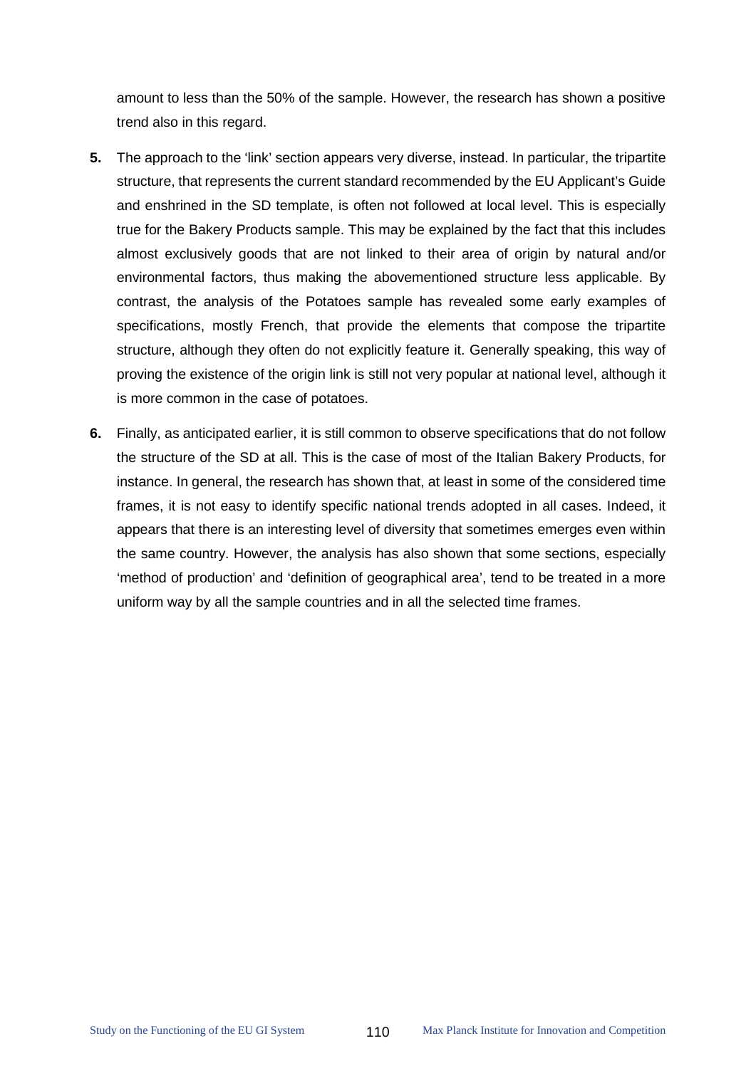amount to less than the 50% of the sample. However, the research has shown a positive trend also in this regard.

**5.** The approach to the 'link' section appears very diverse, instead. In particular, the tripartite structure, that represents the current standard recommended by the EU Applicant's Guide and enshrined in the SD template, is often not followed at local level. This is especially true for the Bakery Products sample. This may be explained by the fact that this includes almost exclusively goods that are not linked to their area of origin by natural and/or environmental factors, thus making the abovementioned structure less applicable. By contrast, the analysis of the Potatoes sample has revealed some early examples of specifications, mostly French, that provide the elements that compose the tripartite structure, although they often do not explicitly feature it. Generally speaking, this way of proving the existence of the origin link is still not very popular at national level, although it is more common in the case of potatoes.

**6.** Finally, as anticipated earlier, it is still common to observe specifications that do not follow the structure of the SD at all. This is the case of most of the Italian Bakery Products, for instance. In general, the research has shown that, at least in some of the considered time frames, it is not easy to identify specific national trends adopted in all cases. Indeed, it appears that there is an interesting level of diversity that sometimes emerges even within the same country. However, the analysis has also shown that some sections, especially 'method of production' and 'definition of geographical area', tend to be treated in a more uniform way by all the sample countries and in all the selected time frames.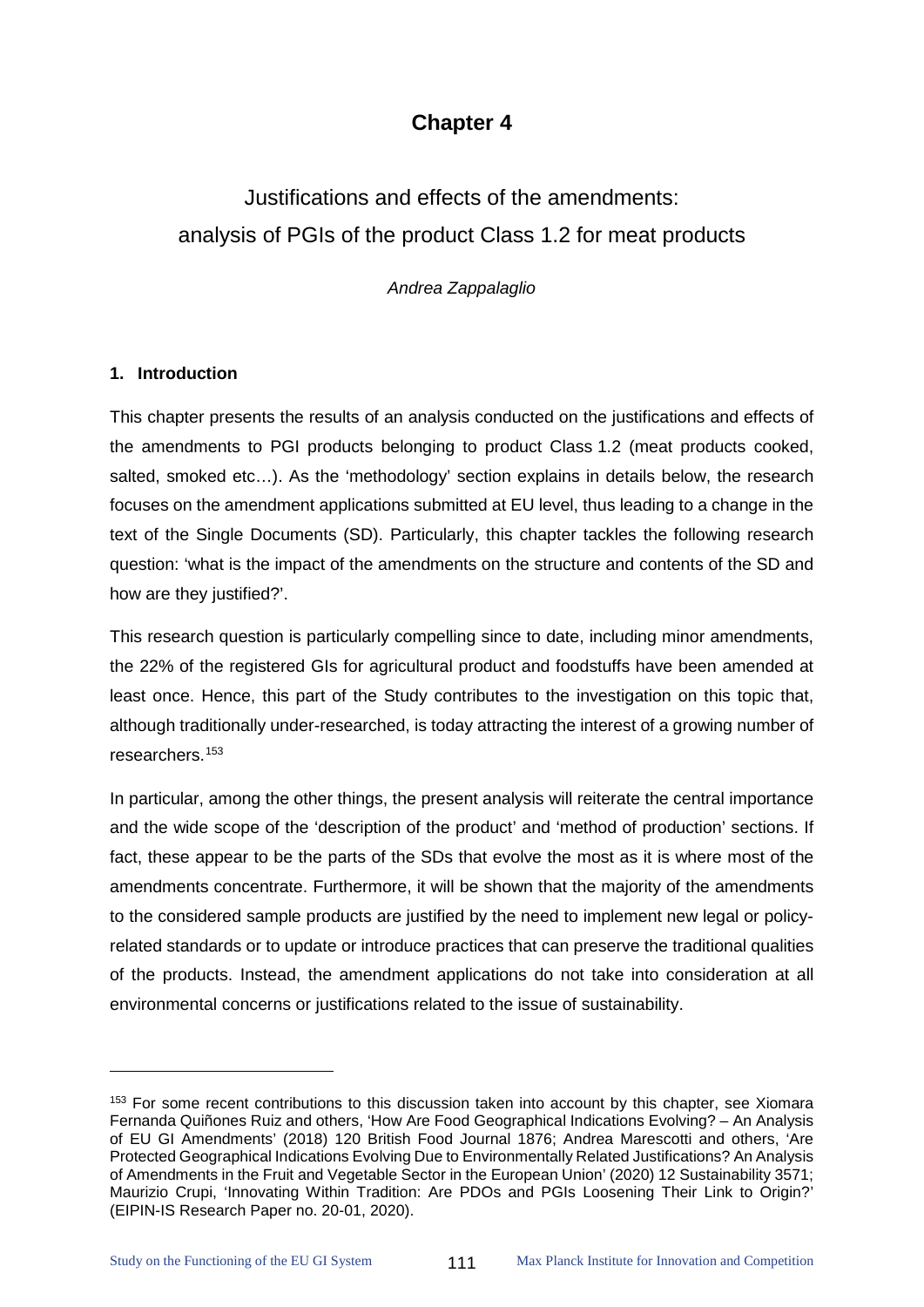# Chapter 4

## Justifications and effects of the amendments: analysis of PGIs of the product Class 1.2 for meat products

*Andrea Zappalaglio*

### 1. Introduction

This chapter presents the results of an analysis conducted on the justifications and effects of the amendments to PGI products belonging to product Class 1.2 (meat products cooked, salted, smoked etc…). As the 'methodology' section explains in details below, the research focuses on the amendment applications submitted at EU level, thus leading to a change in the text of the Single Documents (SD). Particularly, this chapter tackles the following research question: 'what is the impact of the amendments on the structure and contents of the SD and how are they justified?'.

This research question is particularly compelling since to date, including minor amendments, the 22% of the registered GIs for agricultural product and foodstuffs have been amended at least once. Hence, this part of the Study contributes to the investigation on this topic that, although traditionally under-researched, is today attracting the interest of a growing number of researchers.[153]

In particular, among the other things, the present analysis will reiterate the central importance and the wide scope of the 'description of the product' and 'method of production' sections. If fact, these appear to be the parts of the SDs that evolve the most as it is where most of the amendments concentrate. Furthermore, it will be shown that the majority of the amendments to the considered sample products are justified by the need to implement new legal or policy-related standards or to update or introduce practices that can preserve the traditional qualities of the products. Instead, the amendment applications do not take into consideration at all environmental concerns or justifications related to the issue of sustainability.

---

[153] For some recent contributions to this discussion taken into account by this chapter, see Xiomara Fernanda Quiñones Ruiz and others, 'How Are Food Geographical Indications Evolving? – An Analysis of EU GI Amendments' (2018) 120 British Food Journal 1876; Andrea Marescotti and others, 'Are Protected Geographical Indications Evolving Due to Environmentally Related Justifications? An Analysis of Amendments in the Fruit and Vegetable Sector in the European Union' (2020) 12 Sustainability 3571; Maurizio Crupi, 'Innovating Within Tradition: Are PDOs and PGIs Loosening Their Link to Origin?' (EIPIN-IS Research Paper no. 20-01, 2020).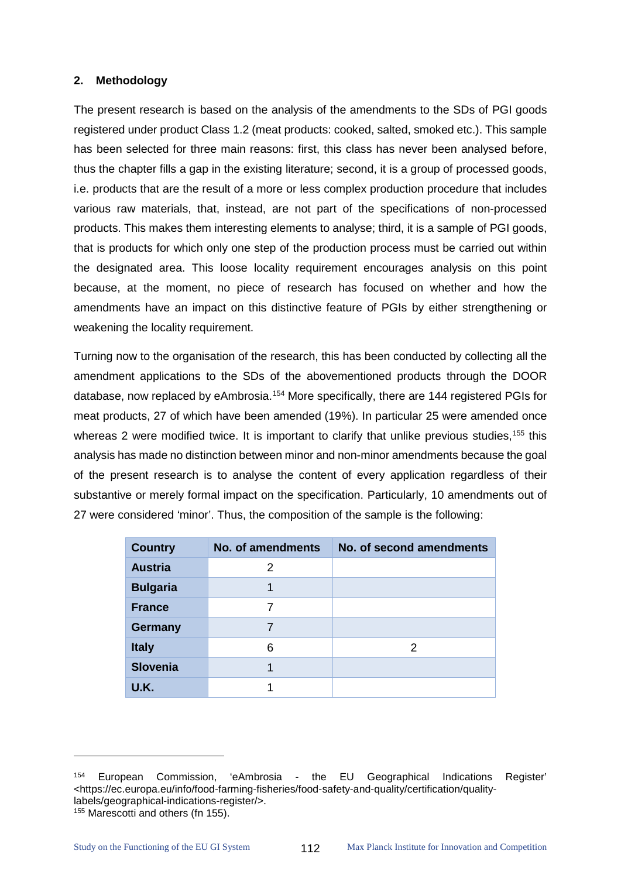## 2. Methodology

The present research is based on the analysis of the amendments to the SDs of PGI goods registered under product Class 1.2 (meat products: cooked, salted, smoked etc.). This sample has been selected for three main reasons: first, this class has never been analysed before, thus the chapter fills a gap in the existing literature; second, it is a group of processed goods, i.e. products that are the result of a more or less complex production procedure that includes various raw materials, that, instead, are not part of the specifications of non-processed products. This makes them interesting elements to analyse; third, it is a sample of PGI goods, that is products for which only one step of the production process must be carried out within the designated area. This loose locality requirement encourages analysis on this point because, at the moment, no piece of research has focused on whether and how the amendments have an impact on this distinctive feature of PGIs by either strengthening or weakening the locality requirement.

Turning now to the organisation of the research, this has been conducted by collecting all the amendment applications to the SDs of the abovementioned products through the DOOR database, now replaced by eAmbrosia.[154] More specifically, there are 144 registered PGIs for meat products, 27 of which have been amended (19%). In particular 25 were amended once whereas 2 were modified twice. It is important to clarify that unlike previous studies,[155] this analysis has made no distinction between minor and non-minor amendments because the goal of the present research is to analyse the content of every application regardless of their substantive or merely formal impact on the specification. Particularly, 10 amendments out of 27 were considered 'minor'. Thus, the composition of the sample is the following:

| Country | No. of amendments | No. of second amendments |
|---|---|---|
| **Austria** | 2 | |
| **Bulgaria** | 1 | |
| **France** | 7 | |
| **Germany** | 7 | |
| **Italy** | 6 | 2 |
| **Slovenia** | 1 | |
| **U.K.** | 1 | |

---

[154] European Commission, 'eAmbrosia - the EU Geographical Indications Register' <https://ec.europa.eu/info/food-farming-fisheries/food-safety-and-quality/certification/quality-labels/geographical-indications-register/>.

[155] Marescotti and others (fn 155).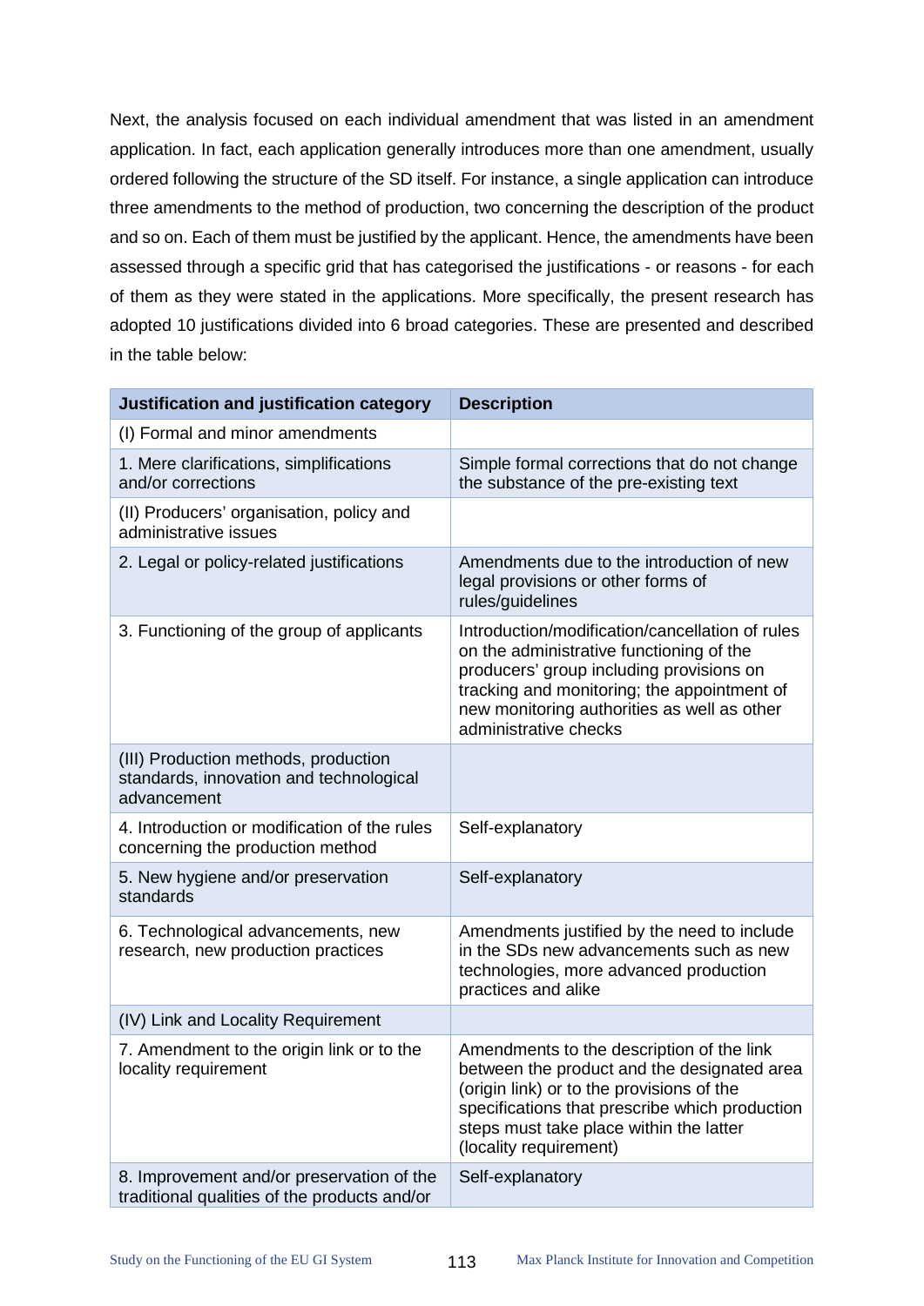Next, the analysis focused on each individual amendment that was listed in an amendment application. In fact, each application generally introduces more than one amendment, usually ordered following the structure of the SD itself. For instance, a single application can introduce three amendments to the method of production, two concerning the description of the product and so on. Each of them must be justified by the applicant. Hence, the amendments have been assessed through a specific grid that has categorised the justifications - or reasons - for each of them as they were stated in the applications. More specifically, the present research has adopted 10 justifications divided into 6 broad categories. These are presented and described in the table below:

| Justification and justification category | Description |
|---|---|
| (I) Formal and minor amendments | |
| 1. Mere clarifications, simplifications and/or corrections | Simple formal corrections that do not change the substance of the pre-existing text |
| (II) Producers' organisation, policy and administrative issues | |
| 2. Legal or policy-related justifications | Amendments due to the introduction of new legal provisions or other forms of rules/guidelines |
| 3. Functioning of the group of applicants | Introduction/modification/cancellation of rules on the administrative functioning of the producers' group including provisions on tracking and monitoring; the appointment of new monitoring authorities as well as other administrative checks |
| (III) Production methods, production standards, innovation and technological advancement | |
| 4. Introduction or modification of the rules concerning the production method | Self-explanatory |
| 5. New hygiene and/or preservation standards | Self-explanatory |
| 6. Technological advancements, new research, new production practices | Amendments justified by the need to include in the SDs new advancements such as new technologies, more advanced production practices and alike |
| (IV) Link and Locality Requirement | |
| 7. Amendment to the origin link or to the locality requirement | Amendments to the description of the link between the product and the designated area (origin link) or to the provisions of the specifications that prescribe which production steps must take place within the latter (locality requirement) |
| 8. Improvement and/or preservation of the traditional qualities of the products and/or | Self-explanatory |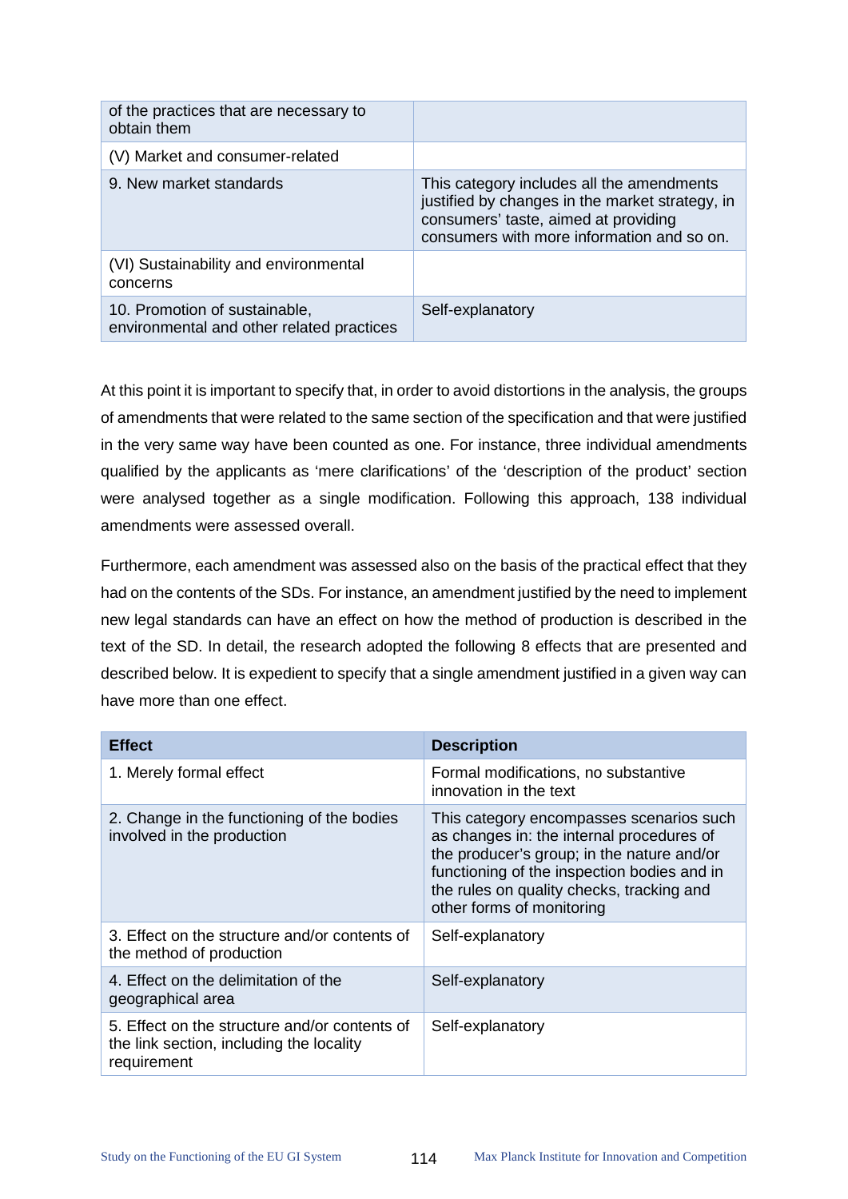| | |
|---|---|
| of the practices that are necessary to obtain them | |
| (V) Market and consumer-related | |
| 9. New market standards | This category includes all the amendments justified by changes in the market strategy, in consumers' taste, aimed at providing consumers with more information and so on. |
| (VI) Sustainability and environmental concerns | |
| 10. Promotion of sustainable, environmental and other related practices | Self-explanatory |

At this point it is important to specify that, in order to avoid distortions in the analysis, the groups of amendments that were related to the same section of the specification and that were justified in the very same way have been counted as one. For instance, three individual amendments qualified by the applicants as 'mere clarifications' of the 'description of the product' section were analysed together as a single modification. Following this approach, 138 individual amendments were assessed overall.

Furthermore, each amendment was assessed also on the basis of the practical effect that they had on the contents of the SDs. For instance, an amendment justified by the need to implement new legal standards can have an effect on how the method of production is described in the text of the SD. In detail, the research adopted the following 8 effects that are presented and described below. It is expedient to specify that a single amendment justified in a given way can have more than one effect.

| Effect | Description |
|---|---|
| 1. Merely formal effect | Formal modifications, no substantive innovation in the text |
| 2. Change in the functioning of the bodies involved in the production | This category encompasses scenarios such as changes in: the internal procedures of the producer's group; in the nature and/or functioning of the inspection bodies and in the rules on quality checks, tracking and other forms of monitoring |
| 3. Effect on the structure and/or contents of the method of production | Self-explanatory |
| 4. Effect on the delimitation of the geographical area | Self-explanatory |
| 5. Effect on the structure and/or contents of the link section, including the locality requirement | Self-explanatory |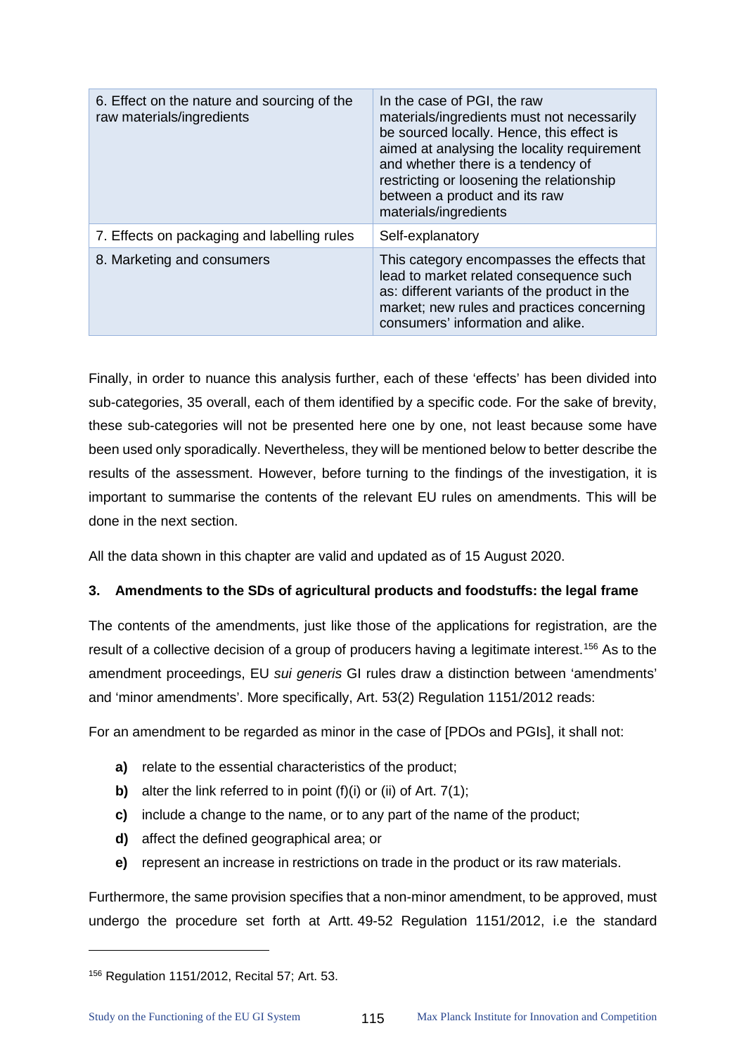| 6. Effect on the nature and sourcing of the raw materials/ingredients | In the case of PGI, the raw materials/ingredients must not necessarily be sourced locally. Hence, this effect is aimed at analysing the locality requirement and whether there is a tendency of restricting or loosening the relationship between a product and its raw materials/ingredients |
|---|---|
| 7. Effects on packaging and labelling rules | Self-explanatory |
| 8. Marketing and consumers | This category encompasses the effects that lead to market related consequence such as: different variants of the product in the market; new rules and practices concerning consumers' information and alike. |

Finally, in order to nuance this analysis further, each of these 'effects' has been divided into sub-categories, 35 overall, each of them identified by a specific code. For the sake of brevity, these sub-categories will not be presented here one by one, not least because some have been used only sporadically. Nevertheless, they will be mentioned below to better describe the results of the assessment. However, before turning to the findings of the investigation, it is important to summarise the contents of the relevant EU rules on amendments. This will be done in the next section.

All the data shown in this chapter are valid and updated as of 15 August 2020.

### 3. Amendments to the SDs of agricultural products and foodstuffs: the legal frame

The contents of the amendments, just like those of the applications for registration, are the result of a collective decision of a group of producers having a legitimate interest.[156] As to the amendment proceedings, EU *sui generis* GI rules draw a distinction between 'amendments' and 'minor amendments'. More specifically, Art. 53(2) Regulation 1151/2012 reads:

For an amendment to be regarded as minor in the case of [PDOs and PGIs], it shall not:

- **a)** relate to the essential characteristics of the product;
- **b)** alter the link referred to in point (f)(i) or (ii) of Art. 7(1);
- **c)** include a change to the name, or to any part of the name of the product;
- **d)** affect the defined geographical area; or
- **e)** represent an increase in restrictions on trade in the product or its raw materials.

Furthermore, the same provision specifies that a non-minor amendment, to be approved, must undergo the procedure set forth at Artt. 49-52 Regulation 1151/2012, i.e the standard

[156] Regulation 1151/2012, Recital 57; Art. 53.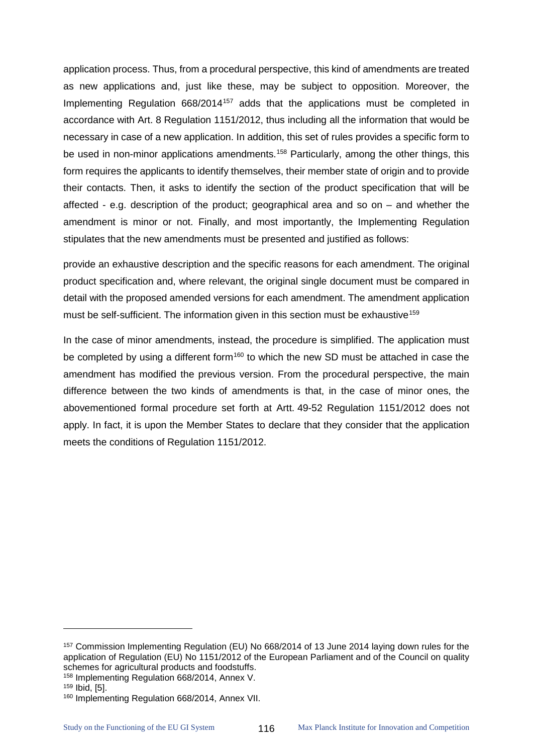application process. Thus, from a procedural perspective, this kind of amendments are treated as new applications and, just like these, may be subject to opposition. Moreover, the Implementing Regulation 668/2014[157] adds that the applications must be completed in accordance with Art. 8 Regulation 1151/2012, thus including all the information that would be necessary in case of a new application. In addition, this set of rules provides a specific form to be used in non-minor applications amendments.[158] Particularly, among the other things, this form requires the applicants to identify themselves, their member state of origin and to provide their contacts. Then, it asks to identify the section of the product specification that will be affected - e.g. description of the product; geographical area and so on – and whether the amendment is minor or not. Finally, and most importantly, the Implementing Regulation stipulates that the new amendments must be presented and justified as follows:

provide an exhaustive description and the specific reasons for each amendment. The original product specification and, where relevant, the original single document must be compared in detail with the proposed amended versions for each amendment. The amendment application must be self-sufficient. The information given in this section must be exhaustive[159]

In the case of minor amendments, instead, the procedure is simplified. The application must be completed by using a different form[160] to which the new SD must be attached in case the amendment has modified the previous version. From the procedural perspective, the main difference between the two kinds of amendments is that, in the case of minor ones, the abovementioned formal procedure set forth at Artt. 49-52 Regulation 1151/2012 does not apply. In fact, it is upon the Member States to declare that they consider that the application meets the conditions of Regulation 1151/2012.

---

[157] Commission Implementing Regulation (EU) No 668/2014 of 13 June 2014 laying down rules for the application of Regulation (EU) No 1151/2012 of the European Parliament and of the Council on quality schemes for agricultural products and foodstuffs.

[158] Implementing Regulation 668/2014, Annex V.

[159] Ibid, [5].

[160] Implementing Regulation 668/2014, Annex VII.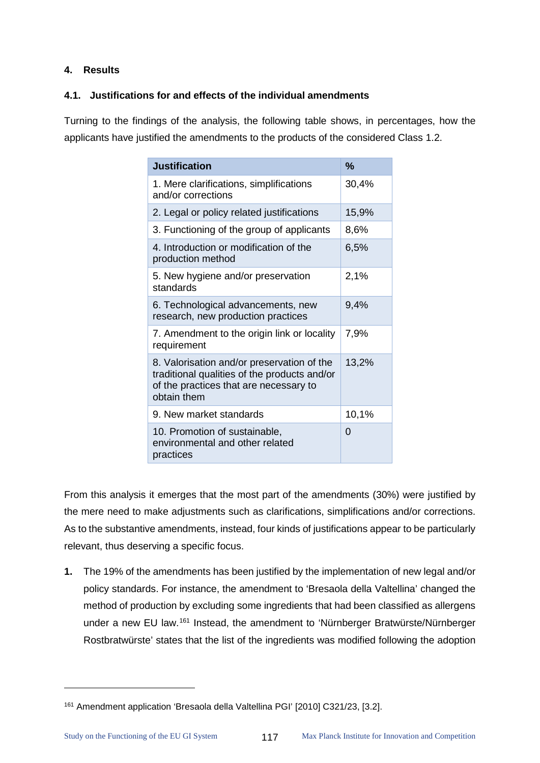## 4. Results

### 4.1. Justifications for and effects of the individual amendments

Turning to the findings of the analysis, the following table shows, in percentages, how the applicants have justified the amendments to the products of the considered Class 1.2.

| Justification | % |
|---|---|
| 1. Mere clarifications, simplifications and/or corrections | 30,4% |
| 2. Legal or policy related justifications | 15,9% |
| 3. Functioning of the group of applicants | 8,6% |
| 4. Introduction or modification of the production method | 6,5% |
| 5. New hygiene and/or preservation standards | 2,1% |
| 6. Technological advancements, new research, new production practices | 9,4% |
| 7. Amendment to the origin link or locality requirement | 7,9% |
| 8. Valorisation and/or preservation of the traditional qualities of the products and/or of the practices that are necessary to obtain them | 13,2% |
| 9. New market standards | 10,1% |
| 10. Promotion of sustainable, environmental and other related practices | 0 |

From this analysis it emerges that the most part of the amendments (30%) were justified by the mere need to make adjustments such as clarifications, simplifications and/or corrections. As to the substantive amendments, instead, four kinds of justifications appear to be particularly relevant, thus deserving a specific focus.

1. The 19% of the amendments has been justified by the implementation of new legal and/or policy standards. For instance, the amendment to 'Bresaola della Valtellina' changed the method of production by excluding some ingredients that had been classified as allergens under a new EU law.[161] Instead, the amendment to 'Nürnberger Bratwürste/Nürnberger Rostbratwürste' states that the list of the ingredients was modified following the adoption

[161] Amendment application 'Bresaola della Valtellina PGI' [2010] C321/23, [3.2].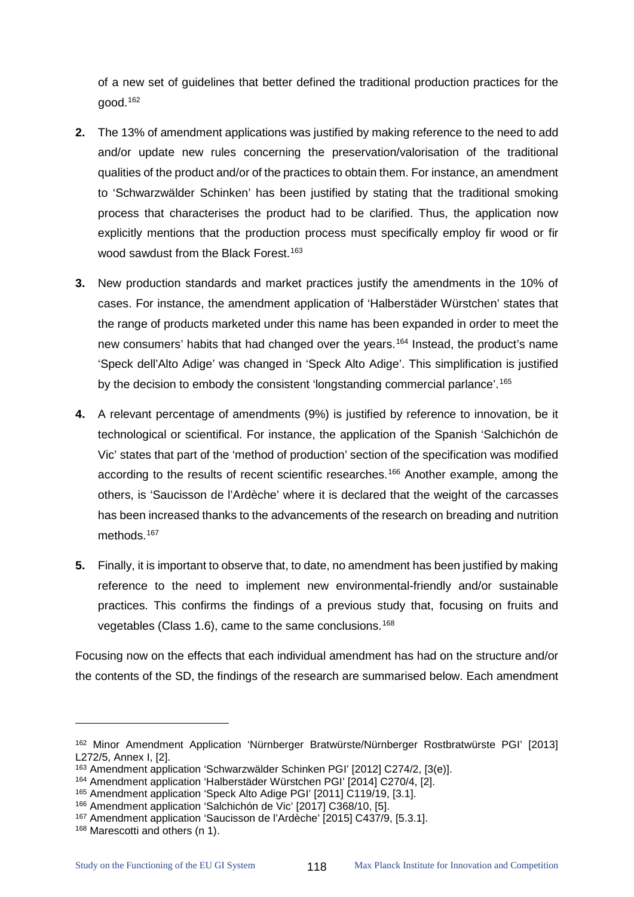of a new set of guidelines that better defined the traditional production practices for the good.[162]

2. The 13% of amendment applications was justified by making reference to the need to add and/or update new rules concerning the preservation/valorisation of the traditional qualities of the product and/or of the practices to obtain them. For instance, an amendment to 'Schwarzwälder Schinken' has been justified by stating that the traditional smoking process that characterises the product had to be clarified. Thus, the application now explicitly mentions that the production process must specifically employ fir wood or fir wood sawdust from the Black Forest.[163]

3. New production standards and market practices justify the amendments in the 10% of cases. For instance, the amendment application of 'Halberstäder Würstchen' states that the range of products marketed under this name has been expanded in order to meet the new consumers' habits that had changed over the years.[164] Instead, the product's name 'Speck dell'Alto Adige' was changed in 'Speck Alto Adige'. This simplification is justified by the decision to embody the consistent 'longstanding commercial parlance'.[165]

4. A relevant percentage of amendments (9%) is justified by reference to innovation, be it technological or scientifical. For instance, the application of the Spanish 'Salchichón de Vic' states that part of the 'method of production' section of the specification was modified according to the results of recent scientific researches.[166] Another example, among the others, is 'Saucisson de l'Ardèche' where it is declared that the weight of the carcasses has been increased thanks to the advancements of the research on breading and nutrition methods.[167]

5. Finally, it is important to observe that, to date, no amendment has been justified by making reference to the need to implement new environmental-friendly and/or sustainable practices. This confirms the findings of a previous study that, focusing on fruits and vegetables (Class 1.6), came to the same conclusions.[168]

Focusing now on the effects that each individual amendment has had on the structure and/or the contents of the SD, the findings of the research are summarised below. Each amendment

---

[162] Minor Amendment Application 'Nürnberger Bratwürste/Nürnberger Rostbratwürste PGI' [2013] L272/5, Annex I, [2].

[163] Amendment application 'Schwarzwälder Schinken PGI' [2012] C274/2, [3(e)].

[164] Amendment application 'Halberstäder Würstchen PGI' [2014] C270/4, [2].

[165] Amendment application 'Speck Alto Adige PGI' [2011] C119/19, [3.1].

[166] Amendment application 'Salchichón de Vic' [2017] C368/10, [5].

[167] Amendment application 'Saucisson de l'Ardèche' [2015] C437/9, [5.3.1].

[168] Marescotti and others (n 1).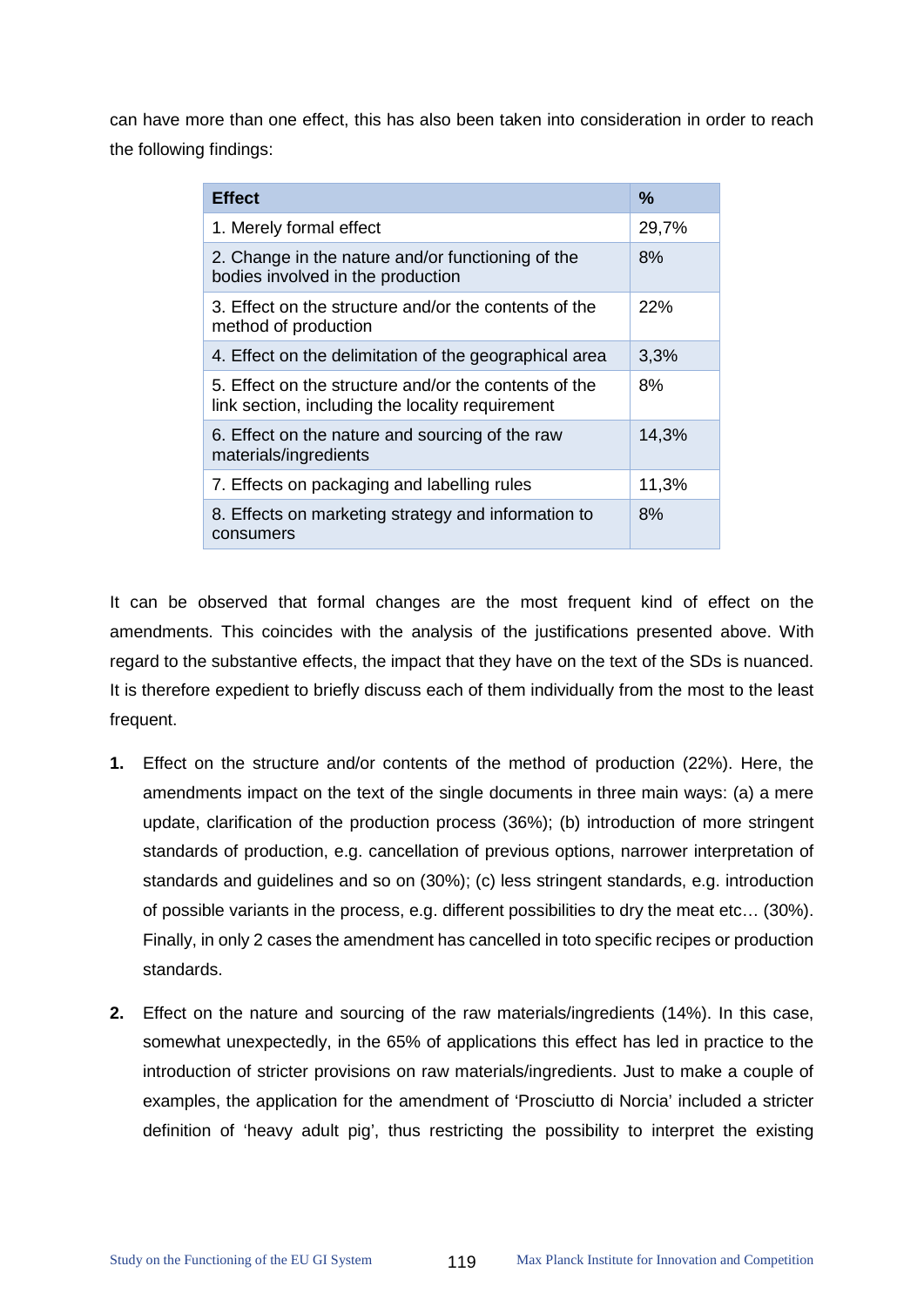can have more than one effect, this has also been taken into consideration in order to reach the following findings:

| Effect | % |
|---|---|
| 1. Merely formal effect | 29,7% |
| 2. Change in the nature and/or functioning of the bodies involved in the production | 8% |
| 3. Effect on the structure and/or the contents of the method of production | 22% |
| 4. Effect on the delimitation of the geographical area | 3,3% |
| 5. Effect on the structure and/or the contents of the link section, including the locality requirement | 8% |
| 6. Effect on the nature and sourcing of the raw materials/ingredients | 14,3% |
| 7. Effects on packaging and labelling rules | 11,3% |
| 8. Effects on marketing strategy and information to consumers | 8% |

It can be observed that formal changes are the most frequent kind of effect on the amendments. This coincides with the analysis of the justifications presented above. With regard to the substantive effects, the impact that they have on the text of the SDs is nuanced. It is therefore expedient to briefly discuss each of them individually from the most to the least frequent.

1. Effect on the structure and/or contents of the method of production (22%). Here, the amendments impact on the text of the single documents in three main ways: (a) a mere update, clarification of the production process (36%); (b) introduction of more stringent standards of production, e.g. cancellation of previous options, narrower interpretation of standards and guidelines and so on (30%); (c) less stringent standards, e.g. introduction of possible variants in the process, e.g. different possibilities to dry the meat etc… (30%). Finally, in only 2 cases the amendment has cancelled in toto specific recipes or production standards.

2. Effect on the nature and sourcing of the raw materials/ingredients (14%). In this case, somewhat unexpectedly, in the 65% of applications this effect has led in practice to the introduction of stricter provisions on raw materials/ingredients. Just to make a couple of examples, the application for the amendment of 'Prosciutto di Norcia' included a stricter definition of 'heavy adult pig', thus restricting the possibility to interpret the existing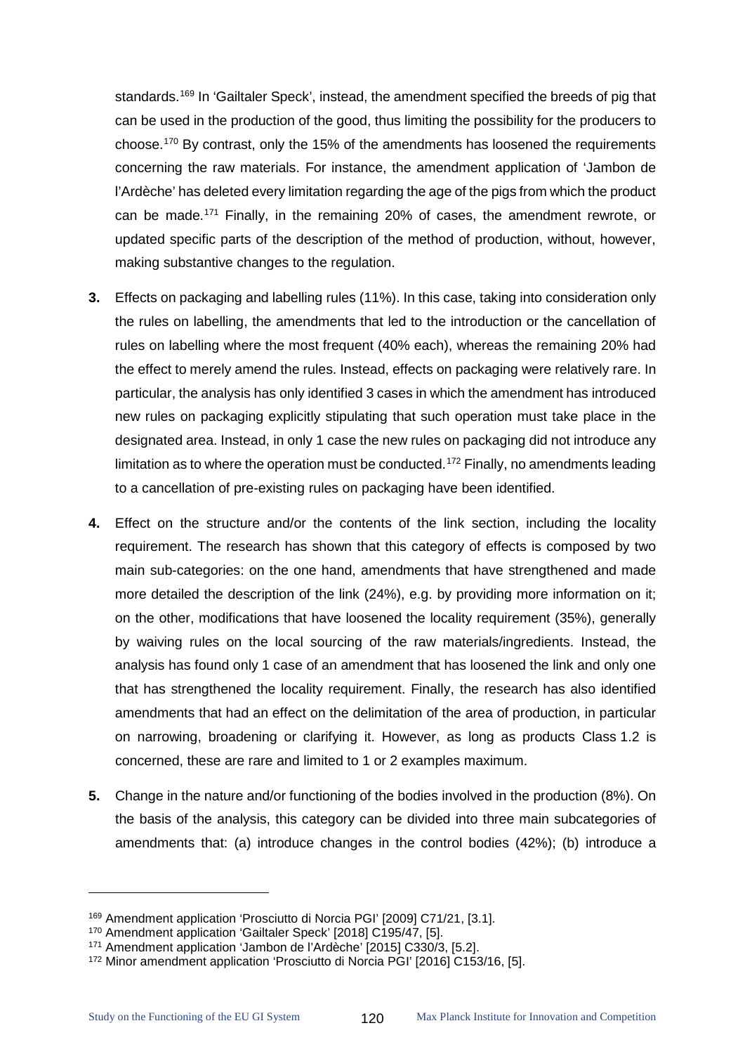standards.[169] In 'Gailtaler Speck', instead, the amendment specified the breeds of pig that can be used in the production of the good, thus limiting the possibility for the producers to choose.[170] By contrast, only the 15% of the amendments has loosened the requirements concerning the raw materials. For instance, the amendment application of 'Jambon de l'Ardèche' has deleted every limitation regarding the age of the pigs from which the product can be made.[171] Finally, in the remaining 20% of cases, the amendment rewrote, or updated specific parts of the description of the method of production, without, however, making substantive changes to the regulation.

**3.** Effects on packaging and labelling rules (11%). In this case, taking into consideration only the rules on labelling, the amendments that led to the introduction or the cancellation of rules on labelling where the most frequent (40% each), whereas the remaining 20% had the effect to merely amend the rules. Instead, effects on packaging were relatively rare. In particular, the analysis has only identified 3 cases in which the amendment has introduced new rules on packaging explicitly stipulating that such operation must take place in the designated area. Instead, in only 1 case the new rules on packaging did not introduce any limitation as to where the operation must be conducted.[172] Finally, no amendments leading to a cancellation of pre-existing rules on packaging have been identified.

**4.** Effect on the structure and/or the contents of the link section, including the locality requirement. The research has shown that this category of effects is composed by two main sub-categories: on the one hand, amendments that have strengthened and made more detailed the description of the link (24%), e.g. by providing more information on it; on the other, modifications that have loosened the locality requirement (35%), generally by waiving rules on the local sourcing of the raw materials/ingredients. Instead, the analysis has found only 1 case of an amendment that has loosened the link and only one that has strengthened the locality requirement. Finally, the research has also identified amendments that had an effect on the delimitation of the area of production, in particular on narrowing, broadening or clarifying it. However, as long as products Class 1.2 is concerned, these are rare and limited to 1 or 2 examples maximum.

**5.** Change in the nature and/or functioning of the bodies involved in the production (8%). On the basis of the analysis, this category can be divided into three main subcategories of amendments that: (a) introduce changes in the control bodies (42%); (b) introduce a

---

[169] Amendment application 'Prosciutto di Norcia PGI' [2009] C71/21, [3.1].

[170] Amendment application 'Gailtaler Speck' [2018] C195/47, [5].

[171] Amendment application 'Jambon de l'Ardèche' [2015] C330/3, [5.2].

[172] Minor amendment application 'Prosciutto di Norcia PGI' [2016] C153/16, [5].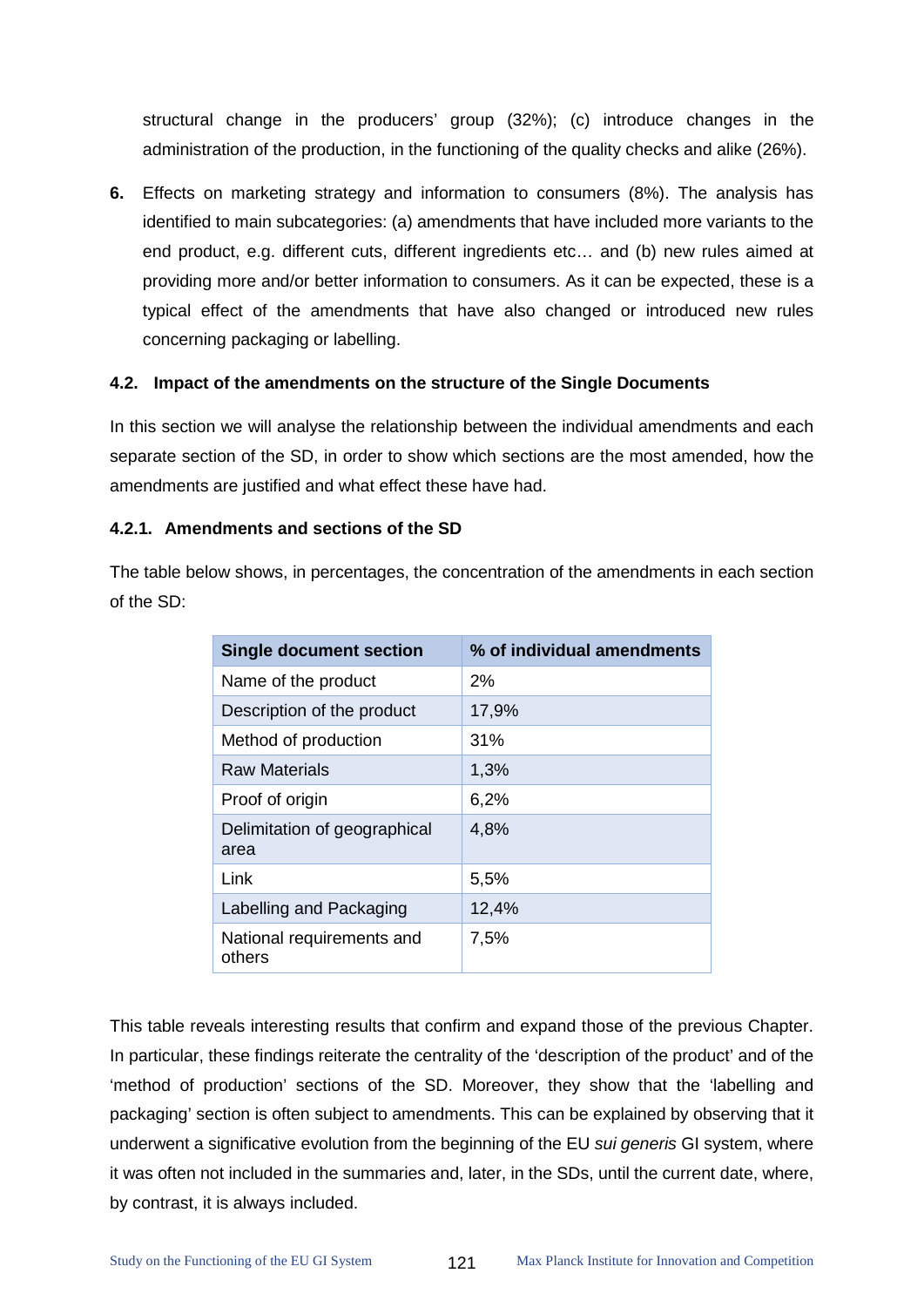structural change in the producers' group (32%); (c) introduce changes in the administration of the production, in the functioning of the quality checks and alike (26%).

6. Effects on marketing strategy and information to consumers (8%). The analysis has identified to main subcategories: (a) amendments that have included more variants to the end product, e.g. different cuts, different ingredients etc… and (b) new rules aimed at providing more and/or better information to consumers. As it can be expected, these is a typical effect of the amendments that have also changed or introduced new rules concerning packaging or labelling.

### 4.2. Impact of the amendments on the structure of the Single Documents

In this section we will analyse the relationship between the individual amendments and each separate section of the SD, in order to show which sections are the most amended, how the amendments are justified and what effect these have had.

#### 4.2.1. Amendments and sections of the SD

The table below shows, in percentages, the concentration of the amendments in each section of the SD:

| Single document section | % of individual amendments |
|---|---|
| Name of the product | 2% |
| Description of the product | 17,9% |
| Method of production | 31% |
| Raw Materials | 1,3% |
| Proof of origin | 6,2% |
| Delimitation of geographical area | 4,8% |
| Link | 5,5% |
| Labelling and Packaging | 12,4% |
| National requirements and others | 7,5% |

This table reveals interesting results that confirm and expand those of the previous Chapter. In particular, these findings reiterate the centrality of the 'description of the product' and of the 'method of production' sections of the SD. Moreover, they show that the 'labelling and packaging' section is often subject to amendments. This can be explained by observing that it underwent a significative evolution from the beginning of the EU *sui generis* GI system, where it was often not included in the summaries and, later, in the SDs, until the current date, where, by contrast, it is always included.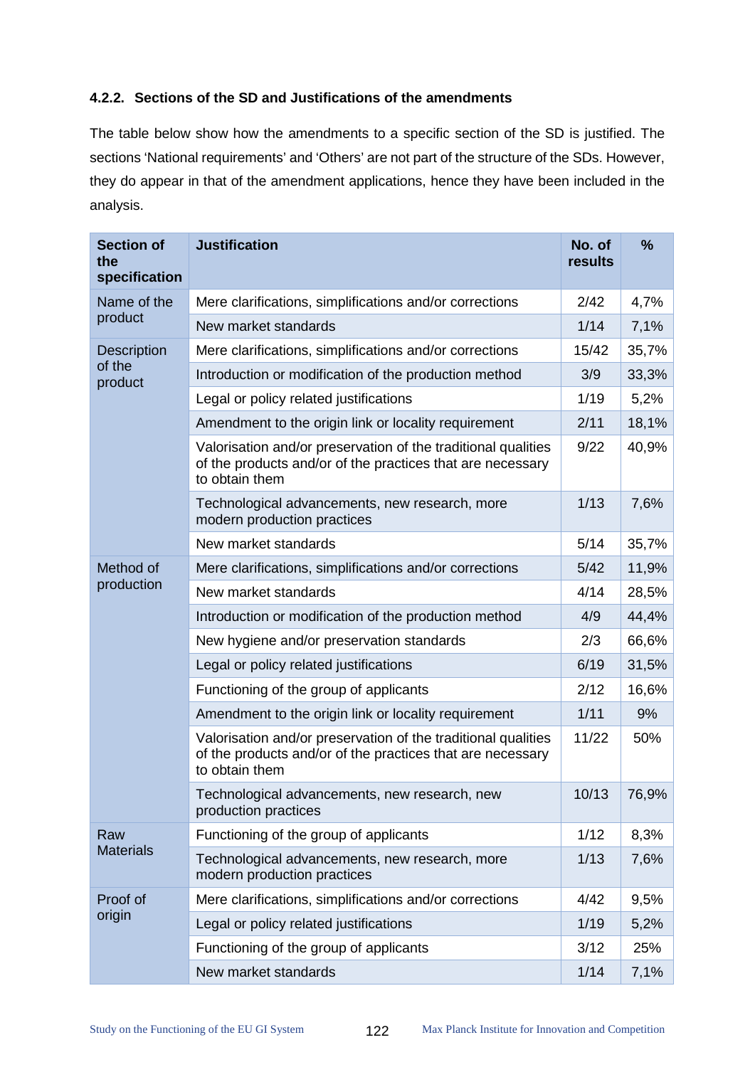#### 4.2.2. Sections of the SD and Justifications of the amendments

The table below show how the amendments to a specific section of the SD is justified. The sections 'National requirements' and 'Others' are not part of the structure of the SDs. However, they do appear in that of the amendment applications, hence they have been included in the analysis.

| Section of the specification | Justification | No. of results | % |
|---|---|---|---|
| Name of the product | Mere clarifications, simplifications and/or corrections | 2/42 | 4,7% |
| | New market standards | 1/14 | 7,1% |
| Description of the product | Mere clarifications, simplifications and/or corrections | 15/42 | 35,7% |
| | Introduction or modification of the production method | 3/9 | 33,3% |
| | Legal or policy related justifications | 1/19 | 5,2% |
| | Amendment to the origin link or locality requirement | 2/11 | 18,1% |
| | Valorisation and/or preservation of the traditional qualities of the products and/or of the practices that are necessary to obtain them | 9/22 | 40,9% |
| | Technological advancements, new research, more modern production practices | 1/13 | 7,6% |
| | New market standards | 5/14 | 35,7% |
| Method of production | Mere clarifications, simplifications and/or corrections | 5/42 | 11,9% |
| | New market standards | 4/14 | 28,5% |
| | Introduction or modification of the production method | 4/9 | 44,4% |
| | New hygiene and/or preservation standards | 2/3 | 66,6% |
| | Legal or policy related justifications | 6/19 | 31,5% |
| | Functioning of the group of applicants | 2/12 | 16,6% |
| | Amendment to the origin link or locality requirement | 1/11 | 9% |
| | Valorisation and/or preservation of the traditional qualities of the products and/or of the practices that are necessary to obtain them | 11/22 | 50% |
| | Technological advancements, new research, new production practices | 10/13 | 76,9% |
| Raw Materials | Functioning of the group of applicants | 1/12 | 8,3% |
| | Technological advancements, new research, more modern production practices | 1/13 | 7,6% |
| Proof of origin | Mere clarifications, simplifications and/or corrections | 4/42 | 9,5% |
| | Legal or policy related justifications | 1/19 | 5,2% |
| | Functioning of the group of applicants | 3/12 | 25% |
| | New market standards | 1/14 | 7,1% |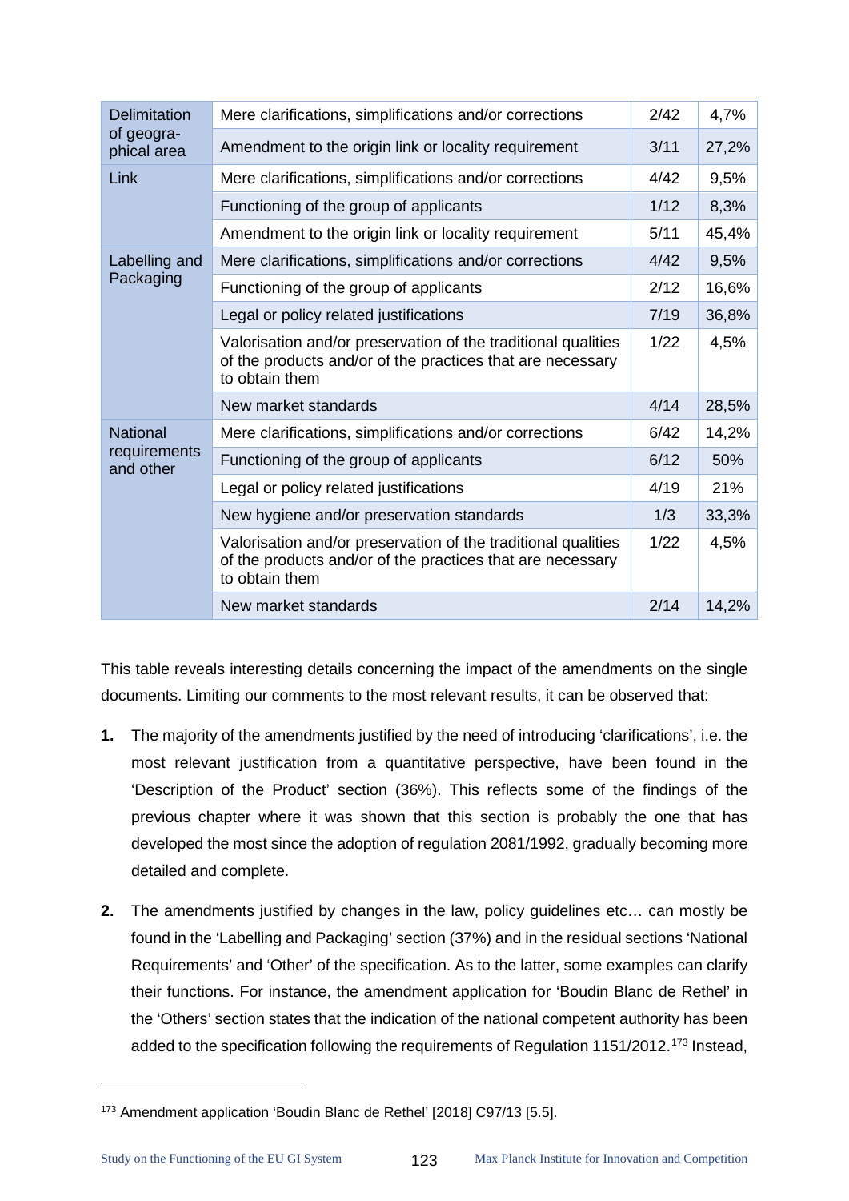| | | | |
|---|---|---|---|
| Delimitation of geogra-phical area | Mere clarifications, simplifications and/or corrections | 2/42 | 4,7% |
| | Amendment to the origin link or locality requirement | 3/11 | 27,2% |
| Link | Mere clarifications, simplifications and/or corrections | 4/42 | 9,5% |
| | Functioning of the group of applicants | 1/12 | 8,3% |
| | Amendment to the origin link or locality requirement | 5/11 | 45,4% |
| Labelling and Packaging | Mere clarifications, simplifications and/or corrections | 4/42 | 9,5% |
| | Functioning of the group of applicants | 2/12 | 16,6% |
| | Legal or policy related justifications | 7/19 | 36,8% |
| | Valorisation and/or preservation of the traditional qualities of the products and/or of the practices that are necessary to obtain them | 1/22 | 4,5% |
| | New market standards | 4/14 | 28,5% |
| National requirements and other | Mere clarifications, simplifications and/or corrections | 6/42 | 14,2% |
| | Functioning of the group of applicants | 6/12 | 50% |
| | Legal or policy related justifications | 4/19 | 21% |
| | New hygiene and/or preservation standards | 1/3 | 33,3% |
| | Valorisation and/or preservation of the traditional qualities of the products and/or of the practices that are necessary to obtain them | 1/22 | 4,5% |
| | New market standards | 2/14 | 14,2% |

This table reveals interesting details concerning the impact of the amendments on the single documents. Limiting our comments to the most relevant results, it can be observed that:

1. The majority of the amendments justified by the need of introducing 'clarifications', i.e. the most relevant justification from a quantitative perspective, have been found in the 'Description of the Product' section (36%). This reflects some of the findings of the previous chapter where it was shown that this section is probably the one that has developed the most since the adoption of regulation 2081/1992, gradually becoming more detailed and complete.

2. The amendments justified by changes in the law, policy guidelines etc… can mostly be found in the 'Labelling and Packaging' section (37%) and in the residual sections 'National Requirements' and 'Other' of the specification. As to the latter, some examples can clarify their functions. For instance, the amendment application for 'Boudin Blanc de Rethel' in the 'Others' section states that the indication of the national competent authority has been added to the specification following the requirements of Regulation 1151/2012.[173] Instead,

[173] Amendment application 'Boudin Blanc de Rethel' [2018] C97/13 [5.5].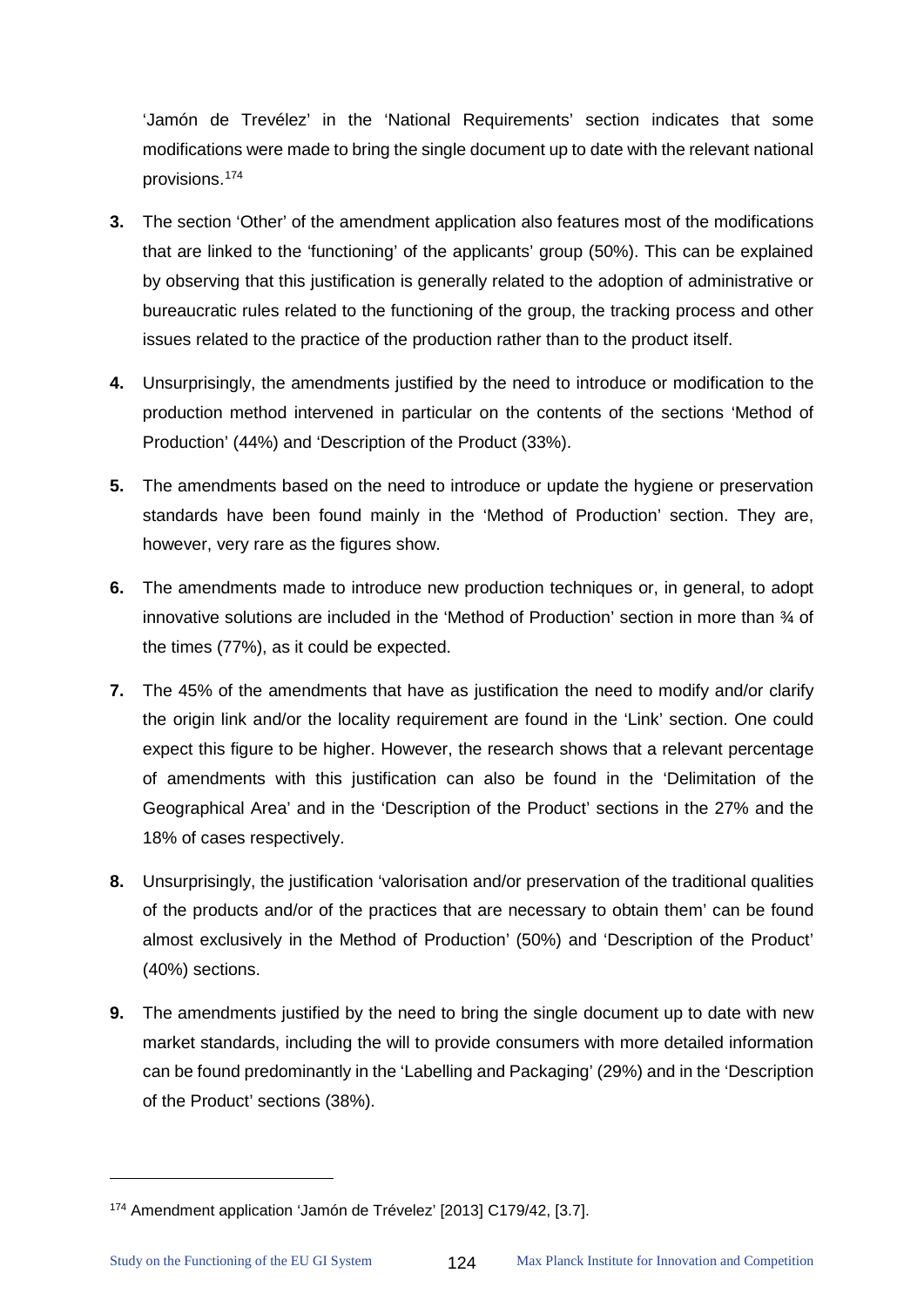'Jamón de Trevélez' in the 'National Requirements' section indicates that some modifications were made to bring the single document up to date with the relevant national provisions.[174]

**3.** The section 'Other' of the amendment application also features most of the modifications that are linked to the 'functioning' of the applicants' group (50%). This can be explained by observing that this justification is generally related to the adoption of administrative or bureaucratic rules related to the functioning of the group, the tracking process and other issues related to the practice of the production rather than to the product itself.

**4.** Unsurprisingly, the amendments justified by the need to introduce or modification to the production method intervened in particular on the contents of the sections 'Method of Production' (44%) and 'Description of the Product (33%).

**5.** The amendments based on the need to introduce or update the hygiene or preservation standards have been found mainly in the 'Method of Production' section. They are, however, very rare as the figures show.

**6.** The amendments made to introduce new production techniques or, in general, to adopt innovative solutions are included in the 'Method of Production' section in more than ¾ of the times (77%), as it could be expected.

**7.** The 45% of the amendments that have as justification the need to modify and/or clarify the origin link and/or the locality requirement are found in the 'Link' section. One could expect this figure to be higher. However, the research shows that a relevant percentage of amendments with this justification can also be found in the 'Delimitation of the Geographical Area' and in the 'Description of the Product' sections in the 27% and the 18% of cases respectively.

**8.** Unsurprisingly, the justification 'valorisation and/or preservation of the traditional qualities of the products and/or of the practices that are necessary to obtain them' can be found almost exclusively in the Method of Production' (50%) and 'Description of the Product' (40%) sections.

**9.** The amendments justified by the need to bring the single document up to date with new market standards, including the will to provide consumers with more detailed information can be found predominantly in the 'Labelling and Packaging' (29%) and in the 'Description of the Product' sections (38%).

---

[174] Amendment application 'Jamón de Trévelez' [2013] C179/42, [3.7].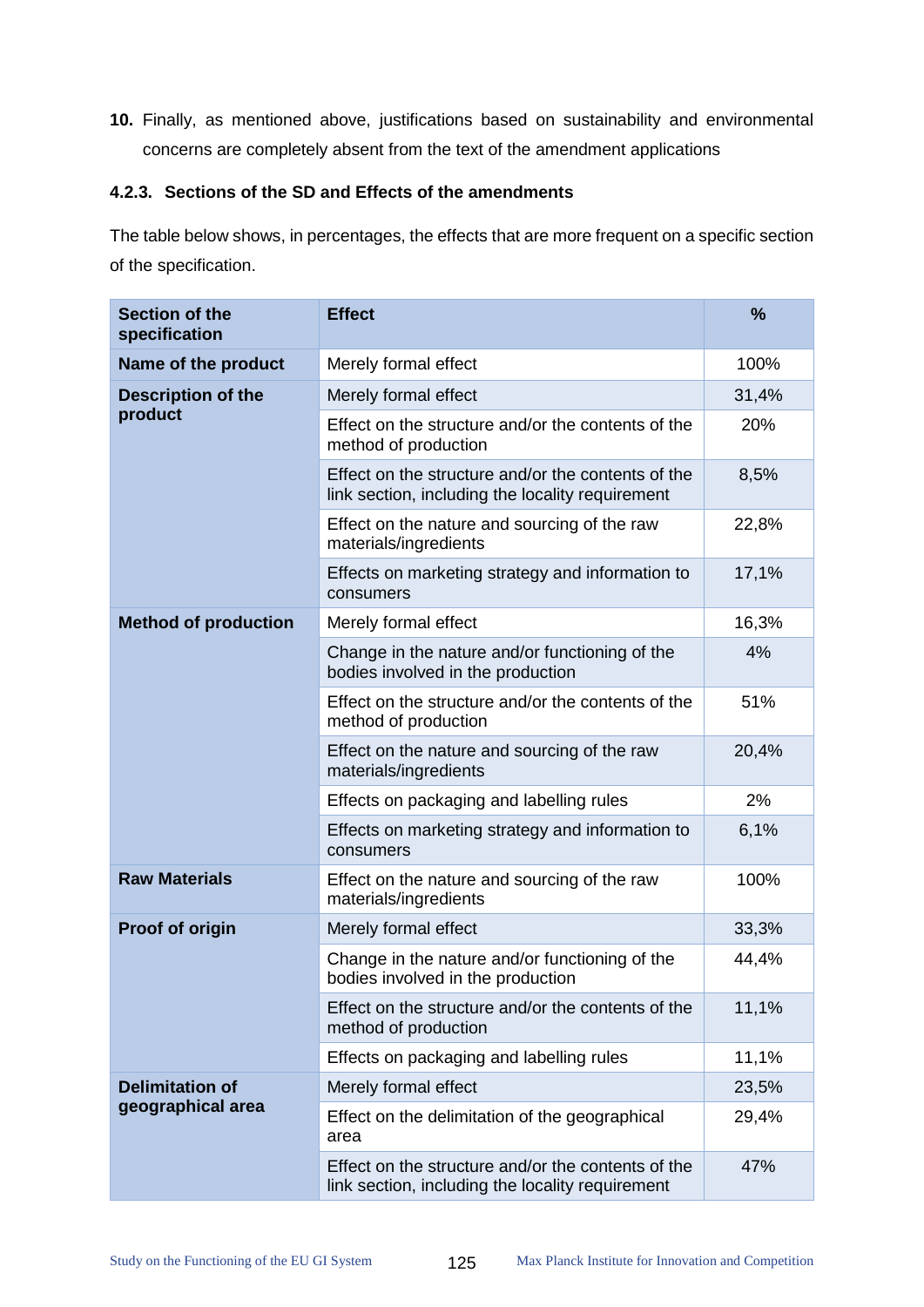10. Finally, as mentioned above, justifications based on sustainability and environmental concerns are completely absent from the text of the amendment applications

#### 4.2.3. Sections of the SD and Effects of the amendments

The table below shows, in percentages, the effects that are more frequent on a specific section of the specification.

| Section of the specification | Effect | % |
|---|---|---|
| Name of the product | Merely formal effect | 100% |
| Description of the product | Merely formal effect | 31,4% |
| | Effect on the structure and/or the contents of the method of production | 20% |
| | Effect on the structure and/or the contents of the link section, including the locality requirement | 8,5% |
| | Effect on the nature and sourcing of the raw materials/ingredients | 22,8% |
| | Effects on marketing strategy and information to consumers | 17,1% |
| Method of production | Merely formal effect | 16,3% |
| | Change in the nature and/or functioning of the bodies involved in the production | 4% |
| | Effect on the structure and/or the contents of the method of production | 51% |
| | Effect on the nature and sourcing of the raw materials/ingredients | 20,4% |
| | Effects on packaging and labelling rules | 2% |
| | Effects on marketing strategy and information to consumers | 6,1% |
| Raw Materials | Effect on the nature and sourcing of the raw materials/ingredients | 100% |
| Proof of origin | Merely formal effect | 33,3% |
| | Change in the nature and/or functioning of the bodies involved in the production | 44,4% |
| | Effect on the structure and/or the contents of the method of production | 11,1% |
| | Effects on packaging and labelling rules | 11,1% |
| Delimitation of geographical area | Merely formal effect | 23,5% |
| | Effect on the delimitation of the geographical area | 29,4% |
| | Effect on the structure and/or the contents of the link section, including the locality requirement | 47% |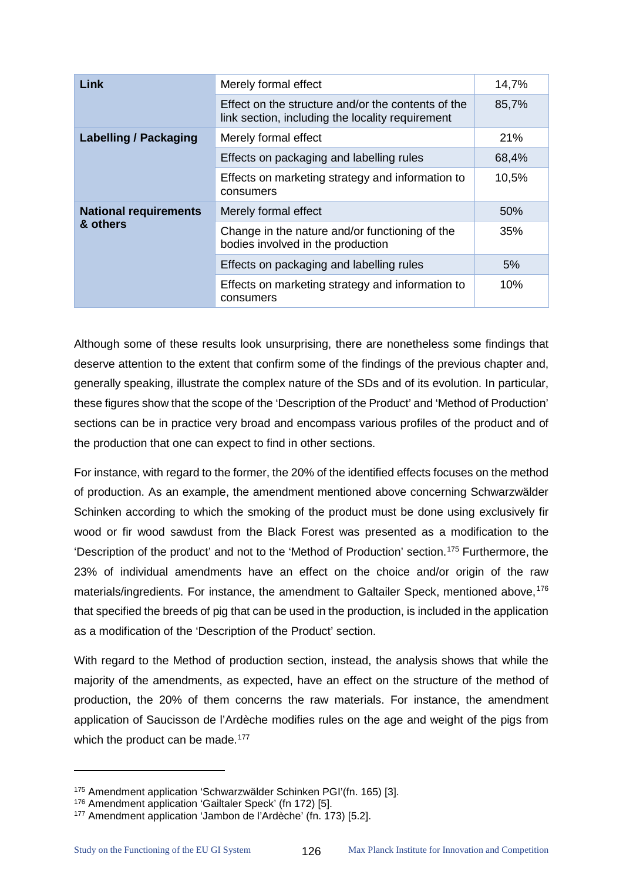| Link | Merely formal effect | 14,7% |
|---|---|---|
| | Effect on the structure and/or the contents of the link section, including the locality requirement | 85,7% |
| **Labelling / Packaging** | Merely formal effect | 21% |
| | Effects on packaging and labelling rules | 68,4% |
| | Effects on marketing strategy and information to consumers | 10,5% |
| **National requirements & others** | Merely formal effect | 50% |
| | Change in the nature and/or functioning of the bodies involved in the production | 35% |
| | Effects on packaging and labelling rules | 5% |
| | Effects on marketing strategy and information to consumers | 10% |

Although some of these results look unsurprising, there are nonetheless some findings that deserve attention to the extent that confirm some of the findings of the previous chapter and, generally speaking, illustrate the complex nature of the SDs and of its evolution. In particular, these figures show that the scope of the 'Description of the Product' and 'Method of Production' sections can be in practice very broad and encompass various profiles of the product and of the production that one can expect to find in other sections.

For instance, with regard to the former, the 20% of the identified effects focuses on the method of production. As an example, the amendment mentioned above concerning Schwarzwälder Schinken according to which the smoking of the product must be done using exclusively fir wood or fir wood sawdust from the Black Forest was presented as a modification to the 'Description of the product' and not to the 'Method of Production' section.[175] Furthermore, the 23% of individual amendments have an effect on the choice and/or origin of the raw materials/ingredients. For instance, the amendment to Galtailer Speck, mentioned above,[176] that specified the breeds of pig that can be used in the production, is included in the application as a modification of the 'Description of the Product' section.

With regard to the Method of production section, instead, the analysis shows that while the majority of the amendments, as expected, have an effect on the structure of the method of production, the 20% of them concerns the raw materials. For instance, the amendment application of Saucisson de l'Ardèche modifies rules on the age and weight of the pigs from which the product can be made.[177]

---

[175] Amendment application 'Schwarzwälder Schinken PGI'(fn. 165) [3].

[176] Amendment application 'Gailtaler Speck' (fn 172) [5].

[177] Amendment application 'Jambon de l'Ardèche' (fn. 173) [5.2].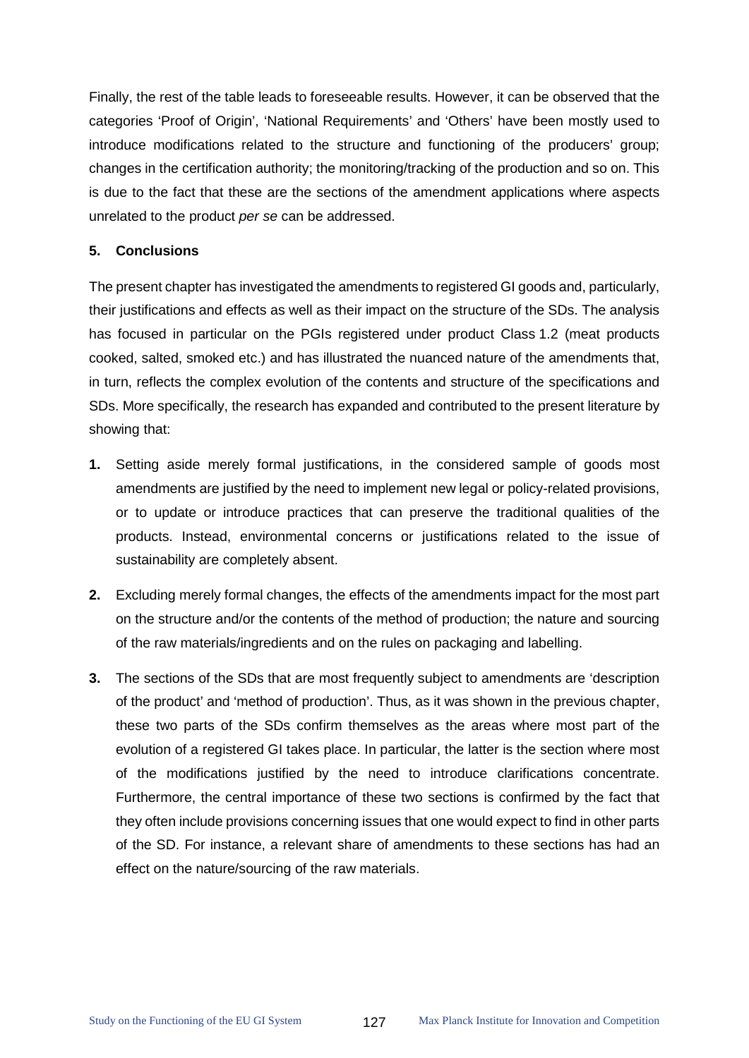Finally, the rest of the table leads to foreseeable results. However, it can be observed that the categories 'Proof of Origin', 'National Requirements' and 'Others' have been mostly used to introduce modifications related to the structure and functioning of the producers' group; changes in the certification authority; the monitoring/tracking of the production and so on. This is due to the fact that these are the sections of the amendment applications where aspects unrelated to the product *per se* can be addressed.

## 5. Conclusions

The present chapter has investigated the amendments to registered GI goods and, particularly, their justifications and effects as well as their impact on the structure of the SDs. The analysis has focused in particular on the PGIs registered under product Class 1.2 (meat products cooked, salted, smoked etc.) and has illustrated the nuanced nature of the amendments that, in turn, reflects the complex evolution of the contents and structure of the specifications and SDs. More specifically, the research has expanded and contributed to the present literature by showing that:

1. Setting aside merely formal justifications, in the considered sample of goods most amendments are justified by the need to implement new legal or policy-related provisions, or to update or introduce practices that can preserve the traditional qualities of the products. Instead, environmental concerns or justifications related to the issue of sustainability are completely absent.

2. Excluding merely formal changes, the effects of the amendments impact for the most part on the structure and/or the contents of the method of production; the nature and sourcing of the raw materials/ingredients and on the rules on packaging and labelling.

3. The sections of the SDs that are most frequently subject to amendments are 'description of the product' and 'method of production'. Thus, as it was shown in the previous chapter, these two parts of the SDs confirm themselves as the areas where most part of the evolution of a registered GI takes place. In particular, the latter is the section where most of the modifications justified by the need to introduce clarifications concentrate. Furthermore, the central importance of these two sections is confirmed by the fact that they often include provisions concerning issues that one would expect to find in other parts of the SD. For instance, a relevant share of amendments to these sections has had an effect on the nature/sourcing of the raw materials.